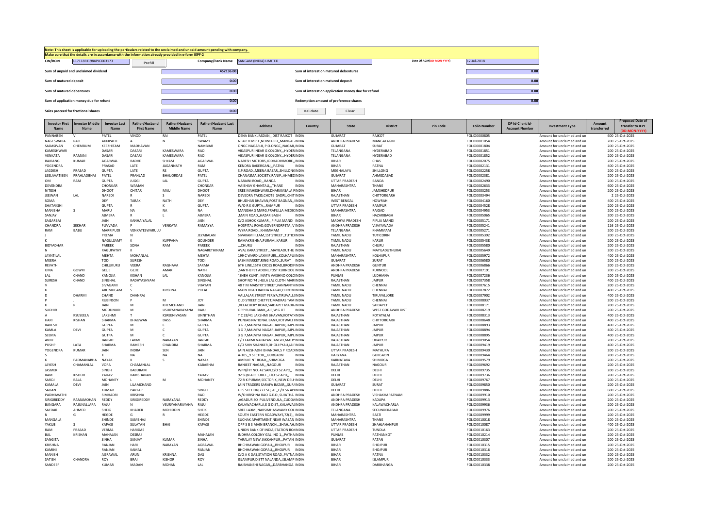**Note: This sheet is applicable for uploading the particulars related to the unclaimed and unpaid amount pending with company.**
**Make sure that the details are in accordance with the information already provided in e-form IEPF-2**

| | | | | | | |
|---|---|---|---|---|---|---|
| CIN/BCIN | L17118RJ1984PLC003173 | Prefill | Company/Bank Name | SANGAM (INDIA) LIMITED | Date Of AGM(DD-MON-YYYY) | 12-Jul-2018 |
| Sum of unpaid and unclaimed dividend | | | 452136.00 | Sum of interest on matured debentures | | 0.00 |
| Sum of matured deposit | | | 0.00 | Sum of interest on matured deposit | | 0.00 |
| Sum of matured debentures | | | 0.00 | Sum of interest on application money due for refund | | 0.00 |
| Sum of application money due for refund | | | 0.00 | Redemption amount of preference shares | | 0.00 |
| Sales proceed for fractional shares | | | 0.00 | Validate | Clear | |

| Investor First Name | Investor Middle Name | Investor Last Name | Father/Husband First Name | Father/Husband Middle Name | Father/Husband Last Name | Address | Country | State | District | Pin Code | Folio Number | DP Id-Client Id-Account Number | Investment Type | Amount transferred | Proposed Date of transfer to IEPF (DD-MON-YYYY) |
|---|---|---|---|---|---|---|---|---|---|---|---|---|---|---|---|
| PANNABEN | V | PATEL | VINOD | RAI | PATEL | DENA BANK JASDAN,,,DIST RAJKOT | INDIA | GUJARAT | RAJKOT | | FOLIO0000805 | | Amount for unclaimed and un | 600 | 25-Oct-2025 |
| NAGESWARA | RAO | AKKIPALLI | A | N | SWAMY | NEAR TEMPLE,NOWLURU,,MANGAL | INDIA | ANDHRA PRADESH | MANGALAGIRI | | FOLIO0001054 | | Amount for unclaimed and un | 200 | 25-Oct-2025 |
| SADASIVAN | CHEMBUM | KEEZHITAM | MADHAVAN | | NAMBIAR | ONGC NAGAR-II, P.O.ONGC,,NAGAR, | INDIA | GUJARAT | SURAT | | FOLIO0001804 | | Amount for unclaimed and un | 200 | 25-Oct-2025 |
| KAMESHWARI | | DASARI | DASARI | KAMESWARA | RAO | VIKASPURI NEAR G COLONY,,,HYDER | INDIA | TELANGANA | HYDERABAD | | FOLIO0001851 | | Amount for unclaimed and un | 200 | 25-Oct-2025 |
| VENKATA | RAMANI | DASARI | DASARI | KAMESWARA | RAO | VIKASPURI NEAR G COLONY,,,HYDER | INDIA | TELANGANA | HYDERABAD | | FOLIO0001852 | | Amount for unclaimed and un | 200 | 25-Oct-2025 |
| BAJRANG | KUMAR | AGARWAL | RADHE | SHYAM | AGARWAL | NARESH MOTORS,JODHADIHMORE,, | INDIA | BIHAR | CHAS | | FOLIO0002075 | | Amount for unclaimed and un | 200 | 25-Oct-2025 |
| YOGENDRA | | PRASAD | LATE | JAGANNATH | RAM | KENDRA BAKERGANJ,,,PATNA | INDIA | BIHAR | PATNA | | FOLIO0002131 | | Amount for unclaimed and un | 400 | 25-Oct-2025 |
| JAGDISH | PRASAD | GUPTA | LATE | RS | GUPTA | S.P.ROAD,,MEENA BAZAR,,SHILLONG | INDIA | MEGHALAYA | SHILLONG | | FOLIO0002258 | | Amount for unclaimed and un | 200 | 25-Oct-2025 |
| LEELAVATIBEN | PRAHLADBHAI | PATEL | PRAHLAD | BHAIJORDAS | PATEL | CHANASMA SOCIETY,RANIP,,AHMED | INDIA | GUJARAT | AHMEDABAD | | FOLIO0002381 | | Amount for unclaimed and un | 200 | 25-Oct-2025 |
| OM | RAM | GUPTA | JUGGI | LAL | GUPTA | NARAINI ROAD,,,BANDA | INDIA | UTTAR PRADESH | BANDA | | FOLIO0002490 | | Amount for unclaimed and un | 200 | 25-Oct-2025 |
| DEVENDRA | | CHONKAR | WAMAN | | CHONKAR | VAIBHAV GHANTALI,,,THANE | INDIA | MAHARASHTRA | THANE | | FOLIO0002633 | | Amount for unclaimed and un | 600 | 25-Oct-2025 |
| NITESH | | DHOOT | CHITAR | MAU | DHOOT | SREE MAHESHWARI,DHARAMSALA F | INDIA | BIHAR | JAMSHEDPUR | | FOLIO0003253 | | Amount for unclaimed and un | 200 | 25-Oct-2025 |
| JEEWAN | LAL | NAREDI | R | S | NAREDI | DEVEDRA TAKIS,CHOTE SADRI,,CHIT | INDIA | RAJASTHAN | CHITTORGARH | | FOLIO0003494 | | Amount for unclaimed and un | 2 | 25-Oct-2025 |
| SOMA | | DEY | TARAK | NATH | DEY | BHUDHAR BHAVAN,POST BAGNAN,, | INDIA | WEST BENGAL | HOWRAH | | FOLIO0004160 | | Amount for unclaimed and un | 400 | 25-Oct-2025 |
| SHATAKSHI | | GUPTA | R | K | GUPTA | W/O R K GUPTA,,,RAMPUR | INDIA | UTTAR PRADESH | RAMPUR | | FOLIO0004528 | | Amount for unclaimed and un | 200 | 25-Oct-2025 |
| MANISHA | S | MARU | NA | NA | NA | MANISHA S MARG,PRAFULLA MEDIC | INDIA | MAHARASHTRA | RAIGAD | | FOLIO0004953 | | Amount for unclaimed and un | 200 | 25-Oct-2025 |
| SANJAY | | AJMERA | R | L | AJMERA | ,MAIN ROAD,,HAZARIBAGH | INDIA | BIHAR | HAZARIBAGH | | FOLIO0005065 | | Amount for unclaimed and un | 200 | 25-Oct-2025 |
| SAGARBAI | | JAIN | KANHAIYALAL | | JAIN | C/O ASHOK KUMAR,,,PIPLIA MANDI | INDIA | MADHYA PRADESH | PIPLIA MANDI | | FOLIO0005171 | | Amount for unclaimed and un | 200 | 25-Oct-2025 |
| CHANDRA | SEKHAR | PUVVADA | P | VENKATA | RAMAYYA | HOSPITAL ROAD,GOVERNORPETA,,V | INDIA | ANDHRA PRADESH | VIJAYAWADA | | FOLIO0005241 | | Amount for unclaimed and un | 116 | 25-Oct-2025 |
| RAM | BABU | MARRIPUDI | VENKATESWARULU | | | WYRA ROAD,,,KHAMMAM | INDIA | TELANGANA | KHAMMAM | | FOLIO0005271 | | Amount for unclaimed and un | 200 | 25-Oct-2025 |
| J | | PREMA | N | | JEYABALAN | SIVAKAMI ILLAM,1ST STREET,,TUTICI | INDIA | TAMIL NADU | TUTICORIN | | FOLIO0005392 | | Amount for unclaimed and un | 200 | 25-Oct-2025 |
| K | | NAGULSAMY | K | KUPPANA | GOUNDER | RAMAKRISHNA,PURAM,,KARUR | INDIA | TAMIL NADU | KARUR | | FOLIO0005438 | | Amount for unclaimed and un | 200 | 25-Oct-2025 |
| BIDYADHAR | | PAREEK | SONA | RAM | PAREEK | ,,,CHURU | INDIA | RAJASTHAN | CHURU | | FOLIO0005580 | | Amount for unclaimed and un | 200 | 25-Oct-2025 |
| N | | RAGUPATHY | K | | NAGARETHINAM | AVAL KARA STREET,,,MAYILADUTHU | INDIA | TAMIL NADU | MAYILADUTHURAI | | FOLIO0005649 | | Amount for unclaimed and un | 200 | 25-Oct-2025 |
| JAYNTILAL | | MEHTA | MOHANLAL | | MEHTA | 199 C WARD LAXMIPURI,,,KOLHAPU | INDIA | MAHARASHTRA | KOLHAPUR | | FOLIO0005972 | | Amount for unclaimed and un | 400 | 25-Oct-2025 |
| MEERA | | TODI | SURESH | | TODI | JASH MARKET,RING ROAD,,SURAT | INDIA | GUJARAT | SURAT | | FOLIO0006580 | | Amount for unclaimed and un | 200 | 25-Oct-2025 |
| REVATHI | | CHILUKURU | VEERA | RAGHAVA | SARMA | 6TH LINE,15TH CROSS ROAD,BRODIF | INDIA | ANDHRA PRADESH | GUNTUR | | FOLIO0006866 | | Amount for unclaimed and un | 200 | 25-Oct-2025 |
| UMA | GOWRI | GEJJE | GEJJE | AMAR | NATH | ,SANTHEPET ADONI,POST KURNOOL | INDIA | ANDHRA PRADESH | KURNOOL | | FOLIO0007191 | | Amount for unclaimed and un | 200 | 25-Oct-2025 |
| LAL | CHAND | KANOJIA | KISHAN | LAL | KANOJIA | "SNEH KUNJ", MATA VAISHNO COLO | INDIA | PUNJAB | LUDHIANA | | FOLIO0007236 | | Amount for unclaimed and un | 200 | 25-Oct-2025 |
| SURESH | CHAND | SINGHAL | RADHYASHYAM | | SINGHAL | SHOP NO 74 JHULA LAL CLOTH MAR | INDIA | RAJASTHAN | JAIPUR | | FOLIO0007358 | | Amount for unclaimed and un | 400 | 25-Oct-2025 |
| V | | SIVAGAMI | C | | VIJAYAN | 48 T M MAISTRY STREET,VANNANTH | INDIA | TAMIL NADU | CHENNAI | | FOLIO0007615 | | Amount for unclaimed and un | 200 | 25-Oct-2025 |
| K | | ARUMUGAM | S | KRISHNA | PILLAI | MAIN ROAD RADHA NAGAR,CHROM | INDIA | TAMIL NADU | CHENNAI | | FOLIO0007872 | | Amount for unclaimed and un | 400 | 25-Oct-2025 |
| D | DHARMI | CHAND | DHANRAJ | | | VALLALAR STREET PERIYA,TIRUVALL | INDIA | TAMIL NADU | TIRUVALLORE | | FOLIO0007902 | | Amount for unclaimed and un | 400 | 25-Oct-2025 |
| P | J | RUBINSON | P | M | JOY | OLD STREET CHETPET,MADRAS TAM | INDIA | TAMIL NADU | CHENNAI | | FOLIO0008037 | | Amount for unclaimed and un | 200 | 25-Oct-2025 |
| K | R | JAIN | M | KHEMCHAND | JAIN | ,VELACHERY ROAD,SAIDAPET MADR | INDIA | TAMIL NADU | SAIDAPET | | FOLIO0008171 | | Amount for unclaimed and un | 200 | 25-Oct-2025 |
| SUDHIR | | MODUNURI | M | USURYANARAYANA | RAJU | OPP RURAL BANK,,A P,W G DT | INDIA | ANDHRA PRADESH | WEST GODAVARI DIST | | FOLIO0008219 | | Amount for unclaimed and un | 200 | 25-Oct-2025 |
| A | KSUSEELA | LAKSHMI | T | KSREENIVASAN | UNNITHAN | T C 28/41 LAKSHMI BHAVAN,KOTAT | INDIA | RAJASTHAN | KOTATALAI | | FOLIO0008313 | | Amount for unclaimed and un | 400 | 25-Oct-2025 |
| HARI | KISHAN | SHARMA | BHAGWAN | DASS | SHARMA | PUNJAB NATIONAL BANK,KOTWALI I | INDIA | RAJASTHAN | CHITTORGARH | | FOLIO0008648 | | Amount for unclaimed and un | 400 | 25-Oct-2025 |
| RAKESH | | GUPTA | M | C | GUPTA | 3 G 7,MALVIYA NAGAR,JAIPUR,JAIPL | INDIA | RAJASTHAN | JAIPUR | | FOLIO0008893 | | Amount for unclaimed and un | 400 | 25-Oct-2025 |
| KAMLA | DEVI | GUPTA | M | C | GUPTA | 3 G 7,MALVIYA NAGAR,JAIPUR,JAIPL | INDIA | RAJASTHAN | JAIPUR | | FOLIO0008894 | | Amount for unclaimed and un | 400 | 25-Oct-2025 |
| SEEMA | | GUTPA | M | C | GUPTA | 3 G 7,MALVIYA NAGAR,JAIPUR,JAIPL | INDIA | RAJASTHAN | JAIPUR | | FOLIO0008895 | | Amount for unclaimed and un | 400 | 25-Oct-2025 |
| ANJU | | JANGID | LAXMI | NARAYAN | JANGID | C/O LAXMI NARAYAN JANGID,MALIY | INDIA | RAJASTHAN | UDAIPUR | | FOLIO0009054 | | Amount for unclaimed and un | 200 | 25-Oct-2025 |
| PUSHP | LATA | SHARMA | RAMESH | CHANDRA | SHARMA | C/O SHIV SHANKER,DHOLI PYAU,JAIF | INDIA | RAJASTHAN | JAIPUR | | FOLIO0009419 | | Amount for unclaimed and un | 400 | 25-Oct-2025 |
| YOGENDRA | KUMAR | JAIN | INDRA | SEN | JAIN | JAIN AUSHADHI BHANDAR,S P ROAD | INDIA | UTTAR PRADESH | MATHURA | | FOLIO0009430 | | Amount for unclaimed and un | 200 | 25-Oct-2025 |
| S | | K | NA | NA | NA | A-105,,9 SECTOR,,,GURGAON | INDIA | HARYANA | GURGAON | | FOLIO0009464 | | Amount for unclaimed and un | 200 | 25-Oct-2025 |
| K | PADMANABHA | NAYAK | K | S | NAYAK | AMRUIT NT ROAD,,,SHIMOGA | INDIA | KARNATAKA | SHIMOGA | | FOLIO0009579 | | Amount for unclaimed and un | 200 | 25-Oct-2025 |
| JAYESH | CHAMANLAL | VORA | CHAMANLAL | | KABABHAI | RANJEET NAGAR,,,NAGOUR | INDIA | RAJASTHAN | NAGOUR | | FOLIO0009692 | | Amount for unclaimed and un | 200 | 25-Oct-2025 |
| JASMER | | SINGH | BABURAM | | | WPN/FIT NO. 42 SAN,C/O 52 APO,, | INDIA | DELHI | DELHI | | FOLIO0009735 | | Amount for unclaimed and un | 200 | 25-Oct-2025 |
| RAM | KISHOR | YADAV | RAMSHARAN | | YADAV | 92 SQN AIR FORCE,,C\O 52 APO,, | INDIA | DELHI | DELHI | | FOLIO0009736 | | Amount for unclaimed and un | 200 | 25-Oct-2025 |
| SAROJ | BALA | MOHANTY | L | M | MOHANTY | 72 R K PURAM,SECTOR X,,NEW DELH | INDIA | DELHI | DELHI | | FOLIO0009767 | | Amount for unclaimed and un | 200 | 25-Oct-2025 |
| KAMALA | DEVI | JAIN | LILAMCHAND | | | JAIN TRADERS SARAFA BAZAR,,,SURA | INDIA | GUJARAT | SURAT | | FOLIO0009850 | | Amount for unclaimed and un | 200 | 25-Oct-2025 |
| SAJJAN | | KUMAR | PARTAP | | SINGH | UPS SECTION,272 SU, AF,,C/O 56 API | INDIA | DELHI | DELHI | | FOLIO0009886 | | Amount for unclaimed and un | 600 | 25-Oct-2025 |
| PADMAVATHI | | SIMHADRI | KRISHNA | | RAO | W/O KRISHNA RAO G.E.O.,SUJATHA | INDIA | ANDHRA PRADESH | VISHAKHAPATNAM | | FOLIO0009910 | | Amount for unclaimed and un | 200 | 25-Oct-2025 |
| SIRIGIREDDY | RAMAMOHAN | REDDY | SIRIGIREDDY | NARAYANA | REDDY | ,AGADUR SO PULIVENDULA,,CUDDA | INDIA | ANDHRA PRADESH | KADAPA | | FOLIO0009913 | | Amount for unclaimed and un | 200 | 25-Oct-2025 |
| BANGARA | RAJUNALLAPA | RAJU | N | VSURYANARAYANA | RAJU | KALAWACHARLA,E G DIST,,KALAWAC | INDIA | ANDHRA PRADESH | KALAWACHARLA | | FOLIO0009936 | | Amount for unclaimed and un | 200 | 25-Oct-2025 |
| SAFDAR | AHMED | SHEIG | KHADER | MOHIDDIN | SHEIK | SREE LAXMI,NARSIMHASWAMY COL | INDIA | TELANGANA | SECUNDERABAD | | FOLIO0009976 | | Amount for unclaimed and un | 200 | 25-Oct-2025 |
| N | G | HEGDE | G | R | HEGDE | SOUTH EASTERN ROADWAYS,72(2),, | INDIA | MAHARASHTRA | BASTI | | FOLIO0009999 | | Amount for unclaimed and un | 200 | 25-Oct-2025 |
| MANGALA | | SHINDE | SAMBHAJI | | SHINDE | SUCHAK APARTMENT,NEAR WASAN | INDIA | MAHARASHTRA | THANE | | FOLIO0010018 | | Amount for unclaimed and un | 200 | 25-Oct-2025 |
| YAKUB | S | KAPASI | SULATAN | BHAI | KAPASI | OPP S B S MAIN BRANCH,,,SHAHJAH | INDIA | UTTAR PRADESH | SHAHJAHANPUR | | FOLIO0010087 | | Amount for unclaimed and un | 400 | 25-Oct-2025 |
| RAM | PRASAD | VERMA | HARIDAS | | | UNION BANK OF INDIA,STATION RO | INDIA | UTTAR PRADESH | TUNDLA | | FOLIO0010163 | | Amount for unclaimed and un | 200 | 25-Oct-2025 |
| BAL | KRISHAN | MAHAJAN | DESRAJ | | MAHAJAN | INDHRA COLONY GALI NO 1,,,PATHA | INDIA | PUNJAB | PATHANKOT | | FOLIO0010214 | | Amount for unclaimed and un | 200 | 25-Oct-2025 |
| SANGITA | | SINHA | SANJAY | KUMAR | SINHA | TARALAY NEW JAKKANPUR,,,PATAN | INDIA | GUJARAT | PATAN | | FOLIO0010307 | | Amount for unclaimed and un | 200 | 25-Oct-2025 |
| KRISHNA | | RANJAN | HARI | NARAYAN | AGRAWAL | BHCHHAWAN GOPALI,,,BHOJPUR | INDIA | BIHAR | BHOJPUR | | FOLIO0010315 | | Amount for unclaimed and un | 200 | 25-Oct-2025 |
| KAMINI | | RANJAN | KAMAL | | RANJAN | BHCHHAWAN GOPALI,,,BHOJPUR | INDIA | BIHAR | BHOJPUR | | FOLIO0010316 | | Amount for unclaimed and un | 200 | 25-Oct-2025 |
| MANISH | | AGRAWAL | ARUN | KRISHNA | ROY | C/O A K DAS,STATION ROAD,,PATNA | INDIA | BIHAR | PATNA | | FOLIO0010332 | | Amount for unclaimed and un | 200 | 25-Oct-2025 |
| SATISH | CHANDRA | ROY | BRAJ | KISHOR | ROY | ISLAMPUR,DISTT NALANDA,,ISLAMP | INDIA | BIHAR | ISLAMPUR | | FOLIO0010333 | | Amount for unclaimed and un | 200 | 25-Oct-2025 |
| SANDEEP | | KUMAR | MADAN | MOHAN | LAL | RAJBHANSHI NAGAR,,,DARBHANGA | INDIA | BIHAR | DARBHANGA | | FOLIO0010338 | | Amount for unclaimed and un | 200 | 25-Oct-2025 |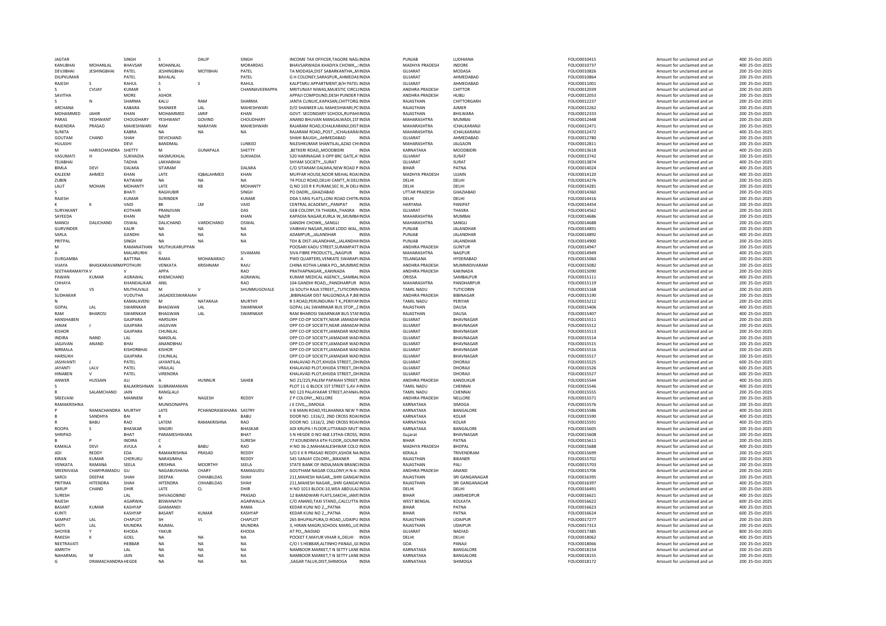| | | | | | | | | | | | | | | |
|---|---|---|---|---|---|---|---|---|---|---|---|---|---|---|
| JAGTAR | | SINGH | S | DALIP | SINGH | INCOME TAX OFFICER,TAGORE NAGA | INDIA | PUNJAB | LUDHIANA | | FOLIO0010415 | Amount for unclaimed and un | 400 | 25-Oct-2025 |
| KANUBHAI | MOHANLAL | BHAVSAR | MOHANLAL | | MORARDAS | BHAVSARWADA KHADIYA CHOWK,,,I | INDIA | MADHYA PRADESH | INDORE | | FOLIO0010737 | Amount for unclaimed and un | 400 | 25-Oct-2025 |
| DEVJIBHAI | JESHINGBHAI | PATEL | JESHINGBHAI | MOTIBHAI | PATEL | TA MODASA,DIST SABARKANTHA,,M | INDIA | GUJARAT | MODASA | | FOLIO0010826 | Amount for unclaimed and un | 200 | 25-Oct-2025 |
| DILIPKUMAR | | PATEL | BAVALAL | | PATEL | G H COLONEY,SARASPUR,,AHMEDAB | INDIA | GUJARAT | AHMEDABAD | | FOLIO0010864 | Amount for unclaimed and un | 200 | 25-Oct-2025 |
| RAJESH | S | RAHUL | S | S | RAHUL | KALPTARU APPARTMENT,B/H PATEL | INDIA | GUJARAT | AHMEDABAD | | FOLIO0011001 | Amount for unclaimed and un | 200 | 25-Oct-2025 |
| S | CVIJAY | KUMAR | S | | CHANNAVEERAPPA | MRITUNJAY NIWAS,MAJESTIC CIRCLI | INDIA | ANDHRA PRADESH | CHITTOR | | FOLIO0012039 | Amount for unclaimed and un | 200 | 25-Oct-2025 |
| SAVITHA | | MORE | ASHOK | | | APPAJI COMPOUND,DESH PUNDER I | INDIA | ANDHRA PRADESH | HUBLI | | FOLIO0012053 | Amount for unclaimed and un | 200 | 25-Oct-2025 |
| S | N | SHARMA | KALU | RAM | SHARMA | JANTA CLINUIC,KAPASAN,CHITTORG | INDIA | RAJASTHAN | CHITTORGARH | | FOLIO0012237 | Amount for unclaimed and un | 200 | 25-Oct-2025 |
| ARCHANA | | KABARA | SHANKER | LAL | MAHESHWARI | D/O SHANKER LAL MAHESHWARI,PC | INDIA | RAJASTHAN | AJMER | | FOLIO0012262 | Amount for unclaimed and un | 200 | 25-Oct-2025 |
| MOHAMMED | JAHIR | KHAN | MOHAMMED | JARIF | KHAN | GOVT. SECONDARY SCHOOL,RUPAHI | INDIA | RAJASTHAN | BHILWARA | | FOLIO0012333 | Amount for unclaimed and un | 200 | 25-Oct-2025 |
| PARAS | YESHWANT | CHOUDHARY | YESHWANT | GOVIND | CHOUDHARY | ANAND BHUVAN MANGALWADI,1ST | INDIA | MAHARASHTRA | MUMBAI | | FOLIO0012448 | Amount for unclaimed and un | 200 | 25-Oct-2025 |
| RAJENDRA | PRASAD | MAHESHWARI | RAM | NARAYAN | MAHESHWARI | RAJARAM ROAD,ICHALKARANJI,DIST | INDIA | MAHARASHTRA | ICHALKARANJI | | FOLIO0012471 | Amount for unclaimed and un | 200 | 25-Oct-2025 |
| SUNITA | | KABRA | NA | NA | NA | RAJARAM ROAD,,POST,,,ICHALKARAI | INDIA | MAHARASHTRA | ICHALKARANJI | | FOLIO0012472 | Amount for unclaimed and un | 400 | 25-Oct-2025 |
| GOUTAM | CHAND | SHAH | DEVICHAND | | | SHAHI BAUGH,,,AHMEDABAD | INDIA | GUJARAT | AHMEDABAD | | FOLIO0012780 | Amount for unclaimed and un | 200 | 25-Oct-2025 |
| HULASHI | | DEVI | BANDMAL | | LUNKED | NILESHKUMAR SHANTILAL,AZAD CHI | INDIA | MAHARASHTRA | JALGAON | | FOLIO0012811 | Amount for unclaimed and un | 200 | 25-Oct-2025 |
| M | HARISCHANDRA | SHETTY | M | GUNAPALA | SHETTY | ,BETKERI ROAD,,MOODBIDRI | INDIA | KARNATAKA | MOODBIDRI | | FOLIO0013618 | Amount for unclaimed and un | 400 | 25-Oct-2025 |
| VASUMATI | H | SUKHADIA | HASMUKHLAL | | SUKHADIA | 520 HARINAGAR 3-OPP BRC GATE,A' | INDIA | GUJARAT | SURAT | | FOLIO0013742 | Amount for unclaimed and un | 200 | 25-Oct-2025 |
| TEJABHAI | | TADHA | LAKHABHAI | | | SHYAM SOCIETY,,,SURAT | INDIA | GUJARAT | SURAT | | FOLIO0013874 | Amount for unclaimed and un | 400 | 25-Oct-2025 |
| BIMLA | DEVI | DALMIA | SITARAM | | DALMIA | C/O SITARAM DALMIA,NEW ROAD P | INDIA | BIHAR | PATNA | | FOLIO0014024 | Amount for unclaimed and un | 400 | 25-Oct-2025 |
| KALEEM | AHMED | KHAN | LATE | IQBALAHMED | KHAN | MUFFAR HOUSE,NOOR MEHAL ROAI | INDIA | MADHYA PRADESH | UJJAIN | | FOLIO0014120 | Amount for unclaimed and un | 400 | 25-Oct-2025 |
| ZUBIN | | RATWANI | NA | NA | NA | 74 POLO ROAD,DELHI CANTT,,N DEL | INDIA | DELHI | DELHI | | FOLIO0014276 | Amount for unclaimed and un | 200 | 25-Oct-2025 |
| LALIT | MOHAN | MOHANTY | LATE | KB | MOHANTY | Q NO 103 R K PURAM,SEC XI,,N DELI | INDIA | DELHI | DELHI | | FOLIO0014281 | Amount for unclaimed and un | 200 | 25-Oct-2025 |
| S | | BHATI | RAGHUBIR | | SINGH | PO DADRI,,,GHAZIABAD | INDIA | UTTAR PRADESH | GHAZIABAD | | FOLIO0014360 | Amount for unclaimed and un | 200 | 25-Oct-2025 |
| RAJESH | | KUMAR | SURINDER | | KUMAR | DDA S MIG FLATS,LONI ROAD CHITR | INDIA | DELHI | DELHI | | FOLIO0014416 | Amount for unclaimed and un | 200 | 25-Oct-2025 |
| K | K | VAID | BK | LM | VAID | CENTRAL ACADEMY,,,PANIPAT | INDIA | HARYANA | PANIPAT | | FOLIO0014454 | Amount for unclaimed and un | 200 | 25-Oct-2025 |
| SURYAKANT | | KOTHARI | PRANJIVAN | | DAS | GEB COLONY,TA THASRA,,THASRA | INDIA | GUJARAT | THASRA | | FOLIO0014562 | Amount for unclaimed and un | 200 | 25-Oct-2025 |
| SAYEEDA | | KHAN | NAZIR | | KHAN | KAPADIA NAGAR,KURLA W,,MUMBA | INDIA | MAHARASHTRA | MUMBAI | | FOLIO0014686 | Amount for unclaimed and un | 200 | 25-Oct-2025 |
| MANOJ | DALICHAND | OSWAL | DALICHAND | VARDICHAND | OSWAL | GANDHI CHOWK,,,SANGLI | INDIA | MAHARASHTRA | SANGLI | | FOLIO0014688 | Amount for unclaimed and un | 200 | 25-Oct-2025 |
| GURVINDER | | KAUR | NA | NA | NA | VAIBHAV NAGAR,,NEAR LODO WAL, | INDIA | PUNJAB | JALANDHAR | | FOLIO0014891 | Amount for unclaimed and un | 200 | 25-Oct-2025 |
| SARLA | | GANDHI | NA | NA | NA | ADAMPUR,,,JALANDHAR | INDIA | PUNJAB | JALANDHAR | | FOLIO0014892 | Amount for unclaimed and un | 400 | 25-Oct-2025 |
| PRITPAL | | SINGH | NA | NA | NA | TEH & DIST-JALANDHAR,,,JALANDHA | INDIA | PUNJAB | JALANDHAR | | FOLIO0014900 | Amount for unclaimed and un | 200 | 25-Oct-2025 |
| M | | RAMANATHAN | MUTHUKARUPPAN | | | POOSARI KADU STREET,SURAMPATT | INDIA | ANDHRA PRADESH | GUNTUR | | FOLIO0014947 | Amount for unclaimed and un | 200 | 25-Oct-2025 |
| A | | MALARURHI | G | | SIVAMANI | SIVA FIBRE PRODUCTS,,,NAGPUR | INDIA | MAHARASHTRA | NAGPUR | | FOLIO0014949 | Amount for unclaimed and un | 400 | 25-Oct-2025 |
| DURGAMBA | | BATTINA | RAMA | MOHANARAO | A | PWD QUARTERS,VENKATE SWARAPL | INDIA | TELANGANA | HYDERABAD | | FOLIO0015060 | Amount for unclaimed and un | 200 | 25-Oct-2025 |
| VIJAYA | BHASKARAVARMA | POTHURI | VENKATA | KRISHNAM | RAJU | CHINA KOTHA LANKA PO,,,MUMMID | INDIA | ANDHRA PRADESH | MUMMIDIVARAM | | FOLIO0015082 | Amount for unclaimed and un | 200 | 25-Oct-2025 |
| SEETHARAMAYYA | V | V | APPA | | RAO | PRATHAPNAGAR,,,KAKINADA | INDIA | ANDHRA PRADESH | KAKINADA | | FOLIO0015090 | Amount for unclaimed and un | 200 | 25-Oct-2025 |
| PAWAN | KUMAR | AGRAWAL | KHEMCHAND | | AGRAWAL | KUMAR MEDICAL AGENCY,,,SAMBAL | INDIA | ORISSA | SAMBALPUR | | FOLIO0015111 | Amount for unclaimed and un | 400 | 25-Oct-2025 |
| CHHAYA | | KHANDALIKAR | ANIL | | RAO | 104 GANDHI ROAD,,,PANDHARPUR | INDIA | MAHARASHTRA | PANDHARPUR | | FOLIO0015119 | Amount for unclaimed and un | 200 | 25-Oct-2025 |
| M | VS | MUTHUVALE | M | V | SHUNMUGOVALE | 16 SOUTH RAJA STREET,,,TUTICORIN | INDIA | TAMIL NADU | TUTICORIN | | FOLIO0015168 | Amount for unclaimed and un | 200 | 25-Oct-2025 |
| SUDHAKAR | | VUDUTHA | JAGADEESWARAIAH | | | ,BIBINAGAR DIST NALGONDA,A P,BI | INDIA | ANDHRA PRADESH | BIBINAGAR | | FOLIO0015190 | Amount for unclaimed and un | 200 | 25-Oct-2025 |
| N | | KAMALAVENI | M | NATARAJA | MURTHY | R S ROAD,PERUNDURAI T K,,PERIYAF | INDIA | TAMIL NADU | PERIYAR | | FOLIO0015212 | Amount for unclaimed and un | 200 | 25-Oct-2025 |
| GOPAL | LAL | SWARNKAR | BHAGWAN | LAL | SWARNKAR | GOPAL LAL SWARNKAR BUS STOP,,,C | INDIA | RAJASTHAN | DAUSA | | FOLIO0015406 | Amount for unclaimed and un | 400 | 25-Oct-2025 |
| RAM | BHAROSI | SWARNKAR | BHAGWAN | LAL | SWARNKAR | RAM BHAROSI SWARNKAR BUS STAF | INDIA | RAJASTHAN | DAUSA | | FOLIO0015407 | Amount for unclaimed and un | 400 | 25-Oct-2025 |
| HANSHABEN | | GAJIPARA | HARSUKH | | | OPP CO-OP SOCIETY,NEAR JAMADAF | INDIA | GUJARAT | BHAVNAGAR | | FOLIO0015511 | Amount for unclaimed and un | 200 | 25-Oct-2025 |
| JANAK | J | GAJIPARA | JAGJIVAN | | | OPP CO-OP SOCIETY,NEAR JAMADAF | INDIA | GUJARAT | BHAVNAGAR | | FOLIO0015512 | Amount for unclaimed and un | 200 | 25-Oct-2025 |
| KISHOR | | GAJIPARA | CHUNILAL | | | OPP CO-OP SOCIETY,JAMADAR WAD | INDIA | GUJARAT | BHAVNAGAR | | FOLIO0015513 | Amount for unclaimed and un | 200 | 25-Oct-2025 |
| INDIRA | NAND | LAL | NANDLAL | | | OPP CO-OP SOCIETY,JAMADAR WAD | INDIA | GUJARAT | BHAVNAGAR | | FOLIO0015514 | Amount for unclaimed and un | 200 | 25-Oct-2025 |
| JAGJIVAN | ANAND | BHAI | ANANDBHAI | | | OPP CO-OP SOCIETY,JAMADAR WAD | INDIA | GUJARAT | BHAVNAGAR | | FOLIO0015515 | Amount for unclaimed and un | 200 | 25-Oct-2025 |
| NIRMALA | | KISHORBHAI | KISHOR | | | OPP CO-OP SOCIETY,JAMADAR WAD | INDIA | GUJARAT | BHAVNAGAR | | FOLIO0015516 | Amount for unclaimed and un | 200 | 25-Oct-2025 |
| HARSUKH | | GAJIPARA | CHUNILAL | | | OPP CO-OP SOCIETY,JAMADAR WAD | INDIA | GUJARAT | BHAVNAGAR | | FOLIO0015517 | Amount for unclaimed and un | 200 | 25-Oct-2025 |
| JASHVANTI | J | PATEL | JAYANTILAL | | | KHALAVAD PLOT,KHIJDA STREET,,DH | INDIA | GUJARAT | DHORAJI | | FOLIO0015525 | Amount for unclaimed and un | 600 | 25-Oct-2025 |
| JAYANTI | LALV | PATEL | VRAJLAL | | | KHALAVAD PLOT,KHIJDA STREET,,DH | INDIA | GUJARAT | DHORAJI | | FOLIO0015526 | Amount for unclaimed and un | 600 | 25-Oct-2025 |
| HINABEN | V | PATEL | VIRENDRA | | | KHALAVAD PLOT,KHIJDA STREET,,DH | INDIA | GUJARAT | DHORAJI | | FOLIO0015527 | Amount for unclaimed and un | 600 | 25-Oct-2025 |
| ANWER | HUSSAIN | ALI | A | HUNNUR | SAHEB | NO 21/225,PALEM PAPAIAH STREET, | INDIA | ANDHRA PRADESH | KANDUKUR | | FOLIO0015544 | Amount for unclaimed and un | 400 | 25-Oct-2025 |
| S | | BALAKRISHNAN | SUBRAMANIAN | | | PLOT 11 G BLOCK 1ST STREET 5,AV A | INDIA | TAMIL NADU | CHENNAI | | FOLIO0015546 | Amount for unclaimed and un | 400 | 25-Oct-2025 |
| R | SALAMCHAND | JAIN | RANGLALJI | | | NO 123 PALAYAKAR STREET,AYANA' | INDIA | TAMIL NADU | CHENNAI | | FOLIO0015555 | Amount for unclaimed and un | 200 | 25-Oct-2025 |
| SREEVANI | | MANNEM | M | NAGESH | REDDY | Z P COLONY,,,NELLORE | INDIA | ANDHRA PRADESH | NELLORE | | FOLIO0015571 | Amount for unclaimed and un | 200 | 25-Oct-2025 |
| RAMAKRISHNA | | | MUNISONAPPA | | | J E CIVIL,,,SIMOGA | INDIA | KARNATAKA | SIMOGA | | FOLIO0015576 | Amount for unclaimed and un | 200 | 25-Oct-2025 |
| P | RAMACHANDRA | MURTHY | LATE | PCHANDRASEKHARA | SASTRY | V B MAIN ROAD,YELAHANKA NEW T | INDIA | KARNATAKA | BANGALORE | | FOLIO0015586 | Amount for unclaimed and un | 400 | 25-Oct-2025 |
| B | SANDHYA | BAI | R | | BABU | DOOR NO. 1316/2, 2ND CROSS ROAI | INDIA | KARNATAKA | KOLAR | | FOLIO0015590 | Amount for unclaimed and un | 400 | 25-Oct-2025 |
| R | BABU | RAO | LATEM | RAMAKRISHNA | RAO | DOOR NO. 1316/2, 2ND CROSS ROAI | INDIA | KARNATAKA | KOLAR | | FOLIO0015591 | Amount for unclaimed and un | 400 | 25-Oct-2025 |
| ROOPA | S | BHASKAR | SINGIRI | | BHASKAR | ADI KRUPA I FLOOR,UTTARADI MUT' | INDIA | KARNATAKA | BANGALORE | | FOLIO0015605 | Amount for unclaimed and un | 200 | 25-Oct-2025 |
| SHRIPAD | | BHAT | PARAMESHWARA | | BHAT | S N HEGDE D NO 468 13THA-CROSS, | INDIA | Gujarat | BHAVNAGAR | | FOLIO0015608 | Amount for unclaimed and un | 200 | 25-Oct-2025 |
| B | P | INDIRA | C | | SURESH | 77 KOUNDINYA 6TH FLOOR,,GOUNIF | INDIA | BIHAR | PATNA | | FOLIO0015611 | Amount for unclaimed and un | 200 | 25-Oct-2025 |
| KAMALA | DEVI | AVULA | A | BABU | RAO | H NO 36-2,MAHAKALESHWAR COLO | INDIA | MADHYA PRADESH | BHOPAL | | FOLIO0015688 | Amount for unclaimed and un | 400 | 25-Oct-2025 |
| ADI | REDDY | EDA | RAMAKRISHNA | PRASAD | REDDY | S/O E K R PRASAD REDDY,ASHOK NA | INDIA | KERALA | TRIVENDRAM | | FOLIO0015699 | Amount for unclaimed and un | 200 | 25-Oct-2025 |
| KIRAN | KUMAR | CHERUKU | NARASIMHA | | REDDY | 545 SANJAY COLONY,,,BIKANER | INDIA | RAJASTHAN | BIKANER | | FOLIO0015702 | Amount for unclaimed and un | 200 | 25-Oct-2025 |
| VENKATA | RAMANA | SEELA | KRISHNA | MOORTHY | SEELA | STATE BANK OF INDIA,MAIN BRANCI | INDIA | RAJASTHAN | PALI | | FOLIO0015703 | Amount for unclaimed and un | 200 | 25-Oct-2025 |
| SREENIVASA | CHARYRAMADU | GU | NAGABUSHANA | CHARY | RAMAGUDU | GOUTHAM NAGAR COLLONY,H N-6-: | INDIA | ANDHRA PRADESH | ANAND | | FOLIO0015706 | Amount for unclaimed and un | 200 | 25-Oct-2025 |
| SAROJ | DEEPAK | SHAH | DEEPAK | CHHABILDAS | SHAH | 211,MAHESH NAGAR,,,SHRI GANGAI | INDIA | RAJASTHAN | SRI GANGANAGAR | | FOLIO0016395 | Amount for unclaimed and un | 200 | 25-Oct-2025 |
| PRITIMA | HITENDRA | SHAH | HITENDRA | CHHABILDAS | SHAH | 211,MAHESH NAGAR,,,SHRI GANGAI | INDIA | RAJASTHAN | SRI GANGANAGAR | | FOLIO0016397 | Amount for unclaimed and un | 400 | 25-Oct-2025 |
| SARUP | CHAND | DHIR | LATE | CL | DHIR | H NO 1013 BLOCK-10,WEA ABDULAZ | INDIA | DELHI | DELHI | | FOLIO0016491 | Amount for unclaimed and un | 200 | 25-Oct-2025 |
| SURESH | | LAL | SHIVAGOBIND | | PRASAD | 12 BARADWARI FLATS,SAKCHI,,JAMS | INDIA | BIHAR | JAMSHEDPUR | | FOLIO0016621 | Amount for unclaimed and un | 400 | 25-Oct-2025 |
| RAJESH | | AGARWAL | BISWANATH | | AGARWALLA | C/O ANAND,TAXI STAND,,CALCUTTA | INDIA | WEST BENGAL | KOLKATA | | FOLIO0016622 | Amount for unclaimed and un | 600 | 25-Oct-2025 |
| BASANT | KUMAR | KASHYAP | GHAMANDI | | RAMA | KEDAR KUNJ NO 2,,,PATNA | INDIA | BIHAR | PATNA | | FOLIO0016623 | Amount for unclaimed and un | 400 | 25-Oct-2025 |
| KUNTI | | KASHYAP | BASANT | KUMAR | KASHYAP | KEDAR KUNJ NO 2,,,PATNA | INDIA | BIHAR | PATNA | | FOLIO0016624 | Amount for unclaimed and un | 600 | 25-Oct-2025 |
| SAMPAT | LAL | CHAPLOT | SH | VL | CHAPLOT | 265 BHUPALPURA,O-ROAD,,UDAIPU | INDIA | RAJASTHAN | UDAIPUR | | FOLIO0017277 | Amount for unclaimed and un | 200 | 25-Oct-2025 |
| MOTI | LAL | MUNDRA | RAJMAL | | MUNDRA | 3, HIRAN MAGRI,SCHOOL MARG,,UD | INDIA | RAJASTHAN | UDAIPUR | | FOLIO0017313 | Amount for unclaimed and un | 200 | 25-Oct-2025 |
| SHOYEB | Y | KHODA | YAKUB | | KHODA | AT PO,,,NADIAD | INDIA | GUJARAT | NADIAD | | FOLIO0017385 | Amount for unclaimed and un | 800 | 25-Oct-2025 |
| RAKESH | K | GOEL | NA | NA | NA | POCKET F,MAYUR VIHAR II,,DELHI | INDIA | DELHI | DELHI | | FOLIO0018062 | Amount for unclaimed and un | 400 | 25-Oct-2025 |
| NEETRAVATI | | HEBBAR | NA | NA | NA | C/O I S HEBBAR,ALTINHO PANAJI,,GC | INDIA | GOA | PANAJI | | FOLIO0018066 | Amount for unclaimed and un | 200 | 25-Oct-2025 |
| AMRITH | | LAL | NA | NA | NA | NAMBOOR MARKET,T N SETTY LANE | INDIA | KARNATAKA | BANGALORE | | FOLIO0018154 | Amount for unclaimed and un | 200 | 25-Oct-2025 |
| NAHARMAL | M | JAIN | NA | NA | NA | NAMBOOR MARKET,T N SETTY LANE | INDIA | KARNATAKA | BANGALORE | | FOLIO0018155 | Amount for unclaimed and un | 200 | 25-Oct-2025 |
| G | DRAMACHANDRA | HEGDE | NA | NA | NA | ,SAGAR TALUK,DIST,SHIMOGA | INDIA | KARNATAKA | SHIMOGA | | FOLIO0018172 | Amount for unclaimed and un | 200 | 25-Oct-2025 |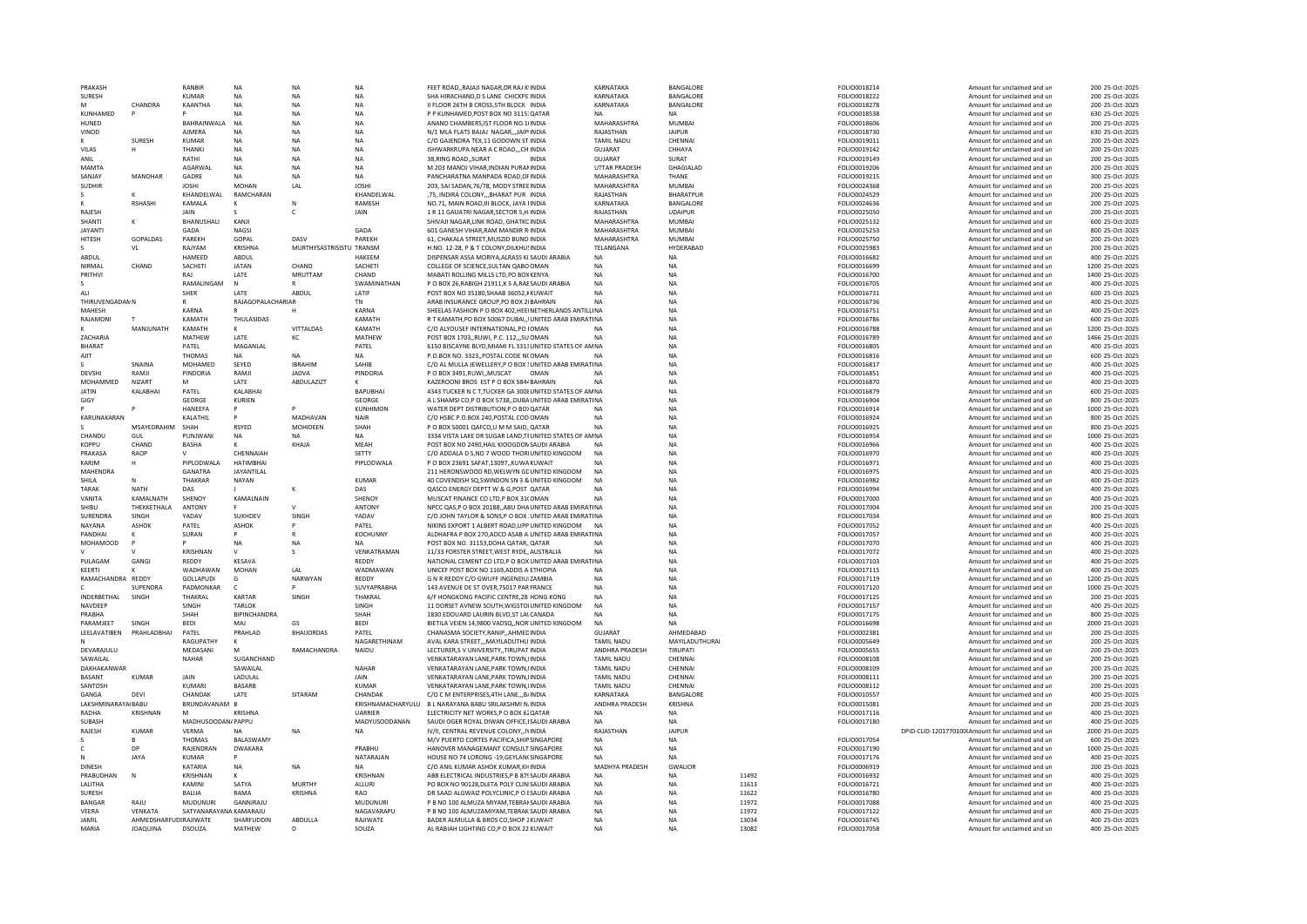| | | | | | | | | | | | | | | | | |
|---|---|---|---|---|---|---|---|---|---|---|---|---|---|---|---|---|
| PRAKASH | | RANBIR | NA | NA | NA | FEET ROAD,,RAJAJI NAGAR,DR RAJ K INDIA | | KARNATAKA | BANGALORE | | FOLIO0018214 | | Amount for unclaimed and un | 200 | 25-Oct-2025 |
| SURESH | | KUMAR | NA | NA | NA | SHA HIRACHAND,D S LANE CHICKPE INDIA | | KARNATAKA | BANGALORE | | FOLIO0018222 | | Amount for unclaimed and un | 200 | 25-Oct-2025 |
| M | CHANDRA | KAANTHA | NA | NA | NA | II FLOOR 26TH B CROSS,5TH BLOCK INDIA | | KARNATAKA | BANGALORE | | FOLIO0018278 | | Amount for unclaimed and un | 200 | 25-Oct-2025 |
| KUNHAMED | P | P | NA | NA | NA | P P KUNHAMED,POST BOX NO 3115 QATAR | | NA | NA | | FOLIO0018538 | | Amount for unclaimed and un | 630 | 25-Oct-2025 |
| HUNED | | BAHRAINWALA | NA | NA | NA | ANAND CHAMBERS,IST FLOOR NO.1 INDIA | | MAHARASHTRA | MUMBAI | | FOLIO0018606 | | Amount for unclaimed and un | 200 | 25-Oct-2025 |
| VINOD | | AJMERA | NA | NA | NA | N/1 MLA FLATS BAJAJ NAGAR,,,JAIP INDIA | | RAJASTHAN | JAIPUR | | FOLIO0018730 | | Amount for unclaimed and un | 630 | 25-Oct-2025 |
| K | SURESH | KUMAR | NA | NA | NA | C/O GAJENDRA TEX,11 GODOWN ST INDIA | | TAMIL NADU | CHENNAI | | FOLIO0019011 | | Amount for unclaimed and un | 200 | 25-Oct-2025 |
| VILAS | H | THANKI | NA | NA | NA | ISHWARKRUPA NEAR A C ROAD,,,CH INDIA | | GUJARAT | CHHAYA | | FOLIO0019142 | | Amount for unclaimed and un | 200 | 25-Oct-2025 |
| ANIL | | RATHI | NA | NA | NA | 38,RING ROAD,,SURAT | INDIA | GUJARAT | SURAT | | FOLIO0019149 | | Amount for unclaimed and un | 200 | 25-Oct-2025 |
| MAMTA | | AGARWAL | NA | NA | NA | M 203 MANOJ VIHAR,INDIAN PURAM INDIA | | UTTAR PRADESH | GHAGIALAD | | FOLIO0019206 | | Amount for unclaimed and un | 200 | 25-Oct-2025 |
| SANJAY | MANOHAR | GADRE | NA | NA | NA | PANCHARATNA MANPADA ROAD,OF INDIA | | MAHARASHTRA | THANE | | FOLIO0019215 | | Amount for unclaimed and un | 300 | 25-Oct-2025 |
| SUDHIR | | JOSHI | MOHAN | LAL | JOSHI | 203, SAI SADAN,76/78, MODY STREE INDIA | | MAHARASHTRA | MUMBAI | | FOLIO0024368 | | Amount for unclaimed and un | 200 | 25-Oct-2025 |
| S | K | KHANDELWAL | RAMCHARAN | | KHANDELWAL | ,75, INDIRA COLONY,,,BHARAT PUR INDIA | | RAJASTHAN | BHARATPUR | | FOLIO0024529 | | Amount for unclaimed and un | 200 | 25-Oct-2025 |
| K | RSHASHI | KAMALA | K | N | RAMESH | NO.71, MAIN ROAD,III BLOCK, JAYA I INDIA | | KARNATAKA | BANGALORE | | FOLIO0024636 | | Amount for unclaimed and un | 200 | 25-Oct-2025 |
| RAJESH | | JAIN | S | C | JAIN | 1 R 11 GAUATRI NAGAR,SECTOR 5,H INDIA | | RAJASTHAN | UDAIPUR | | FOLIO0025050 | | Amount for unclaimed and un | 200 | 25-Oct-2025 |
| SHANTI | K | BHANUSHALI | KANJI | | | SHIVAJI NAGAR,LINK ROAD, GHATKC INDIA | | MAHARASHTRA | MUMBAI | | FOLIO0025132 | | Amount for unclaimed and un | 600 | 25-Oct-2025 |
| JAYANTI | | GADA | NAGSI | | GADA | 601 GANESH VIHAR,RAM MANDIR R INDIA | | MAHARASHTRA | MUMBAI | | FOLIO0025253 | | Amount for unclaimed and un | 800 | 25-Oct-2025 |
| HITESH | GOPALDAS | PAREKH | GOPAL | DASV | PAREKH | 61, CHAKALA STREET,MUSZID BUND INDIA | | MAHARASHTRA | MUMBAI | | FOLIO0025750 | | Amount for unclaimed and un | 200 | 25-Oct-2025 |
| S | VL | RAJYAM | KRISHNA | MURTHYSASTRISISTU | TRANSM | H.NO. 12-28, P & T COLONY,DILKHU INDIA | | TELANGANA | HYDERABAD | | FOLIO0025983 | | Amount for unclaimed and un | 200 | 25-Oct-2025 |
| ABDUL | | HAMEED | ABDUL | | HAKEEM | DISPENSAR ASSA MORIYA,ALRASS KI SAUDI ARABIA | | NA | NA | | FOLIO0016682 | | Amount for unclaimed and un | 400 | 25-Oct-2025 |
| NIRMAL | CHAND | SACHETI | JATAN | CHAND | SACHETI | COLLEGE OF SCIENCE,SULTAN QABO OMAN | | NA | NA | | FOLIO0016699 | | Amount for unclaimed and un | 1200 | 25-Oct-2025 |
| PRITHVI | | RAJ | LATE | MRUTTAM | CHAND | MABATI ROLLING MILLS LTD,PO BOX KENYA | | NA | NA | | FOLIO0016700 | | Amount for unclaimed and un | 1400 | 25-Oct-2025 |
| S | | RAMALINGAM | N | R | SWAMINATHAN | P O BOX 26,RABIGH 21911,K S A,RAE SAUDI ARABIA | | NA | NA | | FOLIO0016705 | | Amount for unclaimed and un | 400 | 25-Oct-2025 |
| ALI | | SHER | LATE | ABDUL | LATIF | POST BOX NO 35180,SHAAB 36052,K KUWAIT | | NA | NA | | FOLIO0016731 | | Amount for unclaimed and un | 600 | 25-Oct-2025 |
| THIRUVENGADAN | N | R | RAJAGOPALACHARIAR | | TN | ARAB INSURANCE GROUP,PO BOX 2 BAHRAIN | | NA | NA | | FOLIO0016736 | | Amount for unclaimed and un | 400 | 25-Oct-2025 |
| MAHESH | | KARNA | R | H | KARNA | SHEELAS FASHION P O BOX 402,HEE NETHERLANDS ANTILLI | | NA | NA | | FOLIO0016751 | | Amount for unclaimed and un | 400 | 25-Oct-2025 |
| RAJAMONI | T | KAMATH | THULASIDAS | | KAMATH | R T KAMATH,PO BOX 50067 DUBAI,,I UNITED ARAB EMIRATI | | NA | NA | | FOLIO0016786 | | Amount for unclaimed and un | 600 | 25-Oct-2025 |
| K | MANJUNATH | KAMATH | K | VITTALDAS | KAMATH | C/O ALYOUSEF INTERNATIONAL,PO I OMAN | | NA | NA | | FOLIO0016788 | | Amount for unclaimed and un | 1200 | 25-Oct-2025 |
| ZACHARIA | | MATHEW | LATE | KC | MATHEW | POST BOX 1703,,RUWI, P.C. 112,,SU OMAN | | NA | NA | | FOLIO0016789 | | Amount for unclaimed and un | 1466 | 25-Oct-2025 |
| BHARAT | | PATEL | MAGANLAL | | PATEL | 6150 BISCAYNE BLVD,MIAMI FL 3313 UNITED STATES OF AM | | NA | NA | | FOLIO0016805 | | Amount for unclaimed and un | 400 | 25-Oct-2025 |
| AJIT | | THOMAS | NA | NA | NA | P.O.BOX NO. 3323,,POSTAL CODE N OMAN | | NA | NA | | FOLIO0016816 | | Amount for unclaimed and un | 600 | 25-Oct-2025 |
| S | SNAINA | MOHAMED | SEYED | IBRAHIM | SAHIB | C/O AL MULLA JEWELLERY,P O BOX UNITED ARAB EMIRATI | | NA | NA | | FOLIO0016817 | | Amount for unclaimed and un | 400 | 25-Oct-2025 |
| DEVSHI | RAMJI | PINDORIA | RAMJI | JADVA | PINDORIA | P O BOX 3491,RUWI,,MUSCAT | OMAN | NA | NA | | FOLIO0016851 | | Amount for unclaimed and un | 400 | 25-Oct-2025 |
| MOHAMMED | NIZART | M | LATE | ABDULAZIZT | K | KAZEROONI BROS EST P O BOX 584 BAHRAIN | | NA | NA | | FOLIO0016870 | | Amount for unclaimed and un | 400 | 25-Oct-2025 |
| JATIN | KALABHAI | PATEL | KALABHAI | | BAPUBHAI | 4343 TUCKER N C T,TUCKER GA 3008 UNITED STATES OF AM | | NA | NA | | FOLIO0016879 | | Amount for unclaimed and un | 600 | 25-Oct-2025 |
| GIGY | | GEORGE | KURIEN | | GEORGE | A L SHAMSI CO,P O BOX 5738,,DUBA UNITED ARAB EMIRATI | | NA | NA | | FOLIO0016904 | | Amount for unclaimed and un | 800 | 25-Oct-2025 |
| P | P | HANEEFA | P | P | KUNHIMON | WATER DEPT DISTRIBUTION,P O BO QATAR | | NA | NA | | FOLIO0016914 | | Amount for unclaimed and un | 1000 | 25-Oct-2025 |
| KARUNAKARAN | | KALATHIL | P | MADHAVAN | NAIR | C/O HSBC P.O.BOX 240,POSTAL COD OMAN | | NA | NA | | FOLIO0016924 | | Amount for unclaimed and un | 800 | 25-Oct-2025 |
| S | MSAYEDRAHIM | SHAH | RSYED | MOHIDEEN | SHAH | P O BOX 50001 QAFCO,U M M SAID, QATAR | | NA | NA | | FOLIO0016925 | | Amount for unclaimed and un | 800 | 25-Oct-2025 |
| CHANDU | GUL | PUNJWANI | NA | NA | NA | 3334 VISTA LAKE DR SUGAR LAND,TE UNITED STATES OF AM | | NA | NA | | FOLIO0016954 | | Amount for unclaimed and un | 1000 | 25-Oct-2025 |
| KOPPU | CHAND | BASHA | K | KHAJA | MEAH | POST BOX NO 2490,HAIL KIOOGDOM SAUDI ARABIA | | NA | NA | | FOLIO0016966 | | Amount for unclaimed and un | 400 | 25-Oct-2025 |
| PRAKASA | RAOP | V | CHENNAIAH | | SETTY | C/O ADDALA D S,NO 7 WOOD THORI UNITED KINGDOM | | NA | NA | | FOLIO0016970 | | Amount for unclaimed and un | 400 | 25-Oct-2025 |
| KARIM | H | PIPLODWALA | HATIMBHAI | | PIPLODWALA | P O BOX 23691 SAFAT,13097,,KUWA KUWAIT | | NA | NA | | FOLIO0016971 | | Amount for unclaimed and un | 400 | 25-Oct-2025 |
| MAHENDRA | | GANATRA | JAYANTILAL | | | 211 HERONSWOOD RD,WELWYN GC UNITED KINGDOM | | NA | NA | | FOLIO0016975 | | Amount for unclaimed and un | 400 | 25-Oct-2025 |
| SHILA | N | THAKRAR | NAYAN | | KUMAR | 40 COVENDISH SQ,SWINDON SN 3 & UNITED KINGDOM | | NA | NA | | FOLIO0016982 | | Amount for unclaimed and un | 400 | 25-Oct-2025 |
| TARAK | NATH | DAS | J | K | DAS | QASCO ENERGY DEPTT W & G,POST QATAR | | NA | NA | | FOLIO0016994 | | Amount for unclaimed and un | 400 | 25-Oct-2025 |
| VANITA | KAMALNATH | SHENOY | KAMALNAIN | | SHENOY | MUSCAT FINANCE CO LTD,P BOX 31 OMAN | | NA | NA | | FOLIO0017000 | | Amount for unclaimed and un | 400 | 25-Oct-2025 |
| SHIBU | THEKKETHALA | ANTONY | F | V | ANTONY | NPCC QAS,P O BOX 20188,,ABU DHA UNITED ARAB EMIRATI | | NA | NA | | FOLIO0017004 | | Amount for unclaimed and un | 200 | 25-Oct-2025 |
| SURENDRA | SINGH | YADAV | SUKHDEV | SINGH | YADAV | C/O JOHN TAYLOR & SONS,P O BOX UNITED ARAB EMIRATI | | NA | NA | | FOLIO0017034 | | Amount for unclaimed and un | 800 | 25-Oct-2025 |
| NAYANA | ASHOK | PATEL | ASHOK | P | PATEL | NIKINS EXPORT 1 ALBERT ROAD,UPP UNITED KINGDOM | | NA | NA | | FOLIO0017052 | | Amount for unclaimed and un | 400 | 25-Oct-2025 |
| PANDHAI | K | SURAN | P | R | KOCHUNNY | ALDHAFRA P BOX 270,ADCO ASAB A UNITED ARAB EMIRATI | | NA | NA | | FOLIO0017057 | | Amount for unclaimed and un | 400 | 25-Oct-2025 |
| MOHAMOOD | P | P | NA | NA | NA | POST BOX NO. 31153,DOHA QATAR, QATAR | | NA | NA | | FOLIO0017070 | | Amount for unclaimed and un | 400 | 25-Oct-2025 |
| V | V | KRISHNAN | V | S | VENKATRAMAN | 11/33 FORSTER STREET,WEST RYDE, AUSTRALIA | | NA | NA | | FOLIO0017072 | | Amount for unclaimed and un | 400 | 25-Oct-2025 |
| PULAGAM | GANGI | REDDY | KESAVA | | REDDY | NATIONAL CEMENT CO LTD,P O BOX UNITED ARAB EMIRATI | | NA | NA | | FOLIO0017103 | | Amount for unclaimed and un | 400 | 25-Oct-2025 |
| KEERTI | K | WADHAWAN | MOHAN | LAL | WADHAWAN | UNICEF POST BOX NO 1169,ADDIS A ETHIOPIA | | NA | NA | | FOLIO0017115 | | Amount for unclaimed and un | 400 | 25-Oct-2025 |
| RAMACHANDRA | REDDY | GOLLAPUDI | G | NARWYAN | REDDY | G N R REDDY C/O GWUFF INGENEIU ZAMBIA | | NA | NA | | FOLIO0017119 | | Amount for unclaimed and un | 1200 | 25-Oct-2025 |
| C | SUPENDRA | PADMONKAR | C | P | SUVYAPRABHA | 143 AVENUE DE ST OVER,75017 PAR FRANCE | | NA | NA | | FOLIO0017120 | | Amount for unclaimed and un | 1000 | 25-Oct-2025 |
| INDERBETHAL | SINGH | THAKRAL | KARTAR | SINGH | THAKRAL | 6/F HONGKONG PACIFIC CENTRE,28 HONG KONG | | NA | NA | | FOLIO0017125 | | Amount for unclaimed and un | 200 | 25-Oct-2025 |
| NAVDEEP | | SINGH | TARLOK | | SINGH | 11 DORSET AVNEW SOUTH,WIGSTOI UNITED KINGDOM | | NA | NA | | FOLIO0017157 | | Amount for unclaimed and un | 400 | 25-Oct-2025 |
| PRABHA | | SHAH | BIPINCHANDRA | | SHAH | 1830 EDOUARD LAURIN BLVD,ST LA CANADA | | NA | NA | | FOLIO0017175 | | Amount for unclaimed and un | 800 | 25-Oct-2025 |
| PARAMJEET | SINGH | BEDI | MAJ | GS | BEDI | BIETILA VEIEN 14,9800 VADSO,,NOR UNITED KINGDOM | | NA | NA | | FOLIO0016698 | | Amount for unclaimed and un | 2000 | 25-Oct-2025 |
| LEELAVATIBEN | PRAHLADBHAI | PATEL | PRAHLAD | BHAIJORDAS | PATEL | CHANASMA SOCIETY,RANIP,,AHMED INDIA | | GUJARAT | AHMEDABAD | | FOLIO0002381 | | Amount for unclaimed and un | 200 | 25-Oct-2025 |
| N | | RAGUPATHY | K | | NAGARETHINAM | AVAL KARA STREET,,,MAYILADUTHU INDIA | | TAMIL NADU | MAYILADUTHURAI | | FOLIO0005649 | | Amount for unclaimed and un | 200 | 25-Oct-2025 |
| DEVARAJULU | | MEDASANI | M | RAMACHANDRA | NAIDU | LECTURER,S V UNIVERSITY,,TIRUPAT INDIA | | ANDHRA PRADESH | TIRUPATI | | FOLIO0005655 | | Amount for unclaimed and un | 200 | 25-Oct-2025 |
| SAWAILAL | | NAHAR | SUGANCHAND | | | VENKATARAYAN LANE,PARK TOWN,I INDIA | | TAMIL NADU | CHENNAI | | FOLIO0008108 | | Amount for unclaimed and un | 200 | 25-Oct-2025 |
| DAKHAKANWAR | | | SAWAILAL | | NAHAR | VENKATARAYAN LANE,PARK TOWN,I INDIA | | TAMIL NADU | CHENNAI | | FOLIO0008109 | | Amount for unclaimed and un | 200 | 25-Oct-2025 |
| BASANT | KUMAR | JAIN | LADULAL | | JAIN | VENKATARAYAN LANE,PARK TOWN,I INDIA | | TAMIL NADU | CHENNAI | | FOLIO0008111 | | Amount for unclaimed and un | 200 | 25-Oct-2025 |
| SANTOSH | | KUMARI | BASARB | | KUMAR | VENKATARAYAN LANE,PARK TOWN,I INDIA | | TAMIL NADU | CHENNAI | | FOLIO0008112 | | Amount for unclaimed and un | 200 | 25-Oct-2025 |
| GANGA | DEVI | CHANDAK | LATE | SITARAM | CHANDAK | C/O C M ENTERPRISES,4TH LANE,,,B INDIA | | KARNATAKA | BANGALORE | | FOLIO0010557 | | Amount for unclaimed and un | 400 | 25-Oct-2025 |
| LAKSHMINARAYAI | BABU | BRUNDAVANAM | B | | KRISHNAMACHARYULU | B L NARAYANA BABU SRILAKSHMI N. INDIA | | ANDHRA PRADESH | KRISHNA | | FOLIO0015081 | | Amount for unclaimed and un | 200 | 25-Oct-2025 |
| RADHA | KRISHNAN | M | KRISHNA | | UARRIER | ELECTRICITY NET WORKS,P O BOX 6 QATAR | | NA | NA | | FOLIO0017116 | | Amount for unclaimed and un | 400 | 25-Oct-2025 |
| SUBASH | | MADHUSOODAN | PAPPU | | MADYUSOODANAN | SAUDI OGER ROYAL DIWAN OFFICE,I SAUDI ARABIA | | NA | NA | | FOLIO0017180 | | Amount for unclaimed and un | 400 | 25-Oct-2025 |
| RAJESH | KUMAR | VERMA | NA | NA | NA | IV/II, CENTRAL REVENUE COLONY,,J INDIA | | RAJASTHAN | JAIPUR | | | DPID-CLID-1201770100 | Amount for unclaimed and un | 2000 | 25-Oct-2025 |
| S | B | THOMAS | BALASWAMY | | | M/V PUERTO CORTES PACIFICA,SHIP SINGAPORE | | NA | NA | | FOLIO0017054 | | Amount for unclaimed and un | 600 | 25-Oct-2025 |
| C | DP | RAJENDRAN | DWAKARA | | PRABHU | HANOVER MANAGEMANT CONSULT SINGAPORE | | NA | NA | | FOLIO0017190 | | Amount for unclaimed and un | 1000 | 25-Oct-2025 |
| N | JAYA | KUMAR | P | | NATARAJAN | HOUSE NO 74 LORONG -19,GEYLAN SINGAPORE | | NA | NA | | FOLIO0017176 | | Amount for unclaimed and un | 400 | 25-Oct-2025 |
| DINESH | | KATARIA | NA | NA | NA | C/O ANIL KUMAR ASHOK KUMAR,KH INDIA | | MADHYA PRADESH | GWALIOR | | FOLIO0006919 | | Amount for unclaimed and un | 200 | 25-Oct-2025 |
| PRABUDHAN | N | KRISHNAN | K | | KRISHNAN | ABB ELECTRICAL INDUSTRIES,P B 87 SAUDI ARABIA | | NA | NA | 11492 | FOLIO0016932 | | Amount for unclaimed and un | 400 | 25-Oct-2025 |
| LALITHA | | KAMINI | SATYA | MURTHY | ALLURI | PO BOX NO 90128,DLETA POLY CLINI SAUDI ARABIA | | NA | NA | 11613 | FOLIO0016721 | | Amount for unclaimed and un | 400 | 25-Oct-2025 |
| SURESH | | BALIJA | RAMA | KRISHNA | RAO | DR SAAD ALGWAIZ POLYCLINIC,P O E SAUDI ARABIA | | NA | NA | 11622 | FOLIO0016780 | | Amount for unclaimed and un | 400 | 25-Oct-2025 |
| BANGAR | RAJU | MUDUNURI | GANNIRAJU | | MUDUNURI | P B NO 100 ALMUZA MIYAM,TEBRA SAUDI ARABIA | | NA | NA | 11972 | FOLIO0017088 | | Amount for unclaimed and un | 400 | 25-Oct-2025 |
| VEERA | VENKATA | SATYANARAYANA | KAMARAJU | | NAGAVARAPU | P B NO 100 ALMUZAMIYAM,TEBRAK SAUDI ARABIA | | NA | NA | 11972 | FOLIO0017122 | | Amount for unclaimed and un | 400 | 25-Oct-2025 |
| JAMIL | AHMEDSHARFUDI | RAJIWATE | SHARFUDDIN | ABDULLA | RAJIWATE | BADER ALMULLA & BROS CO,SHOP 1 KUWAIT | | NA | NA | 13034 | FOLIO0016745 | | Amount for unclaimed and un | 400 | 25-Oct-2025 |
| MARIA | JOAQUINA | DSOUZA | MATHEW | D | SOUZA | AL RABIAH LIGHTING CO,P O BOX 22 KUWAIT | | NA | NA | 13082 | FOLIO0017058 | | Amount for unclaimed and un | 400 | 25-Oct-2025 |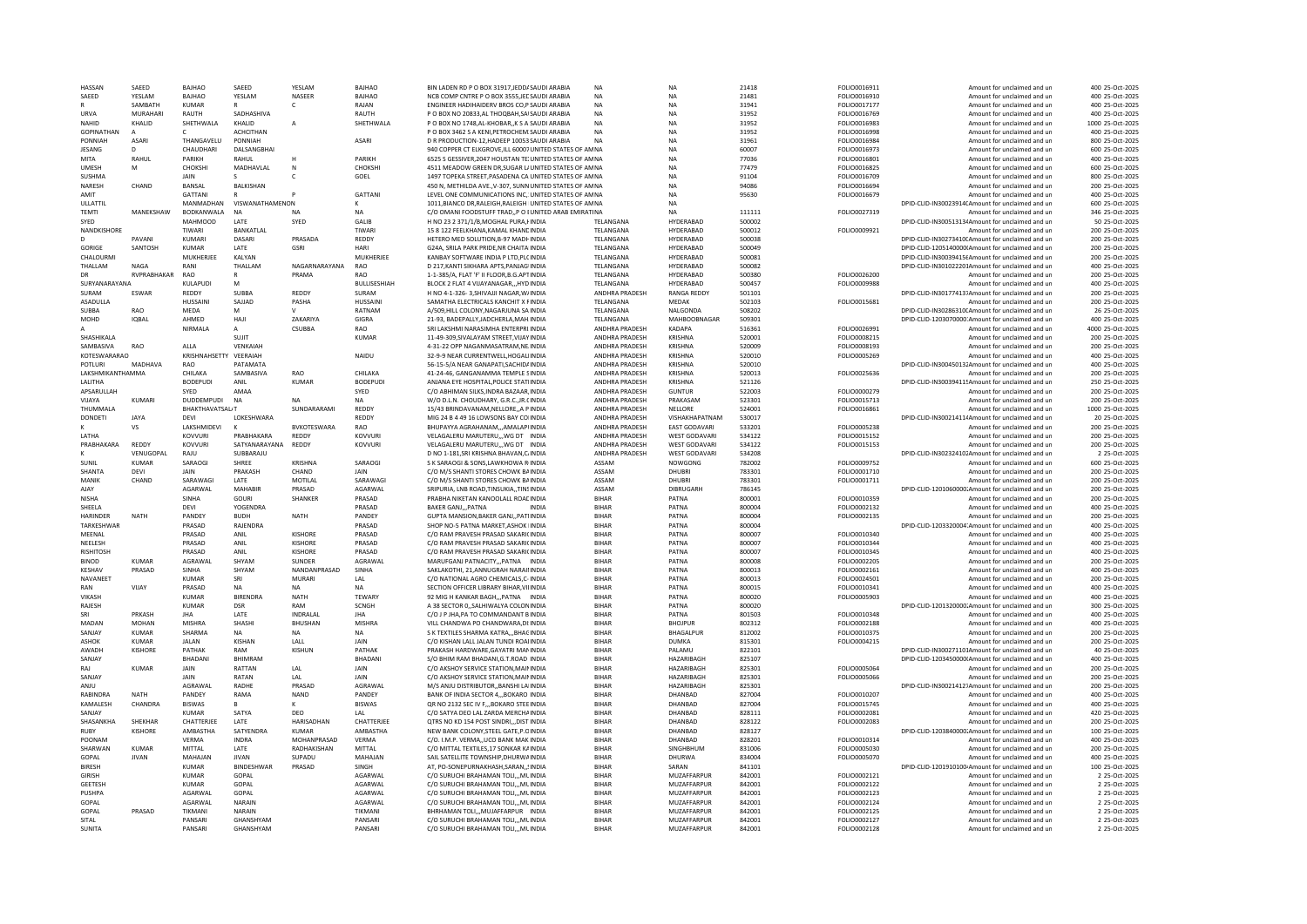| HASSAN | SAEED | BAJHAO | SAEED | YESLAM | BAJHAO | BIN LADEN RD P O BOX 31917,JEDD/SAUDI ARABIA | NA | NA | 21418 | FOLIO0016911 | Amount for unclaimed and un | 400 | 25-Oct-2025 |
|---|---|---|---|---|---|---|---|---|---|---|---|---|---|
| SAEED | YESLAM | BAJHAO | YESLAM | NASEER | BAJHAO | NCB COMP CNTRE P O BOX 3555,JECSAUDI ARABIA | NA | NA | 21481 | FOLIO0016910 | Amount for unclaimed and un | 400 | 25-Oct-2025 |
| R | SAMBATH | KUMAR | R | C | RAJAN | ENGINEER HADIHAIDERV BROS CO,P SAUDI ARABIA | NA | NA | 31941 | FOLIO0017177 | Amount for unclaimed and un | 400 | 25-Oct-2025 |
| URVA | MURAHARI | RAUTH | SADHASHIVA | | RAUTH | P O BOX NO 20833,AL THOQBAH,SA SAUDI ARABIA | NA | NA | 31952 | FOLIO0016769 | Amount for unclaimed and un | 400 | 25-Oct-2025 |
| NAHID | KHALID | SHETHWALA | KHALID | A | SHETHWALA | P O BOX NO 1748,AL-KHOBAR,,K S A SAUDI ARABIA | NA | NA | 31952 | FOLIO0016983 | Amount for unclaimed and un | 1000 | 25-Oct-2025 |
| GOPINATHAN | A | C | ACHCITHAN | | | P O BOX 3462 S A KENI,PETROCHEM SAUDI ARABIA | NA | NA | 31952 | FOLIO0016998 | Amount for unclaimed and un | 400 | 25-Oct-2025 |
| PONNIAH | ASARI | THANGAVELU | PONNIAH | | ASARI | D R PRODUCTION-12,HADEEP 10053 SAUDI ARABIA | NA | NA | 31961 | FOLIO0016984 | Amount for unclaimed and un | 800 | 25-Oct-2025 |
| JESANG | D | CHAUDHARI | DALSANGBHAI | | | 940 COPPER CT ELKGROVE,ILL 60007 UNITED STATES OF AMNA | | NA | 60007 | FOLIO0016973 | Amount for unclaimed and un | 600 | 25-Oct-2025 |
| MITA | RAHUL | PARIKH | RAHUL | H | PARIKH | 6525 S GESSIVER,2047 HOUSTAN TE: UNITED STATES OF AMNA | | NA | 77036 | FOLIO0016801 | Amount for unclaimed and un | 400 | 25-Oct-2025 |
| UMESH | M | CHOKSHI | MADHAVLAL | N | CHOKSHI | 4511 MEADOW GREEN DR,SUGAR LA UNITED STATES OF AMNA | | NA | 77479 | FOLIO0016825 | Amount for unclaimed and un | 600 | 25-Oct-2025 |
| SUSHMA | | JAIN | S | C | GOEL | 1497 TOPEKA STREET,PASADENA CA UNITED STATES OF AMNA | | NA | 91104 | FOLIO0016709 | Amount for unclaimed and un | 800 | 25-Oct-2025 |
| NARESH | CHAND | BANSAL | BALKISHAN | | | 450 N, METHILDA AVE,,V-307, SUNN UNITED STATES OF AMNA | | NA | 94086 | FOLIO0016694 | Amount for unclaimed and un | 200 | 25-Oct-2025 |
| AMIT | | GATTANI | R | P | GATTANI | LEVEL ONE COMMUNICATIONS INC, UNITED STATES OF AMNA | | NA | 95630 | FOLIO0016679 | Amount for unclaimed and un | 400 | 25-Oct-2025 |
| ULLATTIL | | MANMADHAN | VISWANATHAMENON | | K | 1011,BIANCO DR,RALEIGH,RALEIGH UNITED STATES OF AMNA | | NA | | DPID-CLID-IN30023914C | Amount for unclaimed and un | 600 | 25-Oct-2025 |
| TEMTI | MANEKSHAW | BODKANWALA | NA | NA | NA | C/O OMANI FOODSTUFF TRAD,,P O I UNITED ARAB EMIRATINA | | NA | 111111 | FOLIO0027319 | Amount for unclaimed and un | 346 | 25-Oct-2025 |
| SYED | | MAHMOOD | LATE | SYED | GALIB | H NO 23 2 371/1/B,MOGHAL PURA,I INDIA | TELANGANA | HYDERABAD | 500002 | | DPID-CLID-IN30051313A Amount for unclaimed and un | 50 | 25-Oct-2025 |
| NANDKISHORE | | TIWARI | BANKATLAL | | TIWARI | 15 8 122 FEELKHANA,KAMAL KHANE INDIA | TELANGANA | HYDERABAD | 500012 | FOLIO0009921 | Amount for unclaimed and un | 200 | 25-Oct-2025 |
| D | PAVANI | KUMARI | DASARI | PRASADA | REDDY | HETERO MED SOLUTION,B-97 MADH INDIA | TELANGANA | HYDERABAD | 500038 | | DPID-CLID-IN30273410C Amount for unclaimed and un | 200 | 25-Oct-2025 |
| GORIGE | SANTOSH | KUMAR | LATE | GSRI | HARI | G24A, SRILA PARK PRIDE,NR CHAITA INDIA | TELANGANA | HYDERABAD | 500049 | | DPID-CLID-1205140000C Amount for unclaimed and un | 200 | 25-Oct-2025 |
| CHALOURMI | | MUKHERJEE | KALYAN | | MUKHERJEE | KANBAY SOFTWARE INDIA P LTD,PLC INDIA | TELANGANA | HYDERABAD | 500081 | | DPID-CLID-IN30039415€ Amount for unclaimed and un | 200 | 25-Oct-2025 |
| THALLAM | NAGA | RANI | THALLAM | NAGARNARAYANA | RAO | D 217,KANTI SIKHARA APTS,PANJAGI INDIA | TELANGANA | HYDERABAD | 500082 | | DPID-CLID-IN30102220 Amount for unclaimed and un | 400 | 25-Oct-2025 |
| DR | RVPRABHAKAR | RAO | R | PRAMA | RAO | 1-1-385/A, FLAT 'F' II FLOOR,B.G.APT INDIA | TELANGANA | HYDERABAD | 500380 | FOLIO0026200 | Amount for unclaimed and un | 200 | 25-Oct-2025 |
| SURYANARAYANA | | KULAPUDI | M | | BULLISESHIAH | BLOCK 2 FLAT 4 VIJAYANAGAR,,,HYD INDIA | TELANGANA | HYDERABAD | 500457 | FOLIO0009988 | Amount for unclaimed and un | 400 | 25-Oct-2025 |
| SURAM | ESWAR | REDDY | SUBBA | REDDY | SURAM | H NO 4-1-326- 3,SHIVAJII NAGAR,V/ INDIA | ANDHRA PRADESH | RANGA REDDY | 501101 | | DPID-CLID-IN30177413 Amount for unclaimed and un | 200 | 25-Oct-2025 |
| ASADULLA | | HUSSAINI | SAJJAD | PASHA | HUSSAINI | SAMATHA ELECTRICALS KANCHIT X F INDIA | TELANGANA | MEDAK | 502103 | FOLIO0015681 | Amount for unclaimed and un | 200 | 25-Oct-2025 |
| SUBBA | RAO | MEDA | M | V | RATNAM | A/509,HILL COLONY,NAGARJUNA SA INDIA | TELANGANA | NALGONDA | 508202 | | DPID-CLID-IN30286310C Amount for unclaimed and un | 26 | 25-Oct-2025 |
| MOHD | IQBAL | AHMED | HAJI | ZAKARIYA | GIGRA | 21-93, BADEPALLY,JADCHERLA,MAH INDIA | TELANGANA | MAHBOOBNAGAR | 509301 | | DPID-CLID-1203070000 Amount for unclaimed and un | 200 | 25-Oct-2025 |
| A | | NIRMALA | A | CSUBBA | RAO | SRI LAKSHMI NARASIMHA ENTERPRI INDIA | ANDHRA PRADESH | KADAPA | 516361 | FOLIO0026991 | Amount for unclaimed and un | 4000 | 25-Oct-2025 |
| SHASHIKALA | | | SUJIT | | KUMAR | 11-49-309,SIVALAYAM STREET,VIJAY INDIA | ANDHRA PRADESH | KRISHNA | 520001 | FOLIO0008215 | Amount for unclaimed and un | 200 | 25-Oct-2025 |
| SAMBASIVA | RAO | ALLA | VENKAIAH | | | 4-31-22 OPP NAGANMASATRAM,NE INDIA | ANDHRA PRADESH | KRISHNA | 520009 | FOLIO0008193 | Amount for unclaimed and un | 200 | 25-Oct-2025 |
| KOTESWARARAO | | KRISHNASETTY | VEERAIAH | | NAIDU | 32-9-9 NEAR CURRENTWELL,HOSALI INDIA | ANDHRA PRADESH | KRISHNA | 520010 | FOLIO0005269 | Amount for unclaimed and un | 400 | 25-Oct-2025 |
| POTLURI | MADHAVA | RAO | PATAMATA | | | 56-15-5/A NEAR GANAPATI,SACHID/ INDIA | ANDHRA PRADESH | KRISHNA | 520010 | | DPID-CLID-IN30045013 Amount for unclaimed and un | 400 | 25-Oct-2025 |
| LAKSHMIKANTHAMMA | | CHILAKA | SAMBASIVA | RAO | CHILAKA | 41-24-46, GANGANAMMA TEMPLE S INDIA | ANDHRA PRADESH | KRISHNA | 520013 | FOLIO0025636 | Amount for unclaimed and un | 200 | 25-Oct-2025 |
| LALITHA | | BODEPUDI | ANIL | KUMAR | BODEPUDI | ANJANA EYE HOSPITAL,POLICE STATI INDIA | ANDHRA PRADESH | KRISHNA | 521126 | | DPID-CLID-IN30039411 Amount for unclaimed and un | 250 | 25-Oct-2025 |
| APSARULLAH | | SYED | AMAA | | SYED | C/O ABHIMAN SILKS,INDRA BAZAAR, INDIA | ANDHRA PRADESH | GUNTUR | 522003 | FOLIO0000279 | Amount for unclaimed and un | 200 | 25-Oct-2025 |
| VIJAYA | KUMARI | DUDDEMPUDI | NA | NA | NA | W/O D.L.N. CHOUDHARY, G.R.C.,JR.C INDIA | ANDHRA PRADESH | PRAKASAM | 523301 | FOLIO0015713 | Amount for unclaimed and un | 200 | 25-Oct-2025 |
| THUMMALA | | BHAKTHAVATSAL/T | | SUNDARARAMI | REDDY | 15/43 BRINDAVANAM,NELLORE,,A P INDIA | ANDHRA PRADESH | NELLORE | 524001 | FOLIO0016861 | Amount for unclaimed and un | 1000 | 25-Oct-2025 |
| DONDETI | JAYA | DEVI | LOKESHWARA | | REDDY | MIG 24 B 4 49 16 LOWSONS BAY COI INDIA | ANDHRA PRADESH | VISHAKHAPATNAM | 530017 | | DPID-CLID-IN30021414A Amount for unclaimed and un | 20 | 25-Oct-2025 |
| K | VS | LAKSHMIDEVI | K | BVKOTESWARA | RAO | BHUPAYYA AGRAHANAM,,,AMALAPI INDIA | ANDHRA PRADESH | EAST GODAVARI | 533201 | FOLIO0005238 | Amount for unclaimed and un | 200 | 25-Oct-2025 |
| LATHA | | KOVVURI | PRABHAKARA | REDDY | KOVVURI | VELAGALERU MARUTERU,,,WG DT INDIA | ANDHRA PRADESH | WEST GODAVARI | 534122 | FOLIO0015152 | Amount for unclaimed and un | 200 | 25-Oct-2025 |
| PRABHAKARA | REDDY | KOVVURI | SATYANARAYANA | REDDY | KOVVURI | VELAGALERU MARUTERU,,,WG DT INDIA | ANDHRA PRADESH | WEST GODAVARI | 534122 | FOLIO0015153 | Amount for unclaimed and un | 200 | 25-Oct-2025 |
| K | VENUGOPAL | RAJU | SUBBARAJU | | | D NO 1-181,SRI KRISHNA BHAVAN,C INDIA | ANDHRA PRADESH | WEST GODAVARI | 534208 | | DPID-CLID-IN30232410 Amount for unclaimed and un | 2 | 25-Oct-2025 |
| SUNIL | KUMAR | SARAOGI | SHREE | KRISHNA | SARAOGI | S K SARAOGI & SONS,LAWKHOWA R INDIA | ASSAM | NOWGONG | 782002 | FOLIO0009752 | Amount for unclaimed and un | 600 | 25-Oct-2025 |
| SHANTA | DEVI | JAIN | PRAKASH | CHAND | JAIN | C/O M/S SHANTI STORES CHOWK BA INDIA | ASSAM | DHUBRI | 783301 | FOLIO0001710 | Amount for unclaimed and un | 200 | 25-Oct-2025 |
| MANIK | CHAND | SARAWAGI | LATE | MOTILAL | SARAWAGI | C/O M/S SHANTI STORES CHOWK BA INDIA | ASSAM | DHUBRI | 783301 | FOLIO0001711 | Amount for unclaimed and un | 200 | 25-Oct-2025 |
| AJAY | | AGARWAL | MAHABIR | PRASAD | AGARWAL | SRIPURIA, LNB ROAD,TINSUKIA,,TINS INDIA | ASSAM | DIBRUGARH | 786145 | | DPID-CLID-1201060000 Amount for unclaimed and un | 200 | 25-Oct-2025 |
| NISHA | | SINHA | GOURI | SHANKER | PRASAD | PRABHA NIKETAN KANOOLALL ROAC INDIA | BIHAR | PATNA | 800001 | FOLIO0010359 | Amount for unclaimed and un | 200 | 25-Oct-2025 |
| SHEELA | | DEVI | YOGENDRA | | PRASAD | BAKER GANJ,,,PATNA INDIA | BIHAR | PATNA | 800004 | FOLIO0002132 | Amount for unclaimed and un | 400 | 25-Oct-2025 |
| HARINDER | NATH | PANDEY | BUDH | NATH | PANDEY | GUPTA MANSION,BAKER GANJ,,PATI INDIA | BIHAR | PATNA | 800004 | FOLIO0002135 | Amount for unclaimed and un | 200 | 25-Oct-2025 |
| TARKESHWAR | | PRASAD | RAJENDRA | | PRASAD | SHOP NO-5 PATNA MARKET,ASHOK I INDIA | BIHAR | PATNA | 800004 | | DPID-CLID-1203320004 Amount for unclaimed and un | 400 | 25-Oct-2025 |
| MEENAL | | PRASAD | ANIL | KISHORE | PRASAD | C/O RAM PRAVESH PRASAD SAKARIC INDIA | BIHAR | PATNA | 800007 | FOLIO0010340 | Amount for unclaimed and un | 400 | 25-Oct-2025 |
| NEELESH | | PRASAD | ANIL | KISHORE | PRASAD | C/O RAM PRAVESH PRASAD SAKARIC INDIA | BIHAR | PATNA | 800007 | FOLIO0010344 | Amount for unclaimed and un | 400 | 25-Oct-2025 |
| RISHITOSH | | PRASAD | ANIL | KISHORE | PRASAD | C/O RAM PRAVESH PRASAD SAKARIC INDIA | BIHAR | PATNA | 800007 | FOLIO0010345 | Amount for unclaimed and un | 400 | 25-Oct-2025 |
| BINOD | KUMAR | AGRAWAL | SHYAM | SUNDER | AGRAWAL | MARUFGANJ PATNACITY,,,PATNA INDIA | BIHAR | PATNA | 800008 | FOLIO0002205 | Amount for unclaimed and un | 200 | 25-Oct-2025 |
| KESHAV | PRASAD | SINHA | SHYAM | NANDANPRASAD | SINHA | SAKLAKOTHI, 21,ANNUGRAH NARAII INDIA | BIHAR | PATNA | 800013 | FOLIO0002161 | Amount for unclaimed and un | 400 | 25-Oct-2025 |
| NAVANEET | | KUMAR | SRI | MURARI | LAL | C/O NATIONAL AGRO CHEMICALS,C- INDIA | BIHAR | PATNA | 800013 | FOLIO0024501 | Amount for unclaimed and un | 200 | 25-Oct-2025 |
| RAN | VIJAY | PRASAD | NA | NA | NA | SECTION OFFICER LIBRARY BIHAR,VII INDIA | BIHAR | PATNA | 800015 | FOLIO0010341 | Amount for unclaimed and un | 400 | 25-Oct-2025 |
| VIKASH | | KUMAR | BIRENDRA | NATH | TEWARY | 92 MIG H KANKAR BAGH,,,PATNA INDIA | BIHAR | PATNA | 800020 | FOLIO0005903 | Amount for unclaimed and un | 400 | 25-Oct-2025 |
| RAJESH | | KUMAR | DSR | RAM | SCNGH | A 38 SECTOR 0,,SALHIWALYA COLON INDIA | BIHAR | PATNA | 800020 | | DPID-CLID-1201320000 Amount for unclaimed and un | 300 | 25-Oct-2025 |
| SRI | PRKASH | JHA | LATE | INDRALAL | JHA | C/O J P JHA,PA TO COMMANDANT B INDIA | BIHAR | PATNA | 801503 | FOLIO0010348 | Amount for unclaimed and un | 400 | 25-Oct-2025 |
| MADAN | MOHAN | MISHRA | SHASHI | BHUSHAN | MISHRA | VILL CHANDWA PO CHANDWARA,DI INDIA | BIHAR | BHOJPUR | 802312 | FOLIO0002188 | Amount for unclaimed and un | 400 | 25-Oct-2025 |
| SANJAY | KUMAR | SHARMA | NA | NA | NA | S K TEXTILES SHARMA KATRA,,,BHAC INDIA | BIHAR | BHAGALPUR | 812002 | FOLIO0010375 | Amount for unclaimed and un | 200 | 25-Oct-2025 |
| ASHOK | KUMAR | JALAN | KISHAN | LALL | JAIN | C/O KISHAN LALL JALAN TUNDI ROAI INDIA | BIHAR | DUMKA | 815301 | FOLIO0004215 | Amount for unclaimed and un | 200 | 25-Oct-2025 |
| AWADH | KISHORE | PATHAK | RAM | KISHUN | PATHAK | PRAKASH HARDWARE,GAYATRI MAN INDIA | BIHAR | PALAMU | 822101 | | DPID-CLID-IN30027110 Amount for unclaimed and un | 40 | 25-Oct-2025 |
| SANJAY | | BHADANI | BHIMRAM | | BHADANI | S/O BHIM RAM BHADANI,G.T.ROAD INDIA | BIHAR | HAZARIBAGH | 825107 | | DPID-CLID-1203450000 Amount for unclaimed and un | 400 | 25-Oct-2025 |
| RAJ | KUMAR | JAIN | RATTAN | LAL | JAIN | C/O AKSHOY SERVICE STATION,MAII INDIA | BIHAR | HAZARIBAGH | 825301 | FOLIO0005064 | Amount for unclaimed and un | 200 | 25-Oct-2025 |
| SANJAY | | JAIN | RATAN | LAL | JAIN | C/O AKSHOY SERVICE STATION,MAII INDIA | BIHAR | HAZARIBAGH | 825301 | FOLIO0005066 | Amount for unclaimed and un | 200 | 25-Oct-2025 |
| ANJU | | AGRAWAL | RADHE | PRASAD | AGRAWAL | M/S ANJU DISTRIBUTOR,,BANSHI LA INDIA | BIHAR | HAZARIBAGH | 825301 | | DPID-CLID-IN30021412 Amount for unclaimed and un | 200 | 25-Oct-2025 |
| RABINDRA | NATH | PANDEY | RAMA | NAND | PANDEY | BANK OF INDIA SECTOR 4,,BOKARO INDIA | BIHAR | DHANBAD | 827004 | FOLIO0010207 | Amount for unclaimed and un | 400 | 25-Oct-2025 |
| KAMALESH | CHANDRA | BISWAS | B | K | BISWAS | QR NO 2132 SEC IV F,,,BOKARO STEE INDIA | BIHAR | DHANBAD | 827004 | FOLIO0015745 | Amount for unclaimed and un | 400 | 25-Oct-2025 |
| SANJAY | | KUMAR | SATYA | DEO | LAL | C/O SATYA DEO LAL ZARDA MERCHA INDIA | BIHAR | DHANBAD | 828111 | FOLIO0002081 | Amount for unclaimed and un | 420 | 25-Oct-2025 |
| SHASANKHA | SHEKHAR | CHATTERJEE | LATE | HARISADHAN | CHATTERJEE | QTRS NO KD 154 POST SINDRI,,,DIST INDIA | BIHAR | DHANBAD | 828122 | FOLIO0002083 | Amount for unclaimed and un | 200 | 25-Oct-2025 |
| RUBY | KISHORE | AMBASTHA | SATYENDRA | KUMAR | AMBASTHA | NEW BANK COLONY,STEEL GATE,P.C INDIA | BIHAR | DHANBAD | 828127 | | DPID-CLID-1203840000 Amount for unclaimed and un | 100 | 25-Oct-2025 |
| POONAM | | VERMA | INDRA | MOHANPRASAD | VERMA | C/O. I.M.P. VERMA,,UCO BANK MAK INDIA | BIHAR | DHANBAD | 828201 | FOLIO0010314 | Amount for unclaimed and un | 400 | 25-Oct-2025 |
| SHARWAN | KUMAR | MITTAL | LATE | RADHAKISHAN | MITTAL | C/O MITTAL TEXTILES,17 SONKAR K/ INDIA | BIHAR | SINGHBHUM | 831006 | FOLIO0005030 | Amount for unclaimed and un | 200 | 25-Oct-2025 |
| GOPAL | JIVAN | MAHAJAN | JIVAN | SUPADU | MAHAJAN | SAIL SATELLITE TOWNSHIP,DHURWA INDIA | BIHAR | DHURWA | 834004 | FOLIO0005070 | Amount for unclaimed and un | 400 | 25-Oct-2025 |
| BIRESH | | KUMAR | BINDESHWAR | PRASAD | SINGH | AT, PO-SONEPURNAKHASH,SARAN,,I INDIA | BIHAR | SARAN | 841101 | | DPID-CLID-1201910100 Amount for unclaimed and un | 100 | 25-Oct-2025 |
| GIRISH | | KUMAR | GOPAL | | AGARWAL | C/O SURUCHI BRAHAMAN TOLI,,,ML INDIA | BIHAR | MUZAFFARPUR | 842001 | FOLIO0002121 | Amount for unclaimed and un | 2 | 25-Oct-2025 |
| GEETESH | | KUMAR | GOPAL | | AGARWAL | C/O SURUCHI BRAHAMAN TOLI,,,ML INDIA | BIHAR | MUZAFFARPUR | 842001 | FOLIO0002122 | Amount for unclaimed and un | 2 | 25-Oct-2025 |
| PUSHPA | | AGARWAL | GOPAL | | AGARWAL | C/O SURUCHI BRAHAMAN TOLI,,,ML INDIA | BIHAR | MUZAFFARPUR | 842001 | FOLIO0002123 | Amount for unclaimed and un | 2 | 25-Oct-2025 |
| GOPAL | | AGARWAL | NARAIN | | AGARWAL | C/O SURUCHI BRAHAMAN TOLI,,,ML INDIA | BIHAR | MUZAFFARPUR | 842001 | FOLIO0002124 | Amount for unclaimed and un | 2 | 25-Oct-2025 |
| GOPAL | PRASAD | TIKMANI | NARAIN | | TIKMANI | BHRHAMAN TOLI,,,MUJAFFARPUR INDIA | BIHAR | MUZAFFARPUR | 842001 | FOLIO0002125 | Amount for unclaimed and un | 2 | 25-Oct-2025 |
| SITAL | | PANSARI | GHANSHYAM | | PANSARI | C/O SURUCHI BRAHAMAN TOLI,,,ML INDIA | BIHAR | MUZAFFARPUR | 842001 | FOLIO0002127 | Amount for unclaimed and un | 2 | 25-Oct-2025 |
| SUNITA | | PANSARI | GHANSHYAM | | PANSARI | C/O SURUCHI BRAHAMAN TOLI,,,ML INDIA | BIHAR | MUZAFFARPUR | 842001 | FOLIO0002128 | Amount for unclaimed and un | 2 | 25-Oct-2025 |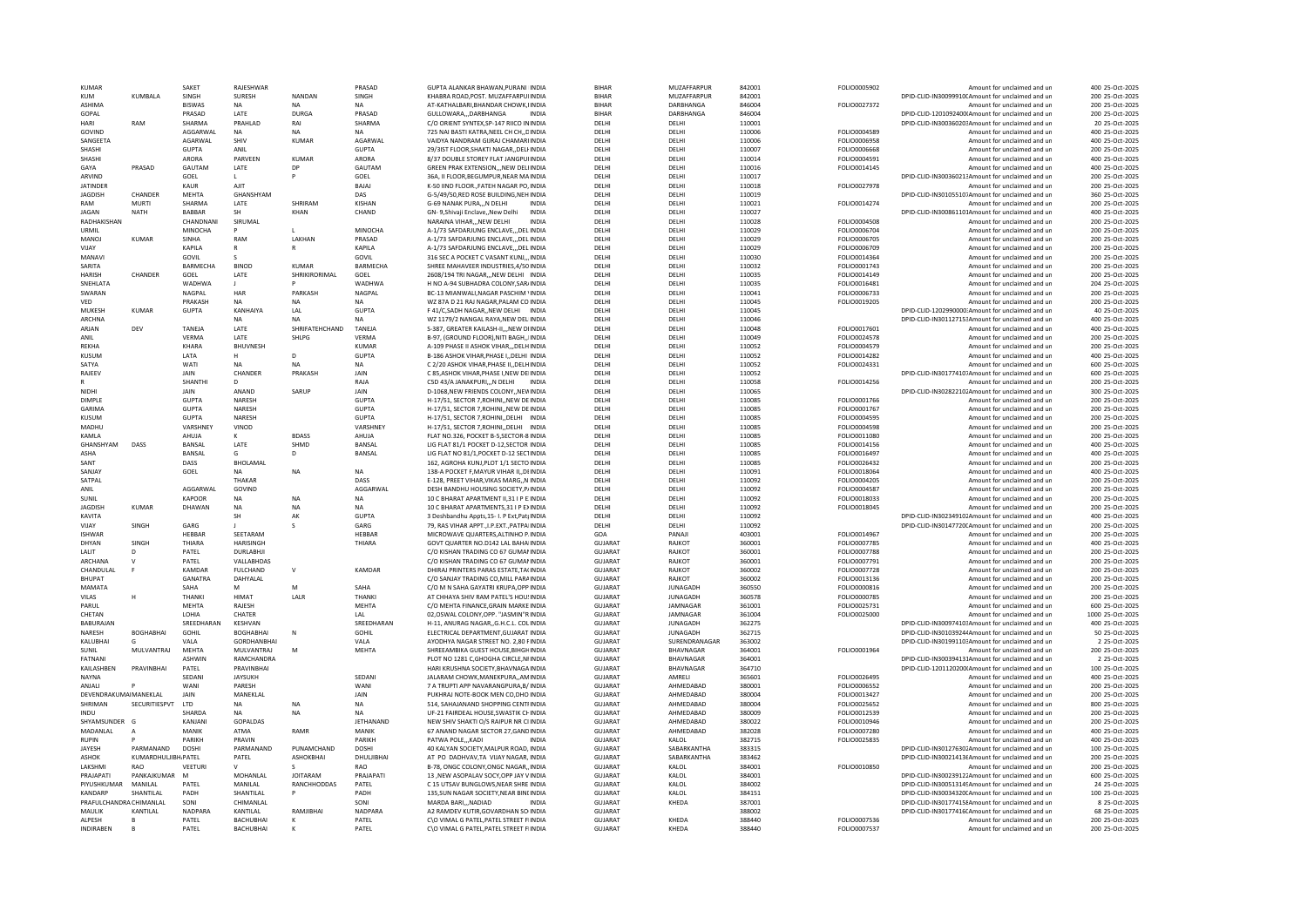| | | | | | | | | | | | | | | |
|---|---|---|---|---|---|---|---|---|---|---|---|---|---|---|
| KUMAR | | SAKET | RAJESHWAR | | PRASAD | GUPTA ALANKAR BHAWAN,PURANI INDIA | | BIHAR | MUZAFFARPUR | 842001 | FOLIO0005902 | Amount for unclaimed and un | 400 | 25-Oct-2025 |
| KUM | KUMBALA | SINGH | SURESH | NANDAN | SINGH | KHABRA ROAD,POST. MUZAFFARPUI INDIA | | BIHAR | MUZAFFARPUR | 842001 | DPID-CLID-IN30099910C | Amount for unclaimed and un | 200 | 25-Oct-2025 |
| ASHIMA | | BISWAS | NA | NA | NA | AT-KATHALBARI,BHANDAR CHOWK,I INDIA | | BIHAR | DARBHANGA | 846004 | FOLIO0027372 | Amount for unclaimed and un | 200 | 25-Oct-2025 |
| GOPAL | | PRASAD | LATE | DURGA | PRASAD | GULLOWARA,,,DARBHANGA | INDIA | BIHAR | DARBHANGA | 846004 | DPID-CLID-1201092400 | Amount for unclaimed and un | 200 | 25-Oct-2025 |
| HARI | RAM | SHARMA | PRAHLAD | RAI | SHARMA | C/O ORIENT SYNTEX,SP-147 RIICO IN INDIA | | DELHI | DELHI | 110001 | DPID-CLID-IN30036020 | Amount for unclaimed and un | 20 | 25-Oct-2025 |
| GOVIND | | AGGARWAL | NA | NA | NA | 725 NAI BASTI KATRA,NEEL CH CH,,D INDIA | | DELHI | DELHI | 110006 | FOLIO0004589 | Amount for unclaimed and un | 400 | 25-Oct-2025 |
| SANGEETA | | AGARWAL | SHIV | KUMAR | AGARWAL | VAIDYA NANDRAM GURAJ CHAMARI INDIA | | DELHI | DELHI | 110006 | FOLIO0006958 | Amount for unclaimed and un | 400 | 25-Oct-2025 |
| SHASHI | | GUPTA | ANIL | | GUPTA | 29/3IST FLOOR,SHAKTI NAGAR,,DELI INDIA | | DELHI | DELHI | 110007 | FOLIO0006668 | Amount for unclaimed and un | 200 | 25-Oct-2025 |
| SHASHI | | ARORA | PARVEEN | KUMAR | ARORA | 8/37 DOUBLE STOREY FLAT JANGPUI INDIA | | DELHI | DELHI | 110014 | FOLIO0004591 | Amount for unclaimed and un | 400 | 25-Oct-2025 |
| GAYA | PRASAD | GAUTAM | LATE | DP | GAUTAM | GREEN PRAK EXTENSION,,,NEW DELI INDIA | | DELHI | DELHI | 110016 | FOLIO0014145 | Amount for unclaimed and un | 400 | 25-Oct-2025 |
| ARVIND | | GOEL | L | P | GOEL | 36A, II FLOOR,BEGUMPUR,NEAR MA INDIA | | DELHI | DELHI | 110017 | DPID-CLID-IN30036021 | Amount for unclaimed and un | 200 | 25-Oct-2025 |
| JATINDER | | KAUR | AJIT | | BAJAJ | K-50 IIND FLOOR.,FATEH NAGAR PO, INDIA | | DELHI | DELHI | 110018 | FOLIO0027978 | Amount for unclaimed and un | 200 | 25-Oct-2025 |
| JAGDISH | CHANDER | MEHTA | GHANSHYAM | | DAS | G-5/49/50,RED ROSE BUILDING,NEH INDIA | | DELHI | DELHI | 110019 | DPID-CLID-IN30105510 | Amount for unclaimed and un | 360 | 25-Oct-2025 |
| RAM | MURTI | SHARMA | LATE | SHRIRAM | KISHAN | G-69 NANAK PURA,,,N DELHI | INDIA | DELHI | DELHI | 110021 | FOLIO0014274 | Amount for unclaimed and un | 200 | 25-Oct-2025 |
| JAGAN | NATH | BABBAR | SH | KHAN | CHAND | GN- 9,Shivaji Enclave,,New Delhi | INDIA | DELHI | DELHI | 110027 | DPID-CLID-IN30086110 | Amount for unclaimed and un | 400 | 25-Oct-2025 |
| RADHAKISHAN | | CHANDNANI | SIRUMAL | | | NARAINA VIHAR,,,NEW DELHI | INDIA | DELHI | DELHI | 110028 | FOLIO0004508 | Amount for unclaimed and un | 200 | 25-Oct-2025 |
| URMIL | | MINOCHA | P | L | MINOCHA | A-1/73 SAFDARJUNG ENCLAVE,,,DEL INDIA | | DELHI | DELHI | 110029 | FOLIO0006704 | Amount for unclaimed and un | 200 | 25-Oct-2025 |
| MANOJ | KUMAR | SINHA | RAM | LAKHAN | PRASAD | A-1/73 SAFDARJUNG ENCLAVE,,,DEL INDIA | | DELHI | DELHI | 110029 | FOLIO0006705 | Amount for unclaimed and un | 200 | 25-Oct-2025 |
| VIJAY | | KAPILA | R | R | KAPILA | A-1/73 SAFDARJUNG ENCLAVE,,,DEL INDIA | | DELHI | DELHI | 110029 | FOLIO0006709 | Amount for unclaimed and un | 200 | 25-Oct-2025 |
| MANAVI | | GOVIL | S | | GOVIL | 316 SEC A POCKET C VASANT KUNJ,,, INDIA | | DELHI | DELHI | 110030 | FOLIO0014364 | Amount for unclaimed and un | 200 | 25-Oct-2025 |
| SARITA | | BARMECHA | BINOD | KUMAR | BARMECHA | SHREE MAHAVEER INDUSTRIES,4/50 INDIA | | DELHI | DELHI | 110032 | FOLIO0001743 | Amount for unclaimed and un | 200 | 25-Oct-2025 |
| HARISH | CHANDER | GOEL | LATE | SHRIKIRORIMAL | GOEL | 2608/194 TRI NAGAR,,,NEW DELHI INDIA | | DELHI | DELHI | 110035 | FOLIO0014149 | Amount for unclaimed and un | 200 | 25-Oct-2025 |
| SNEHLATA | | WADHWA | J | P | WADHWA | H NO A-94 SUBHADRA COLONY,SAR INDIA | | DELHI | DELHI | 110035 | FOLIO0016481 | Amount for unclaimed and un | 204 | 25-Oct-2025 |
| SWARAN | | NAGPAL | HAR | PARKASH | NAGPAL | BC-13 MIANWALI,NAGAR PASCHIM V INDIA | | DELHI | DELHI | 110041 | FOLIO0006733 | Amount for unclaimed and un | 200 | 25-Oct-2025 |
| VED | | PRAKASH | NA | NA | NA | WZ 87A D 21 RAJ NAGAR,PALAM CO INDIA | | DELHI | DELHI | 110045 | FOLIO0019205 | Amount for unclaimed and un | 200 | 25-Oct-2025 |
| MUKESH | KUMAR | GUPTA | KANHAIYA | LAL | GUPTA | F 41/C,SADH NAGAR,,NEW DELHI | INDIA | DELHI | DELHI | 110045 | DPID-CLID-1202990000 | Amount for unclaimed and un | 40 | 25-Oct-2025 |
| ARCHNA | | | NA | NA | NA | WZ 1179/2 NANGAL RAYA,NEW DEL INDIA | | DELHI | DELHI | 110046 | DPID-CLID-IN30112715 | Amount for unclaimed and un | 400 | 25-Oct-2025 |
| ARJAN | DEV | TANEJA | LATE | SHRIFATEHCHAND | TANEJA | S-387, GREATER KAILASH II,,,NEW DI INDIA | | DELHI | DELHI | 110048 | FOLIO0017601 | Amount for unclaimed and un | 400 | 25-Oct-2025 |
| ANIL | | VERMA | LATE | SHLPG | VERMA | B-97, (GROUND FLOOR),NITI BAGH,,, INDIA | | DELHI | DELHI | 110049 | FOLIO0024578 | Amount for unclaimed and un | 200 | 25-Oct-2025 |
| REKHA | | KHARA | BHUVNESH | | KUMAR | A-109 PHASE II ASHOK VIHAR,,,DELH INDIA | | DELHI | DELHI | 110052 | FOLIO0004579 | Amount for unclaimed and un | 200 | 25-Oct-2025 |
| KUSUM | | LATA | H | D | GUPTA | B-186 ASHOK VIHAR,PHASE I,,DELHI INDIA | | DELHI | DELHI | 110052 | FOLIO0014282 | Amount for unclaimed and un | 400 | 25-Oct-2025 |
| SATYA | | WATI | NA | NA | NA | C 2/20 ASHOK VIHAR,PHASE II,,DELH INDIA | | DELHI | DELHI | 110052 | FOLIO0024331 | Amount for unclaimed and un | 600 | 25-Oct-2025 |
| RAJEEV | | JAIN | CHANDER | PRAKASH | JAIN | C 85,ASHOK VIHAR,PHASE I,NEW DE INDIA | | DELHI | DELHI | 110052 | DPID-CLID-IN30177410 | Amount for unclaimed and un | 600 | 25-Oct-2025 |
| R | | SHANTHI | D | | RAJA | C5D 43/A JANAKPURI,,,N DELHI | INDIA | DELHI | DELHI | 110058 | FOLIO0014256 | Amount for unclaimed and un | 200 | 25-Oct-2025 |
| NIDHI | | JAIN | ANAND | SARUP | JAIN | D-1068,NEW FRIENDS COLONY,,NEW INDIA | | DELHI | DELHI | 110065 | DPID-CLID-IN30282210 | Amount for unclaimed and un | 300 | 25-Oct-2025 |
| DIMPLE | | GUPTA | NARESH | | GUPTA | H-17/51, SECTOR 7,ROHINI,,NEW DE INDIA | | DELHI | DELHI | 110085 | FOLIO0001766 | Amount for unclaimed and un | 200 | 25-Oct-2025 |
| GARIMA | | GUPTA | NARESH | | GUPTA | H-17/51, SECTOR 7,ROHINI,,NEW DE INDIA | | DELHI | DELHI | 110085 | FOLIO0001767 | Amount for unclaimed and un | 200 | 25-Oct-2025 |
| KUSUM | | GUPTA | NARESH | | GUPTA | H-17/51, SECTOR 7,ROHINI,,DELHI | INDIA | DELHI | DELHI | 110085 | FOLIO0004595 | Amount for unclaimed and un | 200 | 25-Oct-2025 |
| MADHU | | VARSHNEY | VINOD | | VARSHNEY | H-17/51, SECTOR 7,ROHINI,,DELHI | INDIA | DELHI | DELHI | 110085 | FOLIO0004598 | Amount for unclaimed and un | 200 | 25-Oct-2025 |
| KAMLA | | AHUJA | K | BDASS | AHUJA | FLAT NO.326, POCKET B-5,SECTOR-8 INDIA | | DELHI | DELHI | 110085 | FOLIO0011080 | Amount for unclaimed and un | 200 | 25-Oct-2025 |
| GHANSHYAM | DASS | BANSAL | LATE | SHMD | BANSAL | LIG FLAT 81/1 POCKET D-12,SECTOR INDIA | | DELHI | DELHI | 110085 | FOLIO0014156 | Amount for unclaimed and un | 400 | 25-Oct-2025 |
| ASHA | | BANSAL | G | D | BANSAL | LIG FLAT NO 81/1,POCKET D-12 SECT INDIA | | DELHI | DELHI | 110085 | FOLIO0016497 | Amount for unclaimed and un | 400 | 25-Oct-2025 |
| SANT | | DASS | BHOLAMAL | | | 162, AGROHA KUNJ,PLOT 1/1 SECTO INDIA | | DELHI | DELHI | 110085 | FOLIO0026432 | Amount for unclaimed and un | 200 | 25-Oct-2025 |
| SANJAY | | GOEL | NA | NA | NA | 138-A POCKET F,MAYUR VIHAR II,,DI INDIA | | DELHI | DELHI | 110091 | FOLIO0018064 | Amount for unclaimed and un | 400 | 25-Oct-2025 |
| SATPAL | | | THAKAR | | DASS | E-128, PREET VIHAR,VIKAS MARG,,N INDIA | | DELHI | DELHI | 110092 | FOLIO0004205 | Amount for unclaimed and un | 200 | 25-Oct-2025 |
| ANIL | | AGGARWAL | GOVIND | | AGGARWAL | DESH BANDHU HOUSING SOCIETY,P INDIA | | DELHI | DELHI | 110092 | FOLIO0004587 | Amount for unclaimed and un | 200 | 25-Oct-2025 |
| SUNIL | | KAPOOR | NA | NA | NA | 10 C BHARAT APARTMENT II,31 I P E INDIA | | DELHI | DELHI | 110092 | FOLIO0018033 | Amount for unclaimed and un | 200 | 25-Oct-2025 |
| JAGDISH | KUMAR | DHAWAN | NA | NA | NA | 10 C BHARAT APARTMENTS,31 I P E) INDIA | | DELHI | DELHI | 110092 | FOLIO0018045 | Amount for unclaimed and un | 200 | 25-Oct-2025 |
| KAVITA | | | SH | AK | GUPTA | 3 Deshbandhu Appts,15- I. P Ext,Pat INDIA | | DELHI | DELHI | 110092 | DPID-CLID-IN30234910 | Amount for unclaimed and un | 400 | 25-Oct-2025 |
| VIJAY | SINGH | GARG | J | S | GARG | 79, RAS VIHAR APPT.,I.P.EXT.,PATPA INDIA | | DELHI | DELHI | 110092 | DPID-CLID-IN30147720 | Amount for unclaimed and un | 200 | 25-Oct-2025 |
| ISHWAR | | HEBBAR | SEETARAM | | HEBBAR | MICROWAVE QUARTERS,ALTINHO P INDIA | | GOA | PANAJI | 403001 | FOLIO0014967 | Amount for unclaimed and un | 200 | 25-Oct-2025 |
| DHYAN | SINGH | THIARA | HARISINGH | | THIARA | GOVT QUARTER NO.D142 LAL BAHA INDIA | | GUJARAT | RAJKOT | 360001 | FOLIO0007785 | Amount for unclaimed and un | 400 | 25-Oct-2025 |
| LALIT | D | PATEL | DURLABHJI | | | C/O KISHAN TRADING CO 67 GUMAI INDIA | | GUJARAT | RAJKOT | 360001 | FOLIO0007788 | Amount for unclaimed and un | 200 | 25-Oct-2025 |
| ARCHANA | V | PATEL | VALLABHDAS | | | C/O KISHAN TRADING CO 67 GUMAI INDIA | | GUJARAT | RAJKOT | 360001 | FOLIO0007791 | Amount for unclaimed and un | 200 | 25-Oct-2025 |
| CHANDULAL | F | KAMDAR | FULCHAND | V | KAMDAR | DHIRAJ PRINTERS PARAS ESTATE,TA INDIA | | GUJARAT | RAJKOT | 360002 | FOLIO0007728 | Amount for unclaimed and un | 200 | 25-Oct-2025 |
| BHUPAT | | GANATRA | DAHYALAL | | | C/O SANJAY TRADING CO,MILL PARA INDIA | | GUJARAT | RAJKOT | 360002 | FOLIO0013136 | Amount for unclaimed and un | 200 | 25-Oct-2025 |
| MAMATA | | SAHA | M | M | SAHA | C/O M N SAHA GAYATRI KRUPA,OPP INDIA | | GUJARAT | JUNAGADH | 360550 | FOLIO0000816 | Amount for unclaimed and un | 200 | 25-Oct-2025 |
| VILAS | H | THANKI | HIMAT | LALR | THANKI | AT CHHAYA SHIV RAM PATEL'S HOU INDIA | | GUJARAT | JUNAGADH | 360578 | FOLIO0000785 | Amount for unclaimed and un | 200 | 25-Oct-2025 |
| PARUL | | MEHTA | RAJESH | | MEHTA | C/O MEHTA FINANCE,GRAIN MARKE INDIA | | GUJARAT | JAMNAGAR | 361001 | FOLIO0025731 | Amount for unclaimed and un | 600 | 25-Oct-2025 |
| CHETAN | | LOHIA | CHATER | | LAL | 02,OSWAL COLONY,OPP. "JASMIN"R INDIA | | GUJARAT | JAMNAGAR | 361004 | FOLIO0025000 | Amount for unclaimed and un | 1000 | 25-Oct-2025 |
| BABURAJAN | | SREEDHARAN | KESHVAN | | SREEDHARAN | H-11, ANURAG NAGAR,,G.H.C.L. COL INDIA | | GUJARAT | JUNAGADH | 362275 | DPID-CLID-IN30097410 | Amount for unclaimed and un | 400 | 25-Oct-2025 |
| NARESH | BOGHABHAI | GOHIL | BOGHABHAI | N | GOHIL | ELECTRICAL DEPARTMENT,GUJARAT INDIA | | GUJARAT | JUNAGADH | 362715 | DPID-CLID-IN30103924 | Amount for unclaimed and un | 50 | 25-Oct-2025 |
| KALUBHAI | G | VALA | GORDHANBHAI | | VALA | AYODHYA NAGAR STREET NO. 2,80 F INDIA | | GUJARAT | SURENDRANAGAR | 363002 | DPID-CLID-IN30199110 | Amount for unclaimed and un | 2 | 25-Oct-2025 |
| SUNIL | MULVANTRAJ | MEHTA | MULVANTRAJ | M | MEHTA | SHREEAMBIKA GUEST HOUSE,BHGH INDIA | | GUJARAT | BHAVNAGAR | 364001 | FOLIO0001964 | Amount for unclaimed and un | 200 | 25-Oct-2025 |
| FATNANI | | ASHWIN | RAMCHANDRA | | | PLOT NO 1281 C,GHOGHA CIRCLE,NI INDIA | | GUJARAT | BHAVNAGAR | 364001 | DPID-CLID-IN30039413 | Amount for unclaimed and un | 2 | 25-Oct-2025 |
| KAILASHBEN | PRAVINBHAI | PATEL | PRAVINBHAI | | | HARI KRUSHNA SOCIETY,BHAVNAGA INDIA | | GUJARAT | BHAVNAGAR | 364710 | DPID-CLID-1201120200 | Amount for unclaimed and un | 100 | 25-Oct-2025 |
| NAYNA | | SEDANI | JAYSUKH | | SEDANI | JALARAM CHOWK,MANEKPURA,,AM INDIA | | GUJARAT | AMRELI | 365601 | FOLIO0026495 | Amount for unclaimed and un | 400 | 25-Oct-2025 |
| ANJALI | P | WANI | PARESH | | WANI | 7 A TRUPTI APP NAVARANGPURA,B/ INDIA | | GUJARAT | AHMEDABAD | 380001 | FOLIO0006552 | Amount for unclaimed and un | 200 | 25-Oct-2025 |
| DEVENDRAKUMA MANEKLAL | | JAIN | MANEKLAL | | JAIN | PUKHRAJ NOTE-BOOK MEN CO,DHO INDIA | | GUJARAT | AHMEDABAD | 380004 | FOLIO0013427 | Amount for unclaimed and un | 200 | 25-Oct-2025 |
| SHRIMAN | SECURITIESPVT | LTD | NA | NA | NA | 514, SAHAJANAND SHOPPING CENT INDIA | | GUJARAT | AHMEDABAD | 380004 | FOLIO0025652 | Amount for unclaimed and un | 800 | 25-Oct-2025 |
| INDU | | SHARDA | NA | NA | NA | UF-21 FAIRDEAL HOUSE,SWASTIK CI INDIA | | GUJARAT | AHMEDABAD | 380009 | FOLIO0012539 | Amount for unclaimed and un | 200 | 25-Oct-2025 |
| SHYAMSUNDER | G | KANJANI | GOPALDAS | | JETHANAND | NEW SHIV SHAKTI O/S RAIPUR NR CI INDIA | | GUJARAT | AHMEDABAD | 380022 | FOLIO0010946 | Amount for unclaimed and un | 200 | 25-Oct-2025 |
| MADANLAL | A | MANIK | ATMA | RAMR | MANIK | 67 ANAND NAGAR SECTOR 27,GAND INDIA | | GUJARAT | AHMEDABAD | 382028 | FOLIO0007280 | Amount for unclaimed and un | 400 | 25-Oct-2025 |
| RUPIN | P | PARIKH | PRAVIN | | PARIKH | PATWA POLE,,,KADI | INDIA | GUJARAT | KALOL | 382715 | FOLIO0025835 | Amount for unclaimed and un | 400 | 25-Oct-2025 |
| JAYESH | PARMANAND | DOSHI | PARMANAND | PUNAMCHAND | DOSHI | 40 KALYAN SOCIETY,MALPUR ROAD, INDIA | | GUJARAT | SABARKANTHA | 383315 | DPID-CLID-IN30127630 | Amount for unclaimed and un | 100 | 25-Oct-2025 |
| ASHOK | KUMARDHULJIBH PATEL | | PATEL | ASHOKBHAI | DHULJIBHAI | AT PO DADHVAV,TA VIJAY NAGAR, INDIA | | GUJARAT | SABARKANTHA | 383462 | DPID-CLID-IN30021413 | Amount for unclaimed and un | 200 | 25-Oct-2025 |
| LAKSHMI | RAO | VEETURI | V | S | RAO | B-78, ONGC COLONY,ONGC NAGAR,, INDIA | | GUJARAT | KALOL | 384001 | FOLIO0010850 | Amount for unclaimed and un | 200 | 25-Oct-2025 |
| PRAJAPATI | PANKAJKUMAR | M | MOHANLAL | JOITARAM | PRAJAPATI | 13 ,NEW ASOPALAV SOCY,OPP JAY V INDIA | | GUJARAT | KALOL | 384001 | DPID-CLID-IN30023912 | Amount for unclaimed and un | 600 | 25-Oct-2025 |
| PIYUSHKUMAR | MANILAL | PATEL | MANILAL | RANCHHODDAS | PATEL | C 15 UTSAV BUNGLOWS,NEAR SHRE INDIA | | GUJARAT | KALOL | 384002 | DPID-CLID-IN30051314 | Amount for unclaimed and un | 24 | 25-Oct-2025 |
| KANDARP | SHANTILAL | PADH | SHANTILAL | P | PADH | 135,SUN NAGAR SOCIETY,NEAR BINI INDIA | | GUJARAT | KALOL | 384151 | DPID-CLID-IN30034320 | Amount for unclaimed and un | 100 | 25-Oct-2025 |
| PRAFULCHANDRA CHIMANLAL | | SONI | CHIMANLAL | | SONI | MARDA BARI,,,NADIAD | INDIA | GUJARAT | KHEDA | 387001 | DPID-CLID-IN30177415 | Amount for unclaimed and un | 8 | 25-Oct-2025 |
| MAULIK | KANTILAL | NADPARA | KANTILAL | RAMJIBHAI | NADPARA | A2 RAMDEV KUTIR,GOVARDHAN SO INDIA | | GUJARAT | | 388002 | DPID-CLID-IN30177416 | Amount for unclaimed and un | 68 | 25-Oct-2025 |
| ALPESH | B | PATEL | BACHUBHAI | K | PATEL | C\O VIMAL G PATEL,PATEL STREET F INDIA | | GUJARAT | KHEDA | 388440 | FOLIO0007536 | Amount for unclaimed and un | 200 | 25-Oct-2025 |
| INDIRABEN | B | PATEL | BACHUBHAI | K | PATEL | C\O VIMAL G PATEL,PATEL STREET F INDIA | | GUJARAT | KHEDA | 388440 | FOLIO0007537 | Amount for unclaimed and un | 200 | 25-Oct-2025 |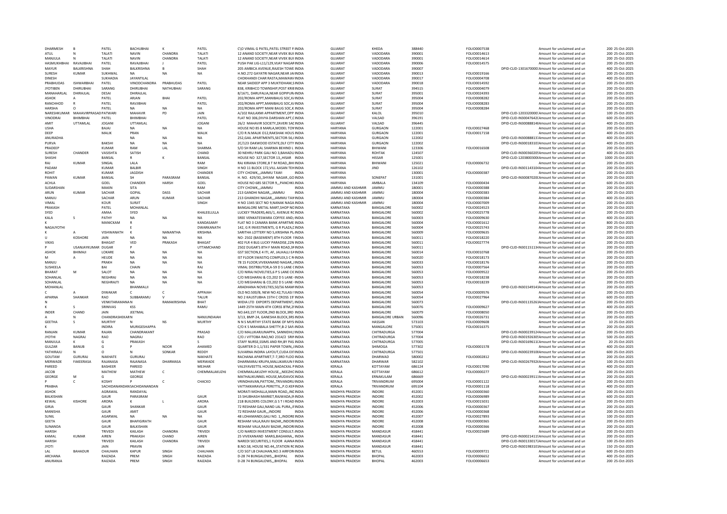| | | | | | | | | | | | | | | | |
|---|---|---|---|---|---|---|---|---|---|---|---|---|---|---|---|
| DHARMESH | B | PATEL | BACHUBHAI | K | PATEL | C\O VIMAL G PATEL,PATEL STREET F INDIA | GUJARAT | KHEDA | 388440 | FOLIO0007538 | | Amount for unclaimed and un | 200 | 25-Oct-2025 |
| ATUL | N | TALATI | NAVIN | CHANDRA | TALATI | 12 ANAND SOCIETY,NEAR VIVEK BUI INDIA | GUJARAT | VADODARA | 390001 | FOLIO0014613 | | Amount for unclaimed and un | 200 | 25-Oct-2025 |
| MANJULA | N | TALATI | NAVIN | CHANDRA | TALATI | 12 ANAND SOCIETY,NEAR VIVEK BUI INDIA | GUJARAT | VADODARA | 390001 | FOLIO0014614 | | Amount for unclaimed and un | 200 | 25-Oct-2025 |
| HASMUKHBHAI | RAVAJIBHAI | PATEL | RAVAJIBHAI | J | PATEL | PUSH PAK LIG-L11/129,VIJAY NAGAR INDIA | GUJARAT | VADODARA | 390006 | FOLIO0014575 | | Amount for unclaimed and un | 200 | 25-Oct-2025 |
| MAYUR | BALKRISHNA | SHAH | BALKRISHNA | B | SHAH | 205 AMBICA AVENUE,RAJESH TOWE INDIA | GUJARAT | VADODARA | 390007 | | DPID-CLID-1301670000 | Amount for unclaimed and un | 400 | 25-Oct-2025 |
| SURESH | KUMAR | SUKHWAL | NA | NA | NA | H.NO.272 GAYATRI NAGAR,NEAR JAI INDIA | GUJARAT | VADODARA | 390013 | FOLIO0019166 | | Amount for unclaimed and un | 200 | 25-Oct-2025 |
| DINESH | | SUKHADIA | JAYANTILAL | | | CHOKHANDI CHAR RASTA,MAWAWA INDIA | GUJARAT | VADODARA | 390017 | FOLIO0004708 | | Amount for unclaimed and un | 400 | 25-Oct-2025 |
| PRABHUDAS | ISHWARBHAI | PATEL | VINODCHANDRA | PRABHUDAS | PATEL | NEAR SAIDEEP APP 3 MUKTIDHAM,S INDIA | GUJARAT | VADODARA | 390018 | FOLIO0014592 | | Amount for unclaimed and un | 200 | 25-Oct-2025 |
| JYOTIBEN | DHIRUBHAI | SARANG | DHIRUBHAI | NATHUBHAI | SARANG | 838, KRIBHCO TOWNSHIP,POST KRIB INDIA | GUJARAT | SURAT | 394515 | FOLIO0004079 | | Amount for unclaimed and un | 200 | 25-Oct-2025 |
| MANAHARLAL | DHIRAJLAL | DESAI | DHIRAJLAL | | | 8/1671, DARUFALIA,NEAR GOPIPUR INDIA | GUJARAT | SURAT | 395001 | FOLIO0024393 | | Amount for unclaimed and un | 200 | 25-Oct-2025 |
| ASHOK | A | PATEL | ARJAN | BHAI | PATEL | 202/ROMA APPT,MANIBAUG SOC,K INDIA | GUJARAT | SURAT | 395004 | FOLIO0008282 | | Amount for unclaimed and un | 200 | 25-Oct-2025 |
| RANCHHOD | R | PATEL | RAVJIBHAI | | PATEL | 202/ROMA APPT,MANIBAUG SOC,K INDIA | GUJARAT | SURAT | 395004 | FOLIO0008283 | | Amount for unclaimed and un | 200 | 25-Oct-2025 |
| HARSHA | O | PATEL | NA | NA | NA | 202/ROMA APPT MANI BAUG SOC,K INDIA | GUJARAT | SURAT | 395004 | FOLIO0008284 | | Amount for unclaimed and un | 200 | 25-Oct-2025 |
| NARESHKUMAR | MAHAVIRPRASAD | PATWARI | MAHAVIR | PD | JAIN | A/102 RAJLAXMI APPARTMENT,OPP INDIA | GUJARAT | KALOL | 395010 | | DPID-CLID-1203320000 | Amount for unclaimed and un | 100 | 25-Oct-2025 |
| VINODRAI | BHIMBHAI | PATEL | BHIMBHAI | | PATEL | FLAT NO 306,DIVYA DARSHAN APT,C INDIA | GUJARAT | VALSAD | 396191 | | DPID-CLID-IN30047642C | Amount for unclaimed and un | 600 | 25-Oct-2025 |
| AMIT | UTTAMLAL | JOGANI | UTTAMLAL | | JOGANI | 26/2 MAHAVIR SOCIETY,ZAVERI SAD INDIA | GUJARAT | VALSAD | 396445 | | DPID-CLID-IN30088814 | Amount for unclaimed and un | 400 | 25-Oct-2025 |
| USHA | | BAJAJ | NA | NA | NA | HOUSE NO 85 8 MARLA,MODEL TOW INDIA | HARYANA | GURGAON | 122001 | FOLIO0027468 | | Amount for unclaimed and un | 200 | 25-Oct-2025 |
| DEEP | | MALIK | PRAN | | MALIK | C/O R.N.MALIK O12,RAKSHAK HOUS INDIA | HARYANA | GURGAON | 122001 | FOLIO0017158 | | Amount for unclaimed and un | 400 | 25-Oct-2025 |
| ANURADHA | | | NA | NA | NA | 252,GAIL APARTMENTS,SECTOR-56,( INDIA | HARYANA | GURGAON | 122002 | | DPID-CLID-IN30088813 | Amount for unclaimed and un | 400 | 25-Oct-2025 |
| PURVA | | BAKSHI | NA | NA | NA | 2C/123 OAKWOOD ESTATE,DLF CITY INDIA | HARYANA | GURGAON | 122002 | | DPID-CLID-IN30018310 | Amount for unclaimed and un | 400 | 25-Oct-2025 |
| PRADEEP | | KUMAR | RAM | LAL | SHARMA | S/O SH RAM LAL SHARMA BEHIND L INDIA | HARYANA | BHIWANI | 123306 | FOLIO0016508 | | Amount for unclaimed and un | 200 | 25-Oct-2025 |
| SURESH | CHANDER | VASISHTA | SATISH | | CHAND | 30 NEHRU PARK GALI NO 3,BAHADU INDIA | HARYANA | ROHTAK | 124507 | | DPID-CLID-IN30036020 | Amount for unclaimed and un | 400 | 25-Oct-2025 |
| SHASHI | | BANSAL | R | K | BANSAL | HOUSE NO 327,SECTOR 13,,HISAR INDIA | HARYANA | HISSAR | 125001 | | DPID-CLID-1203800300 | Amount for unclaimed and un | 1000 | 25-Oct-2025 |
| RAJ | KUMAR | SINGAL | LALA | | RAM | RAJ KIRANA STORE,B T M ROAD,,BHI INDIA | HARYANA | BHIWANI | 125021 | FOLIO0006732 | | Amount for unclaimed and un | 200 | 25-Oct-2025 |
| PADAM | | KUMAR | BALBIR | | SINGH | H NO 11 BLOCK 172,VILL AASAN TEH INDIA | HARYANA | JIND | 126102 | | DPID-CLID-IN30114310 | Amount for unclaimed and un | 200 | 25-Oct-2025 |
| ROHIT | | KUMAR | JAGDISH | | CHANDER | CITY CHOWK,,,JAMMU TAWI INDIA | HARYANA | | 130001 | FOLIO0000387 | | Amount for unclaimed and un | 200 | 25-Oct-2025 |
| PAWAN | KUMAR | BANSAL | SH | PARASRAM | BANSAL | H. NO. 429/30,,SHYAM NAGAR,,GO INDIA | HARYANA | SONEPAT | 131001 | | DPID-CLID-IN30087020 | Amount for unclaimed and un | 200 | 25-Oct-2025 |
| ACHLA | | GOEL | CHANDER | HARSH | GOEL | HOUSE NO 685 SECTOR 9,,,PANCHKU INDIA | HARYANA | AMBALA | 134109 | FOLIO0000434 | | Amount for unclaimed and un | 600 | 25-Oct-2025 |
| SUDARSHAN | | MAKIN | SITA | | RAM | CITY CHOWK,,,JAMMU INDIA | JAMMU AND KASHMIR | JAMMU | 180001 | FOLIO0000388 | | Amount for unclaimed and un | 200 | 25-Oct-2025 |
| ARUN | KUMAR | SACHAR | GOPAL | DASS | SACHAR | 213 GANDHI NAGAR,,,JAMMU INDIA | JAMMU AND KASHMIR | JAMMU | 180004 | FOLIO0000383 | | Amount for unclaimed and un | 200 | 25-Oct-2025 |
| MANJU | | SACHAR | ARUN | KUMAR | SACHAR | 213 GHANDHI NAGAR,,,JAMMU TAW INDIA | JAMMU AND KASHMIR | JAMMU | 180004 | FOLIO0000384 | | Amount for unclaimed and un | 400 | 25-Oct-2025 |
| VIMAL | | KOUR | SURJIT | | SINGH | H NO 1345 SECT NO 9,NANAK NAGA INDIA | JAMMU AND KASHMIR | JAMMU | 180004 | FOLIO0007009 | | Amount for unclaimed and un | 200 | 25-Oct-2025 |
| PRAKASH | | PATEL | MOHANLAL | | | BANGALORE METAL MART,SHOP NO INDIA | KARNATAKA | BANGALORE | 560002 | FOLIO0024523 | | Amount for unclaimed and un | 200 | 25-Oct-2025 |
| SYED | | AMAA | SYED | | KHALEELULLA | LUCKEY TRADERS,465/1, AVENUE RC INDIA | KARNATAKA | BANGALORE | 560002 | FOLIO0025778 | | Amount for unclaimed and un | 200 | 25-Oct-2025 |
| KALA | S | PATHY | NA | NA | NA | SREE VENKATESWARA COFFEE AND INDIA | KARNATAKA | BANGALORE | 560003 | FOLIO0009630 | | Amount for unclaimed and un | 400 | 25-Oct-2025 |
| K | | MANICKAM | R | | KANDASAMY | FLAT NO 3 CANARA BANK APARTME INDIA | KARNATAKA | BANGALORE | 560004 | FOLIO0001612 | | Amount for unclaimed and un | 800 | 25-Oct-2025 |
| NAGAJYOTHI | | | E | | DWARKANATH | 142, G R INVESTMENTS, G R PLAZA,C INDIA | KARNATAKA | BANGALORE | 560004 | FOLIO0025743 | | Amount for unclaimed and un | 200 | 25-Oct-2025 |
| K | A | VISHWANATH | K | NANANTHA | KRISHNA | SARITHA LOTTERY NO 5,KRISHNA PL INDIA | KARNATAKA | BANGALORE | 560009 | FOLIO0009635 | | Amount for unclaimed and un | 200 | 25-Oct-2025 |
| U | KOSHORE | JAIN | NA | NA | NA | NO- 2502 (BASEMENT) 8TH FLOOR I INDIA | KARNATAKA | BANGALORE | 560011 | FOLIO0018220 | | Amount for unclaimed and un | 200 | 25-Oct-2025 |
| VIKAS | | BHAGAT | VED | PRAKASH | BHAGAT | 402 FLR 4 BLG LUCKY PARADISE,22N INDIA | KARNATAKA | BANGALORE | 560011 | FOLIO0027774 | | Amount for unclaimed and un | 200 | 25-Oct-2025 |
| P | USANJAYKUMAR | DUGAR | P | | UTTAMCHAND | 2502 DUGAR'S 8TH F MAIN ROAD,3F INDIA | KARNATAKA | BANGALORE | 560011 | | DPID-CLID-IN30115113 | Amount for unclaimed and un | 200 | 25-Oct-2025 |
| ASHOK | BHIMAJI | LOKARE | NA | NA | NA | GST SECTION,E 4 ITI, AF, JALHALLI E INDIA | KARNATAKA | BANGALORE | 560014 | FOLIO0010768 | | Amount for unclaimed and un | 200 | 25-Oct-2025 |
| M | A | HEUDE | NA | NA | NA | IST FLOOR SWASTIQ COMPLEX,5 C R INDIA | KARNATAKA | BANGALORE | 560020 | FOLIO0018173 | | Amount for unclaimed and un | 200 | 25-Oct-2025 |
| MANJU | | PRAKH | NA | NA | NA | 78 1S FLOOR,VIVEKANAND NAGAR,,I INDIA | KARNATAKA | BANGALORE | 560033 | FOLIO0018176 | | Amount for unclaimed and un | 200 | 25-Oct-2025 |
| SUSHEELA | | BAI | CHAIN | | RAJ | VIMAL DISTRBUTOR,A-59 D S LANE C INDIA | KARNATAKA | BANGALORE | 560053 | FOLIO0007564 | | Amount for unclaimed and un | 200 | 25-Oct-2025 |
| BHARAT | M | SALOT | NA | NA | NA | C/O NIRAJ NOVELTIES,6 P S LANE CIC INDIA | KARNATAKA | BANGALORE | 560053 | FOLIO0009522 | | Amount for unclaimed and un | 200 | 25-Oct-2025 |
| SOHANLAL | | NEGHRAJ | NA | NA | NA | C/O MEGHARAJ & CO,202 D S LANE ( INDIA | KARNATAKA | BANGALORE | 560053 | FOLIO0018238 | | Amount for unclaimed and un | 200 | 25-Oct-2025 |
| SOHANLAL | | NEGHRAJTI | NA | NA | NA | C/O MEGHARAJ & CO,202 D S LANE ( INDIA | KARNATAKA | BANGALORE | 560053 | FOLIO0018239 | | Amount for unclaimed and un | 200 | 25-Oct-2025 |
| MOHANLAL | | | BHANMALJI | | | ARADHANA NOVELTIES,50/56 MAMI INDIA | KARNATAKA | BANGALORE | 560053 | | DPID-CLID-IN30154914 | Amount for unclaimed and un | 200 | 25-Oct-2025 |
| C | A | DIWAKAR | C | C | APPAIAH | OLD NO.500/B, NEW NO.42,TULASI I INDIA | KARNATAKA | BANGALORE | 560054 | FOLIO0009576 | | Amount for unclaimed and un | 200 | 25-Oct-2025 |
| APARNA | SHANKAR | RAO | SUBBARAMU | V | TALUR | NO 2 KAUSTUBHA 15TH C CROSS 1S INDIA | KARNATAKA | BANGALORE | 560054 | FOLIO0027964 | | Amount for unclaimed and un | 600 | 25-Oct-2025 |
| N | | VENKITARAMANA | N | RAMAKRISHNA | BHAT | WIDIA LTD EXPORTS DEPARTMENT, INDIA | KARNATAKA | BANGALORE | 560073 | | DPID-CLID-IN30113526 | Amount for unclaimed and un | 200 | 25-Oct-2025 |
| K | S | SRINIVAS | KSS | | RAMU | 1449 25TH MAIN 4TH CORSS BTM,2N INDIA | KARNATAKA | BANGALORE | 560076 | FOLIO0009627 | | Amount for unclaimed and un | 400 | 25-Oct-2025 |
| INDER | CHAND | JAIN | JEETMAL | | | NO.643,1ST FLOOR,2ND BLOCK,3RD INDIA | KARNATAKA | BANGALORE | 560079 | FOLIO0008050 | | Amount for unclaimed and un | 200 | 25-Oct-2025 |
| A | N | CHANDRASHEKAR | N | | NANJUNDAIAH | 3/13, BMP-24, GANESHA BLOCK,3RS INDIA | KARNATAKA | BANGALORE URBAN | 560096 | FOLIO0026731 | | Amount for unclaimed and un | 200 | 25-Oct-2025 |
| GEETHA | S | MURTHY | N | NS | MURTHY | N N S MURTHY STATE BANK OF MYS INDIA | KARNATAKA | HASSAN | 573103 | FOLIO0009608 | | Amount for unclaimed and un | 10 | 25-Oct-2025 |
| K | | INDIRA | MURIGESHAPPA | | | C/O K S MAHABALA SHETTY,B-2 SAF INDIA | KARNATAKA | MANGALORE | 575001 | FOLIO0016375 | | Amount for unclaimed and un | 200 | 25-Oct-2025 |
| RANJAN | KUMAR | RAJAN | CHANDRAKANT | | PRASAD | C/O MALLIKARJUNAPPA, SANNIDHI, INDIA | KARNATAKA | CHITRADURGA | 577004 | | DPID-CLID-IN30023912 | Amount for unclaimed and un | 200 | 25-Oct-2025 |
| JYOTHI | NAGRAJ | RAO | NAGRAJ | | RAO | C/O J VITTOBA RAO,NO 2314/2 SRIN INDIA | KARNATAKA | CHITRADURGA | 577004 | | DPID-CLID-IN30192630 | Amount for unclaimed and un | 500 | 25-Oct-2025 |
| MANJULA | K | G | PRAKASH | | S | STAFF NURSE,SSIMS AND RH,BY PAS INDIA | KARNATAKA | CHITRADURGA | 577005 | | DPID-CLID-IN30169611 | Amount for unclaimed and un | 20 | 25-Oct-2025 |
| GULZAR | BANUB | G | P | NOOR | AHAMED | QUARTER D-1,1/331 PAPER TOWN,,B INDIA | KARNATAKA | SHIMOGA | 577302 | FOLIO0001578 | | Amount for unclaimed and un | 400 | 25-Oct-2025 |
| YATHIRAJU | N | O | N | SONKAR | REDDY | SUVARNA INDIRA LAYOUT,CUDA EXT INDIA | KARNATAKA | CHITRADURGA | 577501 | | DPID-CLID-IN30023910 | Amount for unclaimed and un | 600 | 25-Oct-2025 |
| GOUTAM | GURURAJ | NAKHATE | GURURAJ | | NAKHATE | RACHANA APARTMET,T-7,3RD FLOO INDIA | KARNATAKA | DHARWAD | 580002 | FOLIO0002812 | | Amount for unclaimed and un | 200 | 25-Oct-2025 |
| MERWADE | FAKEERASA | RAJANASA | RAJANASA | DHARMASA | MERWADE | DHARMARAJ KRUPA,MALLIKARJUN I INDIA | KARNATAKA | DHARWAR | 582102 | | DPID-CLID-IN30267932 | Amount for unclaimed and un | 100 | 25-Oct-2025 |
| PAREED | | BASHEER | PAREED | | MEJHAR | VALSYAVEETTIL HOUSE,NADACKAL P INDIA | KERALA | KOTTAYAM | 686124 | FOLIO0017090 | | Amount for unclaimed and un | 400 | 25-Oct-2025 |
| JACOB | | MATHEW | MATHEW | C | CHEMMALAKUZHY | CHEMMALAKUZHY HOUSE,,,NEEZHC INDIA | KERALA | KOTTAYAM | 686612 | FOLIO0000277 | | Amount for unclaimed and un | 200 | 25-Oct-2025 |
| GEORGE | M | G | GEORGE | | | MATHALIKUNNEL HOUSE,MUDAVOO INDIA | KERALA | ERNAKULAM | 686669 | | DPID-CLID-IN30023911 | Amount for unclaimed and un | 200 | 25-Oct-2025 |
| P | C | KOSHY | P | C | CHACKO | VRINDHAVAN,PATTOM,,TRIVANDRU INDIA | KERALA | TRIVANDRUM | 695004 | FOLIO0001122 | | Amount for unclaimed and un | 200 | 25-Oct-2025 |
| PRABHA | | SACHIDANANDAN | SACHIDANANDAN | | | VATTAKKARAVILA PERETTIL,,P.O.KEF INDIA | KERALA | TRIVANDRUM | 695104 | FOLIO0001118 | | Amount for unclaimed and un | 400 | 25-Oct-2025 |
| ASHOK | | AGRAWAL | RANDAYAL | | | MORATI MOHALLA,MAIN ROAD,,INE INDIA | MADHYA PRADESH | INDORE | 452001 | FOLIO0000360 | | Amount for unclaimed and un | 200 | 25-Oct-2025 |
| BALKISHAN | | GAUR | PARASRAM | | GAUR | 15 SHUBHASH MARKET,RAJWADA,IN INDIA | MADHYA PRADESH | INDORE | 452002 | FOLIO0006989 | | Amount for unclaimed and un | 600 | 25-Oct-2025 |
| KEWAL | KISHORE | ARORA | K | L | ARORA | 21B BUILDERS COLONY,G S T I ROAD INDIA | MADHYA PRADESH | INDORE | 452003 | FOLIO0015031 | | Amount for unclaimed and un | 200 | 25-Oct-2025 |
| GIRJA | | GAUR | SHANKAR | | GAUR | 72 RESHAM GALI,NAND LAL PURA,,IM INDIA | MADHYA PRADESH | INDORE | 452006 | FOLIO0000367 | | Amount for unclaimed and un | 200 | 25-Oct-2025 |
| MANISHA | | GAUR | AMIT | | GAUR | 72 RESHAM GAUR,,,INDORE INDIA | MADHYA PRADESH | INDORE | 452006 | FOLIO0000368 | | Amount for unclaimed and un | 200 | 25-Oct-2025 |
| SUNIL | | AGARWAL | NA | NA | NA | 48 LOHAMANDI,GALI NO. 1,,INDORE INDIA | MADHYA PRADESH | INDORE | 452007 | FOLIO0027893 | | Amount for unclaimed and un | 100 | 25-Oct-2025 |
| GEETA | | GAUR | BHAFIGIRATH | | GAUR | RESHAM VALA,RAJIV BAZAR,,INDORI INDIA | MADHYA PRADESH | INDORE | 452008 | FOLIO0000365 | | Amount for unclaimed and un | 200 | 25-Oct-2025 |
| SUNANDA | | GAUR | BALKISHAN | | GAUR | RESHAM VALA,RAJIV BAZAR,,INDORI INDIA | MADHYA PRADESH | INDORE | 452008 | FOLIO0000366 | | Amount for unclaimed and un | 200 | 25-Oct-2025 |
| HARISH | | TRIVEDI | KAILASH | CHANDRA | TRIVEDI | C/O NAREDI INVESTMENT CONSULT/ INDIA | MADHYA PRADESH | MANDASUR | 458441 | FOLIO0025689 | | Amount for unclaimed and un | 200 | 25-Oct-2025 |
| KAMAL | KUMAR | AIREN | PRAKASH | CHAND | AIREN | 25 VIVEKANAND MARG,BAGHANA,, INDIA | MADHYA PRADESH | MANDASUR | 458441 | | DPID-CLID-IN30021411 | Amount for unclaimed and un | 200 | 25-Oct-2025 |
| HARISH | | TRIVEDI | KAILASH | CHANDRA | TRIVEDI | NAREDI SECURITIES,1 FLOOR AJANA INDIA | MADHYA PRADESH | MANDASUR | 458441 | | DPID-CLID-IN30133017 | Amount for unclaimed and un | 100 | 25-Oct-2025 |
| JYOTI | | JAIN | PRAVIN | | JAIN | B.NO.58, HOUSE NO.44,,STATION RC INDIA | MADHYA PRADESH | MANDASUR | 458441 | | DPID-CLID-IN30198310 | Amount for unclaimed and un | 150 | 25-Oct-2025 |
| LAL | BAHADUR | CHAUHAN | KAPUR | SINGH | CHAUHAN | C/O SGT LB CHAUHAN,NO.3 AIRFOR INDIA | MADHYA PRADESH | BETUL | 460553 | FOLIO0009721 | | Amount for unclaimed and un | 600 | 25-Oct-2025 |
| ARCHANA | | RAIZADA | PREM | SINGH | RAIZADA | D-28 74 BUNGALOWS,,,BHOPAL INDIA | MADHYA PRADESH | BHOPAL | 462003 | FOLIO0006652 | | Amount for unclaimed and un | 400 | 25-Oct-2025 |
| ANURANJA | | RAIZADA | PREM | SINGH | RAIZADA | D-28 74 BUNGALOWS,,,BHOPAL INDIA | MADHYA PRADESH | BHOPAL | 462003 | FOLIO0006653 | | Amount for unclaimed and un | 200 | 25-Oct-2025 |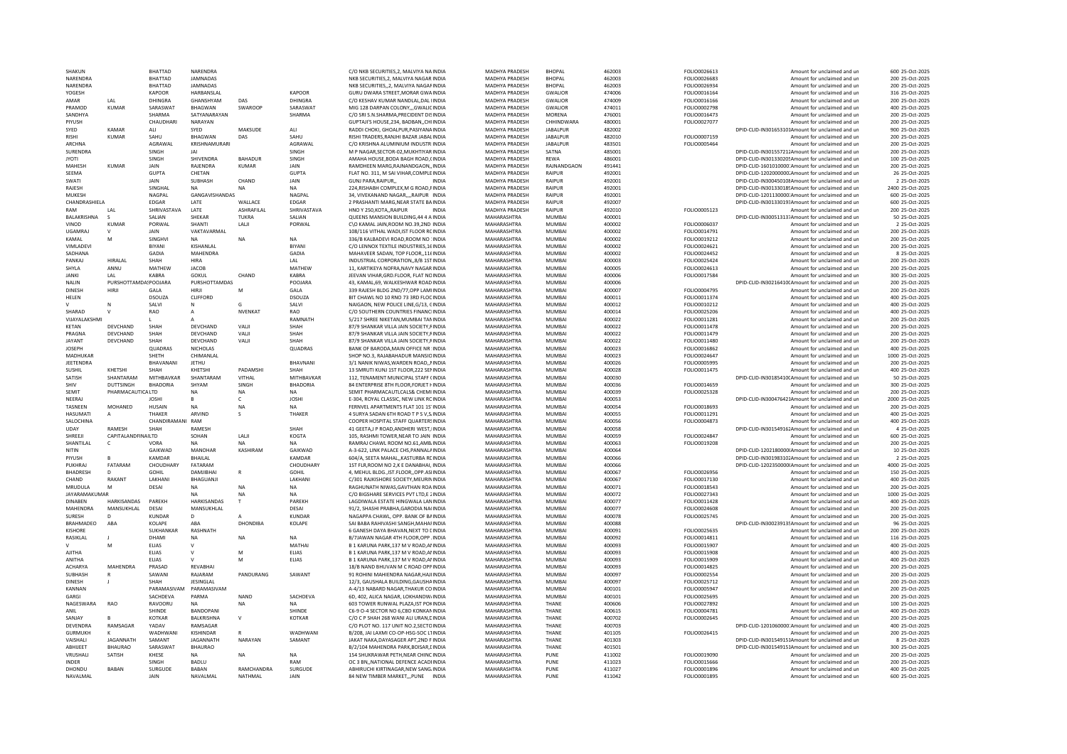| | | | | | | | | | | | | | | | | |
|---|---|---|---|---|---|---|---|---|---|---|---|---|---|---|---|---|
| SHAKUN | | BHATTAD | NARENDRA | | | | C/O NKB SECURITIES,2, MALVIYA NA INDIA | MADHYA PRADESH | BHOPAL | 462003 | FOLIO0026613 | | Amount for unclaimed and un | 600 | 25-Oct-2025 |
| NARENDRA | | BHATTAD | JAMNADAS | | | | NKB SECURITIES,2, MALVIYA NAGAR INDIA | MADHYA PRADESH | BHOPAL | 462003 | FOLIO0026683 | | Amount for unclaimed and un | 200 | 25-Oct-2025 |
| NARENDRA | | BHATTAD | JAMNADAS | | | | NKB SECURITIES,,2, MALVIYA NAGAF INDIA | MADHYA PRADESH | BHOPAL | 462003 | FOLIO0026934 | | Amount for unclaimed and un | 200 | 25-Oct-2025 |
| YOGESH | | KAPOOR | HARBANSLAL | | KAPOOR | | GURU DWARA STREET,MORAR GWA INDIA | MADHYA PRADESH | GWALIOR | 474006 | FOLIO0016164 | | Amount for unclaimed and un | 316 | 25-Oct-2025 |
| AMAR | LAL | DHINGRA | GHANSHYAM | DAS | DHINGRA | | C/O KESHAV KUMAR NANDLAL,DAL I INDIA | MADHYA PRADESH | GWALIOR | 474009 | FOLIO0016166 | | Amount for unclaimed and un | 200 | 25-Oct-2025 |
| PRAMOD | KUMAR | SARASWAT | BHAGWAN | SWAROOP | SARASWAT | | MIG 128 DARPAN COLONY,,,GWALIC INDIA | MADHYA PRADESH | GWALIOR | 474011 | FOLIO0002798 | | Amount for unclaimed and un | 400 | 25-Oct-2025 |
| SANDHYA | | SHARMA | SATYANARAYAN | | SHARMA | | C/O SRI S.N.SHARMA,PRECIDENT DI: INDIA | MADHYA PRADESH | MORENA | 476001 | FOLIO0016473 | | Amount for unclaimed and un | 200 | 25-Oct-2025 |
| PIYUSH | | CHAUDHARI | NARAYAN | | | | GUPTAJI'S HOUSE,234, BADBAN,,CHI INDIA | MADHYA PRADESH | CHHINDWARA | 480001 | FOLIO0027077 | | Amount for unclaimed and un | 200 | 25-Oct-2025 |
| SYED | KAMAR | ALI | SYED | MAKSUDE | ALI | | RADDI CHOKI, GHOALPUR,PASIYANA INDIA | MADHYA PRADESH | JABALPUR | 482002 | | DPID-CLID-IN301653101 | Amount for unclaimed and un | 900 | 25-Oct-2025 |
| RISHI | KUMAR | SAHU | BHAGWAN | DAS | SAHU | | RISHI TRADERS,RANJHI BAZAR JABAL INDIA | MADHYA PRADESH | JABALPUR | 482010 | FOLIO0007159 | | Amount for unclaimed and un | 200 | 25-Oct-2025 |
| ARCHNA | | AGRAWAL | KRISHNAMURARI | | AGRAWAL | | C/O KRISHNA ALUMINIUM INDUSTR INDIA | MADHYA PRADESH | JABALPUR | 483501 | FOLIO0005464 | | Amount for unclaimed and un | 200 | 25-Oct-2025 |
| SURENDRA | | SINGH | JAI | | SINGH | | M P NAGAR,SECTOR-02,MUKHTIYAR INDIA | MADHYA PRADESH | SATNA | 485001 | | DPID-CLID-IN301557212 | Amount for unclaimed and un | 200 | 25-Oct-2025 |
| JYOTI | | SINGH | SHIVENDRA | BAHADUR | SINGH | | AMAHA HOUSE,BODA BAGH ROAD,( INDIA | MADHYA PRADESH | REWA | 486001 | | DPID-CLID-IN301330205 | Amount for unclaimed and un | 100 | 25-Oct-2025 |
| MAHESH | KUMAR | JAIN | RAJENDRA | KUMAR | JAIN | | RAMDHEEN MARG,RAJNANDGAON,, INDIA | MADHYA PRADESH | RAJNANDGAON | 491441 | | DPID-CLID-1601010000 | Amount for unclaimed and un | 200 | 25-Oct-2025 |
| SEEMA | | GUPTA | CHETAN | | GUPTA | | FLAT NO. 311, M SAI VIHAR,COMPLE INDIA | MADHYA PRADESH | RAIPUR | 492001 | | DPID-CLID-1202000000 | Amount for unclaimed and un | 26 | 25-Oct-2025 |
| SWATI | | JAIN | SUBHASH | CHAND | JAIN | | GUNJ PARA,RAIPUR,, INDIA | MADHYA PRADESH | RAIPUR | 492001 | | DPID-CLID-IN300450108 | Amount for unclaimed and un | 2 | 25-Oct-2025 |
| RAJESH | | SINGHAL | NA | NA | NA | | 224,RISHABH COMPLEX,M G ROAD,F INDIA | MADHYA PRADESH | RAIPUR | 492001 | | DPID-CLID-IN301330185 | Amount for unclaimed and un | 2400 | 25-Oct-2025 |
| MUKESH | | NAGPAL | GANGAVISHANDAS | | NAGPAL | | 34, VIVEKANAND NAGAR,,,,RAIPUR INDIA | MADHYA PRADESH | RAIPUR | 492001 | | DPID-CLID-1201130000 | Amount for unclaimed and un | 600 | 25-Oct-2025 |
| CHANDRASHIELA | | EDGAR | LATE | WALLACE | EDGAR | | 2 PRASHANTI MARG,NEAR STATE BA INDIA | MADHYA PRADESH | RAIPUR | 492007 | | DPID-CLID-IN301330193 | Amount for unclaimed and un | 600 | 25-Oct-2025 |
| RAM | LAL | SHRIVASTAVA | LATE | ASHRAFILAL | SHRIVASTAVA | | HNO Y 250,KOTA,,RAIPUR INDIA | MADHYA PRADESH | RAIPUR | 492010 | FOLIO0005123 | | Amount for unclaimed and un | 200 | 25-Oct-2025 |
| BALAKRISHNA | S | SALIAN | SHEKAR | TUKRA | SALIAN | | QUEENS MANSION BUILDING,44 4 A INDIA | MAHARASHTRA | MUMBAI | 400001 | | DPID-CLID-IN300513137 | Amount for unclaimed and un | 50 | 25-Oct-2025 |
| VINOD | KUMAR | PORWAL | SHANTI | LALJI | PORWAL | | C\O KAMAL JAIN,ROOM NO.39,2ND INDIA | MAHARASHTRA | MUMBAI | 400002 | FOLIO0006037 | | Amount for unclaimed and un | 2 | 25-Oct-2025 |
| UGAMRAJ | V | JAIN | VAKTAVARMAL | | | | 108/116 VITHAL WADI,IST FLOOR RC INDIA | MAHARASHTRA | MUMBAI | 400002 | FOLIO0014791 | | Amount for unclaimed and un | 200 | 25-Oct-2025 |
| KAMAL | M | SINGHVI | NA | NA | NA | | 336/B KALBADEVI ROAD,ROOM NO INDIA | MAHARASHTRA | MUMBAI | 400002 | FOLIO0019212 | | Amount for unclaimed and un | 200 | 25-Oct-2025 |
| VIMLADEVI | | BIYANI | KISHANLAL | | BIYANI | | C/O LENNOX TEXTILE INDUSTRIES,16 INDIA | MAHARASHTRA | MUMBAI | 400002 | FOLIO0024621 | | Amount for unclaimed and un | 200 | 25-Oct-2025 |
| SADHANA | | GADIA | MAHENDRA | | GADIA | | MAHAVEER SADAN, TOP FLOOR,,11€ INDIA | MAHARASHTRA | MUMBAI | 400002 | FOLIO0024452 | | Amount for unclaimed and un | 8 | 25-Oct-2025 |
| PANKAJ | HIRALAL | SHAH | HIRA | | LAL | | INDUSTRIAL CORPORATION,,8/B 1ST INDIA | MAHARASHTRA | MUMBAI | 400003 | FOLIO0025424 | | Amount for unclaimed and un | 200 | 25-Oct-2025 |
| SHYLA | ANNU | MATHEW | JACOB | | MATHEW | | 11, KARTIKEYA NOFRA,NAVY NAGAR INDIA | MAHARASHTRA | MUMBAI | 400005 | FOLIO0024613 | | Amount for unclaimed and un | 200 | 25-Oct-2025 |
| JANKI | LAL | KABRA | GOKUL | CHAND | KABRA | | JEEVAN VIHAR,GRD.FLOOR, FLAT NO INDIA | MAHARASHTRA | MUMBAI | 400006 | FOLIO0017584 | | Amount for unclaimed and un | 300 | 25-Oct-2025 |
| NALIN | PURSHOTTAMDAS | POOJARA | PURSHOTTAMDAS | | POOJARA | | 43, KAMAL,69, WALKESHWAR ROAD INDIA | MAHARASHTRA | MUMBAI | 400006 | | DPID-CLID-IN302164100 | Amount for unclaimed and un | 200 | 25-Oct-2025 |
| DINESH | HIRJI | GALA | HIRJI | M | GALA | | 339 RAJESH BLDG 2ND/77,OPP LAMI INDIA | MAHARASHTRA | MUMBAI | 400007 | FOLIO0004795 | | Amount for unclaimed and un | 200 | 25-Oct-2025 |
| HELEN | | DSOUZA | CLIFFORD | | DSOUZA | | BIT CHAWL NO 10 RNO 73 3RD FLOC INDIA | MAHARASHTRA | MUMBAI | 400011 | FOLIO0011374 | | Amount for unclaimed and un | 400 | 25-Oct-2025 |
| V | N | SALVI | N | G | SALVI | | NAIGAON, NEW POLICE LINE,G/13, C INDIA | MAHARASHTRA | MUMBAI | 400012 | FOLIO0010212 | | Amount for unclaimed and un | 400 | 25-Oct-2025 |
| SHARAD | V | RAO | A | NVENKAT | RAO | | C/O SOUTHERN COUNTRIES FINANC INDIA | MAHARASHTRA | MUMBAI | 400014 | FOLIO0025206 | | Amount for unclaimed and un | 200 | 25-Oct-2025 |
| VIJAYALAKSHMI | | L | A | | RAMNATH | | 5/217 SHREE NIKETAN,MUMBAI TAN INDIA | MAHARASHTRA | MUMBAI | 400022 | FOLIO0011281 | | Amount for unclaimed and un | 200 | 25-Oct-2025 |
| KETAN | DEVCHAND | SHAH | DEVCHAND | VALJI | SHAH | | 87/9 SHANKAR VILLA JAIN SOCIETY,F INDIA | MAHARASHTRA | MUMBAI | 400022 | FOLIO0011478 | | Amount for unclaimed and un | 200 | 25-Oct-2025 |
| PRAGNA | DEVCHAND | SHAH | DEVCHAND | VALJI | SHAH | | 87/9 SHANKAR VILLA JAIN SOCIETY,F INDIA | MAHARASHTRA | MUMBAI | 400022 | FOLIO0011479 | | Amount for unclaimed and un | 200 | 25-Oct-2025 |
| JAYANT | DEVCHAND | SHAH | DEVCHAND | VALJI | SHAH | | 87/9 SHANKAR VILLA JAIN SOCIETY,F INDIA | MAHARASHTRA | MUMBAI | 400022 | FOLIO0011480 | | Amount for unclaimed and un | 200 | 25-Oct-2025 |
| JOSEPH | | QUADRAS | NICHOLAS | | QUADRAS | | BANK OF BARODA,MAIN OFFICE NR INDIA | MAHARASHTRA | MUMBAI | 400023 | FOLIO0016862 | | Amount for unclaimed and un | 400 | 25-Oct-2025 |
| MADHUKAR | | SHETH | CHIMANLAL | | | | SHOP NO.3, RAJABAHADUR MANSIC INDIA | MAHARASHTRA | MUMBAI | 400023 | FOLIO0024647 | | Amount for unclaimed and un | 1000 | 25-Oct-2025 |
| JEETENDRA | | BHAVNANI | JETHU | | BHAVNANI | | 3/1 NANIK NIWAS,WARDEN ROAD,,M INDIA | MAHARASHTRA | MUMBAI | 400026 | FOLIO0005995 | | Amount for unclaimed and un | 200 | 25-Oct-2025 |
| SUSHIL | KHETSHI | SHAH | KHETSHI | PADAMSHI | SHAH | | 13 SMRUTI KUNJ 1ST FLOOR,222 SEN INDIA | MAHARASHTRA | MUMBAI | 400028 | FOLIO0011475 | | Amount for unclaimed and un | 400 | 25-Oct-2025 |
| SATISH | SHANTARAM | MITHBAVKAR | SHANTARAM | VITHAL | MITHBAVKAR | | 112, TENAMENT MUNICIPAL STAFF C INDIA | MAHARASHTRA | MUMBAI | 400030 | | DPID-CLID-IN301854100 | Amount for unclaimed and un | 50 | 25-Oct-2025 |
| SHIV | DUTTSINGH | BHADORIA | SHYAM | SINGH | BHADORIA | | 84 ENTERPRISE 8TH FLOOR,FORJET H INDIA | MAHARASHTRA | MUMBAI | 400036 | FOLIO0014659 | | Amount for unclaimed and un | 300 | 25-Oct-2025 |
| SEMIT | PHARMACAUTICA | LTD | NA | NA | NA | | SEMIT PHARMACAUTLCALS& CHEMI INDIA | MAHARASHTRA | MUMBAI | 400039 | FOLIO0025328 | | Amount for unclaimed and un | 200 | 25-Oct-2025 |
| NEERAJ | | JOSHI | B | C | JOSHI | | E-304, ROYAL CLASSIC, NEW LINK RC INDIA | MAHARASHTRA | MUMBAI | 400053 | | DPID-CLID-IN300476421 | Amount for unclaimed and un | 2000 | 25-Oct-2025 |
| TASNEEN | MOHANED | HUSAIN | NA | NA | NA | | FERNVEL APARTMENTS FLAT 101 15 INDIA | MAHARASHTRA | MUMBAI | 400054 | FOLIO0018693 | | Amount for unclaimed and un | 200 | 25-Oct-2025 |
| HASUMATI | A | THAKER | ARVIND | S | THAKER | | 4 SURYA SADAN 6TH ROAD T P S V,S INDIA | MAHARASHTRA | MUMBAI | 400055 | FOLIO0011291 | | Amount for unclaimed and un | 400 | 25-Oct-2025 |
| SALOCHINA | | CHANDIRAMANI | RAM | | | | COOPER HOSPITAL STAFF QUARTERS INDIA | MAHARASHTRA | MUMBAI | 400056 | FOLIO0004873 | | Amount for unclaimed and un | 400 | 25-Oct-2025 |
| UDAY | RAMESH | SHAH | RAMESH | | SHAH | | 41 GEETA,J P ROAD,ANDHERI WEST, INDIA | MAHARASHTRA | MUMBAI | 400058 | | DPID-CLID-IN301549162 | Amount for unclaimed and un | 4 | 25-Oct-2025 |
| SHREEJI | CAPITALANDFINA | ILTD | SOHAN | LALJI | KOGTA | | 105, RASHMI TOWER,NEAR TO JAIN INDIA | MAHARASHTRA | MUMBAI | 400059 | FOLIO0024847 | | Amount for unclaimed and un | 600 | 25-Oct-2025 |
| SHANTILAL | C | VORA | NA | NA | NA | | RAMRAJ CHAWL ROOM NO.61,AMB INDIA | MAHARASHTRA | MUMBAI | 400063 | FOLIO0019208 | | Amount for unclaimed and un | 200 | 25-Oct-2025 |
| NITIN | | GAIKWAD | MANOHAR | KASHIRAM | GAIKWAD | | A-3-622, LINK PALACE CHS,PANNALA INDIA | MAHARASHTRA | MUMBAI | 400064 | | DPID-CLID-1202180000 | Amount for unclaimed and un | 10 | 25-Oct-2025 |
| PIYUSH | B | KAMDAR | BHAILAL | | KAMDAR | | 604/A, SEETA MAHAL,,KASTURBA RC INDIA | MAHARASHTRA | MUMBAI | 400066 | | DPID-CLID-IN301983102 | Amount for unclaimed and un | 2 | 25-Oct-2025 |
| PUKHRAJ | FATARAM | CHOUDHARY | FATARAM | | CHOUDHARY | | 1ST FLR,ROOM NO 2,K E DANABHAI, INDIA | MAHARASHTRA | MUMBAI | 400066 | | DPID-CLID-1202350000 | Amount for unclaimed and un | 4000 | 25-Oct-2025 |
| BHADRESH | D | GOHIL | DAMJIBHAI | R | GOHIL | | 4, MEHUL BLDG.,IST.FLOOR,,OPP.ASI INDIA | MAHARASHTRA | MUMBAI | 400067 | FOLIO0026956 | | Amount for unclaimed and un | 150 | 25-Oct-2025 |
| CHAND | RAKANT | LAKHANI | BHAGUANJI | | LAKHANI | | C/301 RAJKISHORE SOCIETY,MEURIN INDIA | MAHARASHTRA | MUMBAI | 400067 | FOLIO0017130 | | Amount for unclaimed and un | 400 | 25-Oct-2025 |
| MRUDULA | M | DESAI | NA | NA | NA | | RAGHUNATH NIWAS,GAVTHAN ROA INDIA | MAHARASHTRA | MUMBAI | 400071 | FOLIO0018543 | | Amount for unclaimed and un | 200 | 25-Oct-2025 |
| JAYARAMAKUMAR | | | NA | NA | NA | | C/O BIGSHARE SERVICES PVT LTD,E 2 INDIA | MAHARASHTRA | MUMBAI | 400072 | FOLIO0027343 | | Amount for unclaimed and un | 1000 | 25-Oct-2025 |
| DINABEN | HARKISANDAS | PAREKH | HARKISANDAS | T | PAREKH | | LAGDIWALA ESTATE HINGWALA LAN INDIA | MAHARASHTRA | MUMBAI | 400077 | FOLIO0011428 | | Amount for unclaimed and un | 400 | 25-Oct-2025 |
| MAHENDRA | MANSUKHLAL | DESAI | MANSUKHLAL | | DESAI | | 91/2, SHASHI PRABHA,GARODIA NA( INDIA | MAHARASHTRA | MUMBAI | 400077 | FOLIO0024608 | | Amount for unclaimed and un | 200 | 25-Oct-2025 |
| SURESH | D | KUNDAR | D | A | KUNDAR | | NAGAPPA CHAWL, OPP. BANK OF B/ INDIA | MAHARASHTRA | MUMBAI | 400078 | FOLIO0025745 | | Amount for unclaimed and un | 200 | 25-Oct-2025 |
| BRAHMADEO | ABA | KOLAPE | ABA | DHONDIBA | KOLAPE | | SAI BABA RAHIVASHI SANGH,MAHAI INDIA | MAHARASHTRA | MUMBAI | 400088 | | DPID-CLID-IN300239131 | Amount for unclaimed and un | 96 | 25-Oct-2025 |
| KISHORE | | SUKHANKAR | RASHNATH | | | | 6 GANESH DAYA BHAVAN,NEXT TO I INDIA | MAHARASHTRA | MUMBAI | 400091 | FOLIO0025635 | | Amount for unclaimed and un | 200 | 25-Oct-2025 |
| RASIKLAL | J | DHAMI | NA | NA | NA | | B/7JAWAN NAGAR 4TH FLOOR,OPP . INDIA | MAHARASHTRA | MUMBAI | 400092 | FOLIO0014811 | | Amount for unclaimed and un | 116 | 25-Oct-2025 |
| V | M | ELIAS | V | | MATHAI | | B 1 KARUNA PARK,137 M V ROAD,AI INDIA | MAHARASHTRA | MUMBAI | 400093 | FOLIO0015907 | | Amount for unclaimed and un | 400 | 25-Oct-2025 |
| AJITHA | | ELIAS | V | M | ELIAS | | B 1 KARUNA PARK,137 M V ROAD,AI INDIA | MAHARASHTRA | MUMBAI | 400093 | FOLIO0015908 | | Amount for unclaimed and un | 400 | 25-Oct-2025 |
| ANITHA | | ELIAS | V | M | ELIAS | | B 1 KARUNA PARK,137 M V ROAD,AI INDIA | MAHARASHTRA | MUMBAI | 400093 | FOLIO0015909 | | Amount for unclaimed and un | 400 | 25-Oct-2025 |
| ACHARYA | MAHENDRA | PRASAD | REVABHAI | | | | 18/B NAND BHUVAN M C ROAD OPP INDIA | MAHARASHTRA | MUMBAI | 400093 | FOLIO0014825 | | Amount for unclaimed and un | 200 | 25-Oct-2025 |
| SUBHASH | R | SAWANI | RAJARAM | PANDURANG | SAWANT | | 91 ROHINI MAHIENDRA NAGAR,HAJI INDIA | MAHARASHTRA | MUMBAI | 400097 | FOLIO0002554 | | Amount for unclaimed and un | 200 | 25-Oct-2025 |
| DINESH | J | SHAH | JESINGLAL | | | | 12/3, GAUSHALA BUILDING,GAUSHA INDIA | MAHARASHTRA | MUMBAI | 400097 | FOLIO0025712 | | Amount for unclaimed and un | 200 | 25-Oct-2025 |
| KANNAN | | PARAMASIVAM | PARAMASIVAM | | | | A-4/13 NABARD NAGAR,THAKUR CO INDIA | MAHARASHTRA | MUMBAI | 400101 | FOLIO0005947 | | Amount for unclaimed and un | 200 | 25-Oct-2025 |
| GARGI | | SACHDEVA | PARMA | NAND | SACHDEVA | | 6D, 402, ALICA NAGAR, LOKHANDW, INDIA | MAHARASHTRA | MUMBAI | 400101 | FOLIO0025695 | | Amount for unclaimed and un | 200 | 25-Oct-2025 |
| NAGESWARA | RAO | RAVOORU | NA | NA | NA | | 603 TOWER RUNWAL PLAZA,IST POI INDIA | MAHARASHTRA | THANE | 400606 | FOLIO0027892 | | Amount for unclaimed and un | 100 | 25-Oct-2025 |
| ANIL | | SHINDE | BANDOPANI | | SHINDE | | C6-9 O-4 SECTOR NO 6,CBD KONKAN INDIA | MAHARASHTRA | THANE | 400615 | FOLIO0004781 | | Amount for unclaimed and un | 400 | 25-Oct-2025 |
| SANJAY | B | KOTKAR | BALKRISHNA | V | KOTKAR | | C/O C P SHAH 268 WANI ALI URAN,C INDIA | MAHARASHTRA | THANE | 400702 | FOLIO0002645 | | Amount for unclaimed and un | 200 | 25-Oct-2025 |
| DEVENDRA | RAMSAGAR | YADAV | RAMSAGAR | | | | C/O PLOT NO. 117 UNIT NO.2,SECTO INDIA | MAHARASHTRA | THANE | 400703 | | DPID-CLID-1201060000 | Amount for unclaimed and un | 400 | 25-Oct-2025 |
| GURMUKH | K | WADHWANI | KISHINDAR | R | WADHWANI | | B/208, JAI LAXMI CO-OP-HSG-SOC LT INDIA | MAHARASHTRA | THANE | 401105 | FOLIO0026415 | | Amount for unclaimed and un | 200 | 25-Oct-2025 |
| VAISHALI | JAGANNATH | SAMANT | JAGANNATH | NARAYAN | SAMANT | | JAKAT NAKA,DAYASAGER APT,2ND F INDIA | MAHARASHTRA | THANE | 401303 | | DPID-CLID-IN301549151 | Amount for unclaimed and un | 8 | 25-Oct-2025 |
| ABHIJEET | BHAURAO | SARASWAT | BHAURAO | | | | B/2/104 MAHENDRA PARK,BOISAR,E INDIA | MAHARASHTRA | THANE | 401501 | | DPID-CLID-IN301549151 | Amount for unclaimed and un | 300 | 25-Oct-2025 |
| VRUSHALI | SATISH | KHESE | NA | NA | NA | | 154 SHUKRAWAR PETH,NEAR CHINC INDIA | MAHARASHTRA | PUNE | 411002 | FOLIO0019090 | | Amount for unclaimed and un | 200 | 25-Oct-2025 |
| INDER | | SINGH | BADLU | | RAM | | OC 3 BN,,NATIONAL DEFENCE ACADI INDIA | MAHARASHTRA | PUNE | 411023 | FOLIO0015666 | | Amount for unclaimed and un | 200 | 25-Oct-2025 |
| DHONDU | BABAN | SURGUDE | BABAN | RAMCHANDRA | SURGUDE | | ABHIRUCHI KIRTINAGAR,NEW SANG INDIA | MAHARASHTRA | PUNE | 411027 | FOLIO0001896 | | Amount for unclaimed and un | 400 | 25-Oct-2025 |
| NAVALMAL | | JAIN | NAVALMAL | NATHMAL | JAIN | | 84 NEW TIMBER MARKET,,,PUNE INDIA | MAHARASHTRA | PUNE | 411042 | FOLIO0001895 | | Amount for unclaimed and un | 600 | 25-Oct-2025 |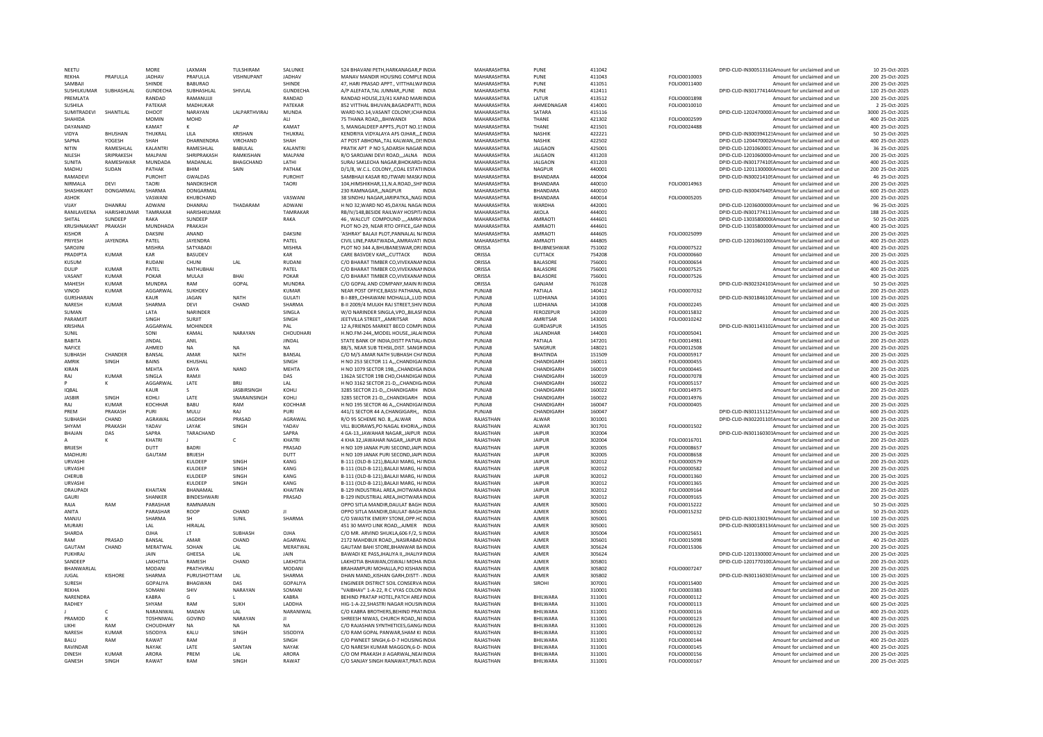| | | | | | | | | | | | | | | | |
|---|---|---|---|---|---|---|---|---|---|---|---|---|---|---|---|
| NEETU | | MORE | LAXMAN | TULSHIRAM | SALUNKE | 524 BHAVANI PETH,HARKANAGAR,P INDIA | MAHARASHTRA | PUNE | 411042 | | DPID-CLID-IN30051316 | Amount for unclaimed and un | 10 | 25-Oct-2025 |
| REKHA | PRAFULLA | JADHAV | PRAFULLA | VISHNUPANT | JADHAV | MANAV MANDIR HOUSING COMPLE INDIA | MAHARASHTRA | PUNE | 411043 | FOLIO0010003 | | Amount for unclaimed and un | 200 | 25-Oct-2025 |
| SAMBAJI | | SHINDE | BABURAO | | SHINDE | 47, HARI PRASAD APPT., VITTHALWA INDIA | MAHARASHTRA | PUNE | 411051 | FOLIO0011400 | | Amount for unclaimed and un | 200 | 25-Oct-2025 |
| SUSHILKUMAR | SUBHASHLAL | GUNDECHA | SUBHASHLAL | SHIVLAL | GUNDECHA | A/P ALEFATA,TAL JUNNAR,,PUNE INDIA | MAHARASHTRA | PUNE | 412411 | | DPID-CLID-IN30177414 | Amount for unclaimed and un | 120 | 25-Oct-2025 |
| PREMLATA | | RANDAD | RAMANUJJI | | RANDAD | RANDAD HOUSE,23/41 KAPAD MARI INDIA | MAHARASHTRA | LATUR | 413512 | FOLIO0001898 | | Amount for unclaimed and un | 200 | 25-Oct-2025 |
| SUSHILA | | PATEKAR | MADHUKAR | | PATEKAR | 852 VITTHAL BHUVAN,BAGADPATTI, INDIA | MAHARASHTRA | AHMEDNAGAR | 414001 | FOLIO0010010 | | Amount for unclaimed and un | 2 | 25-Oct-2025 |
| SUMITRADEVI | SHANTILAL | DHOOT | NARAYAN | LALPARTHVIRAJ | MUNDA | WARD NO.14,VASANT COLONY,ICHA INDIA | MAHARASHTRA | SATARA | 415116 | | DPID-CLID-1202470000 | Amount for unclaimed and un | 3000 | 25-Oct-2025 |
| SHAHIDA | | MOMIN | MOHD | | ALI | 75 THANA ROAD,,,BHIWANDI INDIA | MAHARASHTRA | THANE | 421302 | FOLIO0002599 | | Amount for unclaimed and un | 400 | 25-Oct-2025 |
| DAYANAND | | KAMAT | K | AP | KAMAT | 5, MANGALDEEP APPTS.,PLOT NO.15 INDIA | MAHARASHTRA | THANE | 421501 | FOLIO0024488 | | Amount for unclaimed and un | 400 | 25-Oct-2025 |
| VIDYA | BHUSHAN | THUKRAL | LILA | KRISHAN | THUKRAL | KENDRIYA VIDYALAYA AFS OJHAR,,,E INDIA | MAHARASHTRA | NASHIK | 422221 | | DPID-CLID-IN30039412 | Amount for unclaimed and un | 50 | 25-Oct-2025 |
| SAPNA | YOGESH | SHAH | DHARNENDRA | VIRCHAND | SHAH | AT POST ABHONA,,TAL KALWAN,,DIS INDIA | MAHARASHTRA | NASHIK | 422502 | | DPID-CLID-1204470002 | Amount for unclaimed and un | 400 | 25-Oct-2025 |
| NITIN | RAMESHLAL | KALANTRI | RAMESHLAL | BABULAL | KALANTRI | PRATIK APT P NO 5,ADARSH NAGAR INDIA | MAHARASHTRA | JALGAON | 425001 | | DPID-CLID-1201060001 | Amount for unclaimed and un | 200 | 25-Oct-2025 |
| NILESH | SRIPRAKESH | MALPANI | SHRIPRAKASH | RAMKISHAN | MALPANI | R/O SAROJANI DEVI ROAD,,,JALNA INDIA | MAHARASHTRA | JALGAON | 431203 | | DPID-CLID-1201060000 | Amount for unclaimed and un | 200 | 25-Oct-2025 |
| SUNITA | RAMESHWAR | MUNDADA | MADANLAL | BHAGCHAND | LATHI | SURAJ SAKLECHA NAGAR,BHOKARD/ INDIA | MAHARASHTRA | JALGAON | 431203 | | DPID-CLID-IN30177410 | Amount for unclaimed and un | 400 | 25-Oct-2025 |
| MADHU | SUDAN | PATHAK | BHIM | SAIN | PATHAK | D/1/8, W.C.L. COLONY,,COAL ESTATI INDIA | MAHARASHTRA | NAGPUR | 440001 | | DPID-CLID-1201130000 | Amount for unclaimed and un | 200 | 25-Oct-2025 |
| RAMADEVI | | PUROHIT | GWALDAS | | PUROHIT | SAMBHAJI KASAR RD,ITWARI MASKA INDIA | MAHARASHTRA | BHANDARA | 440004 | | DPID-CLID-IN30021410 | Amount for unclaimed and un | 46 | 25-Oct-2025 |
| NIRMALA | DEVI | TAORI | NANDKISHOR | | TAORI | 104,HIMSHIKHAR,11,N.A.ROAD,,SHI INDIA | MAHARASHTRA | BHANDARA | 440010 | FOLIO0014963 | | Amount for unclaimed and un | 200 | 25-Oct-2025 |
| SHASHIKANT | DONGARMAL | SHARMA | DONGARMAL | | | 230 RAMNAGAR,,,NAGPUR INDIA | MAHARASHTRA | BHANDARA | 440010 | | DPID-CLID-IN30047640 | Amount for unclaimed and un | 600 | 25-Oct-2025 |
| ASHOK | | VASWANI | KHUBCHAND | | VASWANI | 38 SINDHU NAGAR,JARIPATKA,,NAG INDIA | MAHARASHTRA | BHANDARA | 440014 | FOLIO0005205 | | Amount for unclaimed and un | 200 | 25-Oct-2025 |
| VIJAY | DHANRAJ | ADWANI | DHANRAJ | THADARAM | ADWANI | H NO 32,WARD NO 45,DAYAL NAGAI INDIA | MAHARASHTRA | WARDHA | 442001 | | DPID-CLID-1203600000 | Amount for unclaimed and un | 96 | 25-Oct-2025 |
| RANILAVEENA | HARISHKUMAR | TAMRAKAR | HARISHKUMAR | | TAMRAKAR | RB/IV/148,BESIDE RAILWAY HOSPIT INDIA | MAHARASHTRA | AKOLA | 444001 | | DPID-CLID-IN30177411 | Amount for unclaimed and un | 188 | 25-Oct-2025 |
| SHITAL | SUNDEEP | RAKA | SUNDEEP | | RAKA | 46 , WALCUT COMPOUND ,,,,AMRA INDIA | MAHARASHTRA | AMRAOTI | 444601 | | DPID-CLID-1303580000 | Amount for unclaimed and un | 50 | 25-Oct-2025 |
| KRUSHNAKANT | PRAKASH | MUNDHADA | PRAKASH | | | PLOT NO-29, NEAR RTO OFFICE,,GA INDIA | MAHARASHTRA | AMRAOTI | 444601 | | DPID-CLID-1303580000 | Amount for unclaimed and un | 400 | 25-Oct-2025 |
| KISHOR | A | DAKSINI | ANAND | | DAKSINI | 'ASHRAY' BALAJI PLOT,PANNALAL N INDIA | MAHARASHTRA | AMRAOTI | 444605 | FOLIO0025099 | | Amount for unclaimed and un | 200 | 25-Oct-2025 |
| PRIYESH | JAYENDRA | PATEL | JAYENDRA | | PATEL | CIVIL LINE,PARATWADA,,AMRAVATI INDIA | MAHARASHTRA | AMRAOTI | 444805 | | DPID-CLID-1201060100 | Amount for unclaimed and un | 400 | 25-Oct-2025 |
| SAROJINI | | MISHRA | SATYABADI | | MISHRA | PLOT NO 344 A,BHUBANESWAR,ORI INDIA | ORISSA | BHUBNESHWAR | 751002 | FOLIO0007522 | | Amount for unclaimed and un | 400 | 25-Oct-2025 |
| PRADIPTA | KUMAR | KAR | BASUDEV | | KAR | CARE BASVDEV KAR,,,CUTTACK INDIA | ORISSA | CUTTACK | 754208 | FOLIO0000660 | | Amount for unclaimed and un | 200 | 25-Oct-2025 |
| KUSUM | | RUDANI | CHUNI | LAL | RUDANI | C/O BHARAT TIMBER CO,VIVEKANA INDIA | ORISSA | BALASORE | 756001 | FOLIO0000654 | | Amount for unclaimed and un | 400 | 25-Oct-2025 |
| DULIP | KUMAR | PATEL | NATHUBHAI | | PATEL | C/O BHARAT TIMBER CO,VIVEKANA INDIA | ORISSA | BALASORE | 756001 | FOLIO0007525 | | Amount for unclaimed and un | 400 | 25-Oct-2025 |
| VASANT | KUMAR | POKAR | MULAJI | BHAI | POKAR | C/O BHARAT TIMBER CO,VIVEKANA INDIA | ORISSA | BALASORE | 756001 | FOLIO0007526 | | Amount for unclaimed and un | 400 | 25-Oct-2025 |
| MAHESH | KUMAR | MUNDRA | RAM | GOPAL | MUNDRA | C/O GOPAL AND COMPANY,MAIN R INDIA | ORISSA | GANJAM | 761028 | | DPID-CLID-IN30232410 | Amount for unclaimed and un | 50 | 25-Oct-2025 |
| VINOD | KUMAR | AGGARWAL | SUKHDEV | | KUMAR | NEAR POST OFFICE,BASSI PATHANA, INDIA | PUNJAB | PATIALA | 140412 | FOLIO0007032 | | Amount for unclaimed and un | 200 | 25-Oct-2025 |
| GURSHARAN | | KAUR | JAGAN | NATH | GULATI | B-I-889,,CHHAWANI MOHALLA,,LUD INDIA | PUNJAB | LUDHIANA | 141001 | | DPID-CLID-IN30184610 | Amount for unclaimed and un | 100 | 25-Oct-2025 |
| NARESH | KUMAR | SHARMA | DEVI | CHAND | SHARMA | B-II 2009/4 MULKH RAJ STREET,SHIV INDIA | PUNJAB | LUDHIANA | 141008 | FOLIO0002245 | | Amount for unclaimed and un | 400 | 25-Oct-2025 |
| SUMAN | | LATA | NARINDER | | SINGLA | W/O NARINDER SINGLA,VPO,,BILASP INDIA | PUNJAB | FEROZEPUR | 142039 | FOLIO0015832 | | Amount for unclaimed and un | 200 | 25-Oct-2025 |
| PARAMJIT | | SINGH | SURJIT | | SINGH | JEETVILLA STREET,,,AMRITSAR INDIA | PUNJAB | AMRITSAR | 143001 | FOLIO0010242 | | Amount for unclaimed and un | 400 | 25-Oct-2025 |
| KRISHNA | | AGGARWAL | MOHINDER | | PAL | 12 A,FRIENDS MARKET BECO COMPL INDIA | PUNJAB | GURDASPUR | 143505 | | DPID-CLID-IN30114310 | Amount for unclaimed and un | 200 | 25-Oct-2025 |
| SUNIL | | SONI | KAMAL | NARAYAN | CHOUDHARI | H.NO.FM-244,,MODEL HOUSE,,JALA INDIA | PUNJAB | JALANDHAR | 144003 | FOLIO0005041 | | Amount for unclaimed and un | 200 | 25-Oct-2025 |
| BABITA | | JINDAL | ANIL | | JINDAL | STATE BANK OF INDIA,DISTT PATIAL INDIA | PUNJAB | PATIALA | 147201 | FOLIO0014981 | | Amount for unclaimed and un | 200 | 25-Oct-2025 |
| NAFICE | | AHMED | NA | NA | NA | 88/5, NEAR SUB TEHSIL,DIST. SANGR INDIA | PUNJAB | SANGRUR | 148021 | FOLIO0012508 | | Amount for unclaimed and un | 200 | 25-Oct-2025 |
| SUBHASH | CHANDER | BANSAL | AMAR | NATH | BANSAL | C/O M/S AMAR NATH SUBHASH CH/ INDIA | PUNJAB | BHATINDA | 151509 | FOLIO0005917 | | Amount for unclaimed and un | 200 | 25-Oct-2025 |
| AMRIK | SINGH | BAINS | KHUSHAL | | SINGH | H NO 253 SECTOR 11 A,,,CHANDIGAI INDIA | PUNJAB | CHANDIGARH | 160011 | FOLIO0000455 | | Amount for unclaimed and un | 400 | 25-Oct-2025 |
| KIRAN | | MEHTA | DAYA | NAND | MEHTA | H NO 1079 SECTOR 19B,,,CHANDIGA INDIA | PUNJAB | CHANDIGARH | 160019 | FOLIO0000445 | | Amount for unclaimed and un | 200 | 25-Oct-2025 |
| RAJ | KUMAR | SINGLA | RAMJI | | DAS | 1362A SECTOR 19B CHD,CHANDIGA INDIA | PUNJAB | CHANDIGARH | 160019 | FOLIO0007078 | | Amount for unclaimed and un | 400 | 25-Oct-2025 |
| P | K | AGGARWAL | LATE | BRIJ | LAL | H NO 3162 SECTOR 21-D,,,CHANDIG INDIA | PUNJAB | CHANDIGARH | 160022 | FOLIO0005157 | | Amount for unclaimed and un | 600 | 25-Oct-2025 |
| IQBAL | | KAUR | S | JASBIRSINGH | KOHLI | 3285 SECTOR 21-D,,,CHANDIGARH INDIA | PUNJAB | CHANDIGARH | 160022 | FOLIO0014975 | | Amount for unclaimed and un | 200 | 25-Oct-2025 |
| JASBIR | SINGH | KOHLI | LATE | SNARAINSINGH | KOHLI | 3285 SECTOR 21-D,,,CHANDIGARH INDIA | PUNJAB | CHANDIGARH | 160022 | FOLIO0014976 | | Amount for unclaimed and un | 200 | 25-Oct-2025 |
| RAJ | KUMAR | KOCHHAR | BABU | RAM | KOCHHAR | H NO 195 SECTOR 46 A,,,CHANDIGAI INDIA | PUNJAB | CHANDIGARH | 160047 | FOLIO0000405 | | Amount for unclaimed and un | 200 | 25-Oct-2025 |
| PREM | PRAKASH | PURI | MULU | RAJ | PURI | 441/1 SECTOR 44 A,CHANGIGARH,, INDIA | PUNJAB | CHANDIGARH | 160047 | | DPID-CLID-IN30115112 | Amount for unclaimed and un | 600 | 25-Oct-2025 |
| SUBHASH | CHAND | AGRAWAL | JAGDISH | PRASAD | AGRAWAL | R/O 95 SCHEME NO. 8,,,ALWAR INDIA | RAJASTHAN | ALWAR | 301001 | | DPID-CLID-IN30220110 | Amount for unclaimed and un | 200 | 25-Oct-2025 |
| SHYAM | PRAKASH | YADAV | LAYAK | SINGH | YADAV | VILL BIJORAWS,PO NAGAL KHORIA,, INDIA | RAJASTHAN | ALWAR | 301701 | FOLIO0001502 | | Amount for unclaimed and un | 200 | 25-Oct-2025 |
| BHAJAN | DAS | SAPRA | TARACHAND | | SAPRA | 4 GA-13,,JAWAHAR NAGAR,,JAIPUR INDIA | RAJASTHAN | JAIPUR | 302004 | | DPID-CLID-IN30116030 | Amount for unclaimed and un | 200 | 25-Oct-2025 |
| A | K | KHATRI | J | C | KHATRI | 4 KHA 32,JAWAHAR NAGAR,,JAIPUR INDIA | RAJASTHAN | JAIPUR | 302004 | FOLIO0016701 | | Amount for unclaimed and un | 200 | 25-Oct-2025 |
| BRIJESH | | DUTT | BADRI | | PRASAD | H NO 109 JANAK PURI SECOND,JAIP INDIA | RAJASTHAN | JAIPUR | 302005 | FOLIO0008657 | | Amount for unclaimed and un | 200 | 25-Oct-2025 |
| MADHURI | | GAUTAM | BRIJESH | | DUTT | H NO 109 JANAK PURI SECOND,JAIP INDIA | RAJASTHAN | JAIPUR | 302005 | FOLIO0008658 | | Amount for unclaimed and un | 200 | 25-Oct-2025 |
| URVASHI | | | KULDEEP | SINGH | KANG | B-111 (OLD-B-121),BALAJI MARG, H INDIA | RAJASTHAN | JAIPUR | 302012 | FOLIO0000579 | | Amount for unclaimed and un | 200 | 25-Oct-2025 |
| URVASHI | | | KULDEEP | SINGH | KANG | B-111 (OLD-B-121),BALAJI MARG, H INDIA | RAJASTHAN | JAIPUR | 302012 | FOLIO0000582 | | Amount for unclaimed and un | 200 | 25-Oct-2025 |
| CHERUB | | | KULDEEP | SINGH | KANG | B-111 (OLD-B-121),BALAJI MARG, H INDIA | RAJASTHAN | JAIPUR | 302012 | FOLIO0001360 | | Amount for unclaimed and un | 200 | 25-Oct-2025 |
| URVASHI | | | KULDEEP | SINGH | KANG | B-111 (OLD-B-121),BALAJI MARG, H INDIA | RAJASTHAN | JAIPUR | 302012 | FOLIO0001365 | | Amount for unclaimed and un | 200 | 25-Oct-2025 |
| DRAUPADI | | KHAITAN | BHANAMAL | | KHAITAN | B-129 INDUSTRIAL AREA,JHOTWARA INDIA | RAJASTHAN | JAIPUR | 302012 | FOLIO0009164 | | Amount for unclaimed and un | 200 | 25-Oct-2025 |
| GAURI | | SHANKER | BINDESHWARI | | PRASAD | B-129 INDUSTRIAL AREA,JHOTWARA INDIA | RAJASTHAN | JAIPUR | 302012 | FOLIO0009165 | | Amount for unclaimed and un | 200 | 25-Oct-2025 |
| RAJA | RAM | PARASHAR | RAMNARAIN | | | OPPO SITLA MANDIR,DAULAT BAGH INDIA | RAJASTHAN | AJMER | 305001 | FOLIO0015222 | | Amount for unclaimed and un | 50 | 25-Oct-2025 |
| ANITA | | PARASHAR | ROOP | CHAND | JI | OPPO SITLA MANDIR,DAULAT-BAGH INDIA | RAJASTHAN | AJMER | 305001 | FOLIO0015232 | | Amount for unclaimed and un | 50 | 25-Oct-2025 |
| MANJU | | SHARMA | SH | SUNIL | SHARMA | C/O SWASTIK EMERY STONE,OPP.HC INDIA | RAJASTHAN | AJMER | 305001 | | DPID-CLID-IN30133019 | Amount for unclaimed and un | 100 | 25-Oct-2025 |
| MURARI | | LAL | HIRALAL | | | 451 30 MAYO LINK ROAD,,,AJMER INDIA | RAJASTHAN | AJMER | 305001 | | DPID-CLID-IN30018313 | Amount for unclaimed and un | 500 | 25-Oct-2025 |
| SHARDA | | OJHA | LT | SUBHASH | OJHA | C/O MR. ARVIND SHUKLA,606 F/2, S INDIA | RAJASTHAN | AJMER | 305004 | FOLIO0025651 | | Amount for unclaimed and un | 200 | 25-Oct-2025 |
| RAM | PRASAD | BANSAL | AMAR | CHAND | AGARWAL | 2172 MAHDBUX ROAD,,,NASIRABAD INDIA | RAJASTHAN | AJMER | 305601 | FOLIO0015098 | | Amount for unclaimed and un | 40 | 25-Oct-2025 |
| GAUTAM | CHAND | MERATWAL | SOHAN | LAL | MERATWAL | GAUTAM BAHI STORE,BHANWAR BA INDIA | RAJASTHAN | AJMER | 305624 | FOLIO0015306 | | Amount for unclaimed and un | 200 | 25-Oct-2025 |
| PUKHRAJ | | JAIN | GHEESA | LAL | JAIN | BAWADI KE PASS,JHALIYA II,,JHALIY/ INDIA | RAJASTHAN | AJMER | 305624 | | DPID-CLID-1201330000 | Amount for unclaimed and un | 200 | 25-Oct-2025 |
| SANDEEP | | LAKHOTIA | RAMESH | CHAND | LAKHOTIA | LAKHOTIA BHAWAN,OSWALI MOHA INDIA | RAJASTHAN | AJMER | 305801 | | DPID-CLID-1201770100 | Amount for unclaimed and un | 200 | 25-Oct-2025 |
| BHANWARLAL | | MODANI | PRATHVIRAJ | | MODANI | BRAHAMPURI MOHALLA,PO KISHAN INDIA | RAJASTHAN | AJMER | 305802 | FOLIO0007247 | | Amount for unclaimed and un | 200 | 25-Oct-2025 |
| JUGAL | KISHORE | SHARMA | PURUSHOTTAM | LAL | SHARMA | DHAN MAND,,KISHAN GARH,DISTT- , INDIA | RAJASTHAN | AJMER | 305802 | | DPID-CLID-IN30116030 | Amount for unclaimed and un | 100 | 25-Oct-2025 |
| SURESH | | GOPALIYA | BHAGWAN | DAS | GOPALIYA | ENGINEER DISTRICT SOIL CONSERVA INDIA | RAJASTHAN | SIROHI | 307001 | FOLIO0015400 | | Amount for unclaimed and un | 200 | 25-Oct-2025 |
| REKHA | | SOMANI | SHIV | NARAYAN | SOMANI | "VAIBHAV" 1-A-22, R C VYAS COLON INDIA | RAJASTHAN | | 310001 | FOLIO0003383 | | Amount for unclaimed and un | 200 | 25-Oct-2025 |
| NARENDRA | | KABRA | G | L | KABRA | BEHIND PRATAP HOTEL,PATCH ARE/ INDIA | RAJASTHAN | BHILWARA | 311001 | FOLIO0000112 | | Amount for unclaimed and un | 400 | 25-Oct-2025 |
| RADHEY | | SHYAM | RAM | SUKH | LADDHA | HIG-1-A-22,SHASTRI NAGAR HOUSIN INDIA | RAJASTHAN | BHILWARA | 311001 | FOLIO0000113 | | Amount for unclaimed and un | 600 | 25-Oct-2025 |
| J | C | NARANIWAL | MADAN | LAL | NARANIWAL | C/O KABRA BROTHERS,BEHIND PRAT INDIA | RAJASTHAN | BHILWARA | 311001 | FOLIO0000116 | | Amount for unclaimed and un | 400 | 25-Oct-2025 |
| PRAMOD | K | TOSHNIWAL | GOVIND | NARAYAN | JI | SHREESH NIWAS, CHURCH ROAD,,NE INDIA | RAJASTHAN | BHILWARA | 311001 | FOLIO0000123 | | Amount for unclaimed and un | 400 | 25-Oct-2025 |
| LIKHI | RAM | CHOUDHARY | NA | NA | NA | C/O RAJASHAN SYNTHETICES,GANG/ INDIA | RAJASTHAN | BHILWARA | 311001 | FOLIO0000126 | | Amount for unclaimed and un | 200 | 25-Oct-2025 |
| NARESH | KUMAR | SISODIYA | KALU | SINGH | SISODIYA | C/O RAM GOPAL PANWAR,SHAM KI INDIA | RAJASTHAN | BHILWARA | 311001 | FOLIO0000132 | | Amount for unclaimed and un | 200 | 25-Oct-2025 |
| BALU | RAM | RAWAT | RAM | JI | SINGH | C/O PWNEET SINGH,6-D-7 HOUSING INDIA | RAJASTHAN | BHILWARA | 311001 | FOLIO0000144 | | Amount for unclaimed and un | 400 | 25-Oct-2025 |
| RAVINDAR | | NAYAK | LATE | SANTAN | NAYAK | C/O NARESH KUMAR MAGGON,6-D- INDIA | RAJASTHAN | BHILWARA | 311001 | FOLIO0000145 | | Amount for unclaimed and un | 400 | 25-Oct-2025 |
| DINESH | KUMAR | ARORA | PREM | LAL | ARORA | C/O OM PRAKASH JI AGARWAL,NEAI INDIA | RAJASTHAN | BHILWARA | 311001 | FOLIO0000156 | | Amount for unclaimed and un | 200 | 25-Oct-2025 |
| GANESH | SINGH | RAWAT | RAM | SINGH | RAWAT | C/O SANJAY SINGH RANAWAT,PRAT/ INDIA | RAJASTHAN | BHILWARA | 311001 | FOLIO0000167 | | Amount for unclaimed and un | 200 | 25-Oct-2025 |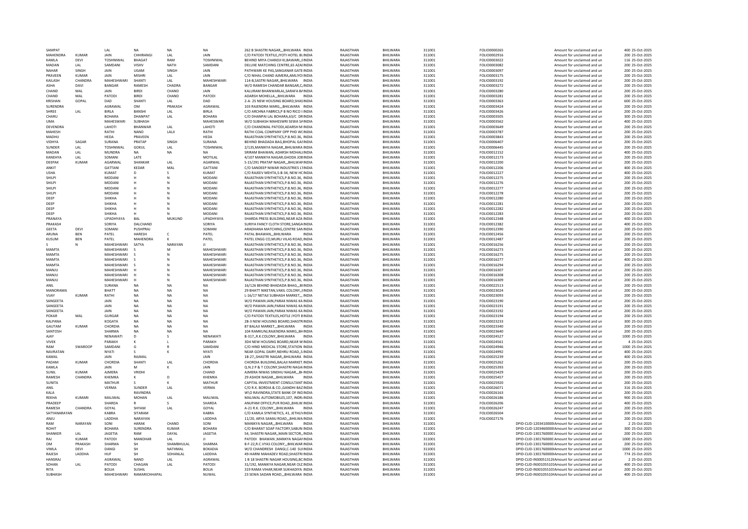| | | | | | | | | | | | | | | |
|---|---|---|---|---|---|---|---|---|---|---|---|---|---|---|
| SAMPAT | | LAL | NA | NA | NA | 262 B SHASTRI NAGAR,,,BHILWARA INDIA | RAJASTHAN | BHILWARA | 311001 | FOLIO0000265 | | Amount for unclaimed and un | 400 | 25-Oct-2025 |
| MAHENDRA | KUMAR | JAIN | CHHIRANGI | LAL | JAIN | C/O PATODI TEXTILE,JYOTI HOTEL BUINDIA | RAJASTHAN | BHILWARA | 311001 | FOLIO0002916 | | Amount for unclaimed and un | 200 | 25-Oct-2025 |
| KAMLA | DEVI | TOSHNIWAL | BHAGAT | RAM | TOSHNIWAL | BEHIND MIYA CHANDJI KI,BAWARI,,EINDIA | RAJASTHAN | BHILWARA | 311001 | FOLIO0003022 | | Amount for unclaimed and un | 116 | 25-Oct-2025 |
| MADAN | LAL | SAMDANI | VISHV | NATH | SAMDANI | DELUXE MATCHING CENTRE,65 AZAIINDIA | RAJASTHAN | BHILWARA | 311001 | FOLIO0003082 | | Amount for unclaimed and un | 200 | 25-Oct-2025 |
| NAHAR | SINGH | JAIN | UGAM | SINGH | JAIN | PATHWARI KE PAS,SANGANAR GATE INDIA | RAJASTHAN | BHILWARA | 311001 | FOLIO0003097 | | Amount for unclaimed and un | 200 | 25-Oct-2025 |
| PRAVEEN | KUMAR | JAIN | MISHRI | LAL | JAIN | C/O NIHAL CHAND AJMERA,AMLIYOIINDIA | RAJASTHAN | BHILWARA | 311001 | FOLIO0003175 | | Amount for unclaimed and un | 200 | 25-Oct-2025 |
| KAILASH | CHANDRA | MAHESHWARI | SHANTI | LAL | MAHESHWARI | 114-B,SASTRI NAGAR,,BHILWARA INDIA | RAJASTHAN | BHILWARA | 311001 | FOLIO0003192 | | Amount for unclaimed and un | 200 | 25-Oct-2025 |
| ASHA | DAVI | BANGAR | RAMESH | CHADRA | BANGAR | W/O RAMESH CHANDAR BANGAR,C,INDIA | RAJASTHAN | BHILWARA | 311001 | FOLIO0003272 | | Amount for unclaimed and un | 200 | 25-Oct-2025 |
| CHAND | MAL | JAIN | BIRDI | CHAND | JAIN | KALURAM BHANWARLAL,SARAFA BAINDIA | RAJASTHAN | BHILWARA | 311001 | FOLIO0003280 | | Amount for unclaimed and un | 200 | 25-Oct-2025 |
| CHAND | MAL | PATODI | BIRDI | CHAND | PATODI | ADARSH MOHELLA,,,BHILWARA INDIA | RAJASTHAN | BHILWARA | 311001 | FOLIO0003281 | | Amount for unclaimed and un | 200 | 25-Oct-2025 |
| KRISHAN | GOPAL | DAD | SHANTI | LAL | DAD | 2-A- 25 NEW HOUSING BOARD,SHASINDIA | RAJASTHAN | BHILWARA | 311001 | FOLIO0003363 | | Amount for unclaimed and un | 600 | 25-Oct-2025 |
| SURENDRA | | AGRAWAL | OM | PRAKASH | AGRAWAL | 103 RAJENDRA MARG,,,BHILWARA INDIA | RAJASTHAN | BHILWARA | 311001 | FOLIO0003424 | | Amount for unclaimed and un | 200 | 25-Oct-2025 |
| SHREE | LAL | BIRLA | BANSHI | LAL | BIRLA | C/O ARCHNA FABRICS,P B NO RICO I INDIA | RAJASTHAN | BHILWARA | 311001 | FOLIO0003426 | | Amount for unclaimed and un | 200 | 25-Oct-2025 |
| CHARU | | BOHARA | DHANPAT | LAL | BOHARA | C/O DHANPAI LAL BOHARA,63/C DRINDIA | RAJASTHAN | BHILWARA | 311001 | FOLIO0003505 | | Amount for unclaimed and un | 300 | 25-Oct-2025 |
| UMA | | MAHESWARI | SUBHASH | | MAHESWARI | W/O SUBHASH MAHESWRI SEWA SAINDIA | RAJASTHAN | BHILWARA | 311001 | FOLIO0003562 | | Amount for unclaimed and un | 400 | 25-Oct-2025 |
| DEVENDRA | | LAHOTI | BHANWAR | LAL | LAHOTI | C/O CHANDMAL PATODI,ADARSH M INDIA | RAJASTHAN | BHILWARA | 311001 | FOLIO0003649 | | Amount for unclaimed and un | 200 | 25-Oct-2025 |
| MAHESH | | RATHI | NAND | LALJI | RATHI | RATHI COAL COMPANY OPP PHD WOINDIA | RAJASTHAN | BHILWARA | 311001 | FOLIO0003787 | | Amount for unclaimed and un | 200 | 25-Oct-2025 |
| MADHU | | HEDA | PRAVEEN | | HEDA | RAJASTHAN SYNTHETICS,P.B.NO.36, INDIA | RAJASTHAN | BHILWARA | 311001 | FOLIO0003843 | | Amount for unclaimed and un | 200 | 25-Oct-2025 |
| VIDHYA | SAGAR | SURANA | PRATAP | SINGH | SURANA | BEHIND BHADADA BAG,BHOPAL GAIINDIA | RAJASTHAN | BHILWARA | 311001 | FOLIO0006407 | | Amount for unclaimed and un | 200 | 25-Oct-2025 |
| SUNDER | LAL | TOSHNIWAL | GOKUL | LAL | TOSHNIWAL | 2/135,MANIKYA NAGAR,,BHILWARA INDIA | RAJASTHAN | BHILWARA | 311001 | FOLIO0006445 | | Amount for unclaimed and un | 200 | 25-Oct-2025 |
| MADAN | LAL | MUNDRA | NA | NA | NA | SRIRAM BHAWAN, ADARSH MOHALLINDIA | RAJASTHAN | BHILWARA | 311001 | FOLIO0012152 | | Amount for unclaimed and un | 400 | 25-Oct-2025 |
| KANEHYA | LAL | SOMANI | LATE | | MOTILAL | 4/107 MANIKYA NAGAR,GHODA JOBINDIA | RAJASTHAN | BHILWARA | 311001 | FOLIO0012173 | | Amount for unclaimed and un | 200 | 25-Oct-2025 |
| DEEPAK | KUMAR | AGARWAL | SHANKAR | LAL | AGARWAL | S-15/291 PRATAP NAGAR,,,BHILWARINDIA | RAJASTHAN | BHILWARA | 311001 | FOLIO0012200 | | Amount for unclaimed and un | 200 | 25-Oct-2025 |
| ANKIT | | GATTANI | KEDAR | MAL | GATTANI | C/O SANDEEP NIWAR INDUSTRIES LTINDIA | RAJASTHAN | BHILWARA | 311001 | FOLIO0012206 | | Amount for unclaimed and un | 400 | 25-Oct-2025 |
| USHA | | KUMAT | D | S | KUMAT | C/O RAJEEV MEHTA,5-B-34, NEW HCINDIA | RAJASTHAN | BHILWARA | 311001 | FOLIO0012227 | | Amount for unclaimed and un | 400 | 25-Oct-2025 |
| SHILPI | | MODANI | H | N | MODANI | RAJASTHAN SYNTHETICS,P.B.NO.36, INDIA | RAJASTHAN | BHILWARA | 311001 | FOLIO0012275 | | Amount for unclaimed and un | 200 | 25-Oct-2025 |
| SHILPI | | MODANI | H | N | MODANI | RAJASTHAN SYNTHETICS,P.B.NO.36, INDIA | RAJASTHAN | BHILWARA | 311001 | FOLIO0012276 | | Amount for unclaimed and un | 200 | 25-Oct-2025 |
| SHILPI | | MODANI | H | N | MODANI | RAJASTHAN SYNTHETICS,P.B.NO.36, INDIA | RAJASTHAN | BHILWARA | 311001 | FOLIO0012277 | | Amount for unclaimed and un | 200 | 25-Oct-2025 |
| SHILPI | | MODANI | H | N | MODANI | RAJASTHAN SYNTHETICS,P.B.NO.36, INDIA | RAJASTHAN | BHILWARA | 311001 | FOLIO0012278 | | Amount for unclaimed and un | 200 | 25-Oct-2025 |
| DEEP | | SHIKHA | H | N | MODANI | RAJASTHAN SYNTHETICS,P.B.NO.36, INDIA | RAJASTHAN | BHILWARA | 311001 | FOLIO0012280 | | Amount for unclaimed and un | 200 | 25-Oct-2025 |
| DEEP | | SHIKHA | H | N | MODANI | RAJASTHAN SYNTHETICS,P.B.NO.36, INDIA | RAJASTHAN | BHILWARA | 311001 | FOLIO0012281 | | Amount for unclaimed and un | 200 | 25-Oct-2025 |
| DEEP | | SHIKHA | H | N | MODANI | RAJASTHAN SYNTHETICS,P.B.NO.36, INDIA | RAJASTHAN | BHILWARA | 311001 | FOLIO0012282 | | Amount for unclaimed and un | 200 | 25-Oct-2025 |
| DEEP | | SHIKHA | H | N | MODANI | RAJASTHAN SYNTHETICS,P.B.NO.36, INDIA | RAJASTHAN | BHILWARA | 311001 | FOLIO0012283 | | Amount for unclaimed and un | 200 | 25-Oct-2025 |
| PRANAYA | | UPADHYAYA | BAL | MUKUND | UPADHYAYA | SHARDA PRESS BUILDING,NEAR AZA INDIA | RAJASTHAN | BHILWARA | 311001 | FOLIO0012348 | | Amount for unclaimed and un | 400 | 25-Oct-2025 |
| PRAKASH | | SORIYA | DALCHAND | | SORIYA | SURIYA FANCY CLOTH STORE,SANGAINDIA | RAJASTHAN | BHILWARA | 311001 | FOLIO0012382 | | Amount for unclaimed and un | 400 | 25-Oct-2025 |
| GEETA | DEVI | SOMANI | PUSHPRAJ | | SOMANI | ARADHANA MATCHING,CENTRE SANINDIA | RAJASTHAN | BHILWARA | 311001 | FOLIO0012390 | | Amount for unclaimed and un | 200 | 25-Oct-2025 |
| ARUNA | BEN | PATEL | HARESH | C | PATEL | PATAL BHAWAN,,,BHILWARA INDIA | RAJASTHAN | BHILWARA | 311001 | FOLIO0012456 | | Amount for unclaimed and un | 200 | 25-Oct-2025 |
| KUSUM | BEN | PATEL | MAHENDRA | K | PATEL | PATEL ENGG CO,MURLI VILAS ROAD,INDIA | RAJASTHAN | BHILWARA | 311001 | FOLIO0012487 | | Amount for unclaimed and un | 200 | 25-Oct-2025 |
| S | N | MAHESHWARI | SATYA | NARAYAN | JI | RAJASTHAN SYNTHETICS,P.B.NO.36, INDIA | RAJASTHAN | BHILWARA | 311001 | FOLIO0016256 | | Amount for unclaimed and un | 200 | 25-Oct-2025 |
| MAMTA | | MAHESHWARI | S | M | MAHESHWARI | RAJASTHAN SYNTHETICS,P.B.NO.36, INDIA | RAJASTHAN | BHILWARA | 311001 | FOLIO0016273 | | Amount for unclaimed and un | 200 | 25-Oct-2025 |
| MAMTA | | MAHESHWARI | S | N | MAHESHWARI | RAJASTHAN SYNTHETICS,P.B.NO.36, INDIA | RAJASTHAN | BHILWARA | 311001 | FOLIO0016275 | | Amount for unclaimed and un | 200 | 25-Oct-2025 |
| MAMTA | | MAHESHWARI | S | N | MAHESHWARI | RAJASTHAN SYNTHETICS,P.B.NO.36, INDIA | RAJASTHAN | BHILWARA | 311001 | FOLIO0016277 | | Amount for unclaimed and un | 400 | 25-Oct-2025 |
| MAMTA | | MAHESHWARI | S | N | MAHESHWARI | RAJASTHAN SYNTHETICS,P.B.NO.36, INDIA | RAJASTHAN | BHILWARA | 311001 | FOLIO0016294 | | Amount for unclaimed and un | 200 | 25-Oct-2025 |
| MANJU | | MAHESHWARI | H | N | MAHESHWARI | RAJASTHAN SYNTHETICS,P.B.NO.36, INDIA | RAJASTHAN | BHILWARA | 311001 | FOLIO0016307 | | Amount for unclaimed and un | 200 | 25-Oct-2025 |
| MANJU | | MAHESHWARI | H | N | MAHESHWARI | RAJASTHAN SYNTHETICS,P.B.NO.36, INDIA | RAJASTHAN | BHILWARA | 311001 | FOLIO0016308 | | Amount for unclaimed and un | 200 | 25-Oct-2025 |
| MANJU | | MAHESHWARI | H | N | MAHESHWARI | RAJASTHAN SYNTHETICS,P.B.NO.36, INDIA | RAJASTHAN | BHILWARA | 311001 | FOLIO0016309 | | Amount for unclaimed and un | 200 | 25-Oct-2025 |
| ANIL | | SURANA | NA | NA | NA | 16/126 BEHIND BHADADA BHAG,,,BHINDIA | RAJASTHAN | BHILWARA | 311001 | FOLIO0022513 | | Amount for unclaimed and un | 200 | 25-Oct-2025 |
| MANORAMA | | BHATT | NA | NA | NA | 29 BHATT NIKETAN,VAKIL COLONY,,EINDIA | RAJASTHAN | BHILWARA | 311001 | FOLIO0023024 | | Amount for unclaimed and un | 200 | 25-Oct-2025 |
| VIJAY | KUMAR | RATHI | NA | NA | NA | L-16/17 NETAJI SUBHASH MARKET,,, INDIA | RAJASTHAN | BHILWARA | 311001 | FOLIO0023093 | | Amount for unclaimed and un | 200 | 25-Oct-2025 |
| SANGEETA | | JAIN | NA | NA | NA | W/O PAWAN JAIN,PARAK NIWAS KA INDIA | RAJASTHAN | BHILWARA | 311001 | FOLIO0023190 | | Amount for unclaimed and un | 200 | 25-Oct-2025 |
| SANGEETA | | JAIN | NA | NA | NA | W/O PAWAN JAIN,PARAK NIWAS KA INDIA | RAJASTHAN | BHILWARA | 311001 | FOLIO0023191 | | Amount for unclaimed and un | 200 | 25-Oct-2025 |
| SANGEETA | | JAIN | NA | NA | NA | W/O PAWAN JAIN,PARAK NIWAS KA INDIA | RAJASTHAN | BHILWARA | 311001 | FOLIO0023192 | | Amount for unclaimed and un | 200 | 25-Oct-2025 |
| POKAR | MAL | GURGAR | NA | NA | NA | C/O PATODI TEXTILES,HOTLE JYOTI BINDIA | RAJASTHAN | BHILWARA | 311001 | FOLIO0023194 | | Amount for unclaimed and un | 200 | 25-Oct-2025 |
| KALPANA | | KOGATA | NA | NA | NA | 2B-3 NEW HOUSING BOARD,SHASTRIINDIA | RAJASTHAN | BHILWARA | 311001 | FOLIO0023233 | | Amount for unclaimed and un | 300 | 25-Oct-2025 |
| GAUTAM | KUMAR | CHORDIA | NA | NA | NA | 87 BALAJI MARKET,,,BHILWARA INDIA | RAJASTHAN | BHILWARA | 311001 | FOLIO0023340 | | Amount for unclaimed and un | 200 | 25-Oct-2025 |
| SANTOSH | | SHARMA | NA | NA | NA | 104 RAMKUNJ,RAJENDRA MARG,,BHINDIA | RAJASTHAN | BHILWARA | 311001 | FOLIO0023640 | | Amount for unclaimed and un | 200 | 25-Oct-2025 |
| AJAY | | NENAWATI | D | S | NENAWATI | B-317,,R.K.COLONY,,BHILWARA INDIA | RAJASTHAN | BHILWARA | 311001 | FOLIO0024527 | | Amount for unclaimed and un | 1000 | 25-Oct-2025 |
| VIVEK | | PARAKH | K | L | PARAKH | 3D4 NEW HOUSING BOARD,NEAR WINDIA | RAJASTHAN | BHILWARA | 311001 | FOLIO0024561 | | Amount for unclaimed and un | 4 | 25-Oct-2025 |
| RAM | SWAROOP | SAMDANI | G | R | SAMDANI | C/O HIND MEDICAL STORE,STATION INDIA | RAJASTHAN | BHILWARA | 311001 | FOLIO0024946 | | Amount for unclaimed and un | 1000 | 25-Oct-2025 |
| NAVRATAN | | NYATI | S | K | NYATI | NEAR GOPAL DAIRY,NEHRU ROAD,,S INDIA | RAJASTHAN | BHILWARA | 311001 | FOLIO0024992 | | Amount for unclaimed and un | 400 | 25-Oct-2025 |
| KAMAL | | JAIN | RAJMAL | | JAIN | 1B-27,,SHASTRI NAGAR,,BHILWARA INDIA | RAJASTHAN | BHILWARA | 311001 | FOLIO0025239 | | Amount for unclaimed and un | 400 | 25-Oct-2025 |
| PADAM | KUMAR | CHORDIA | SHANTI | LAL | CHORDIA | CHORDIA BUILDING,BALAJI MARKET INDIA | RAJASTHAN | BHILWARA | 311001 | FOLIO0025262 | | Amount for unclaimed and un | 200 | 25-Oct-2025 |
| KAMLA | | JAIN | M | K | JAIN | Q.N.2 P & T COLONY,SHASTRI NAGAIINDIA | RAJASTHAN | BHILWARA | 311001 | FOLIO0025393 | | Amount for unclaimed and un | 200 | 25-Oct-2025 |
| SUNIL | KUMAR | AJMERA | VRIDHI | | CHAND | AJMERA NIWAS SINDHU NAGAR,,,BHINDIA | RAJASTHAN | BHILWARA | 311001 | FOLIO0025429 | | Amount for unclaimed and un | 200 | 25-Oct-2025 |
| RAMESH | CHANDRA | KHEMKA | K | D | KHEMKA | 29 ASHOK NAGAR,,,BHILWARA INDIA | RAJASTHAN | BHILWARA | 311001 | FOLIO0025457 | | Amount for unclaimed and un | 200 | 25-Oct-2025 |
| SUNITA | | MATHUR | S | K | MATHUR | CAPITAL INVESTMENT CONSULTANT INDIA | RAJASTHAN | BHILWARA | 311001 | FOLIO0025920 | | Amount for unclaimed and un | 200 | 25-Oct-2025 |
| ANIL | | VERMA | SUNDER | LAL | VERMA | C/O R.K. BORDIA & CO.,GANDHI BAZ INDIA | RAJASTHAN | BHILWARA | 311001 | FOLIO0026071 | | Amount for unclaimed and un | 316 | 25-Oct-2025 |
| KALA | | | RAVINDRA | | | W\O RAVINDRA,STATE BANK OF INDINDIA | RAJASTHAN | BHILWARA | 311001 | FOLIO0026163 | | Amount for unclaimed and un | 200 | 25-Oct-2025 |
| REKHA | KUMARI | MALIWAL | MOHAN | LAL | MALIWAL | MALIWAL AUTOMOBILES,107, INDR/INDIA | RAJASTHAN | BHILWARA | 311001 | FOLIO0026186 | | Amount for unclaimed and un | 900 | 25-Oct-2025 |
| PRADEEP | | SHARDA | R | S | SHARDA | ANUPAM OFFICE,PUR ROAD,,BHILW INDIA | RAJASTHAN | BHILWARA | 311001 | FOLIO0026206 | | Amount for unclaimed and un | 400 | 25-Oct-2025 |
| RAMESH | CHANDRA | GOYAL | SHYAM | LAL | GOYAL | A-21 R.K. COLONY,,,BHILWARA INDIA | RAJASTHAN | BHILWARA | 311001 | FOLIO0026247 | | Amount for unclaimed and un | 200 | 25-Oct-2025 |
| SATYANARAYAN | | KABRA | SITARAM | | KABRA | C/O KAMLA SYNTHETICS, 41, JETHUIINDIA | RAJASTHAN | BHILWARA | 311001 | FOLIO0026504 | | Amount for unclaimed and un | 200 | 25-Oct-2025 |
| ANJU | | LADDHA | NARAYAN | | LADDHA | 11/20, ARYA SAMAJ ROAD,,,BHILWAIINDIA | RAJASTHAN | BHILWARA | 311001 | FOLIO0027176 | | Amount for unclaimed and un | 200 | 25-Oct-2025 |
| RAM | NARAYAN | SONI | HARAK | CHAND | SONI | MANIKYA NAGAR,,,BHILWARA INDIA | RAJASTHAN | BHILWARA | 311001 | | DPID-CLID-12034100000 | Amount for unclaimed and un | 2 | 25-Oct-2025 |
| ROHIT | | BOHARA | SURENDRA | KUMAR | BOHARA | C/O BHARAT SOAP FACTORY,SABUN INDIA | RAJASTHAN | BHILWARA | 311001 | | DPID-CLID-12034600000 | Amount for unclaimed and un | 300 | 25-Oct-2025 |
| SHANKER | LAL | JAGETIA | RAM | DAYAL | JAGETIA | 54, SHASTRI NAGAR,,MAIN SECTOR,,INDIA | RAJASTHAN | BHILWARA | 311001 | | DPID-CLID-13017600000 | Amount for unclaimed and un | 200 | 25-Oct-2025 |
| RAJ | KUMAR | PATODI | MANOHAR | LAL | JI | PATODI BHAWAN ,MANIKYA NAGAFINDIA | RAJASTHAN | BHILWARA | 311001 | | DPID-CLID-13017600000 | Amount for unclaimed and un | 1000 | 25-Oct-2025 |
| OM | PRAKASH | SHARMA | SH | SHAMBHULAL | SHARMA | B-F-22,R.C.VYAS COLONY,,,BHILWARINDIA | RAJASTHAN | BHILWARA | 311001 | | DPID-CLID-13017600000 | Amount for unclaimed and un | 200 | 25-Oct-2025 |
| VIMLA | DEVI | DANGI | SH | NATHMAL | BOKADIA | W/O CHANDRESH DANGI,C-140 SUIINDIA | RAJASTHAN | BHILWARA | 311001 | | DPID-CLID-13017600000 | Amount for unclaimed and un | 1000 | 25-Oct-2025 |
| RAJESH | LADDHA | HUF | SH | SOHANLAL | LADDHA | 49-HARNI MAHADEV ROAD,SHASTRIINDIA | RAJASTHAN | BHILWARA | 311001 | | DPID-CLID-13017600000 | Amount for unclaimed and un | 774 | 25-Oct-2025 |
| HANSRAJ | | AGRAWAL | NAND | LAL | AGRAWAL | 1 B 18 SHASTRI NAGAR HOUSING,BCINDIA | RAJASTHAN | BHILWARA | 311001 | | DPID-CLID-IN300513126 | Amount for unclaimed and un | 2 | 25-Oct-2025 |
| SOHAN | LAL | PATODI | CHAGAN | LAL | PATODI | 31/192, MANIKYA NAGAR,NEAR OLCINDIA | RAJASTHAN | BHILWARA | 311001 | | DPID-CLID-IN301055101 | Amount for unclaimed and un | 400 | 25-Oct-2025 |
| RITA | | BOLIA | SUSHIL | | BOLIA | 319 RAMA VIHAR,NEAR SUKHADIYA INDIA | RAJASTHAN | BHILWARA | 311001 | | DPID-CLID-IN301055103 | Amount for unclaimed and un | 200 | 25-Oct-2025 |
| SUBHASH | | MAHESHWARI | RAMARICHHAPAL | | NUWAL | 23 SEWA SADAN ROAD,,,BHILWARA INDIA | RAJASTHAN | BHILWARA | 311001 | | DPID-CLID-IN301055104 | Amount for unclaimed and un | 400 | 25-Oct-2025 |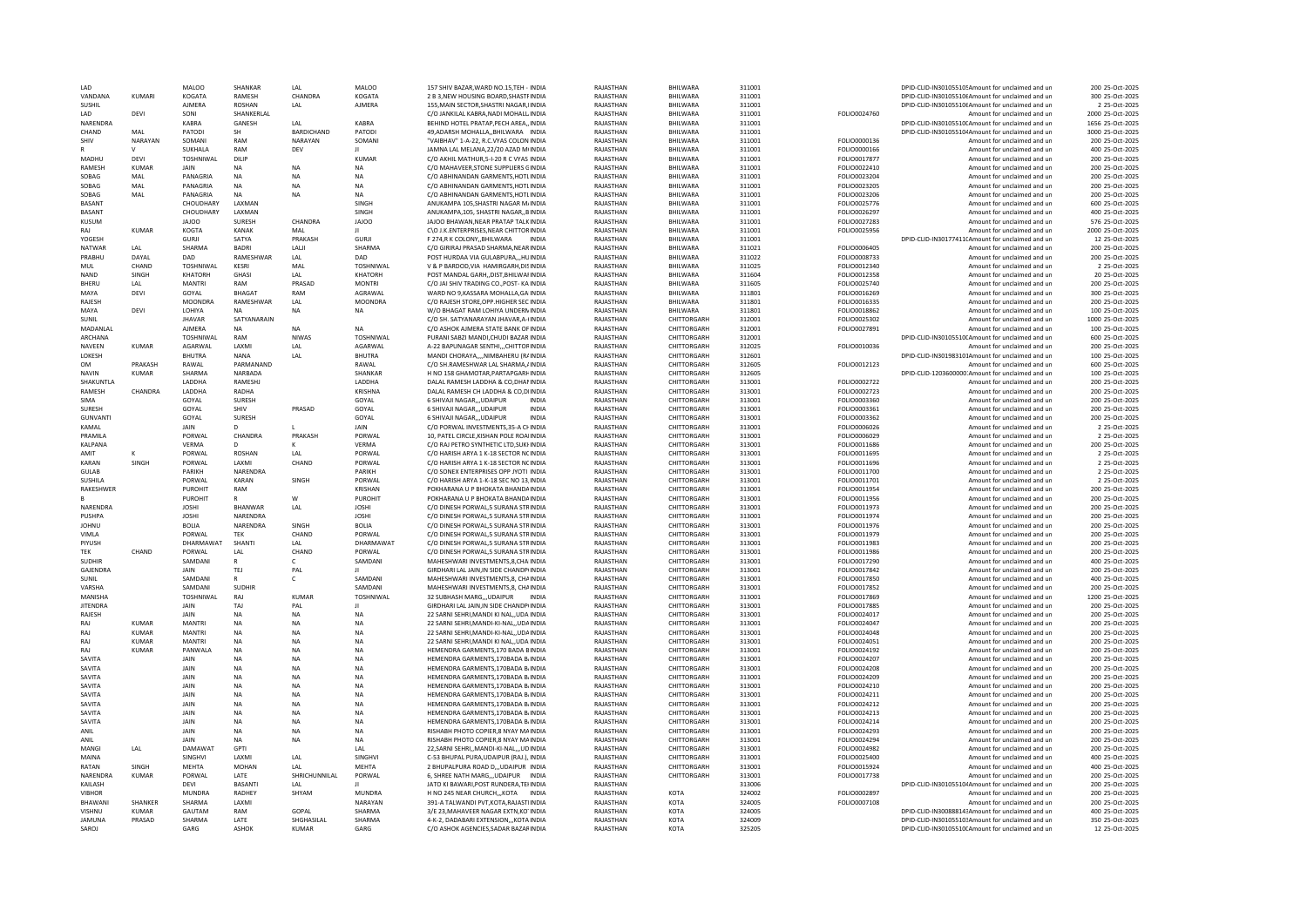| | | | | | | | | | | | | | | | |
|---|---|---|---|---|---|---|---|---|---|---|---|---|---|---|---|
| LAD | | MALOO | SHANKAR | LAL | MALOO | 157 SHIV BAZAR,WARD NO.15,TEH - INDIA | RAJASTHAN | BHILWARA | 311001 | | DPID-CLID-IN301055105Amount for unclaimed and un | 200 | 25-Oct-2025 |
| VANDANA | KUMARI | KOGATA | RAMESH | CHANDRA | KOGATA | 2 B 3,NEW HOUSING BOARD,SHASTRINDIA | RAJASTHAN | BHILWARA | 311001 | | DPID-CLID-IN30105510€Amount for unclaimed and un | 300 | 25-Oct-2025 |
| SUSHIL | | AJMERA | ROSHAN | LAL | AJMERA | 155,MAIN SECTOR,SHASTRI NAGAR,IINDIA | RAJASTHAN | BHILWARA | 311001 | | DPID-CLID-IN30105510€Amount for unclaimed and un | 2 | 25-Oct-2025 |
| LAD | DEVI | SONI | SHANKERLAL | | | C/O JANKILAL KABRA,NADI MOHALL INDIA | RAJASTHAN | BHILWARA | 311001 | FOLIO0024760 | Amount for unclaimed and un | 2000 | 25-Oct-2025 |
| NARENDRA | | KABRA | GANESH | LAL | KABRA | BEHIND HOTEL PRATAP,PECH AREA,,INDIA | RAJASTHAN | BHILWARA | 311001 | | DPID-CLID-IN30105510CAmount for unclaimed and un | 1656 | 25-Oct-2025 |
| CHAND | MAL | PATODI | SH | BARDICHAND | PATODI | 49,ADARSH MOHALLA,,BHILWARA INDIA | RAJASTHAN | BHILWARA | 311001 | | DPID-CLID-IN30105510AAmount for unclaimed and un | 3000 | 25-Oct-2025 |
| SHIV | NARAYAN | SOMANI | RAM | NARAYAN | SOMANI | "VAIBHAV" 1-A-22, R.C.VYAS COLON INDIA | RAJASTHAN | BHILWARA | 311001 | FOLIO0000136 | Amount for unclaimed and un | 200 | 25-Oct-2025 |
| R | V | SUKHALA | RAM | DEV | JI | JAMNA LAL MELANA,22/20 AZAD MIINDIA | RAJASTHAN | BHILWARA | 311001 | FOLIO0000166 | Amount for unclaimed and un | 400 | 25-Oct-2025 |
| MADHU | DEVI | TOSHNIWAL | DILIP | | KUMAR | C/O AKHIL MATHUR,S-I-20 R C VYAS INDIA | RAJASTHAN | BHILWARA | 311001 | FOLIO0017877 | Amount for unclaimed and un | 200 | 25-Oct-2025 |
| RAMESH | KUMAR | JAIN | NA | NA | NA | C/O MAHAVEER,STONE SUPPLIERS GINDIA | RAJASTHAN | BHILWARA | 311001 | FOLIO0022410 | Amount for unclaimed and un | 200 | 25-Oct-2025 |
| SOBAG | MAL | PANAGRIA | NA | NA | NA | C/O ABHINANDAN GARMENTS,HOTLINDIA | RAJASTHAN | BHILWARA | 311001 | FOLIO0023204 | Amount for unclaimed and un | 200 | 25-Oct-2025 |
| SOBAG | MAL | PANAGRIA | NA | NA | NA | C/O ABHINANDAN GARMENTS,HOTLINDIA | RAJASTHAN | BHILWARA | 311001 | FOLIO0023205 | Amount for unclaimed and un | 200 | 25-Oct-2025 |
| SOBAG | MAL | PANAGRIA | NA | NA | NA | C/O ABHINANDAN GARMENTS,HOTLINDIA | RAJASTHAN | BHILWARA | 311001 | FOLIO0023206 | Amount for unclaimed and un | 200 | 25-Oct-2025 |
| BASANT | | CHOUDHARY | LAXMAN | | SINGH | ANUKAMPA 105,SHASTRI NAGAR M INDIA | RAJASTHAN | BHILWARA | 311001 | FOLIO0025776 | Amount for unclaimed and un | 600 | 25-Oct-2025 |
| BASANT | | CHOUDHARY | LAXMAN | | SINGH | ANUKAMPA,105, SHASTRI NAGAR,,BINDIA | RAJASTHAN | BHILWARA | 311001 | FOLIO0026297 | Amount for unclaimed and un | 400 | 25-Oct-2025 |
| KUSUM | | JAJOO | SURESH | CHANDRA | JAJOO | JAJOO BHAWAN,NEAR PRATAP TALK INDIA | RAJASTHAN | BHILWARA | 311001 | FOLIO0027283 | Amount for unclaimed and un | 576 | 25-Oct-2025 |
| RAJ | KUMAR | KOGTA | KANAK | MAL | JI | C\O J.K.ENTERPRISES,NEAR CHITTORINDIA | RAJASTHAN | BHILWARA | 311001 | FOLIO0025956 | Amount for unclaimed and un | 2000 | 25-Oct-2025 |
| YOGESH | | GURJI | SATYA | PRAKASH | GURJI | F 274,R K COLONY,,BHILWARA INDIA | RAJASTHAN | BHILWARA | 311001 | | DPID-CLID-IN30177411CAmount for unclaimed and un | 12 | 25-Oct-2025 |
| NATWAR | LAL | SHARMA | BADRI | LALJI | SHARMA | C/O GIRIRAJ PRASAD SHARMA,NEAR INDIA | RAJASTHAN | BHILWARA | 311021 | FOLIO0006405 | Amount for unclaimed and un | 200 | 25-Oct-2025 |
| PRABHU | DAYAL | DAD | RAMESHWAR | LAL | DAD | POST HURDAA VIA GULABPURA,,,HUINDIA | RAJASTHAN | BHILWARA | 311022 | FOLIO0008733 | Amount for unclaimed and un | 200 | 25-Oct-2025 |
| MUL | CHAND | TOSHNIWAL | KESRI | MAL | TOSHNIWAL | V & P BARDOD,VIA HAMIRGARH,DISINDIA | RAJASTHAN | BHILWARA | 311025 | FOLIO0012340 | Amount for unclaimed and un | 2 | 25-Oct-2025 |
| NAND | SINGH | KHATORH | GHASI | LAL | KHATORH | POST MANDAL GARH,,DIST,BHILWAFINDIA | RAJASTHAN | BHILWARA | 311604 | FOLIO0012358 | Amount for unclaimed and un | 20 | 25-Oct-2025 |
| BHERU | LAL | MANTRI | RAM | PRASAD | MONTRI | C/O JAI SHIV TRADING CO.,POST- KA INDIA | RAJASTHAN | BHILWARA | 311605 | FOLIO0025740 | Amount for unclaimed and un | 200 | 25-Oct-2025 |
| MAYA | DEVI | GOYAL | BHAGAT | RAM | AGRAWAL | WARD NO 9,KASSARA MOHALLA,GA INDIA | RAJASTHAN | BHILWARA | 311801 | FOLIO0016269 | Amount for unclaimed and un | 300 | 25-Oct-2025 |
| RAJESH | | MOONDRA | RAMESHWAR | LAL | MOONDRA | C/O RAJESH STORE,OPP.HIGHER SEC INDIA | RAJASTHAN | BHILWARA | 311801 | FOLIO0016335 | Amount for unclaimed and un | 200 | 25-Oct-2025 |
| MAYA | DEVI | LOHIYA | NA | NA | NA | W/O BHAGAT RAM LOHIYA UNDERN INDIA | RAJASTHAN | BHILWARA | 311801 | FOLIO0018862 | Amount for unclaimed and un | 100 | 25-Oct-2025 |
| SUNIL | | JHAVAR | SATYANARAIN | | | C/O SH. SATYANARAYAN JHAVAR,A-IINDIA | RAJASTHAN | CHITTORGARH | 312001 | FOLIO0025302 | Amount for unclaimed and un | 1000 | 25-Oct-2025 |
| MADANLAL | | AJMERA | NA | NA | NA | C/O ASHOK AJMERA STATE BANK OF INDIA | RAJASTHAN | CHITTORGARH | 312001 | FOLIO0027891 | Amount for unclaimed and un | 100 | 25-Oct-2025 |
| ARCHANA | | TOSHNIWAL | RAM | NIWAS | TOSHNIWAL | PURANI SABZI MANDI,CHUDI BAZAR INDIA | RAJASTHAN | CHITTORGARH | 312001 | | DPID-CLID-IN30105510CAmount for unclaimed and un | 600 | 25-Oct-2025 |
| NAVEEN | KUMAR | AGARWAL | LAXMI | LAL | AGARWAL | A-22 BAPUNAGAR SENTHI,,,CHITTORINDIA | RAJASTHAN | CHITTORGARH | 312025 | FOLIO0010036 | Amount for unclaimed and un | 200 | 25-Oct-2025 |
| LOKESH | | BHUTRA | NANA | LAL | BHUTRA | MANDI CHORAYA,,,,NIMBAHERU (RAINDIA | RAJASTHAN | CHITTORGARH | 312601 | | DPID-CLID-IN30198310JAmount for unclaimed and un | 100 | 25-Oct-2025 |
| OM | PRAKASH | RAWAL | PARMANAND | | RAWAL | C/O SH.RAMESHWAR LAL SHARMA,,FINDIA | RAJASTHAN | CHITTORGARH | 312605 | FOLIO0012123 | Amount for unclaimed and un | 600 | 25-Oct-2025 |
| NAVIN | KUMAR | SHARMA | NARBADA | | SHANKAR | H NO 158 GHAMOTAR,PARTAPGARHINDIA | RAJASTHAN | CHITTORGARH | 312605 | | DPID-CLID-1203600000:Amount for unclaimed and un | 100 | 25-Oct-2025 |
| SHAKUNTLA | | LADDHA | RAMESHJ | | LADDHA | DALAL RAMESH LADDHA & CO,DHANINDIA | RAJASTHAN | CHITTORGARH | 313001 | FOLIO0002722 | Amount for unclaimed and un | 200 | 25-Oct-2025 |
| RAMESH | CHANDRA | LADDHA | RADHA | | KRISHNA | DALAL RAMESH CH LADDHA & CO,DHINDIA | RAJASTHAN | CHITTORGARH | 313001 | FOLIO0002723 | Amount for unclaimed and un | 200 | 25-Oct-2025 |
| SIMA | | GOYAL | SURESH | | GOYAL | 6 SHIVAJI NAGAR,,,UDAIPUR INDIA | RAJASTHAN | CHITTORGARH | 313001 | FOLIO0003360 | Amount for unclaimed and un | 200 | 25-Oct-2025 |
| SURESH | | GOYAL | SHIV | PRASAD | GOYAL | 6 SHIVAJI NAGAR,,,UDAIPUR INDIA | RAJASTHAN | CHITTORGARH | 313001 | FOLIO0003361 | Amount for unclaimed and un | 200 | 25-Oct-2025 |
| GUNVANTI | | GOYAL | SURESH | | GOYAL | 6 SHIVAJI NAGAR,,,UDAIPUR INDIA | RAJASTHAN | CHITTORGARH | 313001 | FOLIO0003362 | Amount for unclaimed and un | 200 | 25-Oct-2025 |
| KAMAL | | JAIN | D | L | JAIN | C/O PORWAL INVESTMENTS,35-A CHINDIA | RAJASTHAN | CHITTORGARH | 313001 | FOLIO0006026 | Amount for unclaimed and un | 2 | 25-Oct-2025 |
| PRAMILA | | PORWAL | CHANDRA | PRAKASH | PORWAL | 10, PATEL CIRCLE,KISHAN POLE ROAIINDIA | RAJASTHAN | CHITTORGARH | 313001 | FOLIO0006029 | Amount for unclaimed and un | 2 | 25-Oct-2025 |
| KALPANA | | VERMA | D | K | VERMA | C/O RAJ PETRO SYNTHETIC LTD,SUKIINDIA | RAJASTHAN | CHITTORGARH | 313001 | FOLIO0011686 | Amount for unclaimed and un | 200 | 25-Oct-2025 |
| AMIT | K | PORWAL | ROSHAN | LAL | PORWAL | C/O HARISH ARYA 1 K-18 SECTOR NCINDIA | RAJASTHAN | CHITTORGARH | 313001 | FOLIO0011695 | Amount for unclaimed and un | 2 | 25-Oct-2025 |
| KARAN | SINGH | PORWAL | LAXMI | CHAND | PORWAL | C/O HARISH ARYA 1 K-18 SECTOR NCINDIA | RAJASTHAN | CHITTORGARH | 313001 | FOLIO0011696 | Amount for unclaimed and un | 2 | 25-Oct-2025 |
| GULAB | | PARIKH | NARENDRA | | PARIKH | C/O SONEX ENTERPRISES OPP JYOTI INDIA | RAJASTHAN | CHITTORGARH | 313001 | FOLIO0011700 | Amount for unclaimed and un | 2 | 25-Oct-2025 |
| SUSHILA | | PORWAL | KARAN | SINGH | PORWAL | C/O HARISH ARYA 1-K-18 SEC NO 13,INDIA | RAJASTHAN | CHITTORGARH | 313001 | FOLIO0011701 | Amount for unclaimed and un | 2 | 25-Oct-2025 |
| RAKESHWER | | PUROHIT | RAM | | KRISHAN | POKHARANA U P BHOKATA BHANDAINDIA | RAJASTHAN | CHITTORGARH | 313001 | FOLIO0011954 | Amount for unclaimed and un | 200 | 25-Oct-2025 |
| B | | PUROHIT | R | W | PUROHIT | POKHARANA U P BHOKATA BHANDAINDIA | RAJASTHAN | CHITTORGARH | 313001 | FOLIO0011956 | Amount for unclaimed and un | 200 | 25-Oct-2025 |
| NARENDRA | | JOSHI | BHANWAR | LAL | JOSHI | C/O DINESH PORWAL,5 SURANA STRINDIA | RAJASTHAN | CHITTORGARH | 313001 | FOLIO0011973 | Amount for unclaimed and un | 200 | 25-Oct-2025 |
| PUSHPA | | JOSHI | NARENDRA | | JOSHI | C/O DINESH PORWAL,5 SURANA STRINDIA | RAJASTHAN | CHITTORGARH | 313001 | FOLIO0011974 | Amount for unclaimed and un | 200 | 25-Oct-2025 |
| JOHNU | | BOLIA | NARENDRA | SINGH | BOLIA | C/O DINESH PORWAL,5 SURANA STRINDIA | RAJASTHAN | CHITTORGARH | 313001 | FOLIO0011976 | Amount for unclaimed and un | 200 | 25-Oct-2025 |
| VIMLA | | PORWAL | TEK | CHAND | PORWAL | C/O DINESH PORWAL,5 SURANA STRINDIA | RAJASTHAN | CHITTORGARH | 313001 | FOLIO0011979 | Amount for unclaimed and un | 200 | 25-Oct-2025 |
| PIYUSH | | DHARMAWAT | SHANTI | LAL | DHARMAWAT | C/O DINESH PORWAL,5 SURANA STRINDIA | RAJASTHAN | CHITTORGARH | 313001 | FOLIO0011983 | Amount for unclaimed and un | 200 | 25-Oct-2025 |
| TEK | CHAND | PORWAL | LAL | CHAND | PORWAL | C/O DINESH PORWAL,5 SURANA STRINDIA | RAJASTHAN | CHITTORGARH | 313001 | FOLIO0011986 | Amount for unclaimed and un | 200 | 25-Oct-2025 |
| SUDHIR | | SAMDANI | R | C | SAMDANI | MAHESHWARI INVESTMENTS,8, CHAINDIA | RAJASTHAN | CHITTORGARH | 313001 | FOLIO0017290 | Amount for unclaimed and un | 400 | 25-Oct-2025 |
| GAJENDRA | | JAIN | TEJ | PAL | JI | GIRDHARI LAL JAIN,IN SIDE CHANDPIINDIA | RAJASTHAN | CHITTORGARH | 313001 | FOLIO0017842 | Amount for unclaimed and un | 200 | 25-Oct-2025 |
| SUNIL | | SAMDANI | R | C | SAMDANI | MAHESHWARI INVESTMENTS,8, CHAINDIA | RAJASTHAN | CHITTORGARH | 313001 | FOLIO0017850 | Amount for unclaimed and un | 400 | 25-Oct-2025 |
| VARSHA | | SAMDANI | SUDHIR | | SAMDANI | MAHESHWARI INVESTMENTS,8, CHAINDIA | RAJASTHAN | CHITTORGARH | 313001 | FOLIO0017852 | Amount for unclaimed and un | 200 | 25-Oct-2025 |
| MANISHA | | TOSHNIWAL | RAJ | KUMAR | TOSHNIWAL | 32 SUBHASH MARG,,,UDAIPUR INDIA | RAJASTHAN | CHITTORGARH | 313001 | FOLIO0017869 | Amount for unclaimed and un | 1200 | 25-Oct-2025 |
| JITENDRA | | JAIN | TAJ | PAL | JI | GIRDHARI LAL JAIN,IN SIDE CHANDPIINDIA | RAJASTHAN | CHITTORGARH | 313001 | FOLIO0017885 | Amount for unclaimed and un | 200 | 25-Oct-2025 |
| RAJESH | | JAIN | NA | NA | NA | 22 SARNI SEHRI,MANDI KI NAL,,UDA INDIA | RAJASTHAN | CHITTORGARH | 313001 | FOLIO0024017 | Amount for unclaimed and un | 200 | 25-Oct-2025 |
| RAJ | KUMAR | MANTRI | NA | NA | NA | 22 SARNI SEHRI,MANDI-KI-NAL,,UDAINDIA | RAJASTHAN | CHITTORGARH | 313001 | FOLIO0024047 | Amount for unclaimed and un | 200 | 25-Oct-2025 |
| RAJ | KUMAR | MANTRI | NA | NA | NA | 22 SARNI SEHRI,MANDI-KI-NAL,,UDAINDIA | RAJASTHAN | CHITTORGARH | 313001 | FOLIO0024048 | Amount for unclaimed and un | 200 | 25-Oct-2025 |
| RAJ | KUMAR | MANTRI | NA | NA | NA | 22 SARNI SEHRI,MANDI KI NAL,,UDA INDIA | RAJASTHAN | CHITTORGARH | 313001 | FOLIO0024051 | Amount for unclaimed and un | 200 | 25-Oct-2025 |
| RAJ | KUMAR | PANWALA | NA | NA | NA | HEMENDRA GARMENTS,170 BADA BINDIA | RAJASTHAN | CHITTORGARH | 313001 | FOLIO0024192 | Amount for unclaimed and un | 200 | 25-Oct-2025 |
| SAVITA | | JAIN | NA | NA | NA | HEMENDRA GARMENTS,170BADA B INDIA | RAJASTHAN | CHITTORGARH | 313001 | FOLIO0024207 | Amount for unclaimed and un | 200 | 25-Oct-2025 |
| SAVITA | | JAIN | NA | NA | NA | HEMENDRA GARMENTS,170BADA B INDIA | RAJASTHAN | CHITTORGARH | 313001 | FOLIO0024208 | Amount for unclaimed and un | 200 | 25-Oct-2025 |
| SAVITA | | JAIN | NA | NA | NA | HEMENDRA GARMENTS,170BADA B INDIA | RAJASTHAN | CHITTORGARH | 313001 | FOLIO0024209 | Amount for unclaimed and un | 200 | 25-Oct-2025 |
| SAVITA | | JAIN | NA | NA | NA | HEMENDRA GARMENTS,170BADA B INDIA | RAJASTHAN | CHITTORGARH | 313001 | FOLIO0024210 | Amount for unclaimed and un | 200 | 25-Oct-2025 |
| SAVITA | | JAIN | NA | NA | NA | HEMENDRA GARMENTS,170BADA B INDIA | RAJASTHAN | CHITTORGARH | 313001 | FOLIO0024211 | Amount for unclaimed and un | 200 | 25-Oct-2025 |
| SAVITA | | JAIN | NA | NA | NA | HEMENDRA GARMENTS,170BADA B INDIA | RAJASTHAN | CHITTORGARH | 313001 | FOLIO0024212 | Amount for unclaimed and un | 200 | 25-Oct-2025 |
| SAVITA | | JAIN | NA | NA | NA | HEMENDRA GARMENTS,170BADA B INDIA | RAJASTHAN | CHITTORGARH | 313001 | FOLIO0024213 | Amount for unclaimed and un | 200 | 25-Oct-2025 |
| SAVITA | | JAIN | NA | NA | NA | HEMENDRA GARMENTS,170BADA B INDIA | RAJASTHAN | CHITTORGARH | 313001 | FOLIO0024214 | Amount for unclaimed and un | 200 | 25-Oct-2025 |
| ANIL | | JAIN | NA | NA | NA | RISHABH PHOTO COPIER,8 NYAY MAINDIA | RAJASTHAN | CHITTORGARH | 313001 | FOLIO0024293 | Amount for unclaimed and un | 200 | 25-Oct-2025 |
| ANIL | | JAIN | NA | NA | NA | RISHABH PHOTO COPIER,8 NYAY MAINDIA | RAJASTHAN | CHITTORGARH | 313001 | FOLIO0024294 | Amount for unclaimed and un | 200 | 25-Oct-2025 |
| MANGI | LAL | DAMAWAT | GPTI | | LAL | 22,SARNI SEHRI,,MANDI-KI-NAL,,,UD INDIA | RAJASTHAN | CHITTORGARH | 313001 | FOLIO0024982 | Amount for unclaimed and un | 200 | 25-Oct-2025 |
| MAINA | | SINGHVI | LAXMI | LAL | SINGHVI | C-53 BHUPAL PURA,UDAIPUR (RAJ.), INDIA | RAJASTHAN | CHITTORGARH | 313001 | FOLIO0025400 | Amount for unclaimed and un | 400 | 25-Oct-2025 |
| RATAN | SINGH | MEHTA | MOHAN | LAL | MEHTA | 2 BHUPALPURA ROAD D,,,UDAIPUR INDIA | RAJASTHAN | CHITTORGARH | 313001 | FOLIO0015924 | Amount for unclaimed and un | 400 | 25-Oct-2025 |
| NARENDRA | KUMAR | PORWAL | LATE | SHRICHUNNILAL | PORWAL | 6, SHREE NATH MARG,,,UDAIPUR INDIA | RAJASTHAN | CHITTORGARH | 313001 | FOLIO0017738 | Amount for unclaimed and un | 200 | 25-Oct-2025 |
| KAILASH | | DEVI | BASANTI | LAL | JI | JATO KI BAWARI,POST RUNDERA,TEHINDIA | RAJASTHAN | | 313006 | | DPID-CLID-IN30105510AAmount for unclaimed and un | 200 | 25-Oct-2025 |
| VIBHOR | | MUNDRA | RADHEY | SHYAM | MUNDRA | H NO 245 NEAR CHURCH,,,KOTA INDIA | RAJASTHAN | KOTA | 324002 | FOLIO0002897 | Amount for unclaimed and un | 200 | 25-Oct-2025 |
| BHAWANI | SHANKER | SHARMA | LAXMI | | NARAYAN | 391-A TALWANDI PVT,KOTA,RAJASTIINDIA | RAJASTHAN | KOTA | 324005 | FOLIO0007108 | Amount for unclaimed and un | 200 | 25-Oct-2025 |
| VISHNU | KUMAR | GAUTAM | RAM | GOPAL | SHARMA | 3/E 23,MAHAVEER NAGAR EXTN,KO INDIA | RAJASTHAN | KOTA | 324005 | | DPID-CLID-IN30088814 Amount for unclaimed and un | 400 | 25-Oct-2025 |
| JAMUNA | PRASAD | SHARMA | LATE | SHGHASILAL | SHARMA | 4-K-2, DADABARI EXTENSION,,,KOTA INDIA | RAJASTHAN | KOTA | 324009 | | DPID-CLID-IN30105510 Amount for unclaimed and un | 350 | 25-Oct-2025 |
| SAROJ | | GARG | ASHOK | KUMAR | GARG | C/O ASHOK AGENCIES,SADAR BAZAR INDIA | RAJASTHAN | KOTA | 325205 | | DPID-CLID-IN30105510CAmount for unclaimed and un | 12 | 25-Oct-2025 |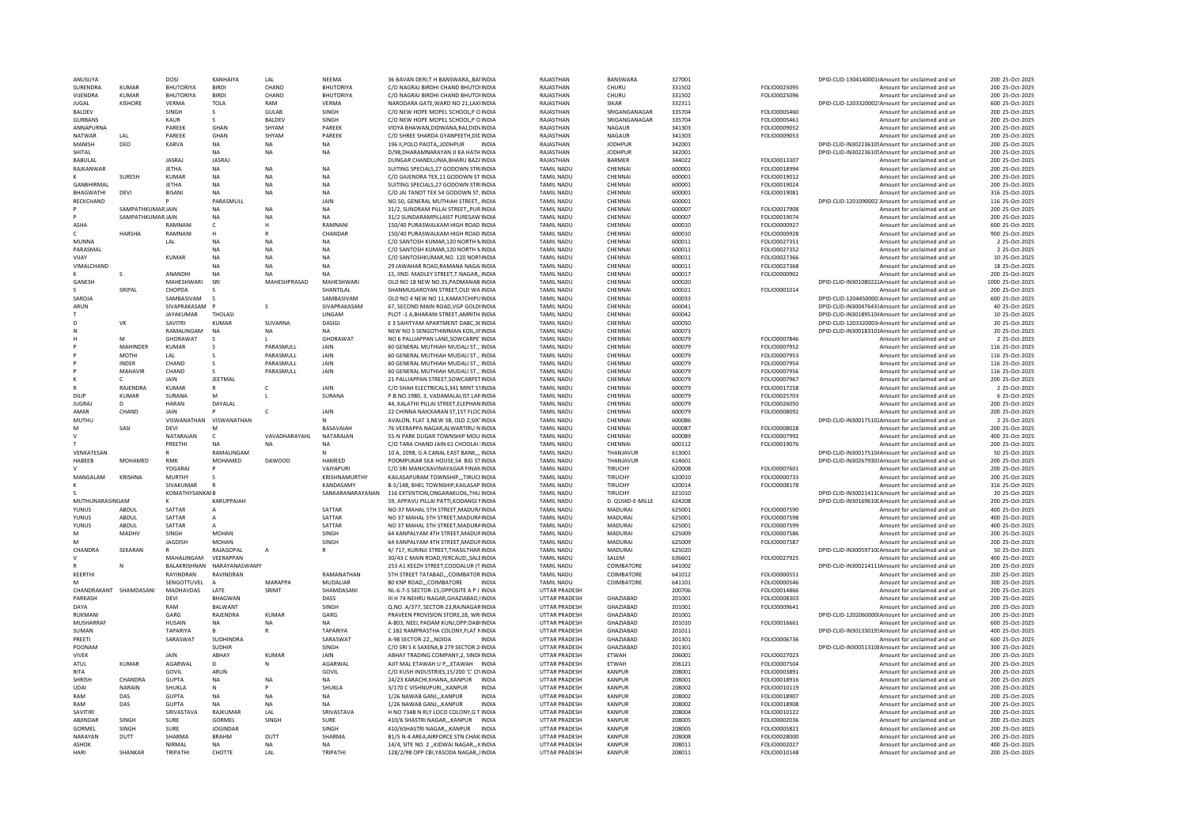| | | | | | | | | | | | | | | | | |
|---|---|---|---|---|---|---|---|---|---|---|---|---|---|---|---|---|
| ANUSUYA | | DOSI | KANHAIYA | LAL | NEEMA | 36 BAVAN DERI,T H BANSWARA,,BAI INDIA | | RAJASTHAN | BANSWARA | 327001 | | DPID-CLID-1304140001 | Amount for unclaimed and un | 200 | 25-Oct-2025 |
| SURENDRA | KUMAR | BHUTORIYA | BIRDI | CHAND | BHUTORIYA | C/O NAGRAJ BIRDHI CHAND BHUTOI INDIA | | RAJASTHAN | CHURU | 331502 | FOLIO0025095 | | Amount for unclaimed and un | 200 | 25-Oct-2025 |
| VIJENDRA | KUMAR | BHUTORIYA | BIRDI | CHAND | BHUTORIYA | C/O NAGRAJ BIRDHI CHAND BHUTOI INDIA | | RAJASTHAN | CHURU | 331502 | FOLIO0025096 | | Amount for unclaimed and un | 200 | 25-Oct-2025 |
| JUGAL | KISHORE | VERMA | TOLA | RAM | VERMA | NARODARA GATE,WARD NO 21,LAXI INDIA | | RAJASTHAN | SIKAR | 332311 | | DPID-CLID-1203320002 | Amount for unclaimed and un | 600 | 25-Oct-2025 |
| BALDEV | | SINGH | S | GULAB | SINGH | C/O NEW HOPE MOPEL SCHOOL,P O INDIA | | RAJASTHAN | SRIGANGANAGAR | 335704 | FOLIO0005460 | | Amount for unclaimed and un | 200 | 25-Oct-2025 |
| GURBANS | | KAUR | S | BALDEV | SINGH | C/O NEW HOPE MOPEL SCHOOL,P O INDIA | | RAJASTHAN | SRIGANGANAGAR | 335704 | FOLIO0005461 | | Amount for unclaimed and un | 200 | 25-Oct-2025 |
| ANNAPURNA | | PAREEK | GHAN | SHYAM | PAREEK | VIDYA BHAWAN,DIDWANA,RAJ,DID\ INDIA | | RAJASTHAN | NAGAUR | 341303 | FOLIO0009052 | | Amount for unclaimed and un | 200 | 25-Oct-2025 |
| NATWAR | LAL | PAREEK | GHAN | SHYAM | PAREEK | C/O SHREE SHARDA GYANPEETH,DIE INDIA | | RAJASTHAN | NAGAUR | 341303 | FOLIO0009053 | | Amount for unclaimed and un | 200 | 25-Oct-2025 |
| MANISH | DEO | KARVA | NA | NA | NA | 196 II,POLO PAOTA,,JODHPUR | INDIA | RAJASTHAN | JODHPUR | 342001 | | DPID-CLID-IN30223610 | Amount for unclaimed and un | 200 | 25-Oct-2025 |
| SHITAL | | | NA | NA | NA | D/98,DHARAMNARAYAN JI KA HATH INDIA | | RAJASTHAN | JODHPUR | 342001 | | DPID-CLID-IN30223610 | Amount for unclaimed and un | 200 | 25-Oct-2025 |
| BABULAL | | JASRAJ | JASRAJ | | | DUNGAR CHANDLUNIA,BHARU BAZA INDIA | | RAJASTHAN | BARMER | 344022 | FOLIO0013307 | | Amount for unclaimed and un | 200 | 25-Oct-2025 |
| RAJKANWAR | | JETHA | NA | NA | NA | SUITING SPECIALS,27 GODOWN STRI INDIA | | TAMIL NADU | CHENNAI | 600001 | FOLIO0018994 | | Amount for unclaimed and un | 200 | 25-Oct-2025 |
| K | SURESH | KUMAR | NA | NA | NA | C/O GAJENDRA TEX,11 GODOWN ST INDIA | | TAMIL NADU | CHENNAI | 600001 | FOLIO0019012 | | Amount for unclaimed and un | 200 | 25-Oct-2025 |
| GANBHIRMAL | | JETHA | NA | NA | NA | SUITING SPECIALS,27 GODOWN STRI INDIA | | TAMIL NADU | CHENNAI | 600001 | FOLIO0019024 | | Amount for unclaimed and un | 200 | 25-Oct-2025 |
| BHAGWATHI | DEVI | BISANI | NA | NA | NA | C/O JAI TANOT TEX 54 GODOWN ST, INDIA | | TAMIL NADU | CHENNAI | 600001 | FOLIO0019081 | | Amount for unclaimed and un | 316 | 25-Oct-2025 |
| RECKCHAND | | P | PARASMULL | | JAIN | NO.50, GENERAL MUTHIAH STREET,, INDIA | | TAMIL NADU | CHENNAI | 600001 | | DPID-CLID-1201090002 | Amount for unclaimed and un | 116 | 25-Oct-2025 |
| P | SAMPATHKUMAR | JAIN | NA | NA | NA | 31/2, SUNDRAM PILLAI STREET,,PUR INDIA | | TAMIL NADU | CHENNAI | 600007 | FOLIO0017908 | | Amount for unclaimed and un | 200 | 25-Oct-2025 |
| P | SAMPATHKUMAR | JAIN | NA | NA | NA | 31/2 SUNDARAMPILLAIST PURESAW INDIA | | TAMIL NADU | CHENNAI | 600007 | FOLIO0019074 | | Amount for unclaimed and un | 200 | 25-Oct-2025 |
| ASHA | | RAMNANI | C | H | RAMNANI | 150/40 PURASWALKAM HIGH ROAD INDIA | | TAMIL NADU | CHENNAI | 600010 | FOLIO0000927 | | Amount for unclaimed and un | 600 | 25-Oct-2025 |
| C | HARSHA | RAMNANI | H | R | CHANDAR | 150/40 PURASWALKAM HIGH ROAD INDIA | | TAMIL NADU | CHENNAI | 600010 | FOLIO0000928 | | Amount for unclaimed and un | 900 | 25-Oct-2025 |
| MUNNA | | LAL | NA | NA | NA | C/O SANTOSH KUMAR,120 NORTH N INDIA | | TAMIL NADU | CHENNAI | 600011 | FOLIO0027351 | | Amount for unclaimed and un | 2 | 25-Oct-2025 |
| PARASMAL | | | NA | NA | NA | C/O SANTOSH KUMAR,120 NORTH N INDIA | | TAMIL NADU | CHENNAI | 600011 | FOLIO0027352 | | Amount for unclaimed and un | 2 | 25-Oct-2025 |
| VIJAY | | KUMAR | NA | NA | NA | C/O SANTOSHKUMAR,NO. 120 NORT INDIA | | TAMIL NADU | CHENNAI | 600011 | FOLIO0027366 | | Amount for unclaimed and un | 10 | 25-Oct-2025 |
| VIMALCHAND | | | NA | NA | NA | 29 JAWAHAR ROAD,RAMANA NAGAI INDIA | | TAMIL NADU | CHENNAI | 600011 | FOLIO0027368 | | Amount for unclaimed and un | 18 | 25-Oct-2025 |
| K | S | ANANDHI | NA | NA | NA | 15, IIND. MADLEY STREET,T.NAGAR,, INDIA | | TAMIL NADU | CHENNAI | 600017 | FOLIO0000902 | | Amount for unclaimed and un | 200 | 25-Oct-2025 |
| GANESH | | MAHESHWARI | SRI | MAHESHPRASAD | MAHESHWARI | OLD NO 18 NEW NO.35,PADMANAB INDIA | | TAMIL NADU | CHENNAI | 600020 | | DPID-CLID-IN30108022 | Amount for unclaimed and un | 1000 | 25-Oct-2025 |
| S | SRIPAL | CHOPDA | S | | SHANTILAL | SHANMUGAROYAN STREET,OLD WA INDIA | | TAMIL NADU | CHENNAI | 600021 | FOLIO0001014 | | Amount for unclaimed and un | 200 | 25-Oct-2025 |
| SAROJA | | SAMBASIVAM | S | | SAMBASIVAM | OLD NO 4 NEW NO 11,KAMATCHIPU INDIA | | TAMIL NADU | CHENNAI | 600033 | | DPID-CLID-1204450000 | Amount for unclaimed and un | 600 | 25-Oct-2025 |
| ARUN | | SIVAPRAKASAM | P | S | SIVAPRAKASAM | 67, SECOND MAIN ROAD,VGP GOLDI INDIA | | TAMIL NADU | CHENNAI | 600041 | | DPID-CLID-IN30047643 | Amount for unclaimed and un | 40 | 25-Oct-2025 |
| T | | JAYAKUMAR | THOLASI | | LINGAM | PLOT -1 A,BHARANI STREET,AMRITH INDIA | | TAMIL NADU | CHENNAI | 600042 | | DPID-CLID-IN30189510 | Amount for unclaimed and un | 10 | 25-Oct-2025 |
| D | VK | SAVITRI | KUMAR | SUVARNA | DASIGI | E 3 SAHITYAM APARTMENT DABC,36 INDIA | | TAMIL NADU | CHENNAI | 600050 | | DPID-CLID-1203320003 | Amount for unclaimed and un | 20 | 25-Oct-2025 |
| N | | RAMALINGAM | NA | NA | NA | NEW NO 5 SENGOTHIMMAN KOIL,III INDIA | | TAMIL NADU | CHENNAI | 600073 | | DPID-CLID-IN30018310 | Amount for unclaimed and un | 20 | 25-Oct-2025 |
| H | M | GHORAWAT | S | L | GHORAWAT | NO 6 PALLIAPPAN LANE,SOWCARPE INDIA | | TAMIL NADU | CHENNAI | 600079 | FOLIO0007846 | | Amount for unclaimed and un | 2 | 25-Oct-2025 |
| P | MAHINDER | KUMAR | S | PARASMULL | JAIN | 60 GENERAL MUTHIAH MUDALI ST.,, INDIA | | TAMIL NADU | CHENNAI | 600079 | FOLIO0007952 | | Amount for unclaimed and un | 116 | 25-Oct-2025 |
| P | MOTHI | LAL | S | PARASMULL | JAIN | 60 GENERAL MUTHIAH MUDALI ST.,, INDIA | | TAMIL NADU | CHENNAI | 600079 | FOLIO0007953 | | Amount for unclaimed and un | 116 | 25-Oct-2025 |
| P | INDER | CHAND | S | PARASMULL | JAIN | 60 GENERAL MUTHIAH MUDALI ST.,, INDIA | | TAMIL NADU | CHENNAI | 600079 | FOLIO0007954 | | Amount for unclaimed and un | 116 | 25-Oct-2025 |
| P | MAHAVIR | CHAND | S | PARASMULL | JAIN | 60 GENERAL MUTHIAH MUDALI ST.,, INDIA | | TAMIL NADU | CHENNAI | 600079 | FOLIO0007956 | | Amount for unclaimed and un | 116 | 25-Oct-2025 |
| K | C | JAIN | JEETMAL | | | 21 PALLIAPPAN STREET,SOWCARPET INDIA | | TAMIL NADU | CHENNAI | 600079 | FOLIO0007967 | | Amount for unclaimed and un | 200 | 25-Oct-2025 |
| R | RAJENDRA | KUMAR | R | C | JAIN | C/O SHAH ELECTRICALS,341 MINT ST INDIA | | TAMIL NADU | CHENNAI | 600079 | FOLIO0017258 | | Amount for unclaimed and un | 2 | 25-Oct-2025 |
| DILIP | KUMAR | SURANA | M | L | SURANA | P.B.NO.1980, 3, VADAMALAI,IST.LAN INDIA | | TAMIL NADU | CHENNAI | 600079 | FOLIO0025703 | | Amount for unclaimed and un | 6 | 25-Oct-2025 |
| JUGRAJ | D | HARAN | DAYALAL | | | 44, KALATHI PILLAI STREET,ELEPHAN INDIA | | TAMIL NADU | CHENNAI | 600079 | FOLIO0026050 | | Amount for unclaimed and un | 200 | 25-Oct-2025 |
| AMAR | CHAND | JAIN | P | C | JAIN | 22 CHINNA NAICKARAN ST,1ST FLOC INDIA | | TAMIL NADU | CHENNAI | 600079 | FOLIO0008092 | | Amount for unclaimed and un | 200 | 25-Oct-2025 |
| MUTHU | | VISWANATHAN | VISWANATHAN | | N | AVALON, FLAT 3,NEW 38, OLD 2,SIX INDIA | | TAMIL NADU | CHENNAI | 600086 | | DPID-CLID-IN30017510 | Amount for unclaimed and un | 2 | 25-Oct-2025 |
| M | SASI | DEVI | M | | BASAVAIAH | 76 VEERAPPA NAGAR,ALWARTIRU N INDIA | | TAMIL NADU | CHENNAI | 600087 | FOLIO0008028 | | Amount for unclaimed and un | 200 | 25-Oct-2025 |
| V | | NATARAJAN | C | VAVADHARAYAHL | NATARAJAN | 55-N PARK DUGAR TOWNSHIP MOU INDIA | | TAMIL NADU | CHENNAI | 600089 | FOLIO0007992 | | Amount for unclaimed and un | 400 | 25-Oct-2025 |
| T | | PREETHI | NA | NA | NA | C/O TARA CHAND JAIN 61 CHOOLAI INDIA | | TAMIL NADU | CHENNAI | 600112 | FOLIO0019076 | | Amount for unclaimed and un | 200 | 25-Oct-2025 |
| VENKATESAN | | R | RAMALINGAM | | N | 10 A, 2098, G A CANAL EAST BANK,,, INDIA | | TAMIL NADU | THANJAVUR | 613001 | | DPID-CLID-IN30017510 | Amount for unclaimed and un | 50 | 25-Oct-2025 |
| HABEEB | MOHAMED | RMK | MOHAMED | DAWOOD | HAMEED | POOMPUKAR SILK HOUSE,54 BIG ST INDIA | | TAMIL NADU | THANJAVUR | 614601 | | DPID-CLID-IN30267930 | Amount for unclaimed and un | 200 | 25-Oct-2025 |
| V | | YOGARAJ | P | | VAIYAPURI | C/O SRI MANICKAVINAYAGAR FINAN INDIA | | TAMIL NADU | TIRUCHY | 620008 | FOLIO0007601 | | Amount for unclaimed and un | 200 | 25-Oct-2025 |
| MANGALAM | KRISHNA | MURTHY | S | | KRISHNAMURTHY | KAILASAPURAM TOWNSHIP,,,TIRUCI INDIA | | TAMIL NADU | TIRUCHY | 620010 | FOLIO0000733 | | Amount for unclaimed and un | 200 | 25-Oct-2025 |
| K | | SIVAKUMAR | R | | KANDASAMY | B-5/148, BHEL TOWNSHIP,KAILASAP INDIA | | TAMIL NADU | TIRUCHY | 620014 | FOLIO0008178 | | Amount for unclaimed and un | 316 | 25-Oct-2025 |
| S | | KOMATHYSANKAF | B | | SANKARANARAYANAN | 116 EXTENTION,ONGARAKUDI,THU INDIA | | TAMIL NADU | TIRUCHY | 621010 | | DPID-CLID-IN30021411 | Amount for unclaimed and un | 20 | 25-Oct-2025 |
| MUTHUNARASINGAM | | K | KARUPPAIAH | | | 59, APPAVU PILLAI PATTI,KODANGI F INDIA | | TAMIL NADU | D. QUIAD-E-MILLE | 624208 | | DPID-CLID-IN30169610 | Amount for unclaimed and un | 200 | 25-Oct-2025 |
| YUNUS | ABDUL | SATTAR | A | | SATTAR | NO-37 MAHAL 5TH STREET,MADURA INDIA | | TAMIL NADU | MADURAI | 625001 | FOLIO0007590 | | Amount for unclaimed and un | 400 | 25-Oct-2025 |
| YUNUS | ABDUL | SATTAR | A | | SATTAR | NO 37 MAHAL 5TH STREET,MADURA INDIA | | TAMIL NADU | MADURAI | 625001 | FOLIO0007598 | | Amount for unclaimed and un | 400 | 25-Oct-2025 |
| YUNUS | ABDUL | SATTAR | A | | SATTAR | NO 37 MAHAL 5TH STREET,MADURA INDIA | | TAMIL NADU | MADURAI | 625001 | FOLIO0007599 | | Amount for unclaimed and un | 400 | 25-Oct-2025 |
| M | MADHV | SINGH | MOHAN | | SINGH | 64 KANPALYAM 4TH STREET,MADUF INDIA | | TAMIL NADU | MADURAI | 625009 | FOLIO0007586 | | Amount for unclaimed and un | 200 | 25-Oct-2025 |
| M | | JAGDISH | MOHAN | | SINGH | 64 KANPALYAM 4TH STREET,MADUF INDIA | | TAMIL NADU | MADURAI | 625009 | FOLIO0007587 | | Amount for unclaimed and un | 200 | 25-Oct-2025 |
| CHANDRA | SEKARAN | R | RAJAGOPAL | A | R | 4/ 717, KURINJI STREET,THASILTHAR INDIA | | TAMIL NADU | MADURAI | 625020 | | DPID-CLID-IN30059710 | Amount for unclaimed and un | 50 | 25-Oct-2025 |
| V | | MAHALINGAM | VEERAPPAN | | | 30/43 C MAIN ROAD,YERCAUD,,SALE INDIA | | TAMIL NADU | SALEM | 636601 | FOLIO0027925 | | Amount for unclaimed and un | 400 | 25-Oct-2025 |
| R | N | BALAKRISHNAN | NARAYANASWAMY | | | 253 A1 KEEZH STREET,COODALUR (T INDIA | | TAMIL NADU | COIMBATORE | 641002 | | DPID-CLID-IN30021411 | Amount for unclaimed and un | 200 | 25-Oct-2025 |
| KEERTHI | | RAVINDRAN | RAVINDRAN | | RAMANATHAN | 5TH STREET TATABAD,,,COIMBATOR INDIA | | TAMIL NADU | COIMBATORE | 641012 | FOLIO0000551 | | Amount for unclaimed and un | 200 | 25-Oct-2025 |
| M | | SENGOTTUVEL | A | MARAPPA | MUDALIAR | 80 KNP ROAD,,,COIMBATORE | INDIA | TAMIL NADU | COIMBATORE | 641101 | FOLIO0000546 | | Amount for unclaimed and un | 300 | 25-Oct-2025 |
| CHANDRAKANT | SHAMDASANI | MADHAVDAS | LATE | SRIMT | SHAMDASANI | NL-6-7-5 SECTOR-15,OPPOSITE A P I INDIA | | UTTAR PRADESH | | 200706 | FOLIO0014866 | | Amount for unclaimed and un | 200 | 25-Oct-2025 |
| PARKASH | | DEVI | BHAGWAN | | DASS | III H 74 NEHRU NAGAR,GHAZIABAD,I INDIA | | UTTAR PRADESH | GHAZIABAD | 201001 | FOLIO0008303 | | Amount for unclaimed and un | 200 | 25-Oct-2025 |
| DAYA | | RAM | BALWANT | | SINGH | Q.NO. A/377, SECTOR-23,RAJNAGAR INDIA | | UTTAR PRADESH | GHAZIABAD | 201001 | FOLIO0009641 | | Amount for unclaimed and un | 200 | 25-Oct-2025 |
| RUKMANI | | GARG | RAJENDRA | KUMAR | GARG | PRAVEEN PROVISION STORE,28, WR INDIA | | UTTAR PRADESH | GHAZIABAD | 201001 | | DPID-CLID-1202060000 | Amount for unclaimed and un | 200 | 25-Oct-2025 |
| MUSHARRAF | | HUSAIN | NA | NA | NA | A-803, NEEL PADAM KUNJ,OPP.DABI INDIA | | UTTAR PRADESH | GHAZIABAD | 201010 | FOLIO0016661 | | Amount for unclaimed and un | 600 | 25-Oct-2025 |
| SUMAN | | TAPARIYA | B | R | TAPARIYA | C 182 RAMPRASTHA COLONY,FLAT N INDIA | | UTTAR PRADESH | GHAZIABAD | 201011 | | DPID-CLID-IN30133019 | Amount for unclaimed and un | 400 | 25-Oct-2025 |
| PREETI | | SARASWAT | SUDHINDRA | | SARASWAT | A-98 SECTOR-22,,,NOIDA | INDIA | UTTAR PRADESH | GHAZIABAD | 201301 | FOLIO0006736 | | Amount for unclaimed and un | 600 | 25-Oct-2025 |
| POONAM | | | SUDHIR | | SINGH | C/O SRI S K SAXENA,B 279 SECTOR 2 INDIA | | UTTAR PRADESH | GHAZIABAD | 201301 | | DPID-CLID-IN30051310 | Amount for unclaimed and un | 300 | 25-Oct-2025 |
| VIVEK | | JAIN | ABHAY | KUMAR | JAIN | ABHAY TRADING COMPANY,2, SINDI INDIA | | UTTAR PRADESH | ETWAH | 206001 | FOLIO0027023 | | Amount for unclaimed and un | 200 | 25-Oct-2025 |
| ATUL | KUMAR | AGARWAL | D | N | AGARWAL | AJIT MAL ETAWAH U P,,,ETAWAH | INDIA | UTTAR PRADESH | ETWAH | 206121 | FOLIO0007504 | | Amount for unclaimed and un | 200 | 25-Oct-2025 |
| RITA | | GOVIL | ARUN | | GOVIL | C/O KUSH INDUSTRIES,15/200 'C' CI INDIA | | UTTAR PRADESH | KANPUR | 208001 | FOLIO0003891 | | Amount for unclaimed and un | 200 | 25-Oct-2025 |
| SHRISH | CHANDRA | GUPTA | NA | NA | NA | 24/23 KARACHI,KHANA,,KANPUR | INDIA | UTTAR PRADESH | KANPUR | 208001 | FOLIO0018916 | | Amount for unclaimed and un | 200 | 25-Oct-2025 |
| UDAI | NARAIN | SHUKLA | N | P | SHUKLA | 3/170 C VISHNUPURI,,,KANPUR | INDIA | UTTAR PRADESH | KANPUR | 208002 | FOLIO0010119 | | Amount for unclaimed and un | 200 | 25-Oct-2025 |
| RAM | DAS | GUPTA | NA | NA | NA | 1/26 NAWAB GANJ,,,KANPUR | INDIA | UTTAR PRADESH | KANPUR | 208002 | FOLIO0018907 | | Amount for unclaimed and un | 200 | 25-Oct-2025 |
| RAM | DAS | GUPTA | NA | NA | NA | 1/26 NAWAB GANJ,,,KANPUR | INDIA | UTTAR PRADESH | KANPUR | 208002 | FOLIO0018908 | | Amount for unclaimed and un | 200 | 25-Oct-2025 |
| SAVITIRI | | SRIVASTAVA | RAJKUMAR | LAL | SRIVASTAVA | H NO 734B N RLY LOCO COLONY,G T INDIA | | UTTAR PRADESH | KANPUR | 208004 | FOLIO0010122 | | Amount for unclaimed and un | 200 | 25-Oct-2025 |
| ABJINDAR | SINGH | SURE | GORMEL | SINGH | SURE | 410/6 SHASTRI NAGAR,,,KANPUR | INDIA | UTTAR PRADESH | KANPUR | 208005 | FOLIO0002036 | | Amount for unclaimed and un | 200 | 25-Oct-2025 |
| GORMEL | SINGH | SURE | JOGINDAR | | SINGH | 410/6SHASTRI NAGAR,,,KANPUR | INDIA | UTTAR PRADESH | KANPUR | 208005 | FOLIO0005821 | | Amount for unclaimed and un | 200 | 25-Oct-2025 |
| NARAYAN | DUTT | SHARMA | BRAHM | DUTT | SHARMA | B1/5 N-4 AREA,AIRFORCE STN CHAKI INDIA | | UTTAR PRADESH | KANPUR | 208008 | FOLIO0028000 | | Amount for unclaimed and un | 200 | 25-Oct-2025 |
| ASHOK | | NIRMAL | NA | NA | NA | 14/4, SITE NO. 2 ,,KIDWAI NAGAR,,,K INDIA | | UTTAR PRADESH | KANPUR | 208011 | FOLIO0002027 | | Amount for unclaimed and un | 400 | 25-Oct-2025 |
| HARI | SHANKAR | TRIPATHI | CHOTTE | LAL | TRIPATHI | 128/2/98 OPP CBI,YASODA NAGAR,,I INDIA | | UTTAR PRADESH | KANPUR | 208011 | FOLIO0010148 | | Amount for unclaimed and un | 200 | 25-Oct-2025 |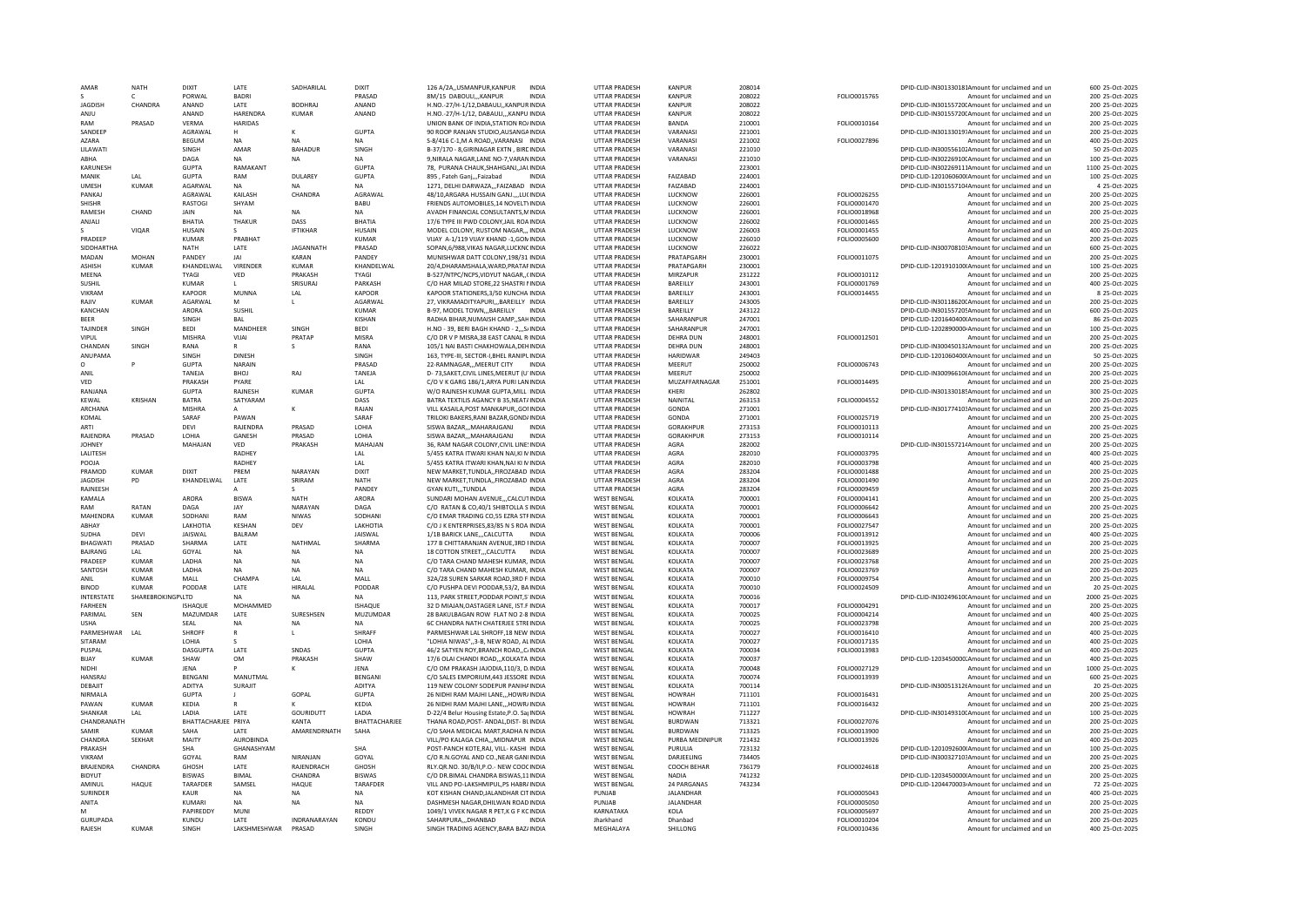| AMAR | NATH | DIXIT | LATE | SADHARILAL | DIXIT | 126 A/2A,,USMANPUR,KANPUR INDIA | UTTAR PRADESH | KANPUR | 208014 | | DPID-CLID-IN301330181Amount for unclaimed and un | 600 25-Oct-2025 |
|---|---|---|---|---|---|---|---|---|---|---|---|---|
| S | C | PORWAL | BADRI | | PRASAD | 8M/15 DABOULI,,,KANPUR INDIA | UTTAR PRADESH | KANPUR | 208022 | FOLIO0015765 | Amount for unclaimed and un | 200 25-Oct-2025 |
| JAGDISH | CHANDRA | ANAND | LATE | BODHRAJ | ANAND | H.NO.-27/H-1/12,DABAULI,,KANPUR INDIA | UTTAR PRADESH | KANPUR | 208022 | | DPID-CLID-IN30155720CAmount for unclaimed and un | 200 25-Oct-2025 |
| ANJU | | ANAND | HARENDRA | KUMAR | ANAND | H.NO.-27/H-1/12, DABAULI,,,KANPU INDIA | UTTAR PRADESH | KANPUR | 208022 | | DPID-CLID-IN30155720CAmount for unclaimed and un | 200 25-Oct-2025 |
| RAM | PRASAD | VERMA | HARIDAS | | | UNION BANK OF INDIA,STATION RO INDIA | UTTAR PRADESH | BANDA | 210001 | FOLIO0010164 | Amount for unclaimed and un | 200 25-Oct-2025 |
| SANDEEP | | AGRAWAL | H | K | GUPTA | 90 ROOP RANJAN STUDIO,AUSANGA INDIA | UTTAR PRADESH | VARANASI | 221001 | | DPID-CLID-IN30133019?Amount for unclaimed and un | 200 25-Oct-2025 |
| AZARA | | BEGUM | NA | NA | NA | S-8/416 C-1,M A ROAD,,VARANASI INDIA | UTTAR PRADESH | VARANASI | 221002 | FOLIO0027896 | Amount for unclaimed and un | 400 25-Oct-2025 |
| LILAWATI | | SINGH | AMAR | BAHADUR | SINGH | B-37/170 - 8,GIRINAGAR EXTN , BIRL INDIA | UTTAR PRADESH | VARANASI | 221010 | | DPID-CLID-IN30055610ZAmount for unclaimed and un | 50 25-Oct-2025 |
| ABHA | | DAGA | NA | NA | NA | 9,NIRALA NAGAR,LANE NO-7,VARAN INDIA | UTTAR PRADESH | VARANASI | 221010 | | DPID-CLID-IN30226910CAmount for unclaimed and un | 100 25-Oct-2025 |
| KARUNESH | | GUPTA | RAMAKANT | | GUPTA | 78, PURANA CHAUK,SHAHGANJ,,JAL INDIA | UTTAR PRADESH | | 223001 | | DPID-CLID-IN30226911JAmount for unclaimed and un | 1100 25-Oct-2025 |
| MANIK | LAL | GUPTA | RAM | DULAREY | GUPTA | 895 , Fateh Ganj,,,Faizabad INDIA | UTTAR PRADESH | FAIZABAD | 224001 | | DPID-CLID-1201060600(Amount for unclaimed and un | 100 25-Oct-2025 |
| UMESH | KUMAR | AGARWAL | NA | NA | NA | 1271, DELHI DARWAZA,,,FAIZABAD INDIA | UTTAR PRADESH | FAIZABAD | 224001 | | DPID-CLID-IN30155710(Amount for unclaimed and un | 4 25-Oct-2025 |
| PANKAJ | | AGRAWAL | KAILASH | CHANDRA | AGRAWAL | 48/10,ARGARA HUSSAIN GANJ,,,,LUC INDIA | UTTAR PRADESH | LUCKNOW | 226001 | FOLIO0026255 | Amount for unclaimed and un | 200 25-Oct-2025 |
| SHISHR | | RASTOGI | SHYAM | | BABU | FRIENDS AUTOMOBILES,14 NOVELTY INDIA | UTTAR PRADESH | LUCKNOW | 226001 | FOLIO0001470 | Amount for unclaimed and un | 200 25-Oct-2025 |
| RAMESH | CHAND | JAIN | NA | NA | NA | AVADH FINANCIAL CONSULTANTS,M INDIA | UTTAR PRADESH | LUCKNOW | 226001 | FOLIO0018968 | Amount for unclaimed and un | 200 25-Oct-2025 |
| ANJALI | | BHATIA | THAKUR | DASS | BHATIA | 17/6 TYPE III PWD COLONY,JAIL ROA INDIA | UTTAR PRADESH | LUCKNOW | 226002 | FOLIO0001465 | Amount for unclaimed and un | 200 25-Oct-2025 |
| S | VIQAR | HUSAIN | S | IFTIKHAR | HUSAIN | MODEL COLONY, RUSTOM NAGAR,,, INDIA | UTTAR PRADESH | LUCKNOW | 226003 | FOLIO0001455 | Amount for unclaimed and un | 400 25-Oct-2025 |
| PRADEEP | | KUMAR | PRABHAT | | KUMAR | VIJAY A-1/119 VIJAY KHAND -1,GON INDIA | UTTAR PRADESH | LUCKNOW | 226010 | FOLIO0005600 | Amount for unclaimed and un | 200 25-Oct-2025 |
| SIDDHARTHA | | NATH | LATE | JAGANNATH | PRASAD | SOPAN,6/988,VIKAS NAGAR,LUCKNC INDIA | UTTAR PRADESH | LUCKNOW | 226022 | | DPID-CLID-IN30070810?Amount for unclaimed and un | 600 25-Oct-2025 |
| MADAN | MOHAN | PANDEY | JAI | KARAN | PANDEY | MUNISHWAR DATT COLONY,198/31 INDIA | UTTAR PRADESH | PRATAPGARH | 230001 | FOLIO0011075 | Amount for unclaimed and un | 200 25-Oct-2025 |
| ASHISH | KUMAR | KHANDELWAL | VIRENDER | KUMAR | KHANDELWAL | 20/4,DHARAMSHALA,WARD,PRATAF INDIA | UTTAR PRADESH | PRATAPGARH | 230001 | | DPID-CLID-1201910100(Amount for unclaimed and un | 100 25-Oct-2025 |
| MEENA | | TYAGI | VED | PRAKASH | TYAGI | B-527/NTPC/NCPS,VIDYUT NAGAR,,( INDIA | UTTAR PRADESH | MIRZAPUR | 231222 | FOLIO0010112 | Amount for unclaimed and un | 200 25-Oct-2025 |
| SUSHIL | | KUMAR | L | SRISURAJ | PARKASH | C/O HAR MILAD STORE,22 SHASTRI I INDIA | UTTAR PRADESH | BAREILLY | 243001 | FOLIO0001769 | Amount for unclaimed and un | 400 25-Oct-2025 |
| VIKRAM | | KAPOOR | MUNNA | LAL | KAPOOR | KAPOOR STATIONERS,3/50 KUNCHA INDIA | UTTAR PRADESH | BAREILLY | 243001 | FOLIO0014455 | Amount for unclaimed and un | 8 25-Oct-2025 |
| RAJIV | KUMAR | AGARWAL | M | L | AGARWAL | 27, VIKRAMADITYAPURI,,,BAREILLY INDIA | UTTAR PRADESH | BAREILLY | 243005 | | DPID-CLID-IN30118620CAmount for unclaimed and un | 200 25-Oct-2025 |
| KANCHAN | | ARORA | SUSHIL | | KUMAR | B-97, MODEL TOWN,,,BAREILLY INDIA | UTTAR PRADESH | BAREILLY | 243122 | | DPID-CLID-IN30155720?Amount for unclaimed and un | 600 25-Oct-2025 |
| BEER | | SINGH | BAL | | KISHAN | RADHA BIHAR,NUMAISH CAMP,,SAH INDIA | UTTAR PRADESH | SAHARANPUR | 247001 | | DPID-CLID-1201640400(Amount for unclaimed and un | 86 25-Oct-2025 |
| TAJINDER | SINGH | BEDI | MANDHEER | SINGH | BEDI | H.NO - 39, BERI BAGH KHAND - 2,,,S INDIA | UTTAR PRADESH | SAHARANPUR | 247001 | | DPID-CLID-1202890000(Amount for unclaimed and un | 100 25-Oct-2025 |
| VIPUL | | MISHRA | VIJAI | PRATAP | MISRA | C/O DR V P MISRA,38 EAST CANAL R INDIA | UTTAR PRADESH | DEHRA DUN | 248001 | FOLIO0012501 | Amount for unclaimed and un | 200 25-Oct-2025 |
| CHANDAN | SINGH | RANA | R | S | RANA | 105/1 NAI BASTI CHAKHOWALA,DEH INDIA | UTTAR PRADESH | DEHRA DUN | 248001 | | DPID-CLID-IN30045013ZAmount for unclaimed and un | 200 25-Oct-2025 |
| ANUPAMA | | SINGH | DINESH | | SINGH | 163, TYPE-III, SECTOR-I,BHEL RANIPL INDIA | UTTAR PRADESH | HARIDWAR | 249403 | | DPID-CLID-1201060400(Amount for unclaimed and un | 50 25-Oct-2025 |
| O | P | GUPTA | NARAIN | | PRASAD | 22-RAMNAGAR,,,MEERUT CITY INDIA | UTTAR PRADESH | MEERUT | 250002 | FOLIO0006743 | Amount for unclaimed and un | 200 25-Oct-2025 |
| ANIL | | TANEJA | BHOJ | RAJ | TANEJA | D- 73,SAKET,CIVIL LINES,MEERUT (U' INDIA | UTTAR PRADESH | MEERUT | 250002 | | DPID-CLID-IN30096610€Amount for unclaimed and un | 200 25-Oct-2025 |
| VED | | PRAKASH | PYARE | | LAL | C/O V K GARG 186/1,ARYA PURI LAN INDIA | UTTAR PRADESH | MUZAFFARNAGAR | 251001 | FOLIO0014495 | Amount for unclaimed and un | 200 25-Oct-2025 |
| RANJANA | | GUPTA | RAJNESH | KUMAR | GUPTA | W/O RAJNESH KUMAR GUPTA,MILL INDIA | UTTAR PRADESH | KHERI | 262802 | | DPID-CLID-IN30133018?Amount for unclaimed and un | 300 25-Oct-2025 |
| KEWAL | KRISHAN | BATRA | SATYARAM | | DASS | BATRA TEXTILIS AGANCY B 35,NEATI INDIA | UTTAR PRADESH | NAINITAL | 263153 | FOLIO0004552 | Amount for unclaimed and un | 200 25-Oct-2025 |
| ARCHANA | | MISHRA | A | K | RAJAN | VILL KASAILA,POST MANKAPUR,,GOI INDIA | UTTAR PRADESH | GONDA | 271001 | | DPID-CLID-IN30177410?Amount for unclaimed and un | 200 25-Oct-2025 |
| KOMAL | | SARAF | PAWAN | | SARAF | TRILOKI BAKERS,RANI BAZAR,GOND/ INDIA | UTTAR PRADESH | GONDA | 271001 | FOLIO0025719 | Amount for unclaimed and un | 200 25-Oct-2025 |
| ARTI | | DEVI | RAJENDRA | PRASAD | LOHIA | SISWA BAZAR,,,MAHARAJGANJ INDIA | UTTAR PRADESH | GORAKHPUR | 273153 | FOLIO0010113 | Amount for unclaimed and un | 200 25-Oct-2025 |
| RAJENDRA | PRASAD | LOHIA | GANESH | PRASAD | LOHIA | SISWA BAZAR,,,MAHARAJGANJ INDIA | UTTAR PRADESH | GORAKHPUR | 273153 | FOLIO0010114 | Amount for unclaimed and un | 200 25-Oct-2025 |
| JOHNEY | | MAHAJAN | VED | PRAKASH | MAHAJAN | 36, RAM NAGAR COLONY,CIVIL LINE! INDIA | UTTAR PRADESH | AGRA | 282002 | | DPID-CLID-IN30155721AAmount for unclaimed and un | 200 25-Oct-2025 |
| LALITESH | | | RADHEY | | LAL | 5/455 KATRA ITWARI KHAN NAI,KI N INDIA | UTTAR PRADESH | AGRA | 282010 | FOLIO0003795 | Amount for unclaimed and un | 400 25-Oct-2025 |
| POOJA | | | RADHEY | | LAL | 5/455 KATRA ITWARI KHAN,NAI KI N INDIA | UTTAR PRADESH | AGRA | 282010 | FOLIO0003798 | Amount for unclaimed and un | 400 25-Oct-2025 |
| PRAMOD | KUMAR | DIXIT | PREM | NARAYAN | DIXIT | NEW MARKET,TUNDLA,,FIROZABAD INDIA | UTTAR PRADESH | AGRA | 283204 | FOLIO0001488 | Amount for unclaimed and un | 200 25-Oct-2025 |
| JAGDISH | PD | KHANDELWAL | LATE | SRIRAM | NATH | NEW MARKET,TUNDLA,,FIROZABAD INDIA | UTTAR PRADESH | AGRA | 283204 | FOLIO0001490 | Amount for unclaimed and un | 200 25-Oct-2025 |
| RAJNEESH | | | A | S | PANDEY | GYAN KUTI,,,TUNDLA INDIA | UTTAR PRADESH | AGRA | 283204 | FOLIO0009459 | Amount for unclaimed and un | 200 25-Oct-2025 |
| KAMALA | | ARORA | BISWA | NATH | ARORA | SUNDARI MOHAN AVENUE,,,CALCUT INDIA | WEST BENGAL | KOLKATA | 700001 | FOLIO0004141 | Amount for unclaimed and un | 200 25-Oct-2025 |
| RAM | RATAN | DAGA | JAY | NARAYAN | DAGA | C/O RATAN & CO,40/1 SHIBTOLLA S INDIA | WEST BENGAL | KOLKATA | 700001 | FOLIO0006642 | Amount for unclaimed and un | 200 25-Oct-2025 |
| MAHENDRA | KUMAR | SODHANI | RAM | NIWAS | SODHANI | C/O EMAR TRADING CO,55 EZRA STF INDIA | WEST BENGAL | KOLKATA | 700001 | FOLIO0006643 | Amount for unclaimed and un | 200 25-Oct-2025 |
| ABHAY | | LAKHOTIA | KESHAN | DEV | LAKHOTIA | C/O J K ENTERPRISES,83/85 N S ROA INDIA | WEST BENGAL | KOLKATA | 700001 | FOLIO0027547 | Amount for unclaimed and un | 200 25-Oct-2025 |
| SUDHA | DEVI | JAISWAL | BALRAM | | JAISWAL | 1/1B BARICK LANE,,,CALCUTTA INDIA | WEST BENGAL | KOLKATA | 700006 | FOLIO0013912 | Amount for unclaimed and un | 400 25-Oct-2025 |
| BHAGWATI | PRASAD | SHARMA | LATE | NATHMAL | SHARMA | 177 B CHITTARANJAN AVENUE,3RD I INDIA | WEST BENGAL | KOLKATA | 700007 | FOLIO0013925 | Amount for unclaimed and un | 200 25-Oct-2025 |
| BAJRANG | LAL | GOYAL | NA | NA | NA | 18 COTTON STREET,,,CALCUTTA INDIA | WEST BENGAL | KOLKATA | 700007 | FOLIO0023689 | Amount for unclaimed and un | 200 25-Oct-2025 |
| PRADEEP | KUMAR | LADHA | NA | NA | NA | C/O TARA CHAND MAHESH KUMAR, INDIA | WEST BENGAL | KOLKATA | 700007 | FOLIO0023768 | Amount for unclaimed and un | 200 25-Oct-2025 |
| SANTOSH | KUMAR | LADHA | NA | NA | NA | C/O TARA CHAND MAHESH KUMAR, INDIA | WEST BENGAL | KOLKATA | 700007 | FOLIO0023769 | Amount for unclaimed and un | 200 25-Oct-2025 |
| ANIL | KUMAR | MALL | CHAMPA | LAL | MALL | 32A/28 SUREN SARKAR ROAD,3RD F INDIA | WEST BENGAL | KOLKATA | 700010 | FOLIO0009754 | Amount for unclaimed and un | 200 25-Oct-2025 |
| BINOD | KUMAR | PODDAR | LATE | HIRALAL | PODDAR | C/O PUSHPA DEVI PODDAR,53/2, BA INDIA | WEST BENGAL | KOLKATA | 700010 | FOLIO0024509 | Amount for unclaimed and un | 20 25-Oct-2025 |
| INTERSTATE | SHAREBROKINGPLTD | | NA | NA | NA | 113, PARK STREET,PODDAR POINT,S INDIA | WEST BENGAL | KOLKATA | 700016 | | DPID-CLID-IN30249610CAmount for unclaimed and un | 2000 25-Oct-2025 |
| FARHEEN | | ISHAQUE | MOHAMMED | | ISHAQUE | 32 D MIAJAN,OASTAGER LANE, IST,F INDIA | WEST BENGAL | KOLKATA | 700017 | FOLIO0004291 | Amount for unclaimed and un | 200 25-Oct-2025 |
| PARIMAL | SEN | MAZUMDAR | LATE | SURESHSEN | MUZUMDAR | 28 BAKULBAGAN ROW FLAT NO 2-8 INDIA | WEST BENGAL | KOLKATA | 700025 | FOLIO0004214 | Amount for unclaimed and un | 400 25-Oct-2025 |
| USHA | | SEAL | NA | NA | NA | 6C CHANDRA NATH CHATERJEE STRE INDIA | WEST BENGAL | KOLKATA | 700025 | FOLIO0023798 | Amount for unclaimed and un | 200 25-Oct-2025 |
| PARMESHWAR | LAL | SHROFF | R | L | SHRAFF | PARMESHWAR LAL SHROFF,18 NEW INDIA | WEST BENGAL | KOLKATA | 700027 | FOLIO0016410 | Amount for unclaimed and un | 400 25-Oct-2025 |
| SITARAM | | LOHIA | S | | LOHIA | "LOHIA NIWAS",,3-B, NEW ROAD, AL INDIA | WEST BENGAL | KOLKATA | 700027 | FOLIO0017135 | Amount for unclaimed and un | 400 25-Oct-2025 |
| PUSPAL | | DASGUPTA | LATE | SNDAS | GUPTA | 46/2 SATYEN ROY,BRANCH ROAD,,C/ INDIA | WEST BENGAL | KOLKATA | 700034 | FOLIO0013983 | Amount for unclaimed and un | 400 25-Oct-2025 |
| BIJAY | KUMAR | SHAW | OM | PRAKASH | SHAW | 17/6 OLAI CHANDI ROAD,,,KOLKATA INDIA | WEST BENGAL | KOLKATA | 700037 | | DPID-CLID-1203450000(Amount for unclaimed and un | 200 25-Oct-2025 |
| NIDHI | | JENA | P | K | JENA | C/O OM PRAKASH JAJODIA,110/3, D INDIA | WEST BENGAL | KOLKATA | 700048 | FOLIO0027129 | Amount for unclaimed and un | 1000 25-Oct-2025 |
| HANSRAJ | | BENGANI | MANUTMAL | | BENGANI | C/O SALES EMPORIUM,443 JESSORE INDIA | WEST BENGAL | KOLKATA | 700074 | FOLIO0013939 | Amount for unclaimed and un | 600 25-Oct-2025 |
| DEBAJIT | | ADITYA | SURAJIT | | ADITYA | 119 NEW COLONY SODEPUR PANIHA INDIA | WEST BENGAL | KOLKATA | 700114 | | DPID-CLID-IN30051312€Amount for unclaimed and un | 20 25-Oct-2025 |
| NIRMALA | | GUPTA | J | GOPAL | GUPTA | 26 NIDHI RAM MAJHI LANE,,,HOWR/ INDIA | WEST BENGAL | HOWRAH | 711101 | FOLIO0016431 | Amount for unclaimed and un | 200 25-Oct-2025 |
| PAWAN | KUMAR | KEDIA | R | K | KEDIA | 26 NIDHI RAM MAJHI LANE,,,HOWR/ INDIA | WEST BENGAL | HOWRAH | 711101 | FOLIO0016432 | Amount for unclaimed and un | 200 25-Oct-2025 |
| SHANKAR | LAL | LADIA | LATE | GOURIDUTT | LADIA | D-22/4 Belur Housing Estate,P.O. Saj INDIA | WEST BENGAL | HOWRAH | 711227 | | DPID-CLID-IN30149310CAmount for unclaimed and un | 100 25-Oct-2025 |
| CHANDRANATH | | BHATTACHARJEE | PRIYA | KANTA | BHATTACHARJEE | THANA ROAD,POST- ANDAL,DIST- BU INDIA | WEST BENGAL | BURDWAN | 713321 | FOLIO0027076 | Amount for unclaimed and un | 200 25-Oct-2025 |
| SAMIR | KUMAR | SAHA | LATE | AMARENDRNATH | SAHA | C/O SAHA MEDICAL MART,RADHA N INDIA | WEST BENGAL | BURDWAN | 713325 | FOLIO0013900 | Amount for unclaimed and un | 200 25-Oct-2025 |
| CHANDRA | SEKHAR | MAITY | AUROBINDA | | | VILL/PO KALAGA CHIA,,,MIDNAPUR INDIA | WEST BENGAL | PURBA MEDINIPUR | 721432 | FOLIO0013926 | Amount for unclaimed and un | 400 25-Oct-2025 |
| PRAKASH | | SHA | GHANASHYAM | | SHA | POST-PANCH KOTE,RAJ, VILL- KASHI INDIA | WEST BENGAL | PURULIA | 723132 | | DPID-CLID-1201092600(Amount for unclaimed and un | 100 25-Oct-2025 |
| VIKRAM | | GOYAL | RAM | NIRANJAN | GOYAL | C/O R.N.GOYAL AND CO.,NEAR GANI INDIA | WEST BENGAL | DARJEELING | 734405 | | DPID-CLID-IN30032710?Amount for unclaimed and un | 200 25-Oct-2025 |
| BRAJENDRA | CHANDRA | GHOSH | LATE | RAJENDRACH | GHOSH | RLY.QR.NO. 3D/8/II,P.O.- NEW COOC INDIA | WEST BENGAL | COOCH BEHAR | 736179 | FOLIO0024618 | Amount for unclaimed and un | 200 25-Oct-2025 |
| BIDYUT | | BISWAS | BIMAL | CHANDRA | BISWAS | C/O DR.BIMAL CHANDRA BISWAS,11 INDIA | WEST BENGAL | NADIA | 741232 | | DPID-CLID-1203450000(Amount for unclaimed and un | 200 25-Oct-2025 |
| AMINUL | HAQUE | TARAFDER | SAMSEL | HAQUE | TARAFDER | VILL AND PO-LAKSHMIPUL,PS HABR/ INDIA | WEST BENGAL | 24 PARGANAS | 743234 | | DPID-CLID-1204470003(Amount for unclaimed and un | 72 25-Oct-2025 |
| SURINDER | | KAUR | NA | NA | NA | KOT KISHAN CHAND,JALANDHAR CIT INDIA | PUNJAB | JALANDHAR | | FOLIO0005043 | Amount for unclaimed and un | 400 25-Oct-2025 |
| ANITA | | KUMARI | NA | NA | NA | DASHMESH NAGAR,DHILWAN ROAD INDIA | PUNJAB | JALANDHAR | | FOLIO0005050 | Amount for unclaimed and un | 200 25-Oct-2025 |
| M | | PAPIREDDY | MUNI | | REDDY | 1049/1 VIVEK NAGAR R PET,K G F KC INDIA | KARNATAKA | KOLA | | FOLIO0005697 | Amount for unclaimed and un | 200 25-Oct-2025 |
| GURUPADA | | KUNDU | LATE | INDRANARAYAN | KONDU | SAHARPURA,,,DHANBAD INDIA | Jharkhand | Dhanbad | | FOLIO0010204 | Amount for unclaimed and un | 200 25-Oct-2025 |
| RAJESH | KUMAR | SINGH | LAKSHMESHWAR | PRASAD | SINGH | SINGH TRADING AGENCY,BARA BAZ/ INDIA | MEGHALAYA | SHILLONG | | FOLIO0010436 | Amount for unclaimed and un | 400 25-Oct-2025 |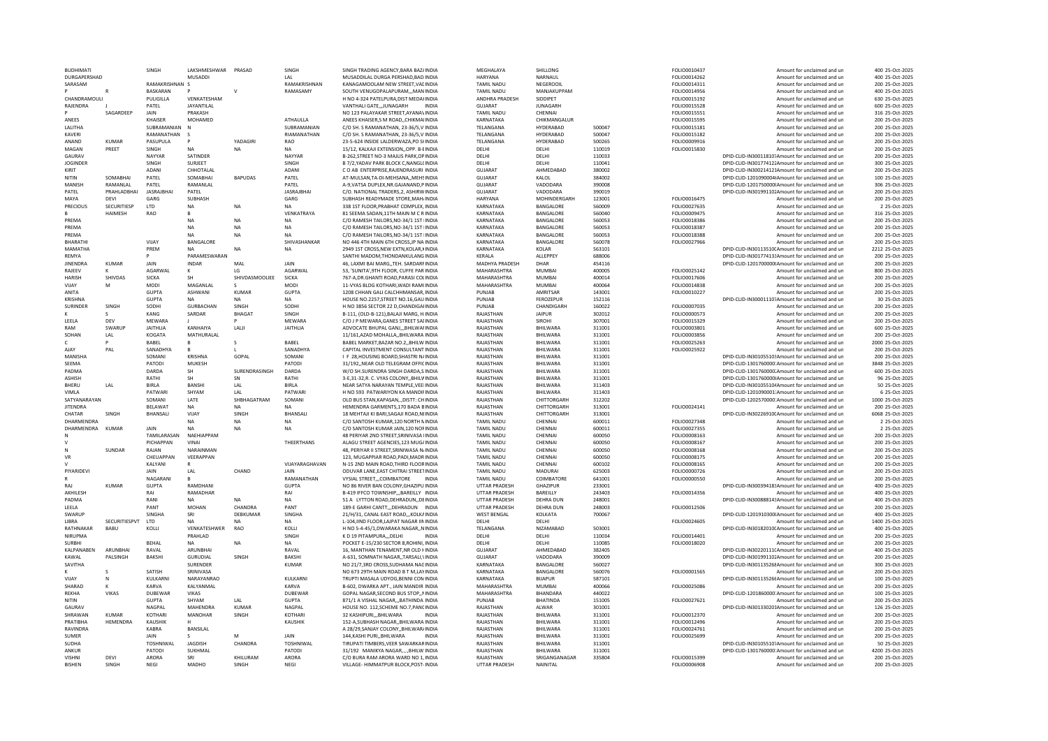| | | | | | | | | | | | | | | |
|---|---|---|---|---|---|---|---|---|---|---|---|---|---|---|
| BUDHIMATI | | SINGH | LAKSHMESHWAR | PRASAD | SINGH | SINGH TRADING AGENCY,BARA BAZAINDIA | MEGHALAYA | SHILLONG | | FOLIO0010437 | | Amount for unclaimed and un | 400 | 25-Oct-2025 |
| DURGAPERSHAD | | | MUSADDI | | LAL | MUSADDILAL DURGA PERSHAD,BAD INDIA | HARYANA | NARNAUL | | FOLIO0014262 | | Amount for unclaimed and un | 400 | 25-Oct-2025 |
| SARASAM | | RAMAKRISHNAN | S | | RAMAKRISHNAN | KANAGAMOOLAM NEW STREET,VAE INDIA | TAMIL NADU | NEGEROOIL | | FOLIO0014311 | | Amount for unclaimed and un | 200 | 25-Oct-2025 |
| P | R | BASKARAN | P | V | RAMASAMY | SOUTH VENUGOPALAPURAM,,,MAN INDIA | TAMIL NADU | MANJAKUPPAM | | FOLIO0014956 | | Amount for unclaimed and un | 400 | 25-Oct-2025 |
| CHANDRAMOULI | | PULIGILLA | VENKATESHAM | | | H NO 4-324 PATELPURA,DIST MEDAI INDIA | ANDHRA PRADESH | SIDDIPET | | FOLIO0015192 | | Amount for unclaimed and un | 630 | 25-Oct-2025 |
| RAJENDRA | J | PATEL | JAYANTILAL | | | VANTHALI GATE,,,JUNAGARH INDIA | GUJARAT | JUNAGARH | | FOLIO0015528 | | Amount for unclaimed and un | 600 | 25-Oct-2025 |
| P | SAGARDEEP | JAIN | PRAKASH | | | NO 123 PALAYAKAR STREET,AYANA\ INDIA | TAMIL NADU | CHENNAI | | FOLIO0015551 | | Amount for unclaimed and un | 316 | 25-Oct-2025 |
| ANEES | | KHAISER | MOHAMED | | ATHAULLA | ANEES KHAISER,S M ROAD,,CHIKMAI INDIA | KARNATAKA | CHIKMANGALUR | | FOLIO0015595 | | Amount for unclaimed and un | 200 | 25-Oct-2025 |
| LALITHA | | SUBRAMANIAN | N | | SUBRAMANIAN | C/O SH. S RAMANATHAN, 23-36/5,V INDIA | TELANGANA | HYDERABAD | 500047 | FOLIO0015181 | | Amount for unclaimed and un | 200 | 25-Oct-2025 |
| KAVERI | | RAMANATHAN | S | | RAMANATHAN | C/O SH. S RAMANATHAN, 23-36/5,V INDIA | TELANGANA | HYDERABAD | 500047 | FOLIO0015182 | | Amount for unclaimed and un | 200 | 25-Oct-2025 |
| ANAND | KUMAR | PASUPULA | P | YADAGIRI | RAO | 23-5-624 INSIDE LALDERWAZA,PO SI INDIA | TELANGANA | HYDERABAD | 500265 | FOLIO0009916 | | Amount for unclaimed and un | 200 | 25-Oct-2025 |
| MAGAN | PREET | SINGH | NA | NA | NA | 15/12, KALKAJI EXTENSION,,OPP. B-E INDIA | DELHI | DELHI | 110019 | FOLIO0015830 | | Amount for unclaimed and un | 200 | 25-Oct-2025 |
| GAURAV | | NAYYAR | SATINDER | | NAYYAR | B-262,STREET NO-3 MAJLIS PARK,OP INDIA | DELHI | DELHI | 110033 | | DPID-CLID-IN300118103 | Amount for unclaimed and un | 200 | 25-Oct-2025 |
| JOGINDER | | SINGH | SURJEET | | SINGH | B 7/2,YADAV PARK BLOCK C,NANGLC INDIA | DELHI | DELHI | 110041 | | DPID-CLID-IN301774122 | Amount for unclaimed and un | 300 | 25-Oct-2025 |
| KIRIT | | ADANI | CHHOTALAL | | ADANI | C O AB ENTERPRISE,RAJENDRASURI INDIA | GUJARAT | AHMEDABAD | 380002 | | DPID-CLID-IN300214121 | Amount for unclaimed and un | 200 | 25-Oct-2025 |
| NITIN | SOMABHAI | PATEL | SOMABHAI | BAPUDAS | PATEL | AT-MULSAN,TA-DI-MEHSANA,,MEHS INDIA | GUJARAT | KALOL | 384002 | | DPID-CLID-1201090004 | Amount for unclaimed and un | 100 | 25-Oct-2025 |
| MANISH | RAMANLAL | PATEL | RAMANLAL | | PATEL | A-9,VATSA DUPLEX,NR.GAJANAND,P INDIA | GUJARAT | VADODARA | 390008 | | DPID-CLID-12017500000 | Amount for unclaimed and un | 306 | 25-Oct-2025 |
| PATEL | PRAHLADBHAI | JASRAJBHAI | PATEL | | JASRAJBHAI | C/O. NATIONAL TRADERS,2, ASHIRW INDIA | GUJARAT | VADODARA | 390019 | | DPID-CLID-IN301991102 | Amount for unclaimed and un | 200 | 25-Oct-2025 |
| MAYA | DEVI | GARG | SUBHASH | | GARG | SUBHASH READYMADE STORE,MAH INDIA | HARYANA | MOHINDERGARH | 123001 | FOLIO0016475 | | Amount for unclaimed and un | 200 | 25-Oct-2025 |
| PRECIOUS | SECURITIESP | LTD | NA | NA | NA | 338 1ST FLOOR,PRABHAT COMPLEX, INDIA | KARNATAKA | BANGALORE | 560009 | FOLIO0027635 | | Amount for unclaimed and un | 2 | 25-Oct-2025 |
| B | HAIMESH | RAO | B | | VENKATRAYA | 81 SEEMA SADAN,11TH MAIN M C R INDIA | KARNATAKA | BANGALORE | 560040 | FOLIO0009475 | | Amount for unclaimed and un | 316 | 25-Oct-2025 |
| PREMA | | | NA | NA | NA | C/O RAMESH TAILORS,NO-34/1 1ST I INDIA | KARNATAKA | BANGALORE | 560053 | FOLIO0018386 | | Amount for unclaimed and un | 200 | 25-Oct-2025 |
| PREMA | | | NA | NA | NA | C/O RAMESH TAILORS,NO-34/1 1ST I INDIA | KARNATAKA | BANGALORE | 560053 | FOLIO0018387 | | Amount for unclaimed and un | 200 | 25-Oct-2025 |
| PREMA | | | NA | NA | NA | C/O RAMESH TAILORS,NO-34/1 1ST I INDIA | KARNATAKA | BANGALORE | 560053 | FOLIO0018388 | | Amount for unclaimed and un | 200 | 25-Oct-2025 |
| BHARATHI | | VIJAY | BANGALORE | | SHIVASHANKAR | NO 446 4TH MAIN 6TH CROSS,JP NA INDIA | KARNATAKA | BANGALORE | 560078 | FOLIO0027966 | | Amount for unclaimed and un | 200 | 25-Oct-2025 |
| MAMATHA | | PREM | NA | NA | NA | 2949 1ST CROSS,NEW EXTN,KOLAR,K INDIA | KARNATAKA | KOLAR | 563101 | | DPID-CLID-IN30113510C | Amount for unclaimed and un | 2212 | 25-Oct-2025 |
| REMYA | | P | PARAMESWARAN | | | SANTHI MADOM,THONDANKULANG INDIA | KERALA | ALLEPPEY | 688006 | | DPID-CLID-IN301774133 | Amount for unclaimed and un | 200 | 25-Oct-2025 |
| JINENDRA | KUMAR | JAIN | INDAR | MAL | JAIN | 46, LAXMI BAI MARG,,TEH. SARDARF INDIA | MADHYA PRADESH | DHAR | 454116 | | DPID-CLID-12017000000 | Amount for unclaimed and un | 200 | 25-Oct-2025 |
| RAJEEV | K | AGARWAL | K | LG | AGARWAL | 53, 'SUNITA',9TH FLOOR, CUFFE PAR INDIA | MAHARASHTRA | MUMBAI | 400005 | FOLIO0025142 | | Amount for unclaimed and un | 800 | 25-Oct-2025 |
| HARISH | SHIVDAS | SICKA | SH | SHIVDASMOOLJEE | SICKA | 767-A,DR.GHANTI ROAD,PARASI COL INDIA | MAHARASHTRA | MUMBAI | 400014 | FOLIO0017606 | | Amount for unclaimed and un | 200 | 25-Oct-2025 |
| VIJAY | M | MODI | MAGANLAL | S | MODI | 11-VYAS BLDG KOTHARI,WADI RAMI INDIA | MAHARASHTRA | MUMBAI | 400064 | FOLIO0014838 | | Amount for unclaimed and un | 200 | 25-Oct-2025 |
| ANITA | | GUPTA | ASHWANI | KUMAR | GUPTA | 1208 CHHAN GALI CALCHHMANSAR, INDIA | PUNJAB | AMRITSAR | 143001 | FOLIO0010227 | | Amount for unclaimed and un | 200 | 25-Oct-2025 |
| KRISHNA | | GUPTA | NA | NA | NA | HOUSE NO.2257,STREET NO.16,GAU INDIA | PUNJAB | FEROZEPUR | 152116 | | DPID-CLID-IN300011107 | Amount for unclaimed and un | 30 | 25-Oct-2025 |
| SURINDER | SINGH | SODHI | GURBACHAN | SINGH | SODHI | H NO 3856 SECTOR 22 D,CHANDIGAI INDIA | PUNJAB | CHANDIGARH | 160022 | FOLIO0007035 | | Amount for unclaimed and un | 200 | 25-Oct-2025 |
| K | S | KANG | SARDAR | BHAGAT | SINGH | B-111, (OLD-B-121),BALAJI MARG, H INDIA | RAJASTHAN | JAIPUR | 302012 | FOLIO0000573 | | Amount for unclaimed and un | 200 | 25-Oct-2025 |
| LEELA | DEV | MEWARA | J | P | MEWARA | C/O J P MEWARA,GANES STREET SAI INDIA | RAJASTHAN | SIROHI | 307001 | FOLIO0015329 | | Amount for unclaimed and un | 200 | 25-Oct-2025 |
| RAM | SWARUP | JAITHLIA | KANHAIYA | LALJI | JAITHLIA | ADVOCATE BHUPAL GANJ,,,BHILWAI INDIA | RAJASTHAN | BHILWARA | 311001 | FOLIO0003801 | | Amount for unclaimed and un | 600 | 25-Oct-2025 |
| SOHAN | LAL | KOGATA | MATHURALAL | | | 11/161,AZAD MOHALLA,,BHILWARA INDIA | RAJASTHAN | BHILWARA | 311001 | FOLIO0003856 | | Amount for unclaimed and un | 200 | 25-Oct-2025 |
| C | P | BABEL | B | S | BABEL | BABEL MARKET,BAZAR NO.2,,BHILW INDIA | RAJASTHAN | BHILWARA | 311001 | FOLIO0025263 | | Amount for unclaimed and un | 2000 | 25-Oct-2025 |
| AJAY | PAL | SANADHYA | B | L | SANADHYA | CAPITAL INVESTMENT CONSULTANT INDIA | RAJASTHAN | BHILWARA | 311001 | FOLIO0025922 | | Amount for unclaimed and un | 200 | 25-Oct-2025 |
| MANISHA | | SOMANI | KRISHNA | GOPAL | SOMANI | I F 28,HOUSING BOARD,SHASTRI N/ INDIA | RAJASTHAN | BHILWARA | 311001 | | DPID-CLID-IN301055103 | Amount for unclaimed and un | 200 | 25-Oct-2025 |
| SEEMA | | PATODI | MUKESH | | PATODI | 31/192,,NEAR OLD TELEGRAM OFFIC INDIA | RAJASTHAN | BHILWARA | 311001 | | DPID-CLID-13017600000 | Amount for unclaimed and un | 3848 | 25-Oct-2025 |
| PADMA | | DARDA | SH | SURENDRASINGH | DARDA | W/O SH.SURENDRA SINGH DARDA,S INDIA | RAJASTHAN | BHILWARA | 311001 | | DPID-CLID-13017600000 | Amount for unclaimed and un | 600 | 25-Oct-2025 |
| ASHISH | | RATHI | SH | SN | RATHI | 3-E,31-32,R. C. VYAS COLONY,,BHILV INDIA | RAJASTHAN | BHILWARA | 311001 | | DPID-CLID-13017600000 | Amount for unclaimed and un | 96 | 25-Oct-2025 |
| BHERU | LAL | BIRLA | BANSHI | LAL | BIRLA | NEAR SATYA NARAYAN TEMPLE,VEE INDIA | RAJASTHAN | BHILWARA | 311403 | | DPID-CLID-IN301055104 | Amount for unclaimed and un | 50 | 25-Oct-2025 |
| VIMLA | | PATWARI | SHYAM | LAL | PATWARI | H NO 593 PATWARIYON KA MANDIF INDIA | RAJASTHAN | BHILWARA | 311403 | | DPID-CLID-12010900011 | Amount for unclaimed and un | 6 | 25-Oct-2025 |
| SATYANARAYAN | | SOMANI | LATE | SHBHAGATRAM | SOMANI | OLD BUS STAN,KAPASAN,,,DISTT: CH INDIA | RAJASTHAN | CHITTORGARH | 312202 | | DPID-CLID-12025700000 | Amount for unclaimed and un | 1000 | 25-Oct-2025 |
| JITENDRA | | BELAWAT | NA | NA | NA | HEMENDRA GARMENTS,170 BADA B INDIA | RAJASTHAN | CHITTORGARH | 313001 | FOLIO0024141 | | Amount for unclaimed and un | 200 | 25-Oct-2025 |
| CHATAR | SINGH | BHANSALI | VIJAY | SINGH | BHANSALI | 18 MEHTAJI KI BARI,SAGAJI ROAD,NI INDIA | RAJASTHAN | CHITTORGARH | 313001 | | DPID-CLID-IN30226910C | Amount for unclaimed and un | 6068 | 25-Oct-2025 |
| DHARMENDRA | | | NA | NA | NA | C/O SANTOSH KUMAR,120 NORTH N INDIA | TAMIL NADU | CHENNAI | 600011 | FOLIO0027348 | | Amount for unclaimed and un | 2 | 25-Oct-2025 |
| DHARMENDRA | KUMAR | JAIN | NA | NA | NA | C/O SANTOSH KUMAR JAIN,120 NOF INDIA | TAMIL NADU | CHENNAI | 600011 | FOLIO0027355 | | Amount for unclaimed and un | 2 | 25-Oct-2025 |
| N | | TAMILARASAN | NAEHIAPPAM | | | 48 PERIYAR 2ND STREET,SRINIVASA I INDIA | TAMIL NADU | CHENNAI | 600050 | FOLIO0008163 | | Amount for unclaimed and un | 200 | 25-Oct-2025 |
| V | | PICHAPPAN | VINAI | | THEERTHANS | ALAGU STREET AGENCIES,123 MUG/ INDIA | TAMIL NADU | CHENNAI | 600050 | FOLIO0008167 | | Amount for unclaimed and un | 200 | 25-Oct-2025 |
| N | SUNDAR | RAJAN | NARAINMAN | | | 48, PERIYAR II STREET,SRINIWASA N INDIA | TAMIL NADU | CHENNAI | 600050 | FOLIO0008168 | | Amount for unclaimed and un | 200 | 25-Oct-2025 |
| VR | | CHELIAPPAN | VEERAPPAN | | | 123, MUGAPPIAR ROAD,PADI,MADR INDIA | TAMIL NADU | CHENNAI | 600050 | FOLIO0008175 | | Amount for unclaimed and un | 200 | 25-Oct-2025 |
| V | | KALYANI | R | | VIJAYARAGHAVAN | N-15 2ND MAIN ROAD,THIRD FLOOR INDIA | TAMIL NADU | CHENNAI | 600102 | FOLIO0008165 | | Amount for unclaimed and un | 200 | 25-Oct-2025 |
| PIYARIDEVI | | JAIN | LAL | CHAND | JAIN | ODUVAR LANE,EAST CHITRAI STREET INDIA | TAMIL NADU | MADURAI | 625003 | FOLIO0000726 | | Amount for unclaimed and un | 200 | 25-Oct-2025 |
| R | | NAGARANI | B | | RAMANATHAN | VYSIAL STREET,,,COIMBATORE INDIA | TAMIL NADU | COIMBATORE | 641001 | FOLIO0000550 | | Amount for unclaimed and un | 200 | 25-Oct-2025 |
| RAJ | KUMAR | GUPTA | RAMDHANI | | GUPTA | NO 86 RIVER BAN COLONY,GHAZIPU INDIA | UTTAR PRADESH | GHAZIPUR | 233001 | | DPID-CLID-IN300394183 | Amount for unclaimed and un | 400 | 25-Oct-2025 |
| AKHILESH | | RAI | RAMADHAR | | RAI | B-419 IFFCO TOWNSHIP,,,BAREILLY INDIA | UTTAR PRADESH | BAREILLY | 243403 | FOLIO0014356 | | Amount for unclaimed and un | 400 | 25-Oct-2025 |
| PADMA | | RANI | NA | NA | NA | 51 A LYTTON ROAD,DEHRADUN,,DE INDIA | UTTAR PRADESH | DEHRA DUN | 248001 | | DPID-CLID-IN300888143 | Amount for unclaimed and un | 400 | 25-Oct-2025 |
| LEELA | | PANT | MOHAN | CHANDRA | PANT | 189-E GARHI CANTT,,,DEHRADUN INDIA | UTTAR PRADESH | DEHRA DUN | 248003 | FOLIO0012506 | | Amount for unclaimed and un | 200 | 25-Oct-2025 |
| SWARUP | | SINGHA | SRI | DEBKUMAR | SINGHA | 21/H/31, CANAL EAST ROAD,,,KOLKA INDIA | WEST BENGAL | KOLKATA | 700067 | | DPID-CLID-12019103000 | Amount for unclaimed and un | 400 | 25-Oct-2025 |
| LIBRA | SECURITIESPVT | LTD | NA | NA | NA | L-104,IIND FLOOR,LAJPAT NAGAR II INDIA | DELHI | DELHI | | FOLIO0024605 | | Amount for unclaimed and un | 1400 | 25-Oct-2025 |
| RATHNAKAR | BABU | KOLLI | VENKATESHWER | RAO | KOLLI | H NO 5-4-45/1,DWARAKA NAGAR,,N INDIA | TELANGANA | NIZAMABAD | 503001 | | DPID-CLID-IN30182010C | Amount for unclaimed and un | 400 | 25-Oct-2025 |
| NIRUPMA | | | PRAHLAD | | SINGH | K D 19 PITAMPURA,,,DELHI INDIA | DELHI | DELHI | 110034 | FOLIO0014401 | | Amount for unclaimed and un | 200 | 25-Oct-2025 |
| SURBHI | | BEHAL | NA | NA | NA | POCKET E-15/230 SECTOR 8,ROHINI, INDIA | DELHI | DELHI | 110085 | FOLIO0018020 | | Amount for unclaimed and un | 200 | 25-Oct-2025 |
| KALPANABEN | ARUNBHAI | RAVAL | ARUNBHAI | | RAVAL | 16, MANTHAN TENAMENT,NR OLD H INDIA | GUJARAT | AHMEDABAD | 382405 | | DPID-CLID-IN30220111C | Amount for unclaimed and un | 400 | 25-Oct-2025 |
| KAWAL | PALSINGH | BAKSHI | GURUDIAL | SINGH | BAKSHI | A-631, SOMNATH NAGAR,,TARSALI,\ INDIA | GUJARAT | VADODARA | 390009 | | DPID-CLID-IN301991103 | Amount for unclaimed and un | 200 | 25-Oct-2025 |
| SAVITHA | | | SURENDER | | KUMAR | NO 21/7,3RD CROSS,SUDHAMA NAC INDIA | KARNATAKA | BANGALORE | 560027 | | DPID-CLID-IN301135266 | Amount for unclaimed and un | 300 | 25-Oct-2025 |
| K | S | SATISH | SRINIVASA | | | NO 673 29TH MAIN ROAD B T M,LAY INDIA | KARNATAKA | BANGALORE | 560076 | FOLIO0001565 | | Amount for unclaimed and un | 200 | 25-Oct-2025 |
| VIJAY | N | KULKARNI | NARAYANRAO | | KULKARNI | TRUPTI MASALA UDYOG,BENNI CON INDIA | KARNATAKA | BIJAPUR | 587101 | | DPID-CLID-IN301135266 | Amount for unclaimed and un | 100 | 25-Oct-2025 |
| SHARAD | K | KARVA | KALYANMAL | | KARVA | B-602, DWARKA APT., JAIN MANDIR INDIA | MAHARASHTRA | MUMBAI | 400066 | FOLIO0025086 | | Amount for unclaimed and un | 200 | 25-Oct-2025 |
| REKHA | VIKAS | DUBEWAR | VIKAS | | DUBEWAR | GOPAL NAGAR,SECOND BUS STOP,,N INDIA | MAHARASHTRA | BHANDARA | 440022 | | DPID-CLID-12018600000 | Amount for unclaimed and un | 100 | 25-Oct-2025 |
| NITIN | | GUPTA | SHYAM | LAL | GUPTA | 871/1 A VISHAL NAGAR,,,BATHINDA INDIA | PUNJAB | BHATINDA | 151005 | FOLIO0027621 | | Amount for unclaimed and un | 200 | 25-Oct-2025 |
| GAURAV | | NAGPAL | MAHENDRA | KUMAR | NAGPAL | HOUSE NO. 112,SCHEME NO.7,PANC INDIA | RAJASTHAN | ALWAR | 301001 | | DPID-CLID-IN301330203 | Amount for unclaimed and un | 126 | 25-Oct-2025 |
| SHRAWAN | KUMAR | KOTHARI | MANOHAR | SINGH | KOTHARI | 32 KASHIPURI,,,BHILWARA INDIA | RAJASTHAN | BHILWARA | 311001 | FOLIO0012370 | | Amount for unclaimed and un | 200 | 25-Oct-2025 |
| PRATIBHA | HEMENDRA | KAUSHIK | H | | KAUSHIK | 152-A,SUBHASH NAGAR,,BHILWARA INDIA | RAJASTHAN | BHILWARA | 311001 | FOLIO0012496 | | Amount for unclaimed and un | 200 | 25-Oct-2025 |
| RAVINDRA | | KABRA | BANSILAL | | | A 28/29,SANJAY COLONY,,BHILWAR/ INDIA | RAJASTHAN | BHILWARA | 311001 | FOLIO0024761 | | Amount for unclaimed and un | 200 | 25-Oct-2025 |
| SUMER | | JAIN | S | M | JAIN | 144,KASHI PURI,,BHILWARA INDIA | RAJASTHAN | BHILWARA | 311001 | FOLIO0025699 | | Amount for unclaimed and un | 200 | 25-Oct-2025 |
| SUDHA | | TOSHNIWAL | JAGDISH | CHANDRA | TOSHNIWAL | TIRUPATI TIMBERS,VEER SAWARKAR INDIA | RAJASTHAN | BHILWARA | 311001 | | DPID-CLID-IN301055107 | Amount for unclaimed and un | 50 | 25-Oct-2025 |
| ANKUR | | PATODI | SUKHMAL | | PATODI | 31/192 MANIKYA NAGAR,,,,BHILW INDIA | RAJASTHAN | BHILWARA | 311001 | | DPID-CLID-13017600000 | Amount for unclaimed and un | 4200 | 25-Oct-2025 |
| VISHNI | DEVI | ARORA | SRI | KHILURAM | ARORA | C/O BURA RAM ARORA WARD NO 1, INDIA | RAJASTHAN | SRIGANGANAGAR | 335804 | FOLIO0015399 | | Amount for unclaimed and un | 200 | 25-Oct-2025 |
| BISHEN | SINGH | NEGI | MADHO | SINGH | NEGI | VILLAGE- HIMMATPUR BLOCK,POST- INDIA | UTTAR PRADESH | NAINITAL | | FOLIO0006908 | | Amount for unclaimed and un | 200 | 25-Oct-2025 |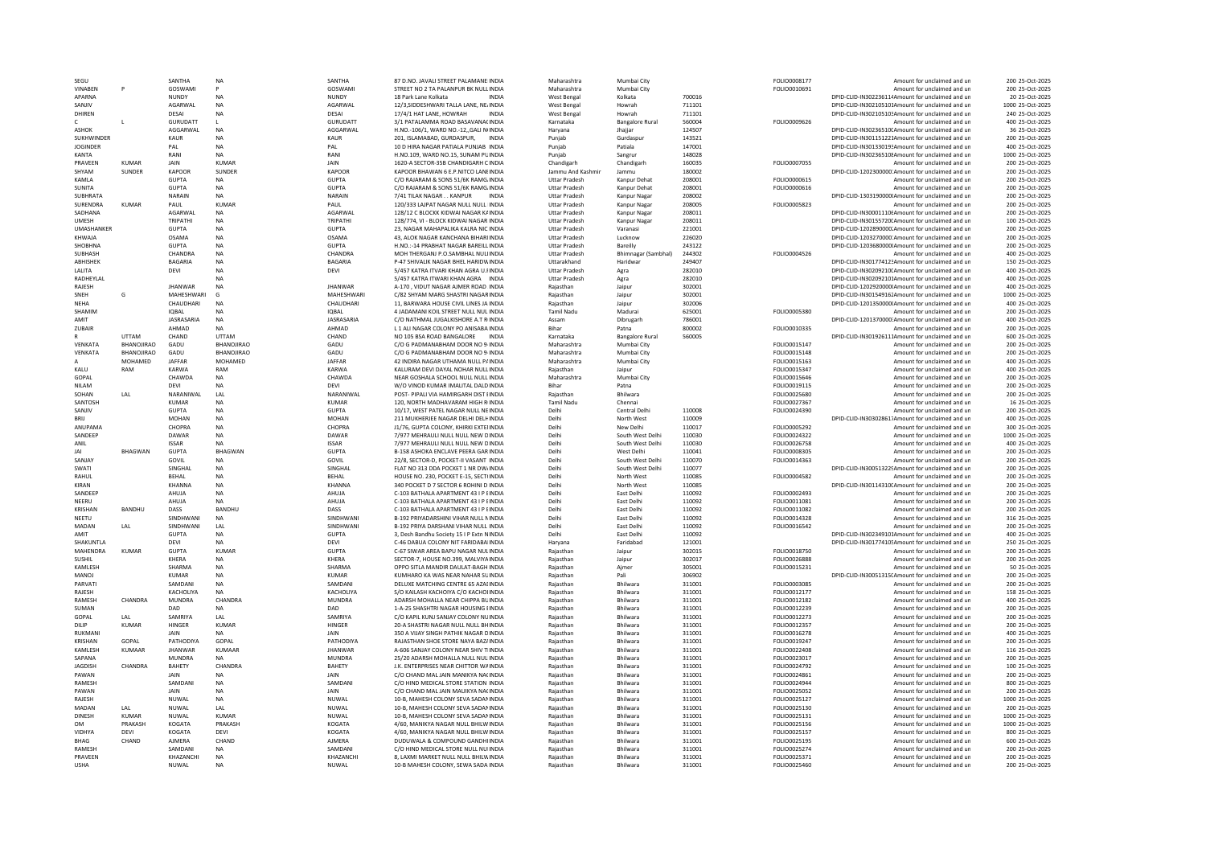| SEGU | | SANTHA | NA | SANTHA | 87 D.NO. JAVALI STREET PALAMANE INDIA | Maharashtra | Mumbai City | | FOLIO0008177 | | Amount for unclaimed and un | 200 | 25-Oct-2025 |
|---|---|---|---|---|---|---|---|---|---|---|---|---|---|
| VINABEN | P | GOSWAMI | P | GOSWAMI | STREET NO 2 TA PALANPUR BK NULL INDIA | Maharashtra | Mumbai City | | FOLIO0010691 | | Amount for unclaimed and un | 200 | 25-Oct-2025 |
| APARNA | | NUNDY | NA | NUNDY | 18 Park Lane Kolkata INDIA | West Bengal | Kolkata | 700016 | | DPID-CLID-IN30223611 | Amount for unclaimed and un | 20 | 25-Oct-2025 |
| SANJIV | | AGARWAL | NA | AGARWAL | 12/3,SIDDESHWARI TALLA LANE, NE INDIA | West Bengal | Howrah | 711101 | | DPID-CLID-IN30210510 | Amount for unclaimed and un | 1000 | 25-Oct-2025 |
| DHIREN | | DESAI | NA | DESAI | 17/4/1 HAT LANE, HOWRAH INDIA | West Bengal | Howrah | 711101 | | DPID-CLID-IN30210510 | Amount for unclaimed and un | 240 | 25-Oct-2025 |
| C | L | GURUDATT | L | GURUDATT | 3/1 PATALAMMA ROAD BASAVANAC INDIA | Karnataka | Bangalore Rural | 560004 | FOLIO0009626 | | Amount for unclaimed and un | 400 | 25-Oct-2025 |
| ASHOK | | AGGARWAL | NA | AGGARWAL | H.NO.-106/1, WARD NO.-12,,GALI N INDIA | Haryana | Jhajjar | 124507 | | DPID-CLID-IN30236510 | Amount for unclaimed and un | 36 | 25-Oct-2025 |
| SUKHWINDER | | KAUR | NA | KAUR | 201, ISLAMABAD, GURDASPUR, INDIA | Punjab | Gurdaspur | 143521 | | DPID-CLID-IN30115122 | Amount for unclaimed and un | 200 | 25-Oct-2025 |
| JOGINDER | | PAL | NA | PAL | 10 D HIRA NAGAR PATIALA PUNJAB INDIA | Punjab | Patiala | 147001 | | DPID-CLID-IN30133019 | Amount for unclaimed and un | 400 | 25-Oct-2025 |
| KANTA | | RANI | NA | RANI | H.NO.109, WARD NO.15, SUNAM PU INDIA | Punjab | Sangrur | 148028 | | DPID-CLID-IN30236510 | Amount for unclaimed and un | 1000 | 25-Oct-2025 |
| PRAVEEN | KUMAR | JAIN | KUMAR | JAIN | 1620-A SECTOR-35B CHANDIGARH C INDIA | Chandigarh | Chandigarh | 160035 | FOLIO0007055 | | Amount for unclaimed and un | 200 | 25-Oct-2025 |
| SHYAM | SUNDER | KAPOOR | SUNDER | KAPOOR | KAPOOR BHAWAN 6 E.P.NITCO LANE INDIA | Jammu And Kashmir | Jammu | 180002 | | DPID-CLID-1202300000 | Amount for unclaimed and un | 200 | 25-Oct-2025 |
| KAMLA | | GUPTA | NA | GUPTA | C/O RAJARAM & SONS 51/6K RAMG INDIA | Uttar Pradesh | Kanpur Dehat | 208001 | FOLIO0000615 | | Amount for unclaimed and un | 200 | 25-Oct-2025 |
| SUNITA | | GUPTA | NA | GUPTA | C/O RAJARAM & SONS 51/6K RAMG INDIA | Uttar Pradesh | Kanpur Dehat | 208001 | FOLIO0000616 | | Amount for unclaimed and un | 200 | 25-Oct-2025 |
| SUBHRATA | | NARAIN | NA | NARAIN | 7/41 TILAK NAGAR . . KANPUR INDIA | Uttar Pradesh | Kanpur Nagar | 208002 | | DPID-CLID-1303190000 | Amount for unclaimed and un | 200 | 25-Oct-2025 |
| SURENDRA | KUMAR | PAUL | KUMAR | PAUL | 120/333 LAJPAT NAGAR NULL NULL INDIA | Uttar Pradesh | Kanpur Nagar | 208005 | FOLIO0005823 | | Amount for unclaimed and un | 200 | 25-Oct-2025 |
| SADHANA | | AGARWAL | NA | AGARWAL | 128/12 C BLOCKK KIDWAI NAGAR K INDIA | Uttar Pradesh | Kanpur Nagar | 208011 | | DPID-CLID-IN30001110 | Amount for unclaimed and un | 200 | 25-Oct-2025 |
| UMESH | | TRIPATHI | NA | TRIPATHI | 128/774, VI - BLOCK KIDWAI NAGAR INDIA | Uttar Pradesh | Kanpur Nagar | 208011 | | DPID-CLID-IN30155720 | Amount for unclaimed and un | 100 | 25-Oct-2025 |
| UMASHANKER | | GUPTA | NA | GUPTA | 23, NAGAR MAHAPALIKA KALRA NIC INDIA | Uttar Pradesh | Varanasi | 221001 | | DPID-CLID-1202890000 | Amount for unclaimed and un | 200 | 25-Oct-2025 |
| KHWAJA | | OSAMA | NA | OSAMA | 43, ALOK NAGAR KANCHANA BIHARI INDIA | Uttar Pradesh | Lucknow | 226020 | | DPID-CLID-1203270000 | Amount for unclaimed and un | 200 | 25-Oct-2025 |
| SHOBHNA | | GUPTA | NA | GUPTA | H.NO.:-14 PRABHAT NAGAR BAREILL INDIA | Uttar Pradesh | Bareilly | 243122 | | DPID-CLID-1203680000 | Amount for unclaimed and un | 200 | 25-Oct-2025 |
| SUBHASH | | CHANDRA | NA | CHANDRA | MOH THERGANJ P.O.SAMBHAL NULL INDIA | Uttar Pradesh | Bhimnagar (Sambhal) | 244302 | FOLIO0004526 | | Amount for unclaimed and un | 400 | 25-Oct-2025 |
| ABHISHEK | | BAGARIA | NA | BAGARIA | P-47 SHIVALIK NAGAR BHEL HARIDW INDIA | Uttarakhand | Haridwar | 249407 | | DPID-CLID-IN30177412 | Amount for unclaimed and un | 150 | 25-Oct-2025 |
| LALITA | | DEVI | NA | DEVI | 5/457 KATRA ITVARI KHAN AGRA U. INDIA | Uttar Pradesh | Agra | 282010 | | DPID-CLID-IN30209210 | Amount for unclaimed and un | 400 | 25-Oct-2025 |
| RADHEYLAL | | | NA | | 5/457 KATRA ITWARI KHAN AGRA INDIA | Uttar Pradesh | Agra | 282010 | | DPID-CLID-IN30209210 | Amount for unclaimed and un | 400 | 25-Oct-2025 |
| RAJESH | | JHANWAR | NA | JHANWAR | A-170 , VIDUT NAGAR AJMER ROAD INDIA | Rajasthan | Jaipur | 302001 | | DPID-CLID-1202920000 | Amount for unclaimed and un | 400 | 25-Oct-2025 |
| SNEH | G | MAHESHWARI | G | MAHESHWARI | C/82 SHYAM MARG SHASTRI NAGAR INDIA | Rajasthan | Jaipur | 302001 | | DPID-CLID-IN30154916 | Amount for unclaimed and un | 1000 | 25-Oct-2025 |
| NEHA | | CHAUDHARI | NA | CHAUDHARI | 11, BARWARA HOUSE CIVIL LINES JA INDIA | Rajasthan | Jaipur | 302006 | | DPID-CLID-1201350000 | Amount for unclaimed and un | 400 | 25-Oct-2025 |
| SHAMIM | | IQBAL | NA | IQBAL | 4 JADAMANI KOIL STREET NULL NUL INDIA | Tamil Nadu | Madurai | 625001 | FOLIO0005380 | | Amount for unclaimed and un | 200 | 25-Oct-2025 |
| AMIT | | JASRASARIA | NA | JASRASARIA | C/O NATHMAL JUGALKISHORE A.T R INDIA | Assam | Dibrugarh | 786001 | | DPID-CLID-1201370000 | Amount for unclaimed and un | 400 | 25-Oct-2025 |
| ZUBAIR | | AHMAD | NA | AHMAD | L 1 ALI NAGAR COLONY PO ANISABA INDIA | Bihar | Patna | 800002 | FOLIO0010335 | | Amount for unclaimed and un | 200 | 25-Oct-2025 |
| R | UTTAM | CHAND | UTTAM | CHAND | NO 105 BSA ROAD BANGALORE INDIA | Karnataka | Bangalore Rural | 560005 | | DPID-CLID-IN30192611 | Amount for unclaimed and un | 600 | 25-Oct-2025 |
| VENKATA | BHANOJIRAO | GADU | BHANOJIRAO | GADU | C/O G PADMANABHAM DOOR NO 9 INDIA | Maharashtra | Mumbai City | | FOLIO0015147 | | Amount for unclaimed and un | 200 | 25-Oct-2025 |
| VENKATA | BHANOJIRAO | GADU | BHANOJIRAO | GADU | C/O G PADMANABHAM DOOR NO 9 INDIA | Maharashtra | Mumbai City | | FOLIO0015148 | | Amount for unclaimed and un | 200 | 25-Oct-2025 |
| A | MOHAMED | JAFFAR | MOHAMED | JAFFAR | 42 INDIRA NAGAR UTHAMA NULL P INDIA | Maharashtra | Mumbai City | | FOLIO0015163 | | Amount for unclaimed and un | 400 | 25-Oct-2025 |
| KALU | RAM | KARWA | RAM | KARWA | KALURAM DEVI DAYAL NOHAR NULL INDIA | Rajasthan | Jaipur | | FOLIO0015347 | | Amount for unclaimed and un | 400 | 25-Oct-2025 |
| GOPAL | | CHAWDA | NA | CHAWDA | NEAR GOSHALA SCHOOL NULL NULL INDIA | Maharashtra | Mumbai City | | FOLIO0015646 | | Amount for unclaimed and un | 200 | 25-Oct-2025 |
| NILAM | | DEVI | NA | DEVI | W/O VINOD KUMAR IMALITAL DALD INDIA | Bihar | Patna | | FOLIO0019115 | | Amount for unclaimed and un | 200 | 25-Oct-2025 |
| SOHAN | LAL | NARANIWAL | LAL | NARANIWAL | POST- PIPALI VIA HAMIRGARH DIST INDIA | Rajasthan | Bhilwara | | FOLIO0025680 | | Amount for unclaimed and un | 200 | 25-Oct-2025 |
| SANTOSH | | KUMAR | NA | KUMAR | 120, NORTH MADHAVARAM HIGH R INDIA | Tamil Nadu | Chennai | | FOLIO0027367 | | Amount for unclaimed and un | 16 | 25-Oct-2025 |
| SANJIV | | GUPTA | NA | GUPTA | 10/17, WEST PATEL NAGAR NULL NE INDIA | Delhi | Central Delhi | 110008 | FOLIO0024390 | | Amount for unclaimed and un | 200 | 25-Oct-2025 |
| BRIJ | | MOHAN | NA | MOHAN | 211 MUKHERJEE NAGAR DELHI DELH INDIA | Delhi | North West | 110009 | | DPID-CLID-IN30302861 | Amount for unclaimed and un | 400 | 25-Oct-2025 |
| ANUPAMA | | CHOPRA | NA | CHOPRA | J1/76, GUPTA COLONY, KHIRKI EXTEI INDIA | Delhi | New Delhi | 110017 | FOLIO0005292 | | Amount for unclaimed and un | 300 | 25-Oct-2025 |
| SANDEEP | | DAWAR | NA | DAWAR | 7/977 MEHRAULI NULL NULL NEW D INDIA | Delhi | South West Delhi | 110030 | FOLIO0024322 | | Amount for unclaimed and un | 1000 | 25-Oct-2025 |
| ANIL | | ISSAR | NA | ISSAR | 7/977 MEHRAULI NULL NULL NEW D INDIA | Delhi | South West Delhi | 110030 | FOLIO0026758 | | Amount for unclaimed and un | 400 | 25-Oct-2025 |
| JAI | BHAGWAN | GUPTA | BHAGWAN | GUPTA | B-158 ASHOKA ENCLAVE PEERA GAR INDIA | Delhi | West Delhi | 110041 | FOLIO0008305 | | Amount for unclaimed and un | 200 | 25-Oct-2025 |
| SANJAY | | GOVIL | NA | GOVIL | 22/8, SECTOR-D, POCKET-II VASANT INDIA | Delhi | South West Delhi | 110070 | FOLIO0014363 | | Amount for unclaimed and un | 200 | 25-Oct-2025 |
| SWATI | | SINGHAL | NA | SINGHAL | FLAT NO 313 DDA POCKET 1 NR DW INDIA | Delhi | South West Delhi | 110077 | | DPID-CLID-IN30051322 | Amount for unclaimed and un | 200 | 25-Oct-2025 |
| RAHUL | | BEHAL | NA | BEHAL | HOUSE NO. 230, POCKET E-15, SECTI INDIA | Delhi | North West | 110085 | FOLIO0004582 | | Amount for unclaimed and un | 200 | 25-Oct-2025 |
| KIRAN | | KHANNA | NA | KHANNA | 340 POCKET D 7 SECTOR 6 ROHINI D INDIA | Delhi | North West | 110085 | | DPID-CLID-IN30114310 | Amount for unclaimed and un | 200 | 25-Oct-2025 |
| SANDEEP | | AHUJA | NA | AHUJA | C-103 BATHALA APARTMENT 43 I P E INDIA | Delhi | East Delhi | 110092 | FOLIO0002493 | | Amount for unclaimed and un | 200 | 25-Oct-2025 |
| NEERU | | AHUJA | NA | AHUJA | C-103 BATHALA APARTMENT 43 I P E INDIA | Delhi | East Delhi | 110092 | FOLIO0011081 | | Amount for unclaimed and un | 200 | 25-Oct-2025 |
| KRISHAN | BANDHU | DASS | BANDHU | DASS | C-103 BATHALA APARTMENT 43 I P E INDIA | Delhi | East Delhi | 110092 | FOLIO0011082 | | Amount for unclaimed and un | 200 | 25-Oct-2025 |
| NEETU | | SINDHWANI | NA | SINDHWANI | B-192 PRIYADARSHINI VIHAR NULL N INDIA | Delhi | East Delhi | 110092 | FOLIO0014328 | | Amount for unclaimed and un | 316 | 25-Oct-2025 |
| MADAN | LAL | SINDHWANI | LAL | SINDHWANI | B-192 PRIYA DARSHANI VIHAR NULL INDIA | Delhi | East Delhi | 110092 | FOLIO0016542 | | Amount for unclaimed and un | 200 | 25-Oct-2025 |
| AMIT | | GUPTA | NA | GUPTA | 3, Desh Bandhu Society 15 I P Extn N INDIA | Delhi | East Delhi | 110092 | | DPID-CLID-IN30234910 | Amount for unclaimed and un | 400 | 25-Oct-2025 |
| SHAKUNTLA | | DEVI | NA | DEVI | C-46 DABUA COLONY NIT FARIDABA INDIA | Haryana | Faridabad | 121001 | | DPID-CLID-IN30177410 | Amount for unclaimed and un | 250 | 25-Oct-2025 |
| MAHENDRA | KUMAR | GUPTA | KUMAR | GUPTA | C-67 SIWAR AREA BAPU NAGAR NUL INDIA | Rajasthan | Jaipur | 302015 | FOLIO0018750 | | Amount for unclaimed and un | 200 | 25-Oct-2025 |
| SUSHIL | | KHERA | NA | KHERA | SECTOR-7, HOUSE NO.399, MALVIYA INDIA | Rajasthan | Jaipur | 302017 | FOLIO0026888 | | Amount for unclaimed and un | 200 | 25-Oct-2025 |
| KAMLESH | | SHARMA | NA | SHARMA | OPPO SITLA MANDIR DAULAT-BAGH INDIA | Rajasthan | Ajmer | 305001 | FOLIO0015231 | | Amount for unclaimed and un | 50 | 25-Oct-2025 |
| MANOJ | | KUMAR | NA | KUMAR | KUMHARO KA WAS NEAR NAHAR SU INDIA | Rajasthan | Pali | 306902 | | DPID-CLID-IN30051315 | Amount for unclaimed and un | 200 | 25-Oct-2025 |
| PARVATI | | SAMDANI | NA | SAMDANI | DELUXE MATCHING CENTRE 65 AZAI INDIA | Rajasthan | Bhilwara | 311001 | FOLIO0003085 | | Amount for unclaimed and un | 200 | 25-Oct-2025 |
| RAJESH | | KACHOLIYA | NA | KACHOLIYA | S/O KAILASH KACHOIYA C/O KACHOI INDIA | Rajasthan | Bhilwara | 311001 | FOLIO0012177 | | Amount for unclaimed and un | 158 | 25-Oct-2025 |
| RAMESH | CHANDRA | MUNDRA | CHANDRA | MUNDRA | ADARSH MOHALLA NEAR CHIPPA BL INDIA | Rajasthan | Bhilwara | 311001 | FOLIO0012182 | | Amount for unclaimed and un | 400 | 25-Oct-2025 |
| SUMAN | | DAD | NA | DAD | 1-A-25 SHASHTRI NAGAR HOUSING I INDIA | Rajasthan | Bhilwara | 311001 | FOLIO0012239 | | Amount for unclaimed and un | 200 | 25-Oct-2025 |
| GOPAL | LAL | SAMRIYA | LAL | SAMRIYA | C/O KAPIL KUNJ SANJAY COLONY NU INDIA | Rajasthan | Bhilwara | 311001 | FOLIO0012273 | | Amount for unclaimed and un | 200 | 25-Oct-2025 |
| DILIP | KUMAR | HINGER | KUMAR | HINGER | 20-A SHASTRI NAGAR NULL NULL BH INDIA | Rajasthan | Bhilwara | 311001 | FOLIO0012357 | | Amount for unclaimed and un | 200 | 25-Oct-2025 |
| RUKMANI | | JAIN | NA | JAIN | 350 A VIJAY SINGH PATHIK NAGAR D INDIA | Rajasthan | Bhilwara | 311001 | FOLIO0016278 | | Amount for unclaimed and un | 400 | 25-Oct-2025 |
| KRISHAN | GOPAL | PATHODIYA | GOPAL | PATHODIYA | RAJASTHAN SHOE STORE NAYA BAZI INDIA | Rajasthan | Bhilwara | 311001 | FOLIO0019247 | | Amount for unclaimed and un | 200 | 25-Oct-2025 |
| KAMLESH | KUMAAR | JHANWAR | KUMAAR | JHANWAR | A-606 SANJAY COLONY NEAR SHIV T INDIA | Rajasthan | Bhilwara | 311001 | FOLIO0022408 | | Amount for unclaimed and un | 116 | 25-Oct-2025 |
| SAPANA | | MUNDRA | NA | MUNDRA | 25/20 ADARSH MOHALLA NULL NUL INDIA | Rajasthan | Bhilwara | 311001 | FOLIO0023017 | | Amount for unclaimed and un | 200 | 25-Oct-2025 |
| JAGDISH | CHANDRA | BAHETY | CHANDRA | BAHETY | J.K. ENTERPRISES NEAR CHITTOR W/ INDIA | Rajasthan | Bhilwara | 311001 | FOLIO0024792 | | Amount for unclaimed and un | 100 | 25-Oct-2025 |
| PAWAN | | JAIN | NA | JAIN | C/O CHAND MAL JAIN MANIKYA NA INDIA | Rajasthan | Bhilwara | 311001 | FOLIO0024861 | | Amount for unclaimed and un | 200 | 25-Oct-2025 |
| RAMESH | | SAMDANI | NA | SAMDANI | C/O HIND MEDICAL STORE STATION INDIA | Rajasthan | Bhilwara | 311001 | FOLIO0024944 | | Amount for unclaimed and un | 800 | 25-Oct-2025 |
| PAWAN | | JAIN | NA | JAIN | C/O CHAND MAL JAIN MAJIKYA NAC INDIA | Rajasthan | Bhilwara | 311001 | FOLIO0025052 | | Amount for unclaimed and un | 200 | 25-Oct-2025 |
| RAJESH | | NUWAL | NA | NUWAL | 10-B, MAHESH COLONY SEVA SADA INDIA | Rajasthan | Bhilwara | 311001 | FOLIO0025127 | | Amount for unclaimed and un | 1000 | 25-Oct-2025 |
| MADAN | LAL | NUWAL | LAL | NUWAL | 10-B, MAHESH COLONY SEVA SADA INDIA | Rajasthan | Bhilwara | 311001 | FOLIO0025130 | | Amount for unclaimed and un | 200 | 25-Oct-2025 |
| DINESH | KUMAR | NUWAL | KUMAR | NUWAL | 10-B, MAHESH COLONY SEVA SADA INDIA | Rajasthan | Bhilwara | 311001 | FOLIO0025131 | | Amount for unclaimed and un | 1000 | 25-Oct-2025 |
| OM | PRAKASH | KOGATA | PRAKASH | KOGATA | 4/60, MANIKYA NAGAR NULL BHILW INDIA | Rajasthan | Bhilwara | 311001 | FOLIO0025156 | | Amount for unclaimed and un | 1000 | 25-Oct-2025 |
| VIDHYA | DEVI | KOGATA | DEVI | KOGATA | 4/60, MANIKYA NAGAR NULL BHILW INDIA | Rajasthan | Bhilwara | 311001 | FOLIO0025157 | | Amount for unclaimed and un | 800 | 25-Oct-2025 |
| BHAG | CHAND | AJMERA | CHAND | AJMERA | DUDUWALA & COMPOUND GANDHI INDIA | Rajasthan | Bhilwara | 311001 | FOLIO0025195 | | Amount for unclaimed and un | 600 | 25-Oct-2025 |
| RAMESH | | SAMDANI | NA | SAMDANI | C/O HIND MEDICAL STORE NULL NU INDIA | Rajasthan | Bhilwara | 311001 | FOLIO0025274 | | Amount for unclaimed and un | 200 | 25-Oct-2025 |
| PRAVEEN | | KHAZANCHI | NA | KHAZANCHI | 8, LAXMI MARKET NULL NULL BHILW INDIA | Rajasthan | Bhilwara | 311001 | FOLIO0025371 | | Amount for unclaimed and un | 200 | 25-Oct-2025 |
| USHA | | NUWAL | NA | NUWAL | 10-B MAHESH COLONY, SEWA SADA INDIA | Rajasthan | Bhilwara | 311001 | FOLIO0025460 | | Amount for unclaimed and un | 200 | 25-Oct-2025 |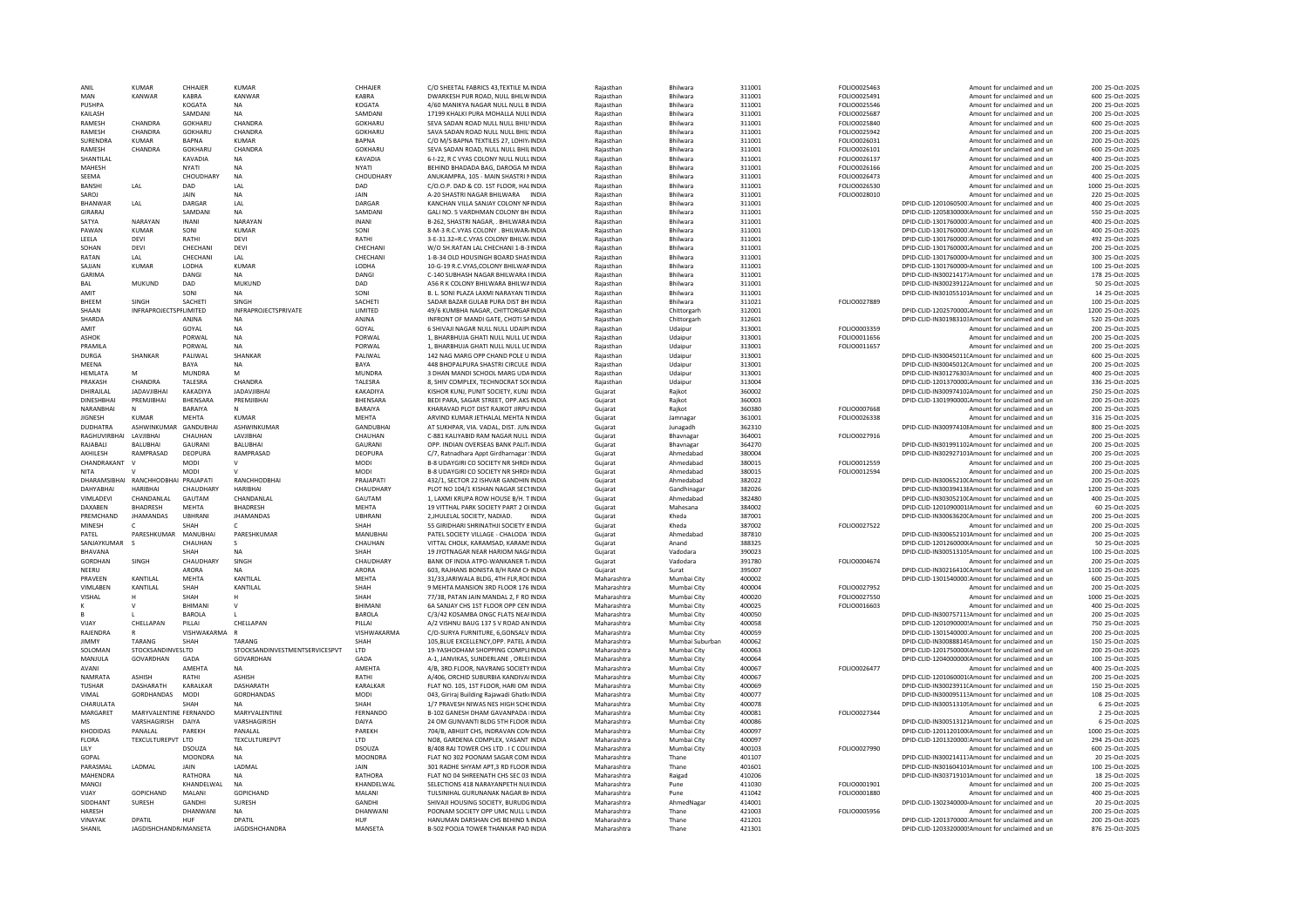| ANIL | KUMAR | CHHAJER | KUMAR | CHHAJER | C/O SHEETAL FABRICS 43,TEXTILE M. INDIA | Rajasthan | Bhilwara | 311001 | FOLIO0025463 | Amount for unclaimed and un | 200 | 25-Oct-2025 |
|---|---|---|---|---|---|---|---|---|---|---|---|---|
| MAN | KANWAR | KABRA | KANWAR | KABRA | DWARKESH PUR ROAD, NULL BHILW INDIA | Rajasthan | Bhilwara | 311001 | FOLIO0025491 | Amount for unclaimed and un | 600 | 25-Oct-2025 |
| PUSHPA | | KOGATA | NA | KOGATA | 4/60 MANIKYA NAGAR NULL NULL B INDIA | Rajasthan | Bhilwara | 311001 | FOLIO0025546 | Amount for unclaimed and un | 200 | 25-Oct-2025 |
| KAILASH | | SAMDANI | NA | SAMDANI | 17199 KHALKI PURA MOHALLA NULL INDIA | Rajasthan | Bhilwara | 311001 | FOLIO0025687 | Amount for unclaimed and un | 200 | 25-Oct-2025 |
| RAMESH | CHANDRA | GOKHARU | CHANDRA | GOKHARU | SEVA SADAN ROAD NULL NULL BHIL INDIA | Rajasthan | Bhilwara | 311001 | FOLIO0025840 | Amount for unclaimed and un | 600 | 25-Oct-2025 |
| RAMESH | CHANDRA | GOKHARU | CHANDRA | GOKHARU | SAVA SADAN ROAD NULL NULL BHIL INDIA | Rajasthan | Bhilwara | 311001 | FOLIO0025942 | Amount for unclaimed and un | 200 | 25-Oct-2025 |
| SURENDRA | KUMAR | BAPNA | KUMAR | BAPNA | C/O M/S BAPNA TEXTILES 27, LOHIY. INDIA | Rajasthan | Bhilwara | 311001 | FOLIO0026031 | Amount for unclaimed and un | 200 | 25-Oct-2025 |
| RAMESH | CHANDRA | GOKHARU | CHANDRA | GOKHARU | SEVA SADAN ROAD, NULL NULL BHIL INDIA | Rajasthan | Bhilwara | 311001 | FOLIO0026101 | Amount for unclaimed and un | 600 | 25-Oct-2025 |
| SHANTILAL | | KAVADIA | NA | KAVADIA | 6-I-22, R C VYAS COLONY NULL NULL INDIA | Rajasthan | Bhilwara | 311001 | FOLIO0026137 | Amount for unclaimed and un | 400 | 25-Oct-2025 |
| MAHESH | | NYATI | NA | NYATI | BEHIND BHADADA BAG, DAROGA M INDIA | Rajasthan | Bhilwara | 311001 | FOLIO0026166 | Amount for unclaimed and un | 200 | 25-Oct-2025 |
| SEEMA | | CHOUDHARY | NA | CHOUDHARY | ANUKAMPRA, 105 - MAIN SHASTRI N INDIA | Rajasthan | Bhilwara | 311001 | FOLIO0026473 | Amount for unclaimed and un | 400 | 25-Oct-2025 |
| BANSHI | LAL | DAD | LAL | DAD | C/O.O.P. DAD & CO. 1ST FLOOR, HAL INDIA | Rajasthan | Bhilwara | 311001 | FOLIO0026530 | Amount for unclaimed and un | 1000 | 25-Oct-2025 |
| SAROJ | | JAIN | NA | JAIN | A-20 SHASTRI NAGAR BHILWARA INDIA | Rajasthan | Bhilwara | 311001 | FOLIO0028010 | Amount for unclaimed and un | 220 | 25-Oct-2025 |
| BHANWAR | LAL | DARGAR | LAL | DARGAR | KANCHAN VILLA SANJAY COLONY NE INDIA | Rajasthan | Bhilwara | 311001 | | DPID-CLID-1201060500 Amount for unclaimed and un | 400 | 25-Oct-2025 |
| GIRARAJ | | SAMDANI | NA | SAMDANI | GALI NO. 5 VARDHMAN COLONY BH INDIA | Rajasthan | Bhilwara | 311001 | | DPID-CLID-1205830000 Amount for unclaimed and un | 550 | 25-Oct-2025 |
| SATYA | NARAYAN | INANI | NARAYAN | INANI | B-262, SHASTRI NAGAR, . BHILWARA INDIA | Rajasthan | Bhilwara | 311001 | | DPID-CLID-1301760000 Amount for unclaimed and un | 400 | 25-Oct-2025 |
| PAWAN | KUMAR | SONI | KUMAR | SONI | B-M-3 R.C.VYAS COLONY . BHILWAR. INDIA | Rajasthan | Bhilwara | 311001 | | DPID-CLID-1301760000 Amount for unclaimed and un | 400 | 25-Oct-2025 |
| LEELA | DEVI | RATHI | DEVI | RATHI | 3-E-31.32=R.C.VYAS COLONY BHILW. INDIA | Rajasthan | Bhilwara | 311001 | | DPID-CLID-1301760000 Amount for unclaimed and un | 492 | 25-Oct-2025 |
| SOHAN | DEVI | CHECHANI | DEVI | CHECHANI | W/O SH.RATAN LAL CHECHANI 1-B-3 INDIA | Rajasthan | Bhilwara | 311001 | | DPID-CLID-1301760000 Amount for unclaimed and un | 200 | 25-Oct-2025 |
| RATAN | LAL | CHECHANI | LAL | CHECHANI | 1-B-34 OLD HOUSINGH BOARD SHAS INDIA | Rajasthan | Bhilwara | 311001 | | DPID-CLID-1301760000 Amount for unclaimed and un | 300 | 25-Oct-2025 |
| SAJJAN | KUMAR | LODHA | KUMAR | LODHA | 10-G-19 R.C.VYAS,COLONY BHILWAR INDIA | Rajasthan | Bhilwara | 311001 | | DPID-CLID-1301760000 Amount for unclaimed and un | 100 | 25-Oct-2025 |
| GARIMA | | DANGI | NA | DANGI | C-140 SUBHASH NAGAR BHILWARA I INDIA | Rajasthan | Bhilwara | 311001 | | DPID-CLID-IN30021417 Amount for unclaimed and un | 178 | 25-Oct-2025 |
| BAL | MUKUND | DAD | MUKUND | DAD | A56 R K COLONY BHILWARA BHILW. INDIA | Rajasthan | Bhilwara | 311001 | | DPID-CLID-IN30023912 Amount for unclaimed and un | 50 | 25-Oct-2025 |
| AMIT | | SONI | NA | SONI | B. L. SONI PLAZA LAXMI NARAYAN TI INDIA | Rajasthan | Bhilwara | 311001 | | DPID-CLID-IN30105510 Amount for unclaimed and un | 14 | 25-Oct-2025 |
| BHEEM | SINGH | SACHETI | SINGH | SACHETI | SADAR BAZAR GULAB PURA DIST BH INDIA | Rajasthan | Bhilwara | 311021 | FOLIO0027889 | Amount for unclaimed and un | 100 | 25-Oct-2025 |
| SHAAN | INFRAPROJECTSPRLIMITED | | INFRAPROJECTSPRIVATE | LIMITED | 49/6 KUMBHA NAGAR, CHITTORGAR INDIA | Rajasthan | Chittorgarh | 312001 | | DPID-CLID-1202570000 Amount for unclaimed and un | 1200 | 25-Oct-2025 |
| SHARDA | | ANJNA | NA | ANJNA | INFRONT OF MANDI GATE, CHOTI SA INDIA | Rajasthan | Chittorgarh | 312601 | | DPID-CLID-IN30198310 Amount for unclaimed and un | 520 | 25-Oct-2025 |
| AMIT | | GOYAL | NA | GOYAL | 6 SHIVAJI NAGAR NULL NULL UDAIPI INDIA | Rajasthan | Udaipur | 313001 | FOLIO0003359 | Amount for unclaimed and un | 200 | 25-Oct-2025 |
| ASHOK | | PORWAL | NA | PORWAL | 1, BHARBHUJA GHATI NULL NULL UC INDIA | Rajasthan | Udaipur | 313001 | FOLIO0011656 | Amount for unclaimed and un | 200 | 25-Oct-2025 |
| PRAMILA | | PORWAL | NA | PORWAL | 1, BHARBHUJA GHATI NULL NULL UC INDIA | Rajasthan | Udaipur | 313001 | FOLIO0011657 | Amount for unclaimed and un | 200 | 25-Oct-2025 |
| DURGA | SHANKAR | PALIWAL | SHANKAR | PALIWAL | 142 NAG MARG OPP CHAND POLE U INDIA | Rajasthan | Udaipur | 313001 | | DPID-CLID-IN30045011 Amount for unclaimed and un | 600 | 25-Oct-2025 |
| MEENA | | BAYA | NA | BAYA | 448 BHOPALPURA SHASTRI CIRCULE INDIA | Rajasthan | Udaipur | 313001 | | DPID-CLID-IN30045012 Amount for unclaimed and un | 200 | 25-Oct-2025 |
| HEMLATA | M | MUNDRA | M | MUNDRA | 3 DHAN MANDI SCHOOL MARG UDA INDIA | Rajasthan | Udaipur | 313001 | | DPID-CLID-IN30127630 Amount for unclaimed and un | 400 | 25-Oct-2025 |
| PRAKASH | CHANDRA | TALESRA | CHANDRA | TALESRA | 8, SHIV COMPLEX, TECHNOCRAT SOC INDIA | Rajasthan | Udaipur | 313004 | | DPID-CLID-1201370000 Amount for unclaimed and un | 336 | 25-Oct-2025 |
| DHIRAJLAL | JADAVJIBHAI | KAKADIYA | JADAVJIBHAI | KAKADIYA | KISHOR KUNJ, PUNIT SOCIETY, KUNI INDIA | Gujarat | Rajkot | 360002 | | DPID-CLID-IN30097410 Amount for unclaimed and un | 250 | 25-Oct-2025 |
| DINESHBHAI | PREMJIBHAI | BHENSARA | PREMJIBHAI | BHENSARA | BEDI PARA, SAGAR STREET, OPP. AS INDIA | Gujarat | Rajkot | 360003 | | DPID-CLID-1301990000 Amount for unclaimed and un | 200 | 25-Oct-2025 |
| NARANBHAI | N | BARAIYA | N | BARAIYA | KHARAVAD PLOT DIST RAJKOT JIRPU INDIA | Gujarat | Rajkot | 360380 | FOLIO0007668 | Amount for unclaimed and un | 200 | 25-Oct-2025 |
| JIGNESH | KUMAR | MEHTA | KUMAR | MEHTA | ARVIND KUMAR JETHALAL MEHTA N INDIA | Gujarat | Jamnagar | 361001 | FOLIO0026338 | Amount for unclaimed and un | 316 | 25-Oct-2025 |
| DUDHATRA | ASHWINKUMAR | GANDUBHAI | ASHWINKUMAR | GANDUBHAI | AT SUKHPAR, VIA. VADAL, DIST. JUN INDIA | Gujarat | Junagadh | 362310 | | DPID-CLID-IN30097410 Amount for unclaimed and un | 800 | 25-Oct-2025 |
| RAGHUVIRBHAI | LAVJIBHAI | CHAUHAN | LAVJIBHAI | CHAUHAN | C-881 KALIYABID RAM NAGAR NULL INDIA | Gujarat | Bhavnagar | 364001 | FOLIO0027916 | Amount for unclaimed and un | 200 | 25-Oct-2025 |
| RAJABALI | BALUBHAI | GAURANI | BALUBHAI | GAURANI | OPP. INDIAN OVERSEAS BANK PALIT. INDIA | Gujarat | Bhavnagar | 364270 | | DPID-CLID-IN30199110 Amount for unclaimed and un | 200 | 25-Oct-2025 |
| AKHILESH | RAMPRASAD | DEOPURA | RAMPRASAD | DEOPURA | C/7, Ratnadhara Appt Girdharnagar INDIA | Gujarat | Ahmedabad | 380004 | | DPID-CLID-IN30292710 Amount for unclaimed and un | 200 | 25-Oct-2025 |
| CHANDRAKANT | V | MODI | V | MODI | B-8 UDAYGIRI CO SOCIETY NR SHRDI INDIA | Gujarat | Ahmedabad | 380015 | FOLIO0012559 | Amount for unclaimed and un | 200 | 25-Oct-2025 |
| NITA | V | MODI | V | MODI | B-8 UDAYGIRI CO SOCIETY NR SHRDI INDIA | Gujarat | Ahmedabad | 380015 | FOLIO0012594 | Amount for unclaimed and un | 200 | 25-Oct-2025 |
| DHARAMSIBHAI | RANCHHODBHAI | PRAJAPATI | RANCHHODBHAI | PRAJAPATI | 432/1, SECTOR 22 ISHVAR GANDHIN INDIA | Gujarat | Ahmedabad | 382022 | | DPID-CLID-IN30065210 Amount for unclaimed and un | 200 | 25-Oct-2025 |
| DAHYABHAI | HARIBHAI | CHAUDHARY | HARIBHAI | CHAUDHARY | PLOT NO 104/1 KISHAN NAGAR SECT INDIA | Gujarat | Gandhinagar | 382026 | | DPID-CLID-IN30039413 Amount for unclaimed and un | 1200 | 25-Oct-2025 |
| VIMLADEVI | CHANDANLAL | GAUTAM | CHANDANLAL | GAUTAM | 1, LAXMI KRUPA ROW HOUSE B/H. T INDIA | Gujarat | Ahmedabad | 382480 | | DPID-CLID-IN30305210 Amount for unclaimed and un | 400 | 25-Oct-2025 |
| DAXABEN | BHADRESH | MEHTA | BHADRESH | MEHTA | 19 VITTHAL PARK SOCIETY PART 2 OI INDIA | Gujarat | Mahesana | 384002 | | DPID-CLID-1201090001 Amount for unclaimed and un | 60 | 25-Oct-2025 |
| PREMCHAND | JHAMANDAS | UBHRANI | JHAMANDAS | UBHRANI | 2,JHULELAL SOCIETY, NADIAD. INDIA | Gujarat | Kheda | 387001 | | DPID-CLID-IN30063620 Amount for unclaimed and un | 200 | 25-Oct-2025 |
| MINESH | C | SHAH | C | SHAH | 55 GIRIDHARI SHRINATHJI SOCIETY B INDIA | Gujarat | Kheda | 387002 | FOLIO0027522 | Amount for unclaimed and un | 200 | 25-Oct-2025 |
| PATEL | PARESHKUMAR | MANUBHAI | PARESHKUMAR | MANUBHAI | PATEL SOCIETY VILLAGE - CHALODA INDIA | Gujarat | Ahmedabad | 387810 | | DPID-CLID-IN30065210 Amount for unclaimed and un | 200 | 25-Oct-2025 |
| SANJAYKUMAR | S | CHAUHAN | S | CHAUHAN | VITTAL CHOLK, KARAMSAD, KARAMS INDIA | Gujarat | Anand | 388325 | | DPID-CLID-1201260000 Amount for unclaimed and un | 50 | 25-Oct-2025 |
| BHAVANA | | SHAH | NA | SHAH | 19 JYOTNAGAR NEAR HARIOM NAGA INDIA | Gujarat | Vadodara | 390023 | | DPID-CLID-IN30051310 Amount for unclaimed and un | 100 | 25-Oct-2025 |
| GORDHAN | SINGH | CHAUDHARY | SINGH | CHAUDHARY | BANK OF INDIA ATPO-WANKANER T. INDIA | Gujarat | Vadodara | 391780 | FOLIO0004674 | Amount for unclaimed and un | 200 | 25-Oct-2025 |
| NEERU | | ARORA | NA | ARORA | 603, RAJHANS BONISTA B/H RAM CH INDIA | Gujarat | Surat | 395007 | | DPID-CLID-IN30216410 Amount for unclaimed and un | 1100 | 25-Oct-2025 |
| PRAVEEN | KANTILAL | MEHTA | KANTILAL | MEHTA | 31/33,JARIWALA BLDG, 4TH FLR,ROC INDIA | Maharashtra | Mumbai City | 400002 | | DPID-CLID-1301540000 Amount for unclaimed and un | 600 | 25-Oct-2025 |
| VIMLABEN | KANTILAL | SHAH | KANTILAL | SHAH | 9 MEHTA MANSION 3RD FLOOR 176 INDIA | Maharashtra | Mumbai City | 400004 | FOLIO0027952 | Amount for unclaimed and un | 200 | 25-Oct-2025 |
| VISHAL | H | SHAH | H | SHAH | 77/38, PATAN JAIN MANDAL 2, F RO INDIA | Maharashtra | Mumbai City | 400020 | FOLIO0027550 | Amount for unclaimed and un | 1000 | 25-Oct-2025 |
| K | V | BHIMANI | V | BHIMANI | 6A SANJAY CHS 1ST FLOOR OPP CEN INDIA | Maharashtra | Mumbai City | 400025 | FOLIO0016603 | Amount for unclaimed and un | 400 | 25-Oct-2025 |
| B | L | BAROLA | L | BAROLA | C/3/42 KOSAMBA ONGC FLATS NEAI INDIA | Maharashtra | Mumbai City | 400050 | | DPID-CLID-IN30075711 Amount for unclaimed and un | 200 | 25-Oct-2025 |
| VIJAY | CHELLAPAN | PILLAI | CHELLAPAN | PILLAI | A/2 VISHNU BAUG 137 S V ROAD AN INDIA | Maharashtra | Mumbai City | 400058 | | DPID-CLID-1201090000 Amount for unclaimed and un | 750 | 25-Oct-2025 |
| RAJENDRA | R | VISHWAKARMA | R | VISHWAKARMA | C/O-SURYA FURNITURE, 6,GONSALV INDIA | Maharashtra | Mumbai City | 400059 | | DPID-CLID-1301540000 Amount for unclaimed and un | 200 | 25-Oct-2025 |
| JIMMY | TARANG | SHAH | TARANG | SHAH | 105,BLUE EXCELLENCY,OPP. PATEL A INDIA | Maharashtra | Mumbai Suburban | 400062 | | DPID-CLID-IN30088814 Amount for unclaimed and un | 150 | 25-Oct-2025 |
| SOLOMAN | STOCKSANDINVESLTD | | STOCKSANDINVESTMENTSERVICESPVT | LTD | 19-YASHODHAM SHOPPING COMPLI INDIA | Maharashtra | Mumbai City | 400063 | | DPID-CLID-1201750000 Amount for unclaimed and un | 200 | 25-Oct-2025 |
| MANJULA | GOVARDHAN | GADA | GOVARDHAN | GADA | A-1, JANVIKAS, SUNDERLANE , ORLEI INDIA | Maharashtra | Mumbai City | 400064 | | DPID-CLID-1204000000 Amount for unclaimed and un | 100 | 25-Oct-2025 |
| AVANI | | AMEHTA | NA | AMEHTA | 4/B, 3RD.FLOOR, NAVRANG SOCIETY INDIA | Maharashtra | Mumbai City | 400067 | FOLIO0026477 | Amount for unclaimed and un | 400 | 25-Oct-2025 |
| NAMRATA | ASHISH | RATHI | ASHISH | RATHI | A/406, ORCHID SUBURBIA KANDIVAI INDIA | Maharashtra | Mumbai City | 400067 | | DPID-CLID-1201060001 Amount for unclaimed and un | 200 | 25-Oct-2025 |
| TUSHAR | DASHARATH | KARALKAR | DASHARATH | KARALKAR | FLAT NO. 105, 1ST FLOOR, HARI OM INDIA | Maharashtra | Mumbai City | 400069 | | DPID-CLID-IN30023911 Amount for unclaimed and un | 150 | 25-Oct-2025 |
| VIMAL | GORDHANDAS | MODI | GORDHANDAS | MODI | 043, Giriraj Building Rajawadi Ghatk INDIA | Maharashtra | Mumbai City | 400077 | | DPID-CLID-IN30009511 Amount for unclaimed and un | 108 | 25-Oct-2025 |
| CHARULATA | | SHAH | NA | SHAH | 1/7 PRAVESH NIWAS NES HIGH SCH INDIA | Maharashtra | Mumbai City | 400078 | | DPID-CLID-IN30051310 Amount for unclaimed and un | 6 | 25-Oct-2025 |
| MARGARET | MARYVALENTINE | FERNANDO | MARYVALENTINE | FERNANDO | B-102 GANESH DHAM GAVANPADA I INDIA | Maharashtra | Mumbai City | 400081 | FOLIO0027344 | Amount for unclaimed and un | 2 | 25-Oct-2025 |
| MS | VARSHAGIRISH | DAIYA | VARSHAGIRISH | DAIYA | 24 OM GUNVANTI BLDG 5TH FLOOR INDIA | Maharashtra | Mumbai City | 400086 | | DPID-CLID-IN30051312 Amount for unclaimed and un | 6 | 25-Oct-2025 |
| KHODIDAS | PANALAL | PAREKH | PANALAL | PAREKH | 704/B, ABHIJIT CHS, INDRAVAN CON INDIA | Maharashtra | Mumbai City | 400097 | | DPID-CLID-1201120100 Amount for unclaimed and un | 1000 | 25-Oct-2025 |
| FLORA | TEXCULTUREPVT | LTD | TEXCULTUREPVT | LTD | NO8, GARDENIA COMPLEX, VASANT INDIA | Maharashtra | Mumbai City | 400097 | | DPID-CLID-1201320000 Amount for unclaimed and un | 294 | 25-Oct-2025 |
| LILY | | DSOUZA | NA | DSOUZA | B/408 RAJ TOWER CHS LTD . I C COLI INDIA | Maharashtra | Mumbai City | 400103 | FOLIO0027990 | Amount for unclaimed and un | 600 | 25-Oct-2025 |
| GOPAL | | MOONDRA | NA | MOONDRA | FLAT NO 302 POONAM SAGAR COM INDIA | Maharashtra | Thane | 401107 | | DPID-CLID-IN30021411 Amount for unclaimed and un | 20 | 25-Oct-2025 |
| PARASMAL | LADMAL | JAIN | LADMAL | JAIN | 301 RADHE SHYAM APT,3 RD FLOOR INDIA | Maharashtra | Thane | 401601 | | DPID-CLID-IN30160410 Amount for unclaimed and un | 100 | 25-Oct-2025 |
| MAHENDRA | | RATHORA | NA | RATHORA | FLAT NO 04 SHREENATH CHS SEC 03 INDIA | Maharashtra | Raigad | 410206 | | DPID-CLID-IN30371910 Amount for unclaimed and un | 18 | 25-Oct-2025 |
| MANOJ | | KHANDELWAL | NA | KHANDELWAL | SELECTIONS 418 NARAYANPETH NUI INDIA | Maharashtra | Pune | 411030 | FOLIO0001901 | Amount for unclaimed and un | 200 | 25-Oct-2025 |
| VIJAY | GOPICHAND | MALANI | GOPICHAND | MALANI | TULSINIHAL GURUNANAK NAGAR BI INDIA | Maharashtra | Pune | 411042 | FOLIO0001880 | Amount for unclaimed and un | 400 | 25-Oct-2025 |
| SIDDHANT | SURESH | GANDHI | SURESH | GANDHI | SHIVAJI HOUSING SOCIETY, BURUDG INDIA | Maharashtra | AhmedNagar | 414001 | | DPID-CLID-1302340000 Amount for unclaimed and un | 20 | 25-Oct-2025 |
| HARESH | | DHANWANI | NA | DHANWANI | POONAM SOCIETY OPP UMC NULL L INDIA | Maharashtra | Thane | 421003 | FOLIO0005956 | Amount for unclaimed and un | 200 | 25-Oct-2025 |
| VINAYAK | DPATIL | HUF | DPATIL | HUF | HANUMAN DARSHAN CHS BEHIND N INDIA | Maharashtra | Thane | 421201 | | DPID-CLID-1201370000 Amount for unclaimed and un | 200 | 25-Oct-2025 |
| SHANIL | JAGDISHCHANDRA | MANSETA | JAGDISHCHANDRA | MANSETA | B-502 POOJA TOWER THANKAR PAD INDIA | Maharashtra | Thane | 421301 | | DPID-CLID-1203320000 Amount for unclaimed and un | 876 | 25-Oct-2025 |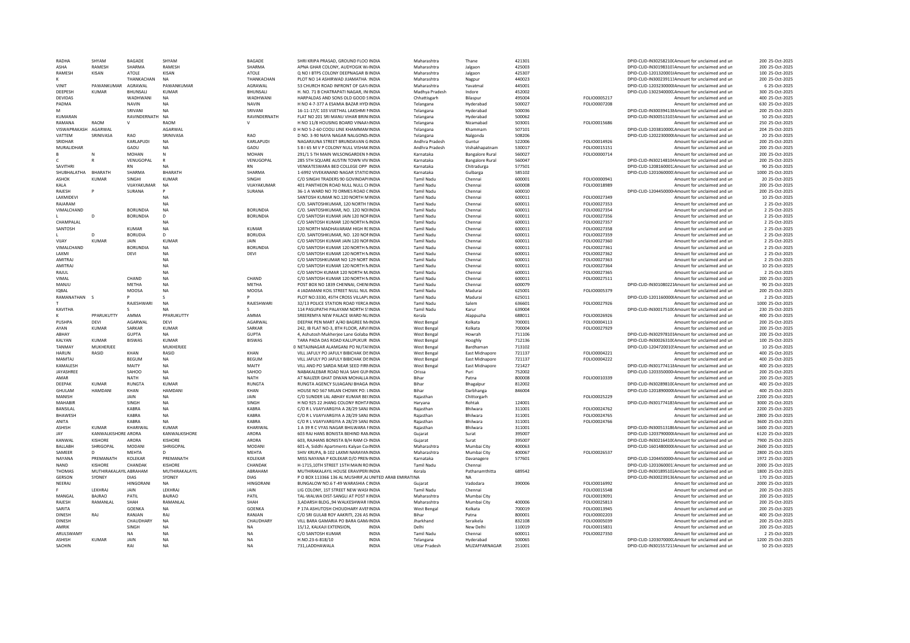| | | | | | | | | | | | | | | | | | |
|---|---|---|---|---|---|---|---|---|---|---|---|---|---|---|---|---|---|
| RADHA | SHYAM | BAGADE | SHYAM | | BAGADE | SHRI KRIPA PRASAD, GROUND FLOO INDIA | | Maharashtra | Thane | 421301 | | | DPID-CLID-IN30258210CAmount for unclaimed and un | | 200 | 25-Oct-2025 | |
| ASHA | RAMESH | SHARMA | RAMESH | | SHARMA | APNA GHAR COLONY, AUDYOGIK VA INDIA | | Maharashtra | Jalgaon | 425003 | | | DPID-CLID-IN30198310JAmount for unclaimed and un | | 200 | 25-Oct-2025 | |
| RAMESH | KISAN | ATOLE | KISAN | | ATOLE | Q NO I BTPS COLONY DEEPNAGAR BI INDIA | | Maharashtra | Jalgaon | 425307 | | | DPID-CLID-1201320001(Amount for unclaimed and un | | 100 | 25-Oct-2025 | |
| K | | THANKACHAN | NA | | THANKACHAN | PLOT NO 14 ASHIRWAD JIJAMATHA INDIA | | Maharashtra | Nagpur | 440023 | | | DPID-CLID-IN30023911 Amount for unclaimed and un | | 200 | 25-Oct-2025 | |
| VINIT | PAWANKUMAR | AGRAWAL | PAWANKUMAR | | AGRAWAL | 53 CHURCH ROAD INFRONT OF GAYI INDIA | | Maharashtra | Yavatmal | 445001 | | | DPID-CLID-1203230000CAmount for unclaimed and un | | 6 | 25-Oct-2025 | |
| DEEPESH | KUMAR | BHUNSALI | KUMAR | | BHUNSALI | H. NO. 71 B CHATRAPATI NAGAR, INI INDIA | | Madhya Pradesh | Indore | 452002 | | | DPID-CLID-1302340000 Amount for unclaimed and un | | 300 | 25-Oct-2025 | |
| DEVIDAS | | WADHWANI | NA | | WADHWANI | HARPALDAS AND SONS OLD GOOD S INDIA | | Chhattisgarh | Bilaspur | 495004 | | FOLIO0005217 | | Amount for unclaimed and un | 400 | 25-Oct-2025 | |
| PADMA | | NAVIN | NA | | NAVIN | H NO 4-7-377 A ESAMIA BAZAR HYDI INDIA | | Telangana | Hyderabad | 500027 | | FOLIO0007208 | | Amount for unclaimed and un | 630 | 25-Oct-2025 | |
| M | | SRIVANI | NA | | SRIVANI | 16-11-17/C 103 VIJETHAL LAKSHMI F INDIA | | Telangana | Hyderabad | 500036 | | | DPID-CLID-IN30039413EAmount for unclaimed and un | | 200 | 25-Oct-2025 | |
| KUMARAN | | RAVINDERNATH | NA | | RAVINDERNATH | FLAT NO 201 SRI MANU VIHAR BRINI INDIA | | Telangana | Hyderabad | 500062 | | | DPID-CLID-IN30051310JAmount for unclaimed and un | | 50 | 25-Oct-2025 | |
| RAMANA | RAOM | V | RAOM | | V | H NO 11/8 HOUSING BOARD VINAAY INDIA | | Telangana | Nizamabad | 503001 | | FOLIO0015686 | | Amount for unclaimed and un | 250 | 25-Oct-2025 | |
| VISWAPRAKASH | AGARWAL | | AGARWAL | | | 0 H NO 5-2-60 COOLI LINE KHAMMAM INDIA | | Telangana | Khammam | 507101 | | | DPID-CLID-1203810000 Amount for unclaimed and un | | 204 | 25-Oct-2025 | |
| VATTEM | SRINIVASA | RAO | SRINIVASA | | RAO | D NO. 3-90 NAYA NAGAR NALGOND/ INDIA | | Telangana | Nalgonda | 508206 | | | DPID-CLID-1202230000 Amount for unclaimed and un | | 20 | 25-Oct-2025 | |
| SRIDHAR | | KARLAPUDI | NA | | KARLAPUDI | NAGARJUNA STREET BRUNDAVAN G INDIA | | Andhra Pradesh | Guntur | 522006 | | FOLIO0014926 | | Amount for unclaimed and un | 200 | 25-Oct-2025 | |
| MURALIDHAR | | GADU | NA | | GADU | S B I 65 M V P COLONY NULL VISHAK INDIA | | Andhra Pradesh | Vishakhapatnam | 530017 | | FOLIO0015151 | | Amount for unclaimed and un | 200 | 25-Oct-2025 | |
| B | N | MOHAN | N | | MOHAN | 291/1 5 TH MAIN WILSONGARDEN N INDIA | | Karnataka | Bangalore Rural | 560027 | | FOLIO0000714 | | Amount for unclaimed and un | 200 | 25-Oct-2025 | |
| C | R | VENUGOPAL | R | | VENUGOPAL | 285 5TH SQUARE AUSTIN TOWN VIV INDIA | | Karnataka | Bangalore Rural | 560047 | | | DPID-CLID-IN30214810 Amount for unclaimed and un | | 200 | 25-Oct-2025 | |
| SAVITHRI | | RN | NA | | RN | VENKATESWARA BED COLLEGE OPP INDIA | | Karnataka | Chitradurga | 577501 | | | DPID-CLID-1208160001 Amount for unclaimed and un | | 90 | 25-Oct-2025 | |
| SHUBHALATHA | BHARATH | SHARMA | BHARATH | | SHARMA | 1-6992 VIVEKANAND NAGAR STATIO INDIA | | Karnataka | Gulbarga | 585102 | | | DPID-CLID-1201060000 Amount for unclaimed and un | | 1000 | 25-Oct-2025 | |
| ASHOK | KUMAR | SINGHI | KUMAR | | SINGHI | C/O SINGHI TRADERS 90 GOVINDAPI INDIA | | Tamil Nadu | Chennai | 600001 | | FOLIO0000941 | | Amount for unclaimed and un | 20 | 25-Oct-2025 | |
| KALA | | VIJAYAKUMAR | NA | | VIJAYAKUMAR | 401 PANTHEON ROAD NULL NULL CI INDIA | | Tamil Nadu | Chennai | 600008 | | FOLIO0018989 | | Amount for unclaimed and un | 200 | 25-Oct-2025 | |
| RAJESH | P | SURANA | P | | SURANA | 36-1 A WARD NO 70 ORMES ROAD C INDIA | | Tamil Nadu | Chennai | 600010 | | | DPID-CLID-1204450000 Amount for unclaimed and un | | 200 | 25-Oct-2025 | |
| LAXMIDEVI | | | NA | | | SANTOSH KUMAR NO.120 NORTH M INDIA | | Tamil Nadu | Chennai | 600011 | | FOLIO0027349 | | Amount for unclaimed and un | 10 | 25-Oct-2025 | |
| RAJARAM | | | NA | | | C/O. SANTOSHKUMAR, 120 NORTH I INDIA | | Tamil Nadu | Chennai | 600011 | | FOLIO0027353 | | Amount for unclaimed and un | 2 | 25-Oct-2025 | |
| VIMALCHAND | | BORUNDIA | NA | | BORUNDIA | C/O. SANTOSHKUMAR, NO. 120 NOI INDIA | | Tamil Nadu | Chennai | 600011 | | FOLIO0027354 | | Amount for unclaimed and un | 2 | 25-Oct-2025 | |
| L | D | BORUNDIA | D | | BORUNDIA | C/O SANTOSH KUMAR JAIN 120 NOF INDIA | | Tamil Nadu | Chennai | 600011 | | FOLIO0027356 | | Amount for unclaimed and un | 2 | 25-Oct-2025 | |
| CHAMPALAL | | | NA | | | C/O SANTOSH KUMAR 120 NORTH N INDIA | | Tamil Nadu | Chennai | 600011 | | FOLIO0027357 | | Amount for unclaimed and un | 2 | 25-Oct-2025 | |
| SANTOSH | | KUMAR | NA | | KUMAR | 120 NORTH MADHAVARAM HIGH RC INDIA | | Tamil Nadu | Chennai | 600011 | | FOLIO0027358 | | Amount for unclaimed and un | 2 | 25-Oct-2025 | |
| L | D | BORUDIA | D | | BORUDIA | C/O. SANTOSHKUMAR, NO. 120 NOF INDIA | | Tamil Nadu | Chennai | 600011 | | FOLIO0027359 | | Amount for unclaimed and un | 2 | 25-Oct-2025 | |
| VIJAY | KUMAR | JAIN | KUMAR | | JAIN | C/O SANTOSH KUMAR JAIN 120 NOF INDIA | | Tamil Nadu | Chennai | 600011 | | FOLIO0027360 | | Amount for unclaimed and un | 2 | 25-Oct-2025 | |
| VIMALCHAND | | BORUNDIA | NA | | BORUNDIA | C/O SANTOSH KUMAR 120 NORTH N INDIA | | Tamil Nadu | Chennai | 600011 | | FOLIO0027361 | | Amount for unclaimed and un | 2 | 25-Oct-2025 | |
| LAXMI | | DEVI | NA | | DEVI | C/O SANTOSH KUMAR 120 NORTH N INDIA | | Tamil Nadu | Chennai | 600011 | | FOLIO0027362 | | Amount for unclaimed and un | 2 | 25-Oct-2025 | |
| AMITRAJ | | | NA | | | C/O SANTOSHKUMAR NO 129 NORT INDIA | | Tamil Nadu | Chennai | 600011 | | FOLIO0027363 | | Amount for unclaimed and un | 2 | 25-Oct-2025 | |
| AMITRAJ | | | NA | | | C/O SANTOSH KUMAR 120 NORTH N INDIA | | Tamil Nadu | Chennai | 600011 | | FOLIO0027364 | | Amount for unclaimed and un | 10 | 25-Oct-2025 | |
| RAJUL | | | NA | | | C/O SANTOH KUMAR 120 NORTH M INDIA | | Tamil Nadu | Chennai | 600011 | | FOLIO0027365 | | Amount for unclaimed and un | 2 | 25-Oct-2025 | |
| VIMAL | | CHAND | NA | | CHAND | C/O SANTOSH KUMAR 120 NORTH N INDIA | | Tamil Nadu | Chennai | 600011 | | FOLIO0027511 | | Amount for unclaimed and un | 200 | 25-Oct-2025 | |
| MANJU | | METHA | NA | | METHA | POST BOX NO 1839 CHENNAI, CHENI INDIA | | Tamil Nadu | Chennai | 600079 | | | DPID-CLID-IN30108022JAmount for unclaimed and un | | 90 | 25-Oct-2025 | |
| IQBAL | | MOOSA | NA | | MOOSA | 4 JADAMANI KOIL STREET NULL NUL INDIA | | Tamil Nadu | Madurai | 625001 | | FOLIO0005379 | | Amount for unclaimed and un | 200 | 25-Oct-2025 | |
| RAMANATHAN | S | P | S | | P | PLOT NO:3330, 45TH CROSS VILLAPL INDIA | | Tamil Nadu | Madurai | 625011 | | | DPID-CLID-1201160000 Amount for unclaimed and un | | 2 | 25-Oct-2025 | |
| T | | RAJESHWARI | NA | | RAJESHWARI | 32/13 POLICE STATION ROAD YERCA INDIA | | Tamil Nadu | Salem | 636601 | | FOLIO0027926 | | Amount for unclaimed and un | 1000 | 25-Oct-2025 | |
| KAVITHA | | S | NA | | S | 114 PASUPATHI PALAYAM NORTH ST INDIA | | Tamil Nadu | Karur | 639004 | | | DPID-CLID-IN30017510CAmount for unclaimed and un | | 230 | 25-Oct-2025 | |
| K | PPARUKUTTY | AMMA | PPARUKUTTY | | AMMA | SREEREMYA NEW PALACE WARD NU INDIA | | Kerala | Alappuzha | 688011 | | FOLIO0026926 | | Amount for unclaimed and un | 400 | 25-Oct-2025 | |
| PUSHPA | DEVI | AGARWAL | DEVI | | AGARWAL | DEEPAK PEN MART A/40 BAGREE M INDIA | | West Bengal | Kolkata | 700001 | | FOLIO0004113 | | Amount for unclaimed and un | 200 | 25-Oct-2025 | |
| AYAN | KUMAR | SARKAR | KUMAR | | SARKAR | 242, IB FLAT NO-3, 8TH FLOOR, ARVI INDIA | | West Bengal | Kolkata | 700004 | | FOLIO0027929 | | Amount for unclaimed and un | 200 | 25-Oct-2025 | |
| ABHAY | | GUPTA | NA | | GUPTA | 4, Ashutosh Mukherjee Lane Golaba INDIA | | West Bengal | Howrah | 711106 | | | DPID-CLID-IN30297810JAmount for unclaimed and un | | 200 | 25-Oct-2025 | |
| KALYAN | KUMAR | BISWAS | KUMAR | | BISWAS | TARA PADA DAS ROAD KALUPUKUR INDIA | | West Bengal | Hooghly | 712136 | | | DPID-CLID-IN30026310CAmount for unclaimed and un | | 100 | 25-Oct-2025 | |
| TANMAY | MUKHERJEE | | MUKHERJEE | | | 0 NETAJINAGAR ALAMGANJ PO NUTAI INDIA | | West Bengal | Bardhaman | 713102 | | | DPID-CLID-1204720010 Amount for unclaimed and un | | 10 | 25-Oct-2025 | |
| HARUN | RASID | KHAN | RASID | | KHAN | VILL JAFULY PO JAFULY BIBICHAK DIS INDIA | | West Bengal | East Midnapore | 721137 | | FOLIO0004221 | | Amount for unclaimed and un | 400 | 25-Oct-2025 | |
| MAMTAJ | | BEGUM | NA | | BEGUM | VILL JAFULY PO JAFULY BIBICHAK DIS INDIA | | West Bengal | East Midnapore | 721137 | | FOLIO0004222 | | Amount for unclaimed and un | 400 | 25-Oct-2025 | |
| KAMALESH | | MAITY | NA | | MAITY | VILL AND PO SARDA NEAR SEED FIRI INDIA | | West Bengal | East Midnapore | 721427 | | | DPID-CLID-IN30177411EAmount for unclaimed and un | | 400 | 25-Oct-2025 | |
| JAYASHREE | | SAHOO | NA | | SAHOO | NABAKALEBAR ROAD NUA SAHI GUF INDIA | | Orissa | Puri | 752002 | | | DPID-CLID-1203350000 Amount for unclaimed and un | | 200 | 25-Oct-2025 | |
| AMAR | | NATH | NA | | NATH | AT NAUZER GHAT DIWAN MOHALLA INDIA | | Bihar | Patna | 800008 | | FOLIO0010339 | | Amount for unclaimed and un | 200 | 25-Oct-2025 | |
| DEEPAK | KUMAR | RUNGTA | KUMAR | | RUNGTA | RUNGTA AGENCY SUJAGANJ BHAGA INDIA | | Bihar | Bhagalpur | 812002 | | | DPID-CLID-IN30289810CAmount for unclaimed and un | | 400 | 25-Oct-2025 | |
| GHULAM | HAMDANI | KHAN | HAMDANI | | KHAN | HOUSE NO 567 MILAN CHOWK PO: L INDIA | | Bihar | Darbhanga | 846004 | | | DPID-CLID-1201890000 Amount for unclaimed and un | | 400 | 25-Oct-2025 | |
| MANISH | | JAIN | NA | | JAIN | C/O SUNDER LAL ABHAY KUMAR BE( INDIA | | Rajasthan | Chittorgarh | | | FOLIO0025229 | | Amount for unclaimed and un | 2200 | 25-Oct-2025 | |
| MAHABIR | | SINGH | NA | | SINGH | H NO 925 22 JHANG COLONY ROHTA INDIA | | Haryana | Rohtak | 124001 | | | DPID-CLID-IN30177418 Amount for unclaimed and un | | 3000 | 25-Oct-2025 | |
| BANSILAL | | KABRA | NA | | KABRA | C/O R L VIJAYVARGIYA A 28/29 SANJ INDIA | | Rajasthan | Bhilwara | 311001 | | FOLIO0024762 | | Amount for unclaimed and un | 2200 | 25-Oct-2025 | |
| BHAWESH | | KABRA | NA | | KABRA | C/O R L VIJAYVARGIYA A 28/29 SANJ INDIA | | Rajasthan | Bhilwara | 311001 | | FOLIO0024765 | | Amount for unclaimed and un | 2800 | 25-Oct-2025 | |
| ANITA | | KABRA | NA | | KABRA | C/O R L VIJAYVARGIYA A 28/29 SANJ INDIA | | Rajasthan | Bhilwara | 311001 | | FOLIO0024766 | | Amount for unclaimed and un | 3600 | 25-Oct-2025 | |
| ASHISH | KUMAR | KHARIWAL | KUMAR | | KHARIWAL | 1 A 39 R C VYAS NAGAR BHILWARA F INDIA | | Rajasthan | Bhilwara | 311001 | | | DPID-CLID-IN30051318EAmount for unclaimed and un | | 1600 | 25-Oct-2025 | |
| JAY | KANWALKISHORE | ARORA | KANWALKISHORE | | ARORA | 603 RAJ HANS BONISTA BEHIND RAN INDIA | | Gujarat | Surat | 395007 | | | DPID-CLID-1203790000 Amount for unclaimed and un | | 6120 | 25-Oct-2025 | |
| KANWAL | KISHORE | ARORA | KISHORE | | ARORA | 603, RAJHANS BONISTA B/H RAM CH INDIA | | Gujarat | Surat | 395007 | | | DPID-CLID-IN30216410CAmount for unclaimed and un | | 7900 | 25-Oct-2025 | |
| BALLABH | SHRIGOPAL | MODANI | SHRIGOPAL | | MODANI | 601-A, Siddhi Apartments Kalyan Co INDIA | | Maharashtra | Mumbai City | 400063 | | | DPID-CLID-1601480000 Amount for unclaimed and un | | 2600 | 25-Oct-2025 | |
| SAMEER | D | MEHTA | D | | MEHTA | SHIV KRUPA, B-102 LAXMI NARAYAN INDIA | | Maharashtra | Mumbai City | 400067 | | FOLIO0026537 | | Amount for unclaimed and un | 2800 | 25-Oct-2025 | |
| NAYANA | PREMANATH | KOLEKAR | PREMANATH | | KOLEKAR | MISS NAYANA P KOLEKAR D/O PREM INDIA | | Karnataka | Davanagere | 577601 | | | DPID-CLID-1204450000 Amount for unclaimed and un | | 1972 | 25-Oct-2025 | |
| NAND | KISHORE | CHANDAK | KISHORE | | CHANDAK | H-1715,10TH STREET 15TH MAIN RO INDIA | | Tamil Nadu | Chennai | | | | DPID-CLID-1201060001 Amount for unclaimed and un | | 2000 | 25-Oct-2025 | |
| THOMAS | MUTHIRAKALAYIL | ABRAHAM | MUTHIRAKALAYIL | | ABRAHAM | MUTHIRAKALAYIL HOUSE ERAVIPERI INDIA | | Kerala | Pathanamthitta | 689542 | | | DPID-CLID-IN30189510JAmount for unclaimed and un | | 1800 | 25-Oct-2025 | |
| GERSON | SYDNEY | DIAS | SYDNEY | | DIAS | P O BOX 113366 136 AL MUSHRIF,AL UNITED ARAB EMIRATE | NA | | NA | | | | DPID-CLID-IN30023913EAmount for unclaimed and un | | 170 | 25-Oct-2025 | |
| NEERAJ | | HINGORANI | NA | | HINGORANI | BUNGALOW NO.6 T-49 WARASHIA C INDIA | | Gujarat | Vadodara | 390006 | | FOLIO0016992 | | Amount for unclaimed and un | 2000 | 25-Oct-2025 | |
| F | LEKHRAJ | JAIN | LEKHRAJ | | JAIN | LIG COLONY, 1ST STREET NEW WASI INDIA | | Tamil Nadu | Chennai | | | FOLIO0015548 | | Amount for unclaimed and un | 200 | 25-Oct-2025 | |
| MANGAL | BAJRAO | PATIL | BAJRAO | | PATIL | TAL-WALWA DIST-SANGLI AT POST N INDIA | | Maharashtra | Mumbai City | | | FOLIO0019091 | | Amount for unclaimed and un | 200 | 25-Oct-2025 | |
| RAJESH | RAMANLAL | SHAH | RAMANLAL | | SHAH | 3,ADARSH BLDG.,94 WALKESHWAR I INDIA | | Maharashtra | Mumbai City | 400006 | | FOLIO0025813 | | Amount for unclaimed and un | 200 | 25-Oct-2025 | |
| SARITA | | GOENKA | NA | | GOENKA | P 17A ASHUTOSH CHOUDHARY AVE INDIA | | West Bengal | Kolkata | 700019 | | FOLIO0013945 | | Amount for unclaimed and un | 200 | 25-Oct-2025 | |
| DINESH | RAJ | RANJAN | RAJ | | RANJAN | C/O SRI GULAB ROY AAKRITI, 226 AS INDIA | | Bihar | Patna | 800001 | | FOLIO0002203 | | Amount for unclaimed and un | 400 | 25-Oct-2025 | |
| DINESH | | CHAUDHARY | NA | | CHAUDHARY | VILL BARA GAMARIA PO BARA GAM INDIA | | Jharkhand | Seraikela | 832108 | | FOLIO0005039 | | Amount for unclaimed and un | 200 | 25-Oct-2025 | |
| AMRIK | | SINGH | NA | | NA | 15/12, KALKAJI EXTENSION, | INDIA | Delhi | New Delhi | 110019 | | FOLIO0015831 | | Amount for unclaimed and un | 200 | 25-Oct-2025 | |
| ARULSWAMY | | NA | NA | | NA | C/O SANTOSH KUMAR | INDIA | Tamil Nadu | Chennai | 600011 | | FOLIO0027350 | | Amount for unclaimed and un | 2 | 25-Oct-2025 | |
| ASHISH | KUMAR | JAIN | NA | | NA | H.NO.23-6-818/10 | INDIA | Telangana | Hyderabad | 500065 | | | DPID-CLID-1203070000 Amount for unclaimed and un | | 1200 | 25-Oct-2025 | |
| SACHIN | | RAI | NA | | NA | 731,LADDHAWALA | INDIA | Uttar Pradesh | MUZAFFARNAGAR | 251001 | | | DPID-CLID-IN30155721 Amount for unclaimed and un | | 50 | 25-Oct-2025 | |